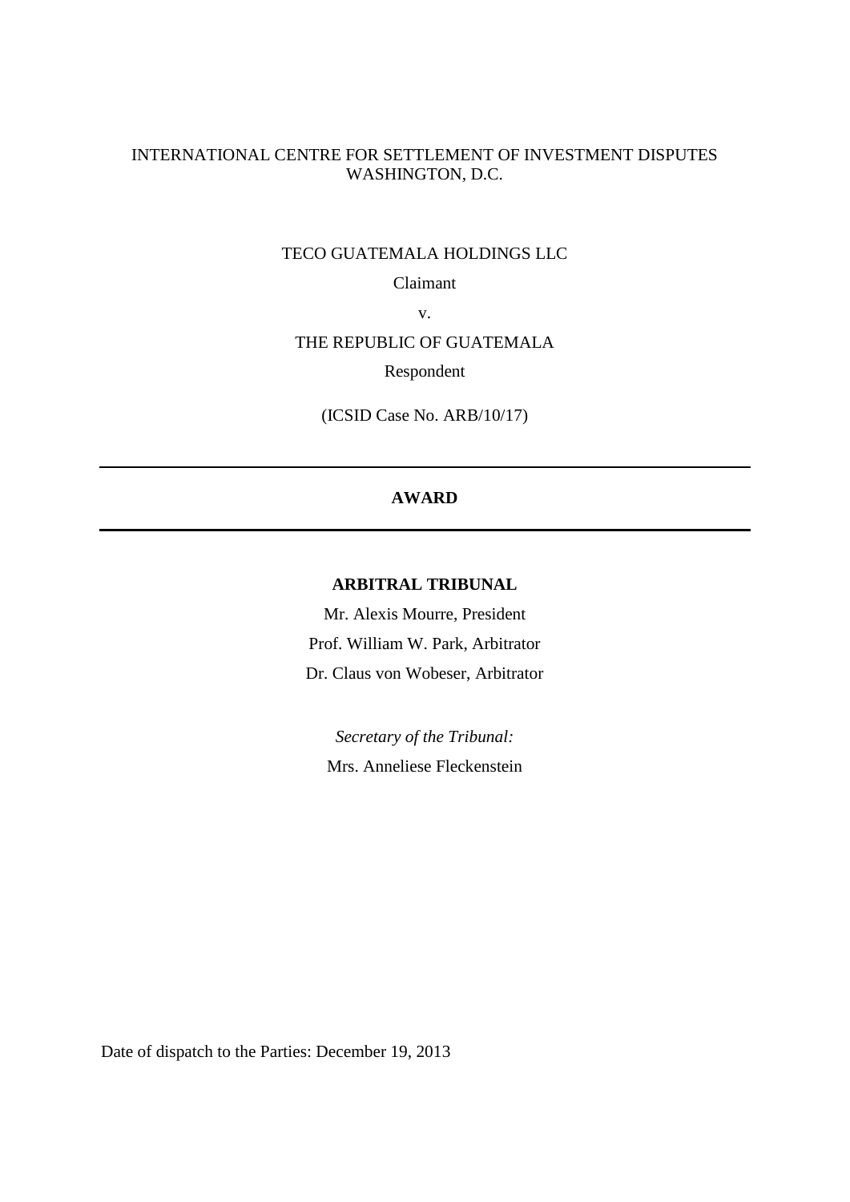INTERNATIONAL CENTRE FOR SETTLEMENT OF INVESTMENT DISPUTES
WASHINGTON, D.C.

TECO GUATEMALA HOLDINGS LLC

Claimant

v.

THE REPUBLIC OF GUATEMALA

Respondent

(ICSID Case No. ARB/10/17)

---

# AWARD

---

**ARBITRAL TRIBUNAL**

Mr. Alexis Mourre, President

Prof. William W. Park, Arbitrator

Dr. Claus von Wobeser, Arbitrator

*Secretary of the Tribunal:*

Mrs. Anneliese Fleckenstein

Date of dispatch to the Parties: December 19, 2013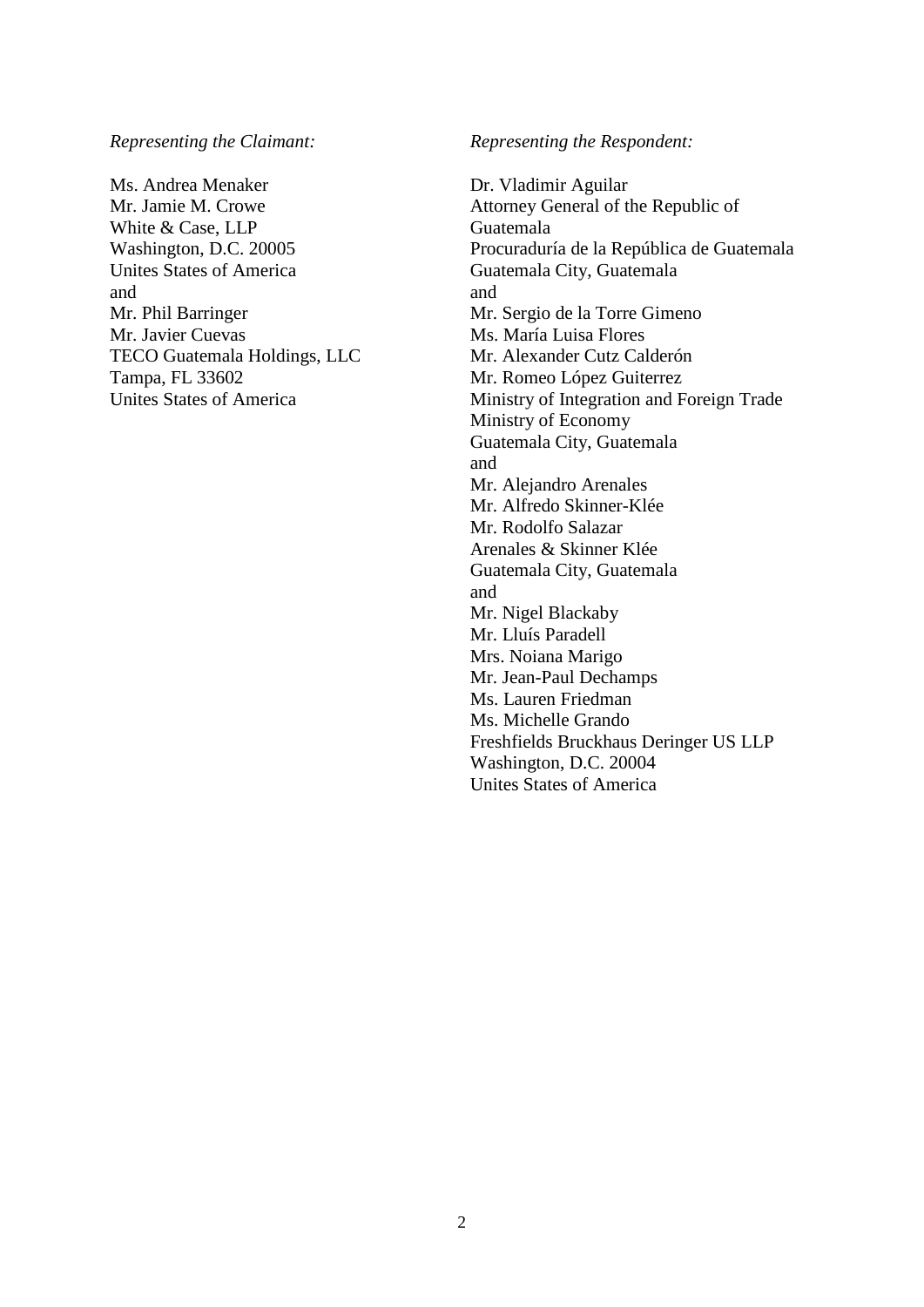*Representing the Claimant:*

Ms. Andrea Menaker
Mr. Jamie M. Crowe
White & Case, LLP
Washington, D.C. 20005
Unites States of America
and
Mr. Phil Barringer
Mr. Javier Cuevas
TECO Guatemala Holdings, LLC
Tampa, FL 33602
Unites States of America

*Representing the Respondent:*

Dr. Vladimir Aguilar
Attorney General of the Republic of Guatemala
Procuraduría de la República de Guatemala
Guatemala City, Guatemala
and
Mr. Sergio de la Torre Gimeno
Ms. María Luisa Flores
Mr. Alexander Cutz Calderón
Mr. Romeo López Guiterrez
Ministry of Integration and Foreign Trade
Ministry of Economy
Guatemala City, Guatemala
and
Mr. Alejandro Arenales
Mr. Alfredo Skinner-Klée
Mr. Rodolfo Salazar
Arenales & Skinner Klée
Guatemala City, Guatemala
and
Mr. Nigel Blackaby
Mr. Lluís Paradell
Mrs. Noiana Marigo
Mr. Jean-Paul Dechamps
Ms. Lauren Friedman
Ms. Michelle Grando
Freshfields Bruckhaus Deringer US LLP
Washington, D.C. 20004
Unites States of America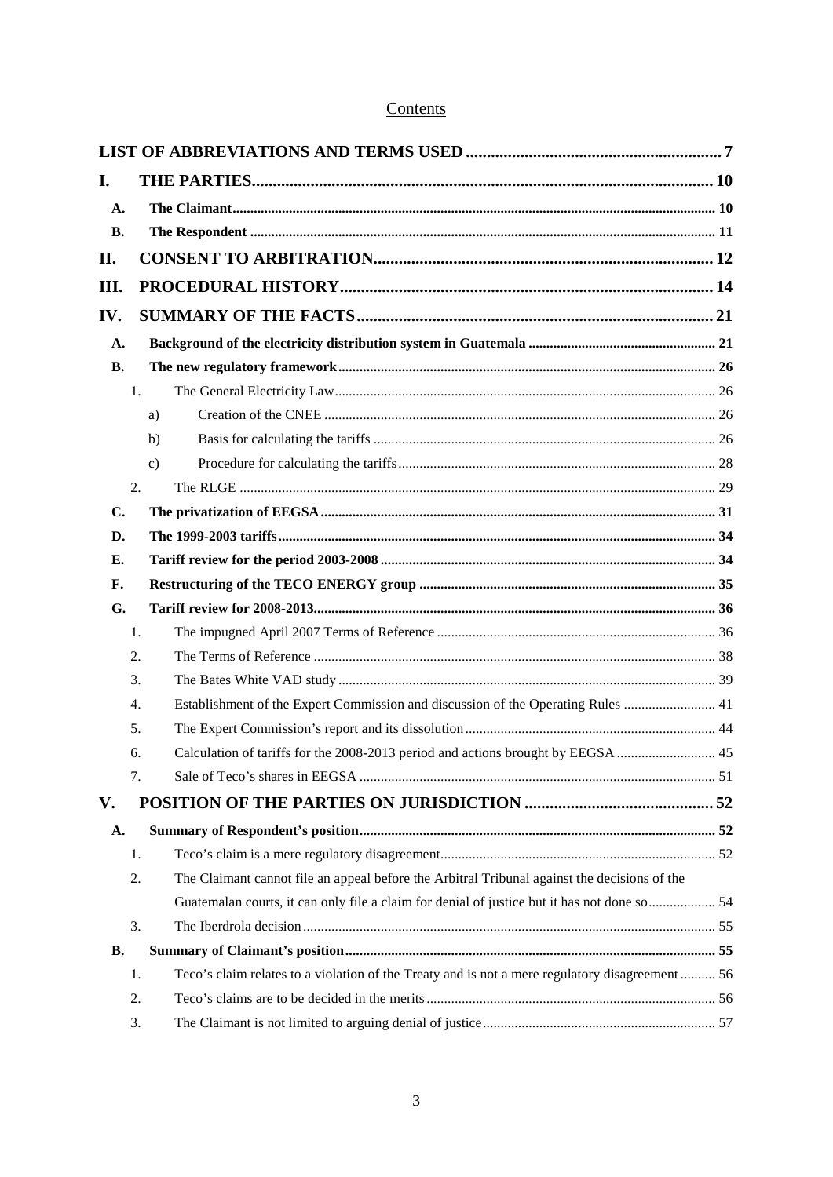# Contents

| | | |
|---|---|---|
| **LIST OF ABBREVIATIONS AND TERMS USED** | | **7** |
| **I.** | **THE PARTIES** | **10** |
| **A.** | **The Claimant** | **10** |
| **B.** | **The Respondent** | **11** |
| **II.** | **CONSENT TO ARBITRATION** | **12** |
| **III.** | **PROCEDURAL HISTORY** | **14** |
| **IV.** | **SUMMARY OF THE FACTS** | **21** |
| **A.** | **Background of the electricity distribution system in Guatemala** | **21** |
| **B.** | **The new regulatory framework** | **26** |
| 1. | The General Electricity Law | 26 |
| a) | Creation of the CNEE | 26 |
| b) | Basis for calculating the tariffs | 26 |
| c) | Procedure for calculating the tariffs | 28 |
| 2. | The RLGE | 29 |
| **C.** | **The privatization of EEGSA** | **31** |
| **D.** | **The 1999-2003 tariffs** | **34** |
| **E.** | **Tariff review for the period 2003-2008** | **34** |
| **F.** | **Restructuring of the TECO ENERGY group** | **35** |
| **G.** | **Tariff review for 2008-2013** | **36** |
| 1. | The impugned April 2007 Terms of Reference | 36 |
| 2. | The Terms of Reference | 38 |
| 3. | The Bates White VAD study | 39 |
| 4. | Establishment of the Expert Commission and discussion of the Operating Rules | 41 |
| 5. | The Expert Commission's report and its dissolution | 44 |
| 6. | Calculation of tariffs for the 2008-2013 period and actions brought by EEGSA | 45 |
| 7. | Sale of Teco's shares in EEGSA | 51 |
| **V.** | **POSITION OF THE PARTIES ON JURISDICTION** | **52** |
| **A.** | **Summary of Respondent's position** | **52** |
| 1. | Teco's claim is a mere regulatory disagreement | 52 |
| 2. | The Claimant cannot file an appeal before the Arbitral Tribunal against the decisions of the Guatemalan courts, it can only file a claim for denial of justice but it has not done so | 54 |
| 3. | The Iberdrola decision | 55 |
| **B.** | **Summary of Claimant's position** | **55** |
| 1. | Teco's claim relates to a violation of the Treaty and is not a mere regulatory disagreement | 56 |
| 2. | Teco's claims are to be decided in the merits | 56 |
| 3. | The Claimant is not limited to arguing denial of justice | 57 |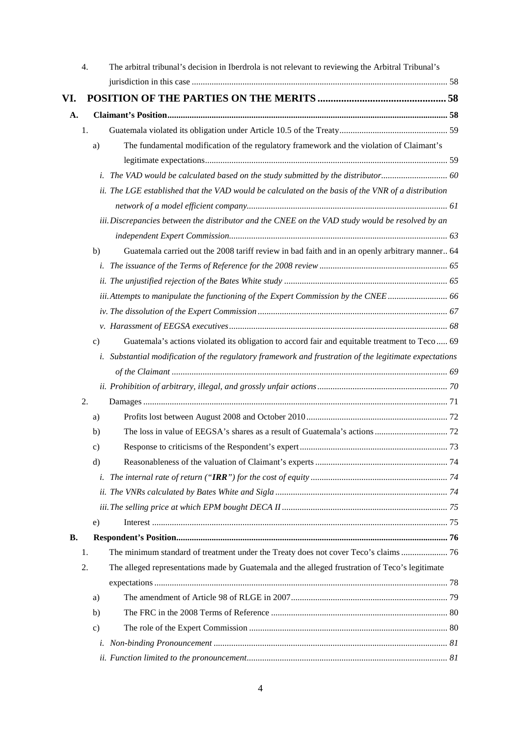4. The arbitral tribunal's decision in Iberdrola is not relevant to reviewing the Arbitral Tribunal's jurisdiction in this case ..... 58

**VI. POSITION OF THE PARTIES ON THE MERITS ..... 58**

**A. Claimant's Position ..... 58**

1. Guatemala violated its obligation under Article 10.5 of the Treaty ..... 59
   - a) The fundamental modification of the regulatory framework and the violation of Claimant's legitimate expectations ..... 59
     - *i. The VAD would be calculated based on the study submitted by the distributor ..... 60*
     - *ii. The LGE established that the VAD would be calculated on the basis of the VNR of a distribution network of a model efficient company ..... 61*
     - *iii. Discrepancies between the distributor and the CNEE on the VAD study would be resolved by an independent Expert Commission ..... 63*
   - b) Guatemala carried out the 2008 tariff review in bad faith and in an openly arbitrary manner .. 64
     - *i. The issuance of the Terms of Reference for the 2008 review ..... 65*
     - *ii. The unjustified rejection of the Bates White study ..... 65*
     - *iii. Attempts to manipulate the functioning of the Expert Commission by the CNEE ..... 66*
     - *iv. The dissolution of the Expert Commission ..... 67*
     - *v. Harassment of EEGSA executives ..... 68*
   - c) Guatemala's actions violated its obligation to accord fair and equitable treatment to Teco ..... 69
     - *i. Substantial modification of the regulatory framework and frustration of the legitimate expectations of the Claimant ..... 69*
     - *ii. Prohibition of arbitrary, illegal, and grossly unfair actions ..... 70*
2. Damages ..... 71
   - a) Profits lost between August 2008 and October 2010 ..... 72
   - b) The loss in value of EEGSA's shares as a result of Guatemala's actions ..... 72
   - c) Response to criticisms of the Respondent's expert ..... 73
   - d) Reasonableness of the valuation of Claimant's experts ..... 74
     - *i. The internal rate of return ("**IRR**") for the cost of equity ..... 74*
     - *ii. The VNRs calculated by Bates White and Sigla ..... 74*
     - *iii. The selling price at which EPM bought DECA II ..... 75*
   - e) Interest ..... 75

**B. Respondent's Position ..... 76**

1. The minimum standard of treatment under the Treaty does not cover Teco's claims ..... 76
2. The alleged representations made by Guatemala and the alleged frustration of Teco's legitimate expectations ..... 78
   - a) The amendment of Article 98 of RLGE in 2007 ..... 79
   - b) The FRC in the 2008 Terms of Reference ..... 80
   - c) The role of the Expert Commission ..... 80
     - *i. Non-binding Pronouncement ..... 81*
     - *ii. Function limited to the pronouncement ..... 81*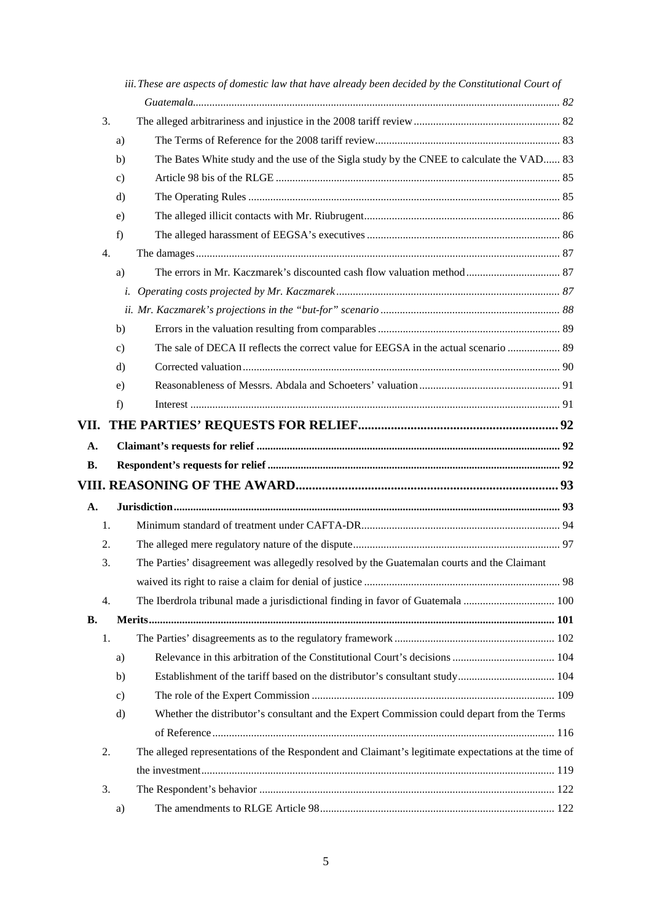*iii. These are aspects of domestic law that have already been decided by the Constitutional Court of Guatemala.................................................................................................................................. 82*

3. The alleged arbitrariness and injustice in the 2008 tariff review ..................................................... 82
   - a) The Terms of Reference for the 2008 tariff review ................................................................... 83
   - b) The Bates White study and the use of the Sigla study by the CNEE to calculate the VAD...... 83
   - c) Article 98 bis of the RLGE ....................................................................................................... 85
   - d) The Operating Rules ................................................................................................................ 85
   - e) The alleged illicit contacts with Mr. Riubrugent....................................................................... 86
   - f) The alleged harassment of EEGSA's executives ...................................................................... 86
4. The damages ................................................................................................................................... 87
   - a) The errors in Mr. Kaczmarek's discounted cash flow valuation method .................................. 87
     - *i. Operating costs projected by Mr. Kaczmarek ................................................................................. 87*
     - *ii. Mr. Kaczmarek's projections in the "but-for" scenario ................................................................. 88*
   - b) Errors in the valuation resulting from comparables .................................................................. 89
   - c) The sale of DECA II reflects the correct value for EEGSA in the actual scenario ................... 89
   - d) Corrected valuation .................................................................................................................. 90
   - e) Reasonableness of Messrs. Abdala and Schoeters' valuation ................................................... 91
   - f) Interest ..................................................................................................................................... 91

# VII. THE PARTIES' REQUESTS FOR RELIEF............................................................ 92

**A. Claimant's requests for relief ............................................................................................................. 92**

**B. Respondent's requests for relief ......................................................................................................... 92**

# VIII. REASONING OF THE AWARD............................................................................ 93

**A. Jurisdiction.......................................................................................................................................... 93**

1. Minimum standard of treatment under CAFTA-DR........................................................................ 94
2. The alleged mere regulatory nature of the dispute........................................................................... 97
3. The Parties' disagreement was allegedly resolved by the Guatemalan courts and the Claimant waived its right to raise a claim for denial of justice ....................................................................... 98
4. The Iberdrola tribunal made a jurisdictional finding in favor of Guatemala ................................. 100

**B. Merits................................................................................................................................................. 101**

1. The Parties' disagreements as to the regulatory framework .......................................................... 102
   - a) Relevance in this arbitration of the Constitutional Court's decisions ..................................... 104
   - b) Establishment of the tariff based on the distributor's consultant study................................... 104
   - c) The role of the Expert Commission ....................................................................................... 109
   - d) Whether the distributor's consultant and the Expert Commission could depart from the Terms of Reference ........................................................................................................................... 116
2. The alleged representations of the Respondent and Claimant's legitimate expectations at the time of the investment.............................................................................................................................. 119
3. The Respondent's behavior .......................................................................................................... 122
   - a) The amendments to RLGE Article 98..................................................................................... 122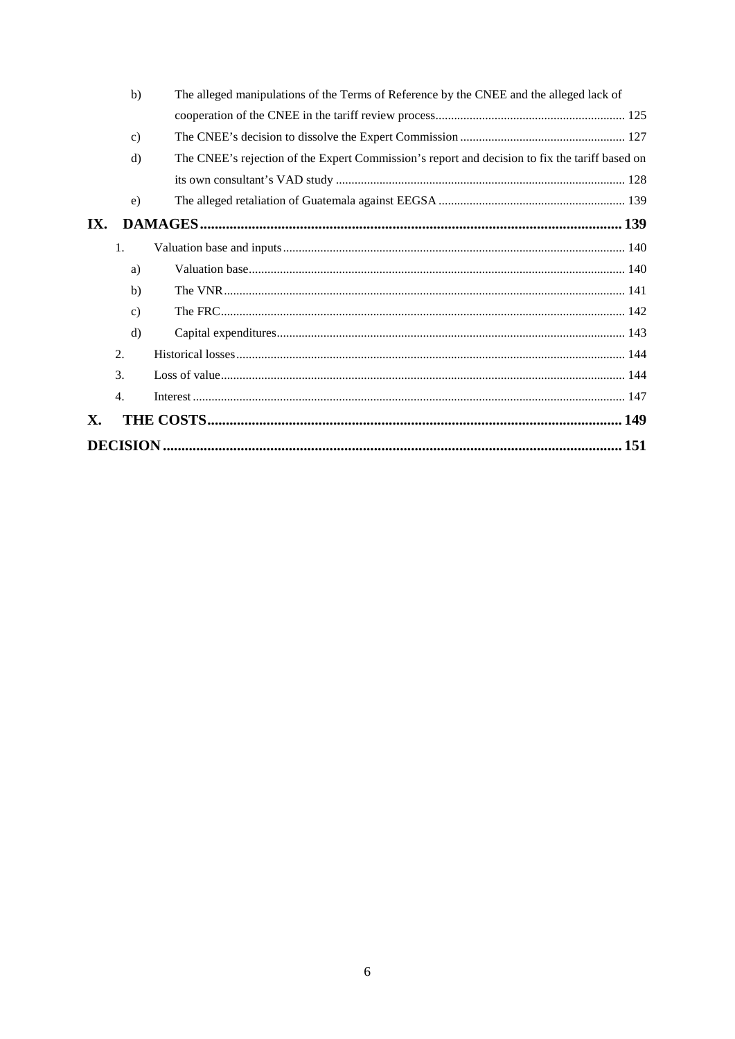b) The alleged manipulations of the Terms of Reference by the CNEE and the alleged lack of cooperation of the CNEE in the tariff review process ..... 125

c) The CNEE's decision to dissolve the Expert Commission ..... 127

d) The CNEE's rejection of the Expert Commission's report and decision to fix the tariff based on its own consultant's VAD study ..... 128

e) The alleged retaliation of Guatemala against EEGSA ..... 139

**IX. DAMAGES ..... 139**

1. Valuation base and inputs ..... 140

a) Valuation base ..... 140

b) The VNR ..... 141

c) The FRC ..... 142

d) Capital expenditures ..... 143

2. Historical losses ..... 144

3. Loss of value ..... 144

4. Interest ..... 147

**X. THE COSTS ..... 149**

**DECISION ..... 151**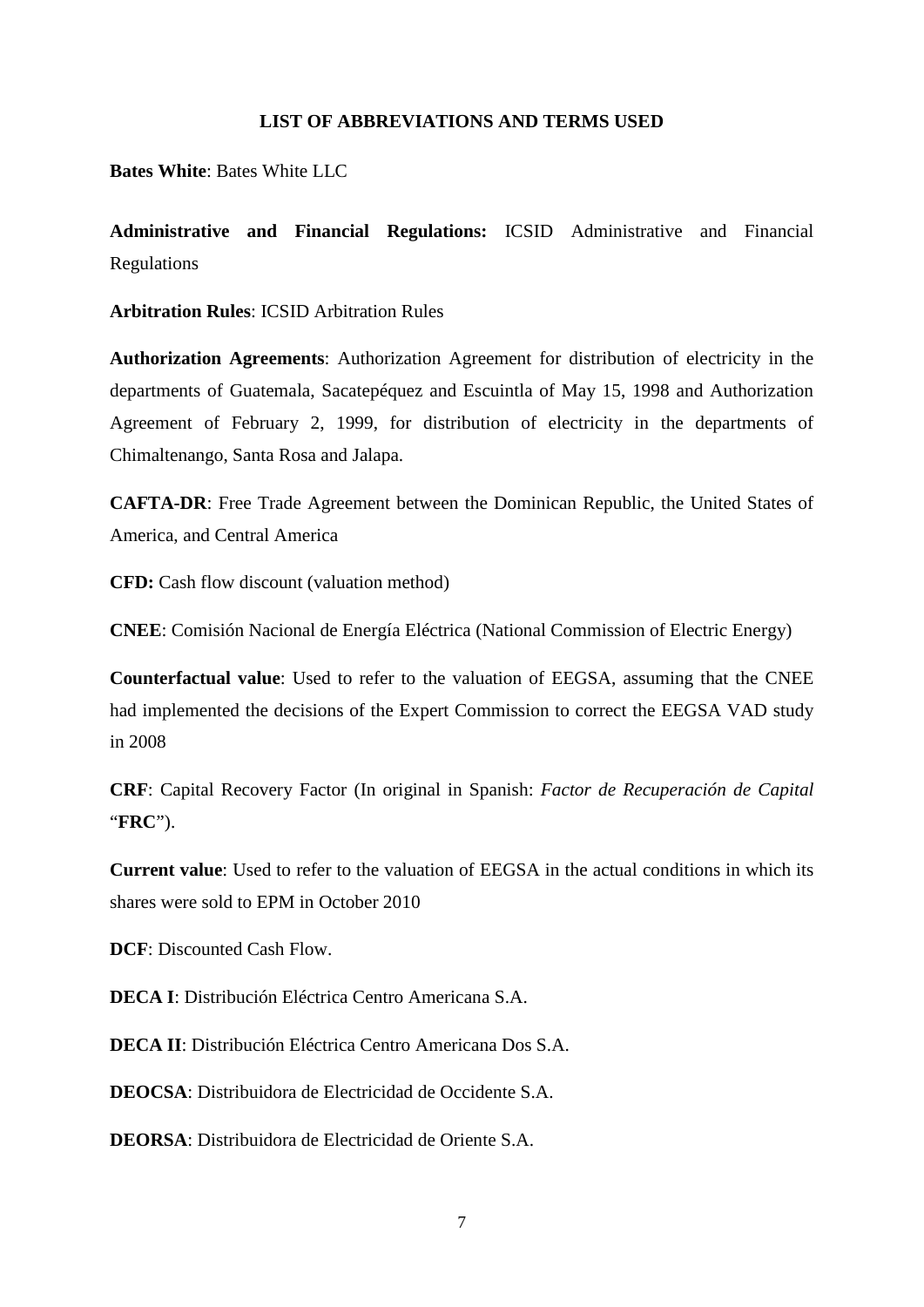## LIST OF ABBREVIATIONS AND TERMS USED

**Bates White**: Bates White LLC

**Administrative and Financial Regulations:** ICSID Administrative and Financial Regulations

**Arbitration Rules**: ICSID Arbitration Rules

**Authorization Agreements**: Authorization Agreement for distribution of electricity in the departments of Guatemala, Sacatepéquez and Escuintla of May 15, 1998 and Authorization Agreement of February 2, 1999, for distribution of electricity in the departments of Chimaltenango, Santa Rosa and Jalapa.

**CAFTA-DR**: Free Trade Agreement between the Dominican Republic, the United States of America, and Central America

**CFD:** Cash flow discount (valuation method)

**CNEE**: Comisión Nacional de Energía Eléctrica (National Commission of Electric Energy)

**Counterfactual value**: Used to refer to the valuation of EEGSA, assuming that the CNEE had implemented the decisions of the Expert Commission to correct the EEGSA VAD study in 2008

**CRF**: Capital Recovery Factor (In original in Spanish: *Factor de Recuperación de Capital* "**FRC**").

**Current value**: Used to refer to the valuation of EEGSA in the actual conditions in which its shares were sold to EPM in October 2010

**DCF**: Discounted Cash Flow.

**DECA I**: Distribución Eléctrica Centro Americana S.A.

**DECA II**: Distribución Eléctrica Centro Americana Dos S.A.

**DEOCSA**: Distribuidora de Electricidad de Occidente S.A.

**DEORSA**: Distribuidora de Electricidad de Oriente S.A.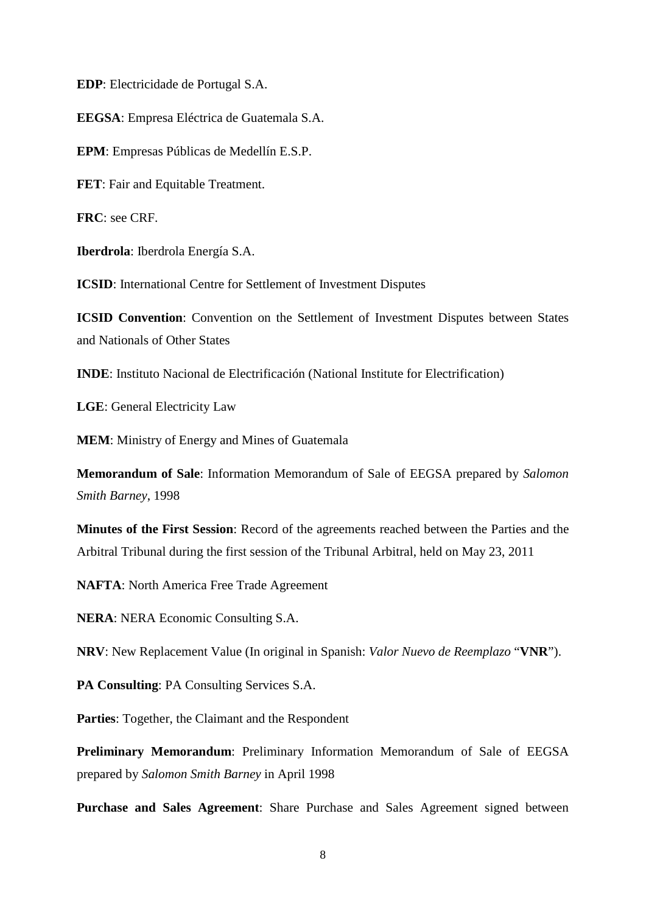**EDP**: Electricidade de Portugal S.A.

**EEGSA**: Empresa Eléctrica de Guatemala S.A.

**EPM**: Empresas Públicas de Medellín E.S.P.

**FET**: Fair and Equitable Treatment.

**FRC**: see CRF.

**Iberdrola**: Iberdrola Energía S.A.

**ICSID**: International Centre for Settlement of Investment Disputes

**ICSID Convention**: Convention on the Settlement of Investment Disputes between States and Nationals of Other States

**INDE**: Instituto Nacional de Electrificación (National Institute for Electrification)

**LGE**: General Electricity Law

**MEM**: Ministry of Energy and Mines of Guatemala

**Memorandum of Sale**: Information Memorandum of Sale of EEGSA prepared by *Salomon Smith Barney*, 1998

**Minutes of the First Session**: Record of the agreements reached between the Parties and the Arbitral Tribunal during the first session of the Tribunal Arbitral, held on May 23, 2011

**NAFTA**: North America Free Trade Agreement

**NERA**: NERA Economic Consulting S.A.

**NRV**: New Replacement Value (In original in Spanish: *Valor Nuevo de Reemplazo* "**VNR**").

**PA Consulting**: PA Consulting Services S.A.

**Parties**: Together, the Claimant and the Respondent

**Preliminary Memorandum**: Preliminary Information Memorandum of Sale of EEGSA prepared by *Salomon Smith Barney* in April 1998

**Purchase and Sales Agreement**: Share Purchase and Sales Agreement signed between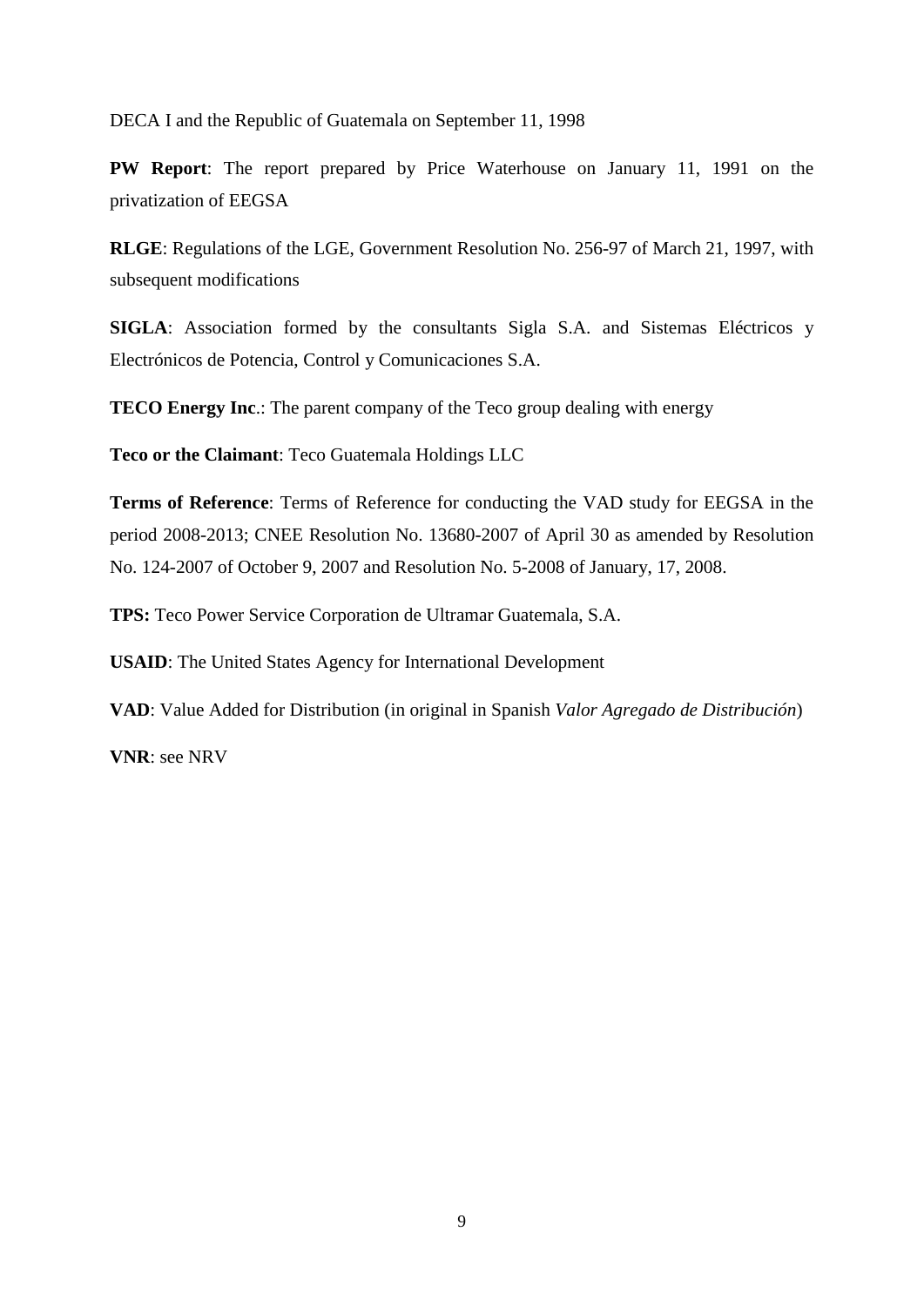DECA I and the Republic of Guatemala on September 11, 1998

**PW Report**: The report prepared by Price Waterhouse on January 11, 1991 on the privatization of EEGSA

**RLGE**: Regulations of the LGE, Government Resolution No. 256-97 of March 21, 1997, with subsequent modifications

**SIGLA**: Association formed by the consultants Sigla S.A. and Sistemas Eléctricos y Electrónicos de Potencia, Control y Comunicaciones S.A.

**TECO Energy Inc**.: The parent company of the Teco group dealing with energy

**Teco or the Claimant**: Teco Guatemala Holdings LLC

**Terms of Reference**: Terms of Reference for conducting the VAD study for EEGSA in the period 2008-2013; CNEE Resolution No. 13680-2007 of April 30 as amended by Resolution No. 124-2007 of October 9, 2007 and Resolution No. 5-2008 of January, 17, 2008.

**TPS:** Teco Power Service Corporation de Ultramar Guatemala, S.A.

**USAID**: The United States Agency for International Development

**VAD**: Value Added for Distribution (in original in Spanish *Valor Agregado de Distribución*)

**VNR**: see NRV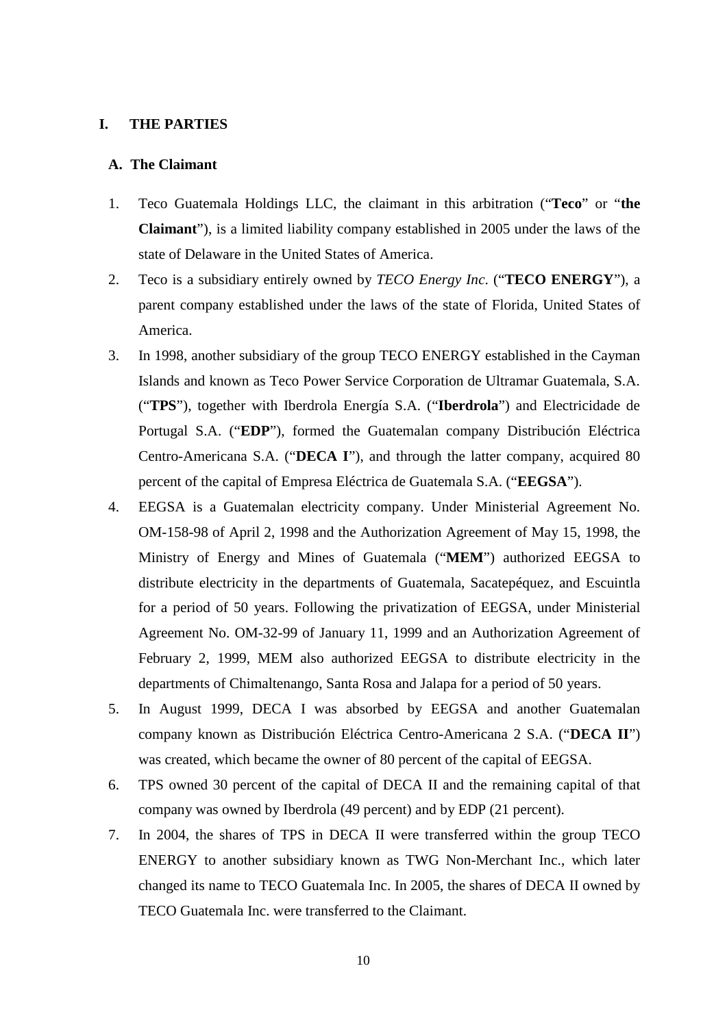# I. THE PARTIES

## A. The Claimant

1. Teco Guatemala Holdings LLC, the claimant in this arbitration ("**Teco**" or "**the Claimant**"), is a limited liability company established in 2005 under the laws of the state of Delaware in the United States of America.

2. Teco is a subsidiary entirely owned by *TECO Energy Inc*. ("**TECO ENERGY**"), a parent company established under the laws of the state of Florida, United States of America.

3. In 1998, another subsidiary of the group TECO ENERGY established in the Cayman Islands and known as Teco Power Service Corporation de Ultramar Guatemala, S.A. ("**TPS**"), together with Iberdrola Energía S.A. ("**Iberdrola**") and Electricidade de Portugal S.A. ("**EDP**"), formed the Guatemalan company Distribución Eléctrica Centro-Americana S.A. ("**DECA I**"), and through the latter company, acquired 80 percent of the capital of Empresa Eléctrica de Guatemala S.A. ("**EEGSA**").

4. EEGSA is a Guatemalan electricity company. Under Ministerial Agreement No. OM-158-98 of April 2, 1998 and the Authorization Agreement of May 15, 1998, the Ministry of Energy and Mines of Guatemala ("**MEM**") authorized EEGSA to distribute electricity in the departments of Guatemala, Sacatepéquez, and Escuintla for a period of 50 years. Following the privatization of EEGSA, under Ministerial Agreement No. OM-32-99 of January 11, 1999 and an Authorization Agreement of February 2, 1999, MEM also authorized EEGSA to distribute electricity in the departments of Chimaltenango, Santa Rosa and Jalapa for a period of 50 years.

5. In August 1999, DECA I was absorbed by EEGSA and another Guatemalan company known as Distribución Eléctrica Centro-Americana 2 S.A. ("**DECA II**") was created, which became the owner of 80 percent of the capital of EEGSA.

6. TPS owned 30 percent of the capital of DECA II and the remaining capital of that company was owned by Iberdrola (49 percent) and by EDP (21 percent).

7. In 2004, the shares of TPS in DECA II were transferred within the group TECO ENERGY to another subsidiary known as TWG Non-Merchant Inc., which later changed its name to TECO Guatemala Inc. In 2005, the shares of DECA II owned by TECO Guatemala Inc. were transferred to the Claimant.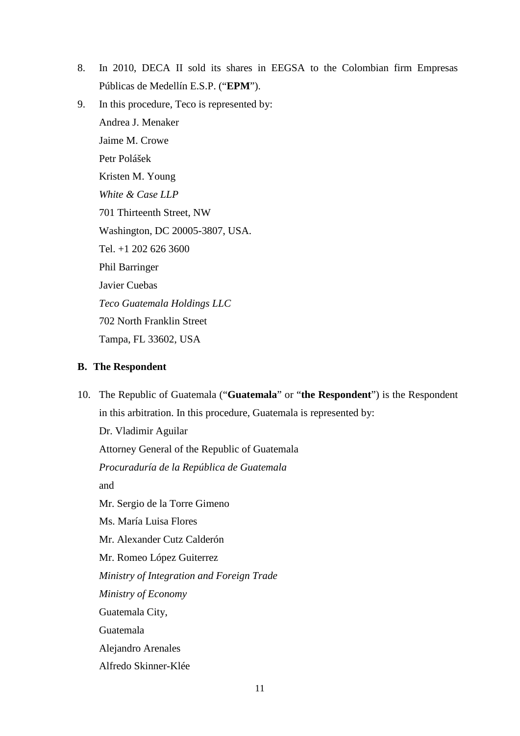8. In 2010, DECA II sold its shares in EEGSA to the Colombian firm Empresas Públicas de Medellín E.S.P. ("**EPM**").

9. In this procedure, Teco is represented by:

   Andrea J. Menaker
   Jaime M. Crowe
   Petr Polášek
   Kristen M. Young
   *White & Case LLP*
   701 Thirteenth Street, NW
   Washington, DC 20005-3807, USA.
   Tel. +1 202 626 3600
   Phil Barringer
   Javier Cuebas
   *Teco Guatemala Holdings LLC*
   702 North Franklin Street
   Tampa, FL 33602, USA

### B. The Respondent

10. The Republic of Guatemala ("**Guatemala**" or "**the Respondent**") is the Respondent in this arbitration. In this procedure, Guatemala is represented by:

    Dr. Vladimir Aguilar
    Attorney General of the Republic of Guatemala
    *Procuraduría de la República de Guatemala*
    and
    Mr. Sergio de la Torre Gimeno
    Ms. María Luisa Flores
    Mr. Alexander Cutz Calderón
    Mr. Romeo López Guiterrez
    *Ministry of Integration and Foreign Trade*
    *Ministry of Economy*
    Guatemala City,
    Guatemala
    Alejandro Arenales
    Alfredo Skinner-Klée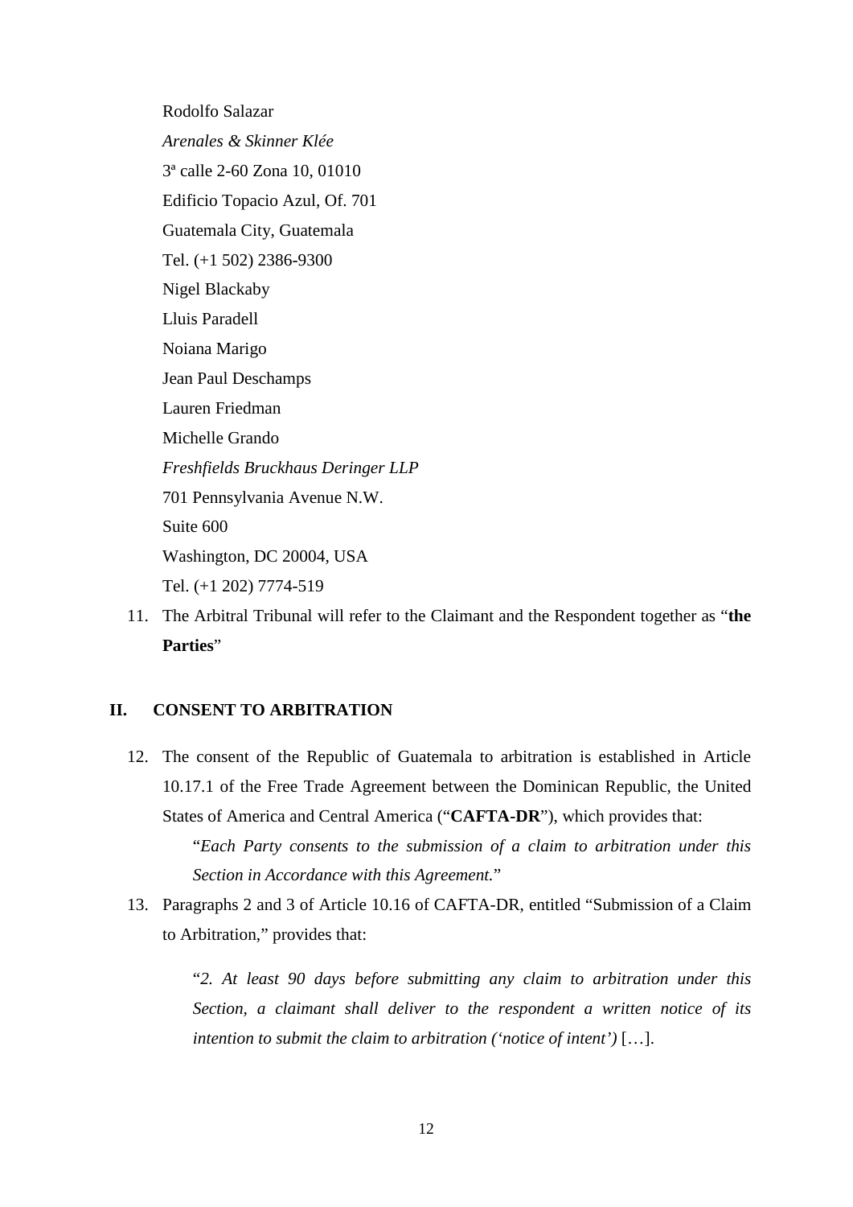Rodolfo Salazar

*Arenales & Skinner Klée*

3ª calle 2-60 Zona 10, 01010

Edificio Topacio Azul, Of. 701

Guatemala City, Guatemala

Tel. (+1 502) 2386-9300

Nigel Blackaby

Lluis Paradell

Noiana Marigo

Jean Paul Deschamps

Lauren Friedman

Michelle Grando

*Freshfields Bruckhaus Deringer LLP*

701 Pennsylvania Avenue N.W.

Suite 600

Washington, DC 20004, USA

Tel. (+1 202) 7774-519

11. The Arbitral Tribunal will refer to the Claimant and the Respondent together as "**the Parties**"

## II. CONSENT TO ARBITRATION

12. The consent of the Republic of Guatemala to arbitration is established in Article 10.17.1 of the Free Trade Agreement between the Dominican Republic, the United States of America and Central America ("**CAFTA-DR**"), which provides that:

    "*Each Party consents to the submission of a claim to arbitration under this Section in Accordance with this Agreement.*"

13. Paragraphs 2 and 3 of Article 10.16 of CAFTA-DR, entitled "Submission of a Claim to Arbitration," provides that:

    > "*2. At least 90 days before submitting any claim to arbitration under this Section, a claimant shall deliver to the respondent a written notice of its intention to submit the claim to arbitration ('notice of intent')* […].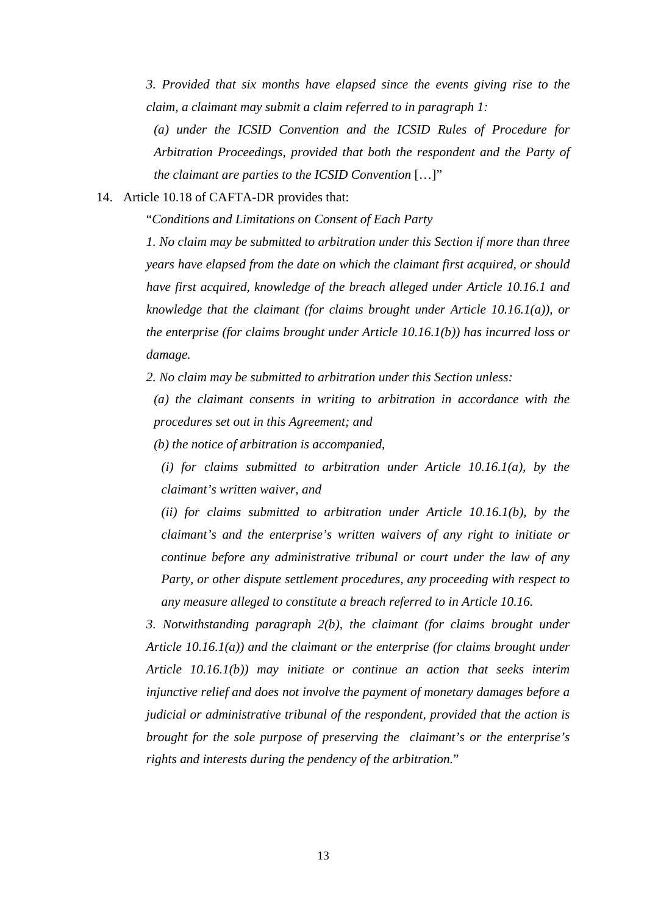*3. Provided that six months have elapsed since the events giving rise to the claim, a claimant may submit a claim referred to in paragraph 1:*

*(a) under the ICSID Convention and the ICSID Rules of Procedure for Arbitration Proceedings, provided that both the respondent and the Party of the claimant are parties to the ICSID Convention* […]"

14. Article 10.18 of CAFTA-DR provides that:

"*Conditions and Limitations on Consent of Each Party*

*1. No claim may be submitted to arbitration under this Section if more than three years have elapsed from the date on which the claimant first acquired, or should have first acquired, knowledge of the breach alleged under Article 10.16.1 and knowledge that the claimant (for claims brought under Article 10.16.1(a)), or the enterprise (for claims brought under Article 10.16.1(b)) has incurred loss or damage.*

*2. No claim may be submitted to arbitration under this Section unless:*

*(a) the claimant consents in writing to arbitration in accordance with the procedures set out in this Agreement; and*

*(b) the notice of arbitration is accompanied,*

*(i) for claims submitted to arbitration under Article 10.16.1(a), by the claimant's written waiver, and*

*(ii) for claims submitted to arbitration under Article 10.16.1(b), by the claimant's and the enterprise's written waivers of any right to initiate or continue before any administrative tribunal or court under the law of any Party, or other dispute settlement procedures, any proceeding with respect to any measure alleged to constitute a breach referred to in Article 10.16.*

*3. Notwithstanding paragraph 2(b), the claimant (for claims brought under Article 10.16.1(a)) and the claimant or the enterprise (for claims brought under Article 10.16.1(b)) may initiate or continue an action that seeks interim injunctive relief and does not involve the payment of monetary damages before a judicial or administrative tribunal of the respondent, provided that the action is brought for the sole purpose of preserving the claimant's or the enterprise's rights and interests during the pendency of the arbitration.*"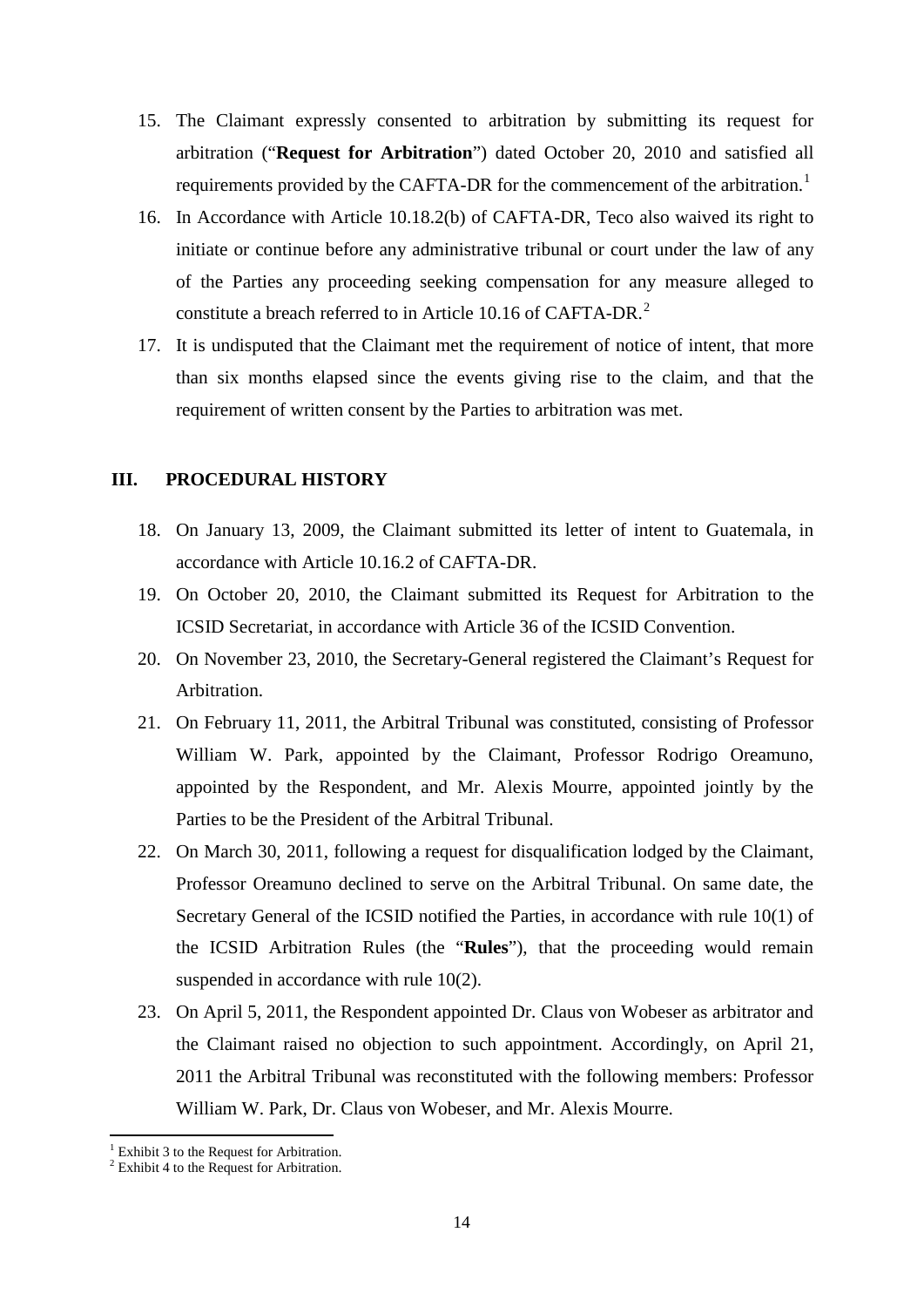15. The Claimant expressly consented to arbitration by submitting its request for arbitration ("**Request for Arbitration**") dated October 20, 2010 and satisfied all requirements provided by the CAFTA-DR for the commencement of the arbitration.[1]

16. In Accordance with Article 10.18.2(b) of CAFTA-DR, Teco also waived its right to initiate or continue before any administrative tribunal or court under the law of any of the Parties any proceeding seeking compensation for any measure alleged to constitute a breach referred to in Article 10.16 of CAFTA-DR.[2]

17. It is undisputed that the Claimant met the requirement of notice of intent, that more than six months elapsed since the events giving rise to the claim, and that the requirement of written consent by the Parties to arbitration was met.

## III. PROCEDURAL HISTORY

18. On January 13, 2009, the Claimant submitted its letter of intent to Guatemala, in accordance with Article 10.16.2 of CAFTA-DR.

19. On October 20, 2010, the Claimant submitted its Request for Arbitration to the ICSID Secretariat, in accordance with Article 36 of the ICSID Convention.

20. On November 23, 2010, the Secretary-General registered the Claimant's Request for Arbitration.

21. On February 11, 2011, the Arbitral Tribunal was constituted, consisting of Professor William W. Park, appointed by the Claimant, Professor Rodrigo Oreamuno, appointed by the Respondent, and Mr. Alexis Mourre, appointed jointly by the Parties to be the President of the Arbitral Tribunal.

22. On March 30, 2011, following a request for disqualification lodged by the Claimant, Professor Oreamuno declined to serve on the Arbitral Tribunal. On same date, the Secretary General of the ICSID notified the Parties, in accordance with rule 10(1) of the ICSID Arbitration Rules (the "**Rules**"), that the proceeding would remain suspended in accordance with rule 10(2).

23. On April 5, 2011, the Respondent appointed Dr. Claus von Wobeser as arbitrator and the Claimant raised no objection to such appointment. Accordingly, on April 21, 2011 the Arbitral Tribunal was reconstituted with the following members: Professor William W. Park, Dr. Claus von Wobeser, and Mr. Alexis Mourre.

---

[1] Exhibit 3 to the Request for Arbitration.

[2] Exhibit 4 to the Request for Arbitration.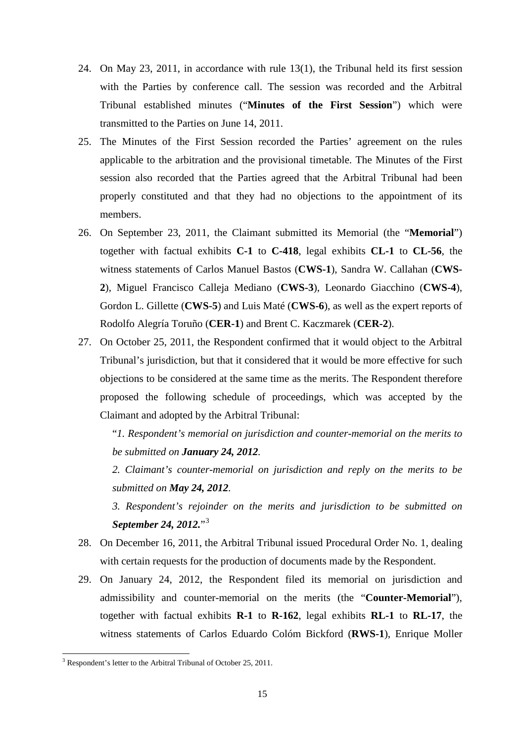24. On May 23, 2011, in accordance with rule 13(1), the Tribunal held its first session with the Parties by conference call. The session was recorded and the Arbitral Tribunal established minutes ("**Minutes of the First Session**") which were transmitted to the Parties on June 14, 2011.

25. The Minutes of the First Session recorded the Parties' agreement on the rules applicable to the arbitration and the provisional timetable. The Minutes of the First session also recorded that the Parties agreed that the Arbitral Tribunal had been properly constituted and that they had no objections to the appointment of its members.

26. On September 23, 2011, the Claimant submitted its Memorial (the "**Memorial**") together with factual exhibits **C-1** to **C-418**, legal exhibits **CL-1** to **CL-56**, the witness statements of Carlos Manuel Bastos (**CWS-1**), Sandra W. Callahan (**CWS-2**), Miguel Francisco Calleja Mediano (**CWS-3**), Leonardo Giacchino (**CWS-4**), Gordon L. Gillette (**CWS-5**) and Luis Maté (**CWS-6**), as well as the expert reports of Rodolfo Alegría Toruño (**CER-1**) and Brent C. Kaczmarek (**CER-2**).

27. On October 25, 2011, the Respondent confirmed that it would object to the Arbitral Tribunal's jurisdiction, but that it considered that it would be more effective for such objections to be considered at the same time as the merits. The Respondent therefore proposed the following schedule of proceedings, which was accepted by the Claimant and adopted by the Arbitral Tribunal:

   "*1. Respondent's memorial on jurisdiction and counter-memorial on the merits to be submitted on **January 24, 2012**.*

   *2. Claimant's counter-memorial on jurisdiction and reply on the merits to be submitted on **May 24, 2012**.*

   *3. Respondent's rejoinder on the merits and jurisdiction to be submitted on **September 24, 2012.***"[3]

28. On December 16, 2011, the Arbitral Tribunal issued Procedural Order No. 1, dealing with certain requests for the production of documents made by the Respondent.

29. On January 24, 2012, the Respondent filed its memorial on jurisdiction and admissibility and counter-memorial on the merits (the "**Counter-Memorial**"), together with factual exhibits **R-1** to **R-162**, legal exhibits **RL-1** to **RL-17**, the witness statements of Carlos Eduardo Colóm Bickford (**RWS-1**), Enrique Moller

[3] Respondent's letter to the Arbitral Tribunal of October 25, 2011.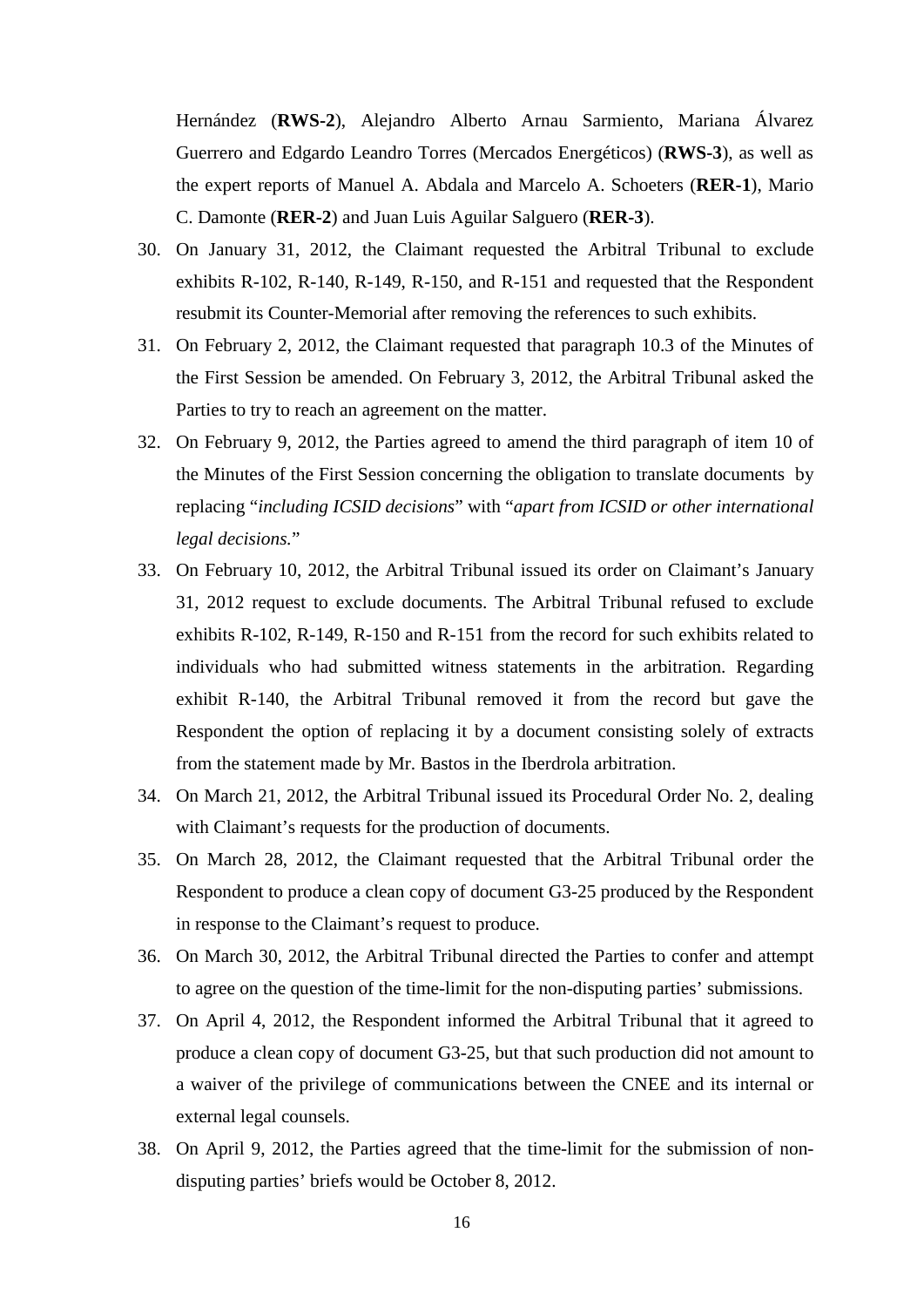Hernández (**RWS-2**), Alejandro Alberto Arnau Sarmiento, Mariana Álvarez Guerrero and Edgardo Leandro Torres (Mercados Energéticos) (**RWS-3**), as well as the expert reports of Manuel A. Abdala and Marcelo A. Schoeters (**RER-1**), Mario C. Damonte (**RER-2**) and Juan Luis Aguilar Salguero (**RER-3**).

30. On January 31, 2012, the Claimant requested the Arbitral Tribunal to exclude exhibits R-102, R-140, R-149, R-150, and R-151 and requested that the Respondent resubmit its Counter-Memorial after removing the references to such exhibits.

31. On February 2, 2012, the Claimant requested that paragraph 10.3 of the Minutes of the First Session be amended. On February 3, 2012, the Arbitral Tribunal asked the Parties to try to reach an agreement on the matter.

32. On February 9, 2012, the Parties agreed to amend the third paragraph of item 10 of the Minutes of the First Session concerning the obligation to translate documents by replacing "*including ICSID decisions*" with "*apart from ICSID or other international legal decisions.*"

33. On February 10, 2012, the Arbitral Tribunal issued its order on Claimant's January 31, 2012 request to exclude documents. The Arbitral Tribunal refused to exclude exhibits R-102, R-149, R-150 and R-151 from the record for such exhibits related to individuals who had submitted witness statements in the arbitration. Regarding exhibit R-140, the Arbitral Tribunal removed it from the record but gave the Respondent the option of replacing it by a document consisting solely of extracts from the statement made by Mr. Bastos in the Iberdrola arbitration.

34. On March 21, 2012, the Arbitral Tribunal issued its Procedural Order No. 2, dealing with Claimant's requests for the production of documents.

35. On March 28, 2012, the Claimant requested that the Arbitral Tribunal order the Respondent to produce a clean copy of document G3-25 produced by the Respondent in response to the Claimant's request to produce.

36. On March 30, 2012, the Arbitral Tribunal directed the Parties to confer and attempt to agree on the question of the time-limit for the non-disputing parties' submissions.

37. On April 4, 2012, the Respondent informed the Arbitral Tribunal that it agreed to produce a clean copy of document G3-25, but that such production did not amount to a waiver of the privilege of communications between the CNEE and its internal or external legal counsels.

38. On April 9, 2012, the Parties agreed that the time-limit for the submission of non-disputing parties' briefs would be October 8, 2012.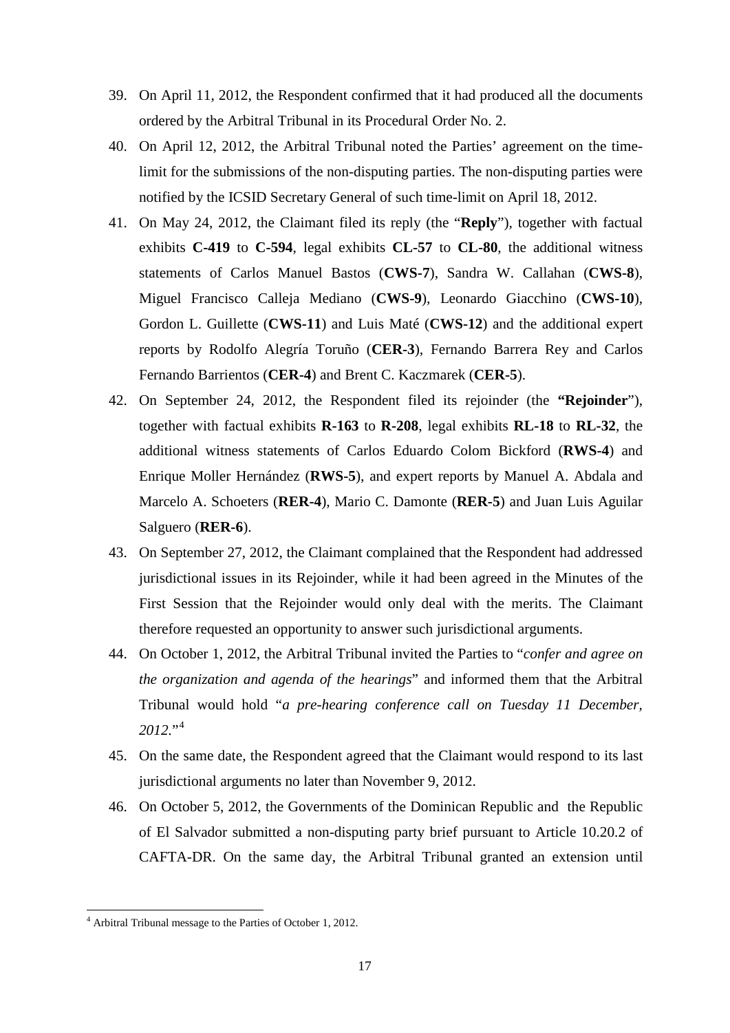39. On April 11, 2012, the Respondent confirmed that it had produced all the documents ordered by the Arbitral Tribunal in its Procedural Order No. 2.

40. On April 12, 2012, the Arbitral Tribunal noted the Parties' agreement on the time-limit for the submissions of the non-disputing parties. The non-disputing parties were notified by the ICSID Secretary General of such time-limit on April 18, 2012.

41. On May 24, 2012, the Claimant filed its reply (the "**Reply**"), together with factual exhibits **C-419** to **C-594**, legal exhibits **CL-57** to **CL-80**, the additional witness statements of Carlos Manuel Bastos (**CWS-7**), Sandra W. Callahan (**CWS-8**), Miguel Francisco Calleja Mediano (**CWS-9**), Leonardo Giacchino (**CWS-10**), Gordon L. Guillette (**CWS-11**) and Luis Maté (**CWS-12**) and the additional expert reports by Rodolfo Alegría Toruño (**CER-3**), Fernando Barrera Rey and Carlos Fernando Barrientos (**CER-4**) and Brent C. Kaczmarek (**CER-5**).

42. On September 24, 2012, the Respondent filed its rejoinder (the **"Rejoinder**"), together with factual exhibits **R-163** to **R-208**, legal exhibits **RL-18** to **RL-32**, the additional witness statements of Carlos Eduardo Colom Bickford (**RWS-4**) and Enrique Moller Hernández (**RWS-5**), and expert reports by Manuel A. Abdala and Marcelo A. Schoeters (**RER-4**), Mario C. Damonte (**RER-5**) and Juan Luis Aguilar Salguero (**RER-6**).

43. On September 27, 2012, the Claimant complained that the Respondent had addressed jurisdictional issues in its Rejoinder, while it had been agreed in the Minutes of the First Session that the Rejoinder would only deal with the merits. The Claimant therefore requested an opportunity to answer such jurisdictional arguments.

44. On October 1, 2012, the Arbitral Tribunal invited the Parties to "*confer and agree on the organization and agenda of the hearings*" and informed them that the Arbitral Tribunal would hold "*a pre-hearing conference call on Tuesday 11 December, 2012.*"[4]

45. On the same date, the Respondent agreed that the Claimant would respond to its last jurisdictional arguments no later than November 9, 2012.

46. On October 5, 2012, the Governments of the Dominican Republic and the Republic of El Salvador submitted a non-disputing party brief pursuant to Article 10.20.2 of CAFTA-DR. On the same day, the Arbitral Tribunal granted an extension until

[4] Arbitral Tribunal message to the Parties of October 1, 2012.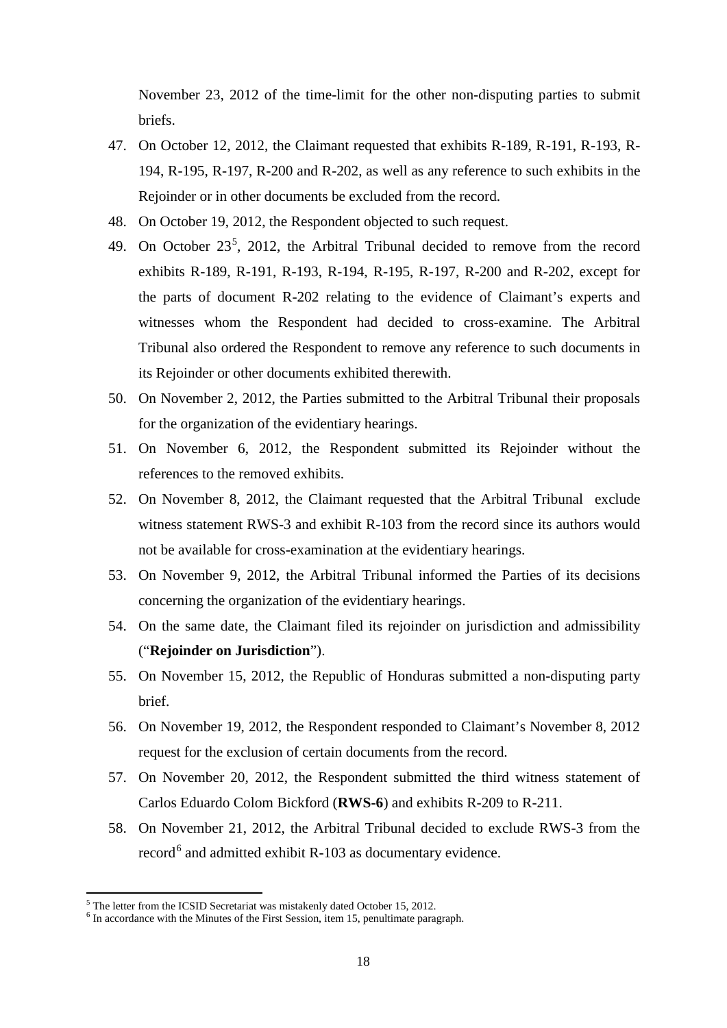November 23, 2012 of the time-limit for the other non-disputing parties to submit briefs.

47. On October 12, 2012, the Claimant requested that exhibits R-189, R-191, R-193, R-194, R-195, R-197, R-200 and R-202, as well as any reference to such exhibits in the Rejoinder or in other documents be excluded from the record.

48. On October 19, 2012, the Respondent objected to such request.

49. On October 23[5], 2012, the Arbitral Tribunal decided to remove from the record exhibits R-189, R-191, R-193, R-194, R-195, R-197, R-200 and R-202, except for the parts of document R-202 relating to the evidence of Claimant's experts and witnesses whom the Respondent had decided to cross-examine. The Arbitral Tribunal also ordered the Respondent to remove any reference to such documents in its Rejoinder or other documents exhibited therewith.

50. On November 2, 2012, the Parties submitted to the Arbitral Tribunal their proposals for the organization of the evidentiary hearings.

51. On November 6, 2012, the Respondent submitted its Rejoinder without the references to the removed exhibits.

52. On November 8, 2012, the Claimant requested that the Arbitral Tribunal exclude witness statement RWS-3 and exhibit R-103 from the record since its authors would not be available for cross-examination at the evidentiary hearings.

53. On November 9, 2012, the Arbitral Tribunal informed the Parties of its decisions concerning the organization of the evidentiary hearings.

54. On the same date, the Claimant filed its rejoinder on jurisdiction and admissibility ("**Rejoinder on Jurisdiction**").

55. On November 15, 2012, the Republic of Honduras submitted a non-disputing party brief.

56. On November 19, 2012, the Respondent responded to Claimant's November 8, 2012 request for the exclusion of certain documents from the record.

57. On November 20, 2012, the Respondent submitted the third witness statement of Carlos Eduardo Colom Bickford (**RWS-6**) and exhibits R-209 to R-211.

58. On November 21, 2012, the Arbitral Tribunal decided to exclude RWS-3 from the record[6] and admitted exhibit R-103 as documentary evidence.

---

[5] The letter from the ICSID Secretariat was mistakenly dated October 15, 2012.

[6] In accordance with the Minutes of the First Session, item 15, penultimate paragraph.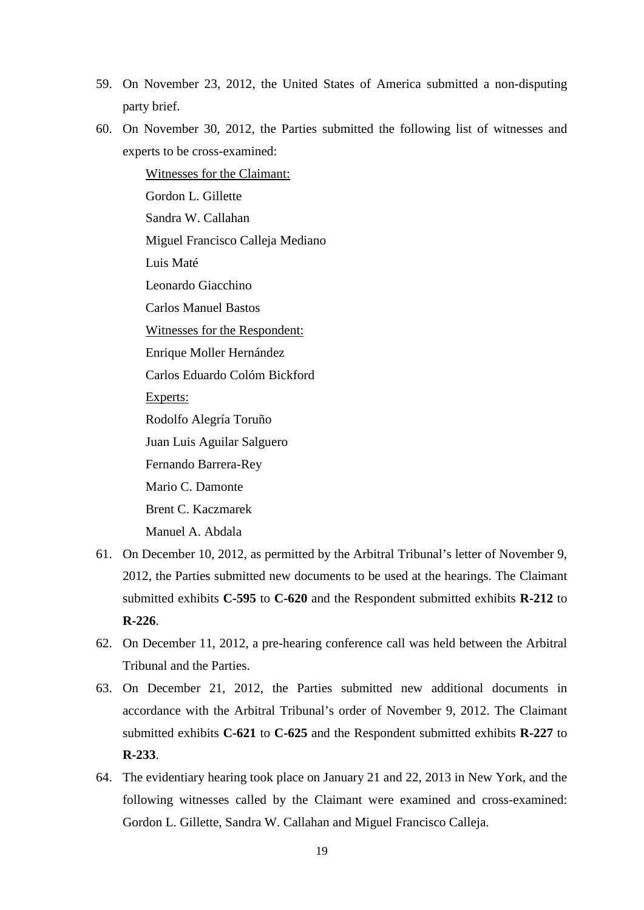59. On November 23, 2012, the United States of America submitted a non-disputing party brief.

60. On November 30, 2012, the Parties submitted the following list of witnesses and experts to be cross-examined:

    Witnesses for the Claimant:

    Gordon L. Gillette

    Sandra W. Callahan

    Miguel Francisco Calleja Mediano

    Luis Maté

    Leonardo Giacchino

    Carlos Manuel Bastos

    Witnesses for the Respondent:

    Enrique Moller Hernández

    Carlos Eduardo Colóm Bickford

    Experts:

    Rodolfo Alegría Toruño

    Juan Luis Aguilar Salguero

    Fernando Barrera-Rey

    Mario C. Damonte

    Brent C. Kaczmarek

    Manuel A. Abdala

61. On December 10, 2012, as permitted by the Arbitral Tribunal's letter of November 9, 2012, the Parties submitted new documents to be used at the hearings. The Claimant submitted exhibits **C-595** to **C-620** and the Respondent submitted exhibits **R-212** to **R-226**.

62. On December 11, 2012, a pre-hearing conference call was held between the Arbitral Tribunal and the Parties.

63. On December 21, 2012, the Parties submitted new additional documents in accordance with the Arbitral Tribunal's order of November 9, 2012. The Claimant submitted exhibits **C-621** to **C-625** and the Respondent submitted exhibits **R-227** to **R-233**.

64. The evidentiary hearing took place on January 21 and 22, 2013 in New York, and the following witnesses called by the Claimant were examined and cross-examined: Gordon L. Gillette, Sandra W. Callahan and Miguel Francisco Calleja.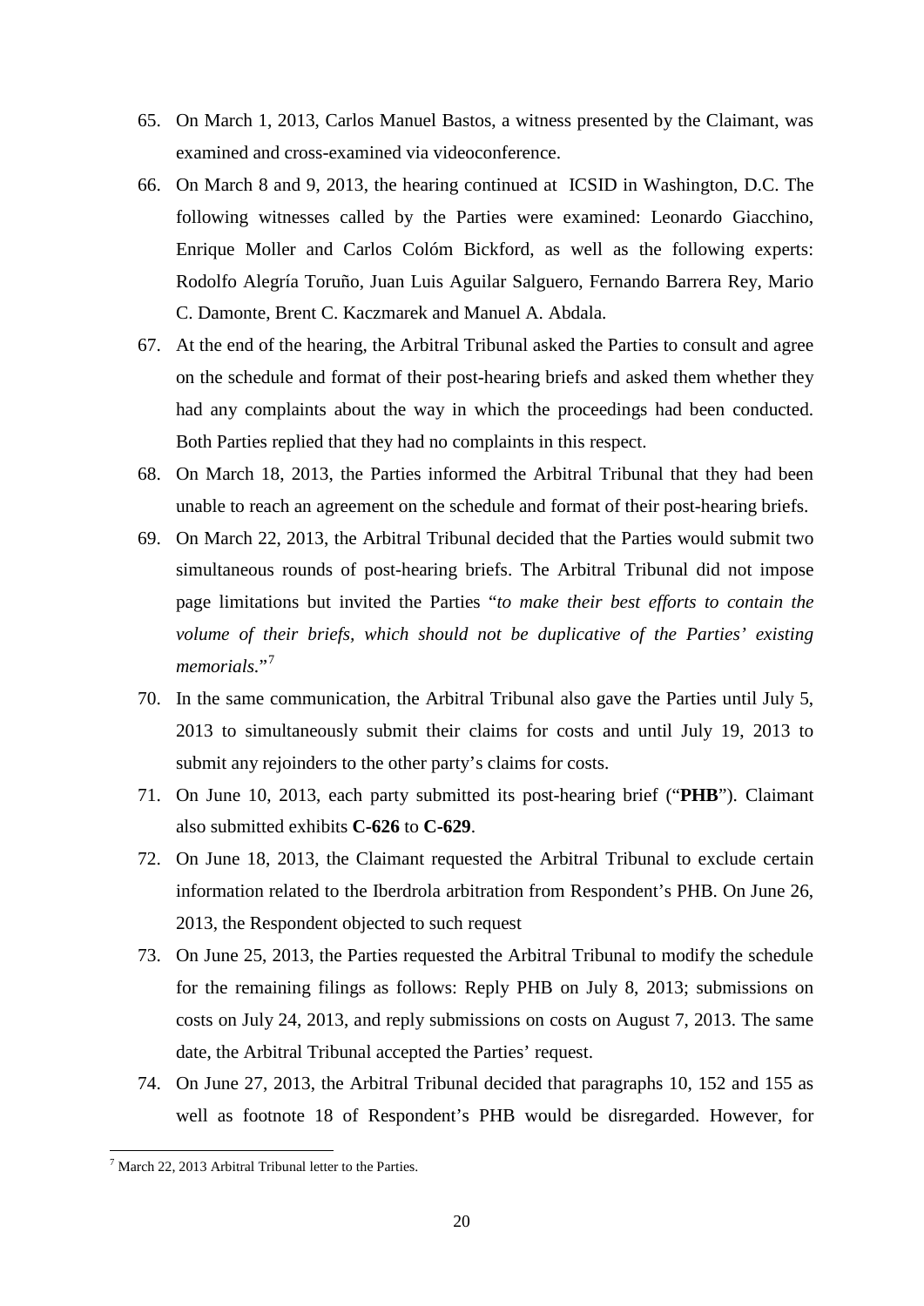65. On March 1, 2013, Carlos Manuel Bastos, a witness presented by the Claimant, was examined and cross-examined via videoconference.

66. On March 8 and 9, 2013, the hearing continued at ICSID in Washington, D.C. The following witnesses called by the Parties were examined: Leonardo Giacchino, Enrique Moller and Carlos Colóm Bickford, as well as the following experts: Rodolfo Alegría Toruño, Juan Luis Aguilar Salguero, Fernando Barrera Rey, Mario C. Damonte, Brent C. Kaczmarek and Manuel A. Abdala.

67. At the end of the hearing, the Arbitral Tribunal asked the Parties to consult and agree on the schedule and format of their post-hearing briefs and asked them whether they had any complaints about the way in which the proceedings had been conducted. Both Parties replied that they had no complaints in this respect.

68. On March 18, 2013, the Parties informed the Arbitral Tribunal that they had been unable to reach an agreement on the schedule and format of their post-hearing briefs.

69. On March 22, 2013, the Arbitral Tribunal decided that the Parties would submit two simultaneous rounds of post-hearing briefs. The Arbitral Tribunal did not impose page limitations but invited the Parties "*to make their best efforts to contain the volume of their briefs, which should not be duplicative of the Parties' existing memorials.*"[7]

70. In the same communication, the Arbitral Tribunal also gave the Parties until July 5, 2013 to simultaneously submit their claims for costs and until July 19, 2013 to submit any rejoinders to the other party's claims for costs.

71. On June 10, 2013, each party submitted its post-hearing brief ("**PHB**"). Claimant also submitted exhibits **C-626** to **C-629**.

72. On June 18, 2013, the Claimant requested the Arbitral Tribunal to exclude certain information related to the Iberdrola arbitration from Respondent's PHB. On June 26, 2013, the Respondent objected to such request

73. On June 25, 2013, the Parties requested the Arbitral Tribunal to modify the schedule for the remaining filings as follows: Reply PHB on July 8, 2013; submissions on costs on July 24, 2013, and reply submissions on costs on August 7, 2013. The same date, the Arbitral Tribunal accepted the Parties' request.

74. On June 27, 2013, the Arbitral Tribunal decided that paragraphs 10, 152 and 155 as well as footnote 18 of Respondent's PHB would be disregarded. However, for

[7] March 22, 2013 Arbitral Tribunal letter to the Parties.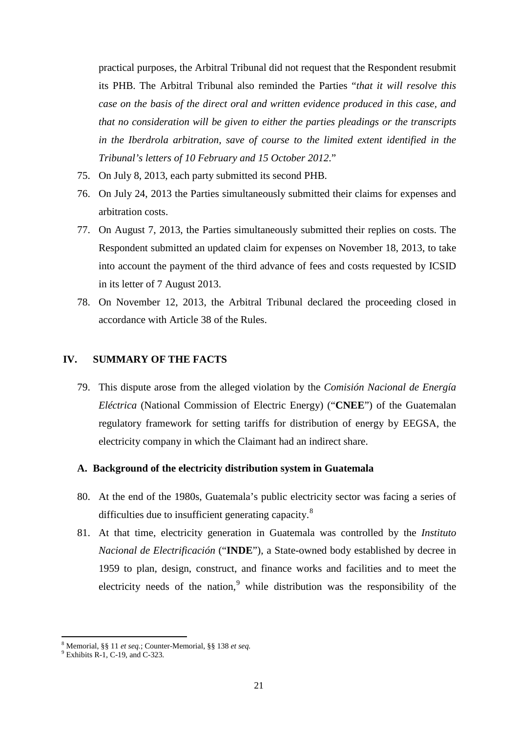practical purposes, the Arbitral Tribunal did not request that the Respondent resubmit its PHB. The Arbitral Tribunal also reminded the Parties "*that it will resolve this case on the basis of the direct oral and written evidence produced in this case, and that no consideration will be given to either the parties pleadings or the transcripts in the Iberdrola arbitration, save of course to the limited extent identified in the Tribunal's letters of 10 February and 15 October 2012*."

75. On July 8, 2013, each party submitted its second PHB.
76. On July 24, 2013 the Parties simultaneously submitted their claims for expenses and arbitration costs.
77. On August 7, 2013, the Parties simultaneously submitted their replies on costs. The Respondent submitted an updated claim for expenses on November 18, 2013, to take into account the payment of the third advance of fees and costs requested by ICSID in its letter of 7 August 2013.
78. On November 12, 2013, the Arbitral Tribunal declared the proceeding closed in accordance with Article 38 of the Rules.

## IV. SUMMARY OF THE FACTS

79. This dispute arose from the alleged violation by the *Comisión Nacional de Energía Eléctrica* (National Commission of Electric Energy) ("**CNEE**") of the Guatemalan regulatory framework for setting tariffs for distribution of energy by EEGSA, the electricity company in which the Claimant had an indirect share.

### A. Background of the electricity distribution system in Guatemala

80. At the end of the 1980s, Guatemala's public electricity sector was facing a series of difficulties due to insufficient generating capacity.[8]
81. At that time, electricity generation in Guatemala was controlled by the *Instituto Nacional de Electrificación* ("**INDE**"), a State-owned body established by decree in 1959 to plan, design, construct, and finance works and facilities and to meet the electricity needs of the nation,[9] while distribution was the responsibility of the

[8] Memorial, §§ 11 *et seq.*; Counter-Memorial, §§ 138 *et seq.*

[9] Exhibits R-1, C-19, and C-323.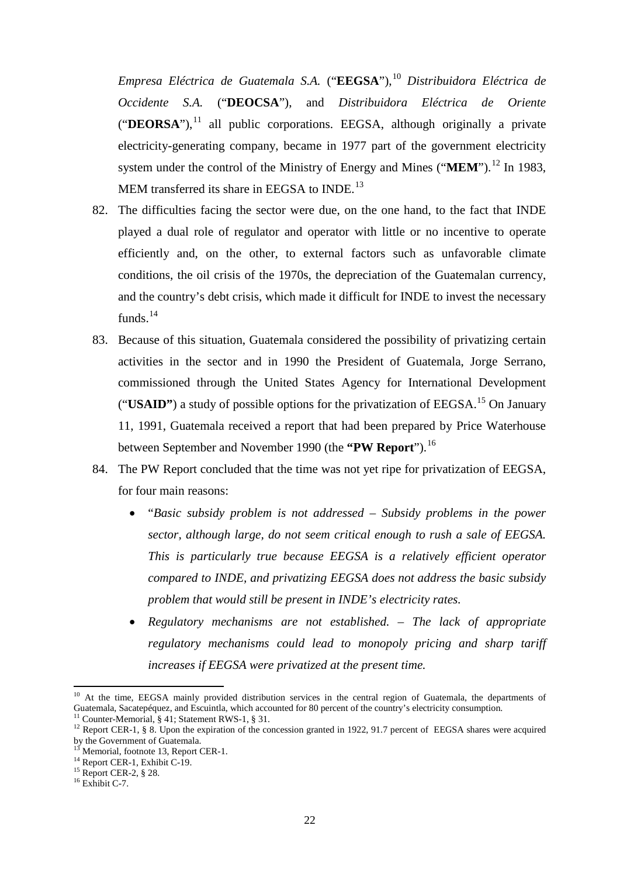*Empresa Eléctrica de Guatemala S.A.* ("**EEGSA**"),[10] *Distribuidora Eléctrica de Occidente S.A.* ("**DEOCSA**"), and *Distribuidora Eléctrica de Oriente* ("**DEORSA**"),[11] all public corporations. EEGSA, although originally a private electricity-generating company, became in 1977 part of the government electricity system under the control of the Ministry of Energy and Mines ("**MEM**").[12] In 1983, MEM transferred its share in EEGSA to INDE.[13]

82. The difficulties facing the sector were due, on the one hand, to the fact that INDE played a dual role of regulator and operator with little or no incentive to operate efficiently and, on the other, to external factors such as unfavorable climate conditions, the oil crisis of the 1970s, the depreciation of the Guatemalan currency, and the country's debt crisis, which made it difficult for INDE to invest the necessary funds.[14]

83. Because of this situation, Guatemala considered the possibility of privatizing certain activities in the sector and in 1990 the President of Guatemala, Jorge Serrano, commissioned through the United States Agency for International Development ("**USAID"**) a study of possible options for the privatization of EEGSA.[15] On January 11, 1991, Guatemala received a report that had been prepared by Price Waterhouse between September and November 1990 (the **"PW Report**").[16]

84. The PW Report concluded that the time was not yet ripe for privatization of EEGSA, for four main reasons:

   - "*Basic subsidy problem is not addressed – Subsidy problems in the power sector, although large, do not seem critical enough to rush a sale of EEGSA. This is particularly true because EEGSA is a relatively efficient operator compared to INDE, and privatizing EEGSA does not address the basic subsidy problem that would still be present in INDE's electricity rates.*
   - *Regulatory mechanisms are not established. – The lack of appropriate regulatory mechanisms could lead to monopoly pricing and sharp tariff increases if EEGSA were privatized at the present time.*

---

[10] At the time, EEGSA mainly provided distribution services in the central region of Guatemala, the departments of Guatemala, Sacatepéquez, and Escuintla, which accounted for 80 percent of the country's electricity consumption.

[11] Counter-Memorial, § 41; Statement RWS-1, § 31.

[12] Report CER-1, § 8. Upon the expiration of the concession granted in 1922, 91.7 percent of EEGSA shares were acquired by the Government of Guatemala.

[13] Memorial, footnote 13, Report CER-1.

[14] Report CER-1, Exhibit C-19.

[15] Report CER-2, § 28.

[16] Exhibit C-7.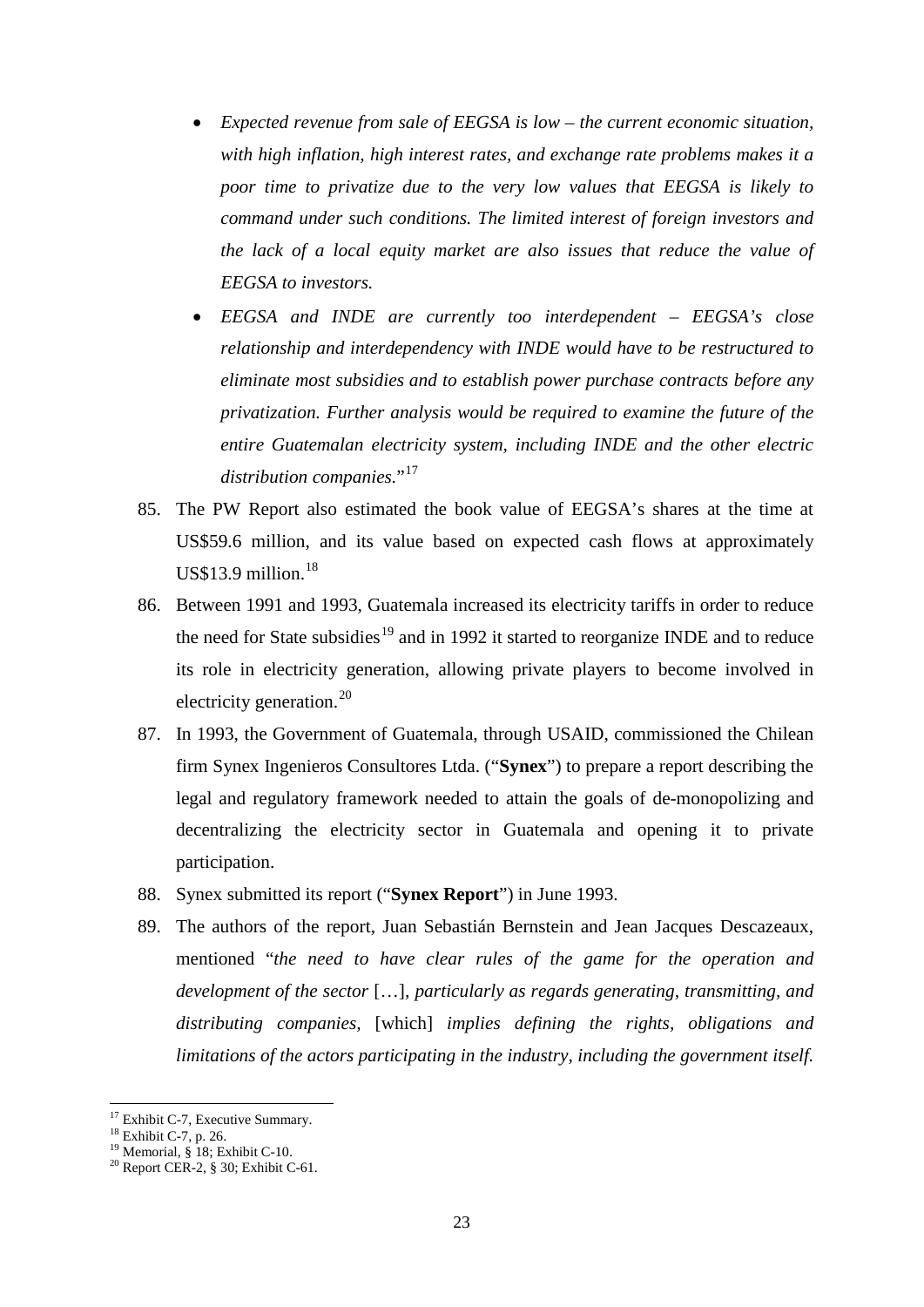- *Expected revenue from sale of EEGSA is low – the current economic situation, with high inflation, high interest rates, and exchange rate problems makes it a poor time to privatize due to the very low values that EEGSA is likely to command under such conditions. The limited interest of foreign investors and the lack of a local equity market are also issues that reduce the value of EEGSA to investors.*
- *EEGSA and INDE are currently too interdependent – EEGSA's close relationship and interdependency with INDE would have to be restructured to eliminate most subsidies and to establish power purchase contracts before any privatization. Further analysis would be required to examine the future of the entire Guatemalan electricity system, including INDE and the other electric distribution companies.*"[17]

85. The PW Report also estimated the book value of EEGSA's shares at the time at US$59.6 million, and its value based on expected cash flows at approximately US$13.9 million.[18]

86. Between 1991 and 1993, Guatemala increased its electricity tariffs in order to reduce the need for State subsidies[19] and in 1992 it started to reorganize INDE and to reduce its role in electricity generation, allowing private players to become involved in electricity generation.[20]

87. In 1993, the Government of Guatemala, through USAID, commissioned the Chilean firm Synex Ingenieros Consultores Ltda. ("**Synex**") to prepare a report describing the legal and regulatory framework needed to attain the goals of de-monopolizing and decentralizing the electricity sector in Guatemala and opening it to private participation.

88. Synex submitted its report ("**Synex Report**") in June 1993.

89. The authors of the report, Juan Sebastián Bernstein and Jean Jacques Descazeaux, mentioned "*the need to have clear rules of the game for the operation and development of the sector* […], *particularly as regards generating, transmitting, and distributing companies,* [which] *implies defining the rights, obligations and limitations of the actors participating in the industry, including the government itself.*

---

[17] Exhibit C-7, Executive Summary.
[18] Exhibit C-7, p. 26.
[19] Memorial, § 18; Exhibit C-10.
[20] Report CER-2, § 30; Exhibit C-61.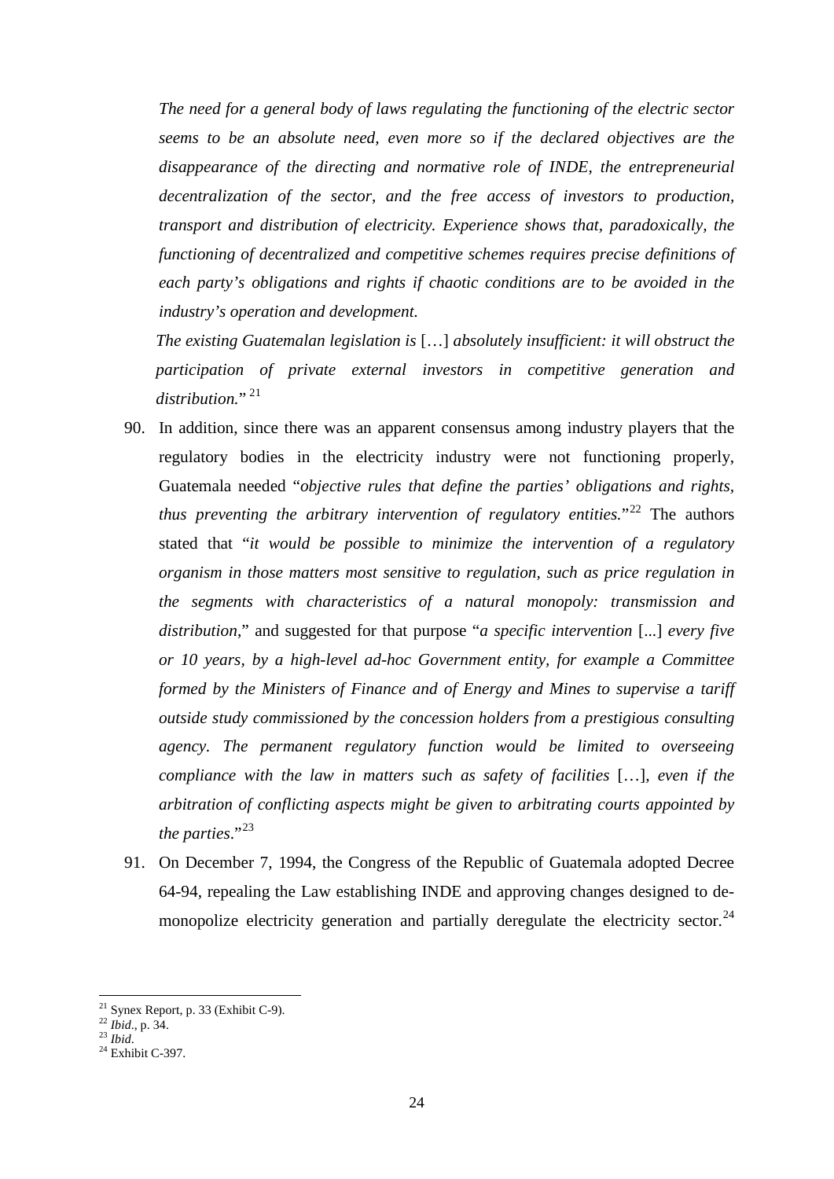*The need for a general body of laws regulating the functioning of the electric sector seems to be an absolute need, even more so if the declared objectives are the disappearance of the directing and normative role of INDE, the entrepreneurial decentralization of the sector, and the free access of investors to production, transport and distribution of electricity. Experience shows that, paradoxically, the functioning of decentralized and competitive schemes requires precise definitions of each party's obligations and rights if chaotic conditions are to be avoided in the industry's operation and development.*

*The existing Guatemalan legislation is* […] *absolutely insufficient: it will obstruct the participation of private external investors in competitive generation and distribution.*"[21]

90. In addition, since there was an apparent consensus among industry players that the regulatory bodies in the electricity industry were not functioning properly, Guatemala needed "*objective rules that define the parties' obligations and rights, thus preventing the arbitrary intervention of regulatory entities.*"[22] The authors stated that "*it would be possible to minimize the intervention of a regulatory organism in those matters most sensitive to regulation, such as price regulation in the segments with characteristics of a natural monopoly: transmission and distribution*," and suggested for that purpose "*a specific intervention* [...] *every five or 10 years, by a high-level ad-hoc Government entity, for example a Committee formed by the Ministers of Finance and of Energy and Mines to supervise a tariff outside study commissioned by the concession holders from a prestigious consulting agency. The permanent regulatory function would be limited to overseeing compliance with the law in matters such as safety of facilities* […], *even if the arbitration of conflicting aspects might be given to arbitrating courts appointed by the parties*."[23]

91. On December 7, 1994, the Congress of the Republic of Guatemala adopted Decree 64-94, repealing the Law establishing INDE and approving changes designed to de-monopolize electricity generation and partially deregulate the electricity sector.[24]

[21] Synex Report, p. 33 (Exhibit C-9).
[22] *Ibid*., p. 34.
[23] *Ibid*.
[24] Exhibit C-397.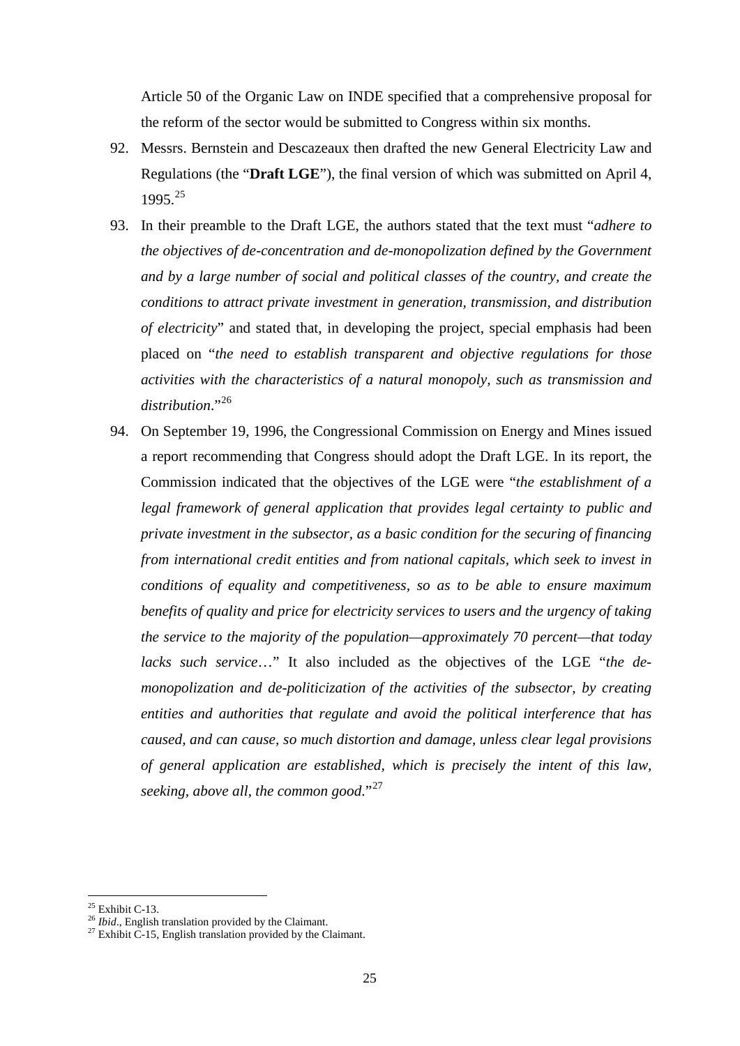Article 50 of the Organic Law on INDE specified that a comprehensive proposal for the reform of the sector would be submitted to Congress within six months.

92. Messrs. Bernstein and Descazeaux then drafted the new General Electricity Law and Regulations (the "**Draft LGE**"), the final version of which was submitted on April 4, 1995.[25]

93. In their preamble to the Draft LGE, the authors stated that the text must "*adhere to the objectives of de-concentration and de-monopolization defined by the Government and by a large number of social and political classes of the country, and create the conditions to attract private investment in generation, transmission, and distribution of electricity*" and stated that, in developing the project, special emphasis had been placed on "*the need to establish transparent and objective regulations for those activities with the characteristics of a natural monopoly, such as transmission and distribution*."[26]

94. On September 19, 1996, the Congressional Commission on Energy and Mines issued a report recommending that Congress should adopt the Draft LGE. In its report, the Commission indicated that the objectives of the LGE were "*the establishment of a legal framework of general application that provides legal certainty to public and private investment in the subsector, as a basic condition for the securing of financing from international credit entities and from national capitals, which seek to invest in conditions of equality and competitiveness, so as to be able to ensure maximum benefits of quality and price for electricity services to users and the urgency of taking the service to the majority of the population—approximately 70 percent—that today lacks such service*…" It also included as the objectives of the LGE "*the de-monopolization and de-politicization of the activities of the subsector, by creating entities and authorities that regulate and avoid the political interference that has caused, and can cause, so much distortion and damage, unless clear legal provisions of general application are established, which is precisely the intent of this law, seeking, above all, the common good*."[27]

---

[25] Exhibit C-13.

[26] *Ibid*., English translation provided by the Claimant.

[27] Exhibit C-15, English translation provided by the Claimant.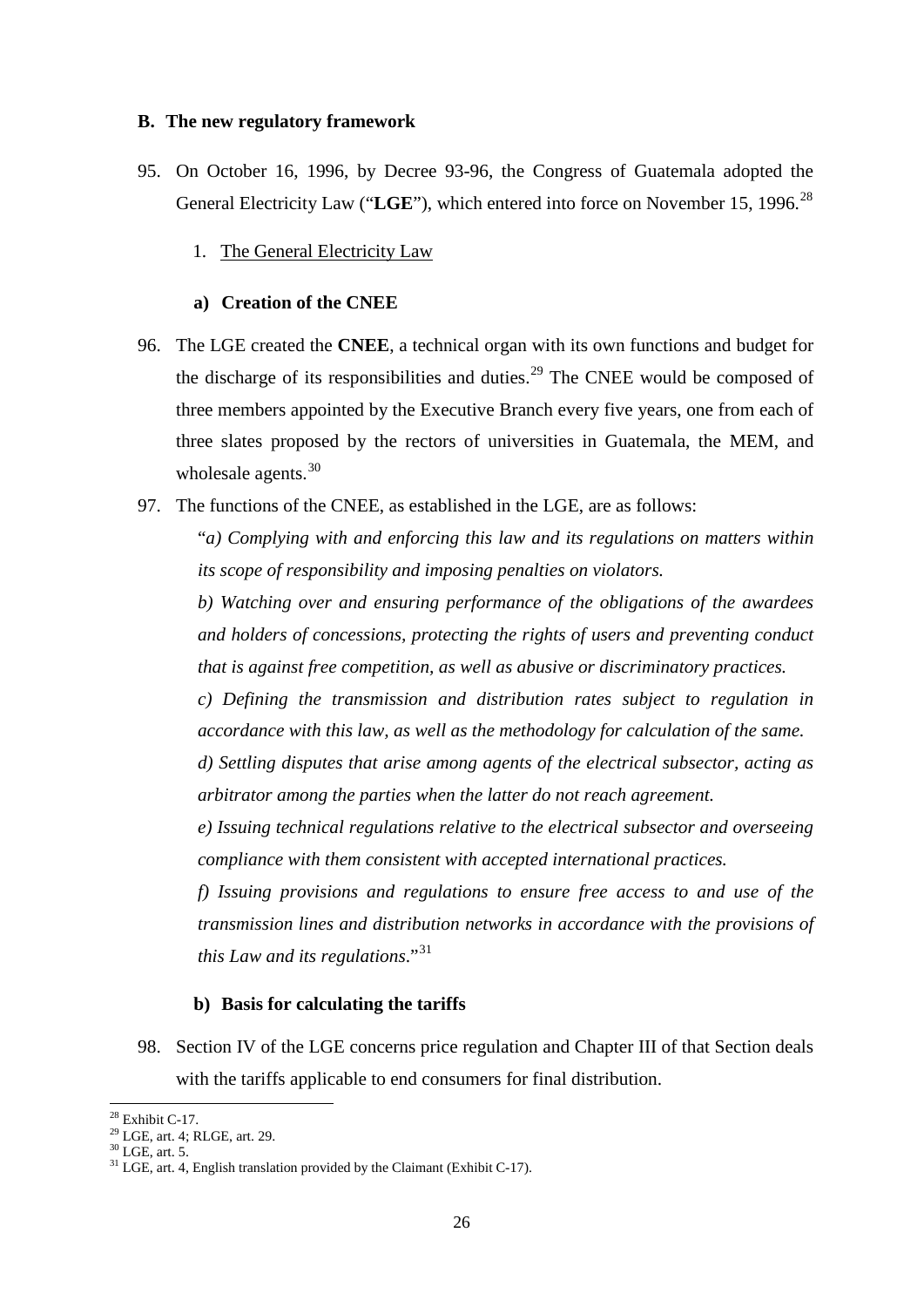**B. The new regulatory framework**

95. On October 16, 1996, by Decree 93-96, the Congress of Guatemala adopted the General Electricity Law ("**LGE**"), which entered into force on November 15, 1996.[28]

1. The General Electricity Law

**a) Creation of the CNEE**

96. The LGE created the **CNEE**, a technical organ with its own functions and budget for the discharge of its responsibilities and duties.[29] The CNEE would be composed of three members appointed by the Executive Branch every five years, one from each of three slates proposed by the rectors of universities in Guatemala, the MEM, and wholesale agents.[30]

97. The functions of the CNEE, as established in the LGE, are as follows:

"*a) Complying with and enforcing this law and its regulations on matters within its scope of responsibility and imposing penalties on violators.*

*b) Watching over and ensuring performance of the obligations of the awardees and holders of concessions, protecting the rights of users and preventing conduct that is against free competition, as well as abusive or discriminatory practices.*

*c) Defining the transmission and distribution rates subject to regulation in accordance with this law, as well as the methodology for calculation of the same.*

*d) Settling disputes that arise among agents of the electrical subsector, acting as arbitrator among the parties when the latter do not reach agreement.*

*e) Issuing technical regulations relative to the electrical subsector and overseeing compliance with them consistent with accepted international practices.*

*f) Issuing provisions and regulations to ensure free access to and use of the transmission lines and distribution networks in accordance with the provisions of this Law and its regulations*."[31]

**b) Basis for calculating the tariffs**

98. Section IV of the LGE concerns price regulation and Chapter III of that Section deals with the tariffs applicable to end consumers for final distribution.

---

[28] Exhibit C-17.

[29] LGE, art. 4; RLGE, art. 29.

[30] LGE, art. 5.

[31] LGE, art. 4, English translation provided by the Claimant (Exhibit C-17).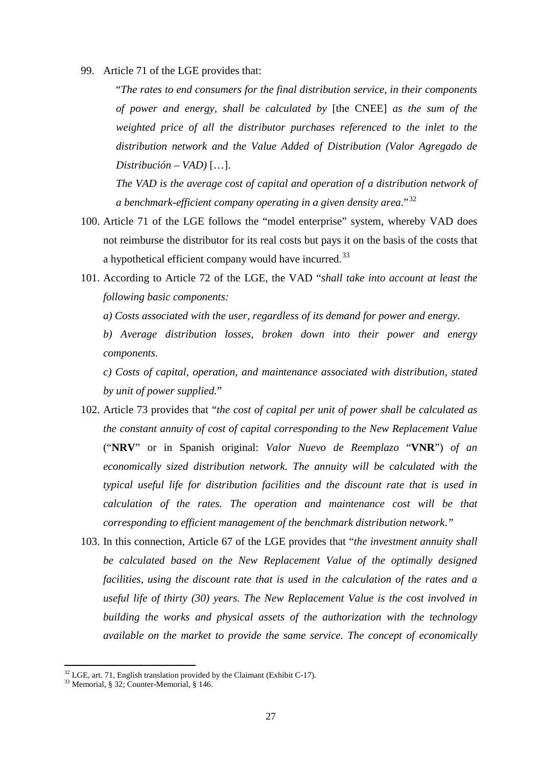99. Article 71 of the LGE provides that:

    "*The rates to end consumers for the final distribution service, in their components of power and energy, shall be calculated by* [the CNEE] *as the sum of the weighted price of all the distributor purchases referenced to the inlet to the distribution network and the Value Added of Distribution (Valor Agregado de Distribución – VAD)* […].

    *The VAD is the average cost of capital and operation of a distribution network of a benchmark-efficient company operating in a given density area*."[32]

100. Article 71 of the LGE follows the "model enterprise" system, whereby VAD does not reimburse the distributor for its real costs but pays it on the basis of the costs that a hypothetical efficient company would have incurred.[33]

101. According to Article 72 of the LGE, the VAD "*shall take into account at least the following basic components:*

    *a) Costs associated with the user, regardless of its demand for power and energy.*

    *b) Average distribution losses, broken down into their power and energy components.*

    *c) Costs of capital, operation, and maintenance associated with distribution, stated by unit of power supplied.*"

102. Article 73 provides that "*the cost of capital per unit of power shall be calculated as the constant annuity of cost of capital corresponding to the New Replacement Value* ("**NRV**" or in Spanish original: *Valor Nuevo de Reemplazo* "**VNR**") *of an economically sized distribution network. The annuity will be calculated with the typical useful life for distribution facilities and the discount rate that is used in calculation of the rates. The operation and maintenance cost will be that corresponding to efficient management of the benchmark distribution network.*"

103. In this connection, Article 67 of the LGE provides that "*the investment annuity shall be calculated based on the New Replacement Value of the optimally designed facilities, using the discount rate that is used in the calculation of the rates and a useful life of thirty (30) years. The New Replacement Value is the cost involved in building the works and physical assets of the authorization with the technology available on the market to provide the same service. The concept of economically*

---

[32] LGE, art. 71, English translation provided by the Claimant (Exhibit C-17).

[33] Memorial, § 32; Counter-Memorial, § 146.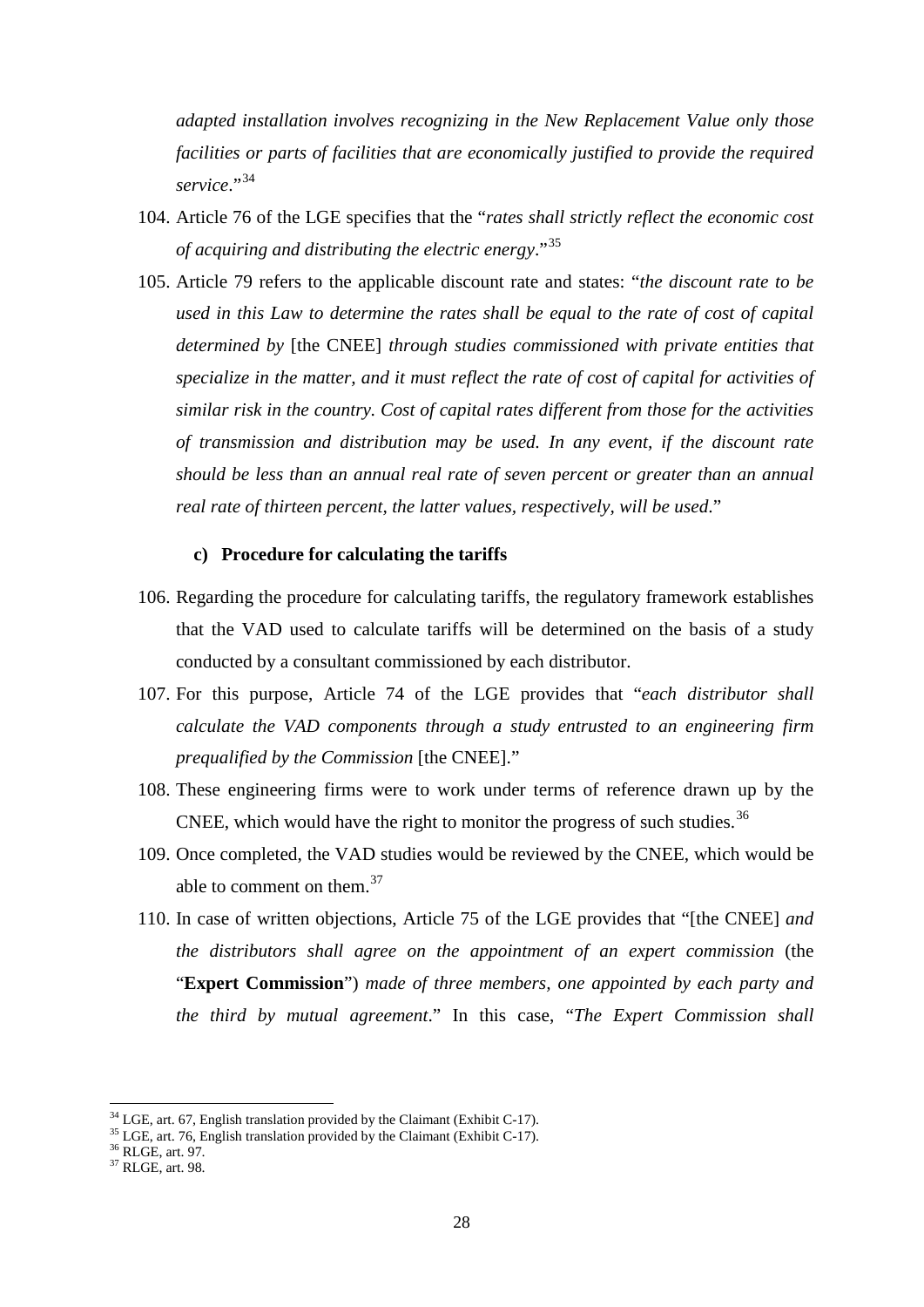*adapted installation involves recognizing in the New Replacement Value only those facilities or parts of facilities that are economically justified to provide the required service*."[34]

104. Article 76 of the LGE specifies that the "*rates shall strictly reflect the economic cost of acquiring and distributing the electric energy*."[35]

105. Article 79 refers to the applicable discount rate and states: "*the discount rate to be used in this Law to determine the rates shall be equal to the rate of cost of capital determined by* [the CNEE] *through studies commissioned with private entities that specialize in the matter, and it must reflect the rate of cost of capital for activities of similar risk in the country. Cost of capital rates different from those for the activities of transmission and distribution may be used. In any event, if the discount rate should be less than an annual real rate of seven percent or greater than an annual real rate of thirteen percent, the latter values, respectively, will be used*."

**c) Procedure for calculating the tariffs**

106. Regarding the procedure for calculating tariffs, the regulatory framework establishes that the VAD used to calculate tariffs will be determined on the basis of a study conducted by a consultant commissioned by each distributor.

107. For this purpose, Article 74 of the LGE provides that "*each distributor shall calculate the VAD components through a study entrusted to an engineering firm prequalified by the Commission* [the CNEE]."

108. These engineering firms were to work under terms of reference drawn up by the CNEE, which would have the right to monitor the progress of such studies.[36]

109. Once completed, the VAD studies would be reviewed by the CNEE, which would be able to comment on them.[37]

110. In case of written objections, Article 75 of the LGE provides that "[the CNEE] *and the distributors shall agree on the appointment of an expert commission* (the "**Expert Commission**") *made of three members, one appointed by each party and the third by mutual agreement*." In this case, "*The Expert Commission shall*

---

[34] LGE, art. 67, English translation provided by the Claimant (Exhibit C-17).

[35] LGE, art. 76, English translation provided by the Claimant (Exhibit C-17).

[36] RLGE, art. 97.

[37] RLGE, art. 98.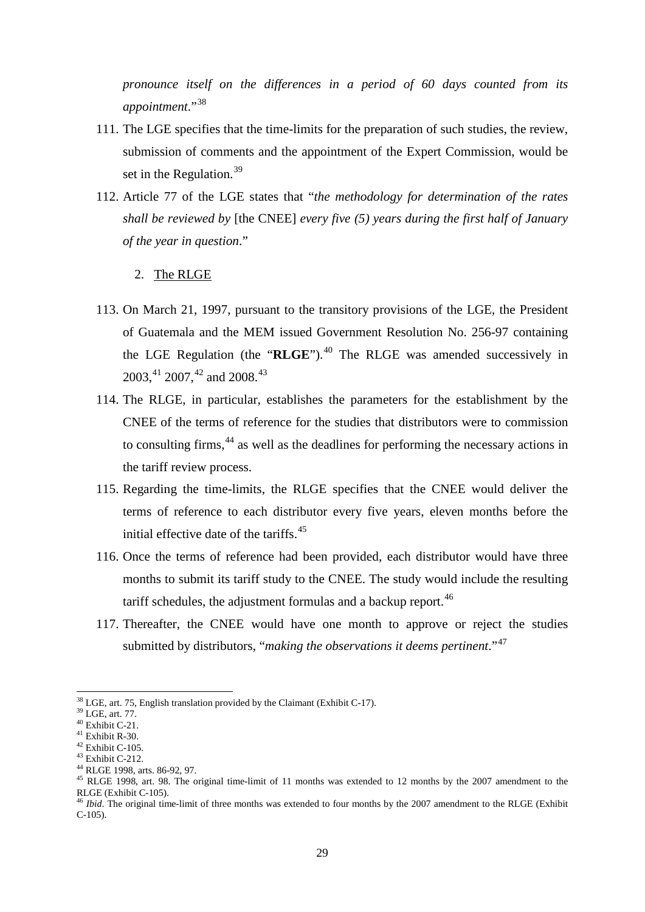*pronounce itself on the differences in a period of 60 days counted from its appointment*."[38]

111. The LGE specifies that the time-limits for the preparation of such studies, the review, submission of comments and the appointment of the Expert Commission, would be set in the Regulation.[39]

112. Article 77 of the LGE states that "*the methodology for determination of the rates shall be reviewed by* [the CNEE] *every five (5) years during the first half of January of the year in question*."

2. The RLGE

113. On March 21, 1997, pursuant to the transitory provisions of the LGE, the President of Guatemala and the MEM issued Government Resolution No. 256-97 containing the LGE Regulation (the "**RLGE**").[40] The RLGE was amended successively in 2003,[41] 2007,[42] and 2008.[43]

114. The RLGE, in particular, establishes the parameters for the establishment by the CNEE of the terms of reference for the studies that distributors were to commission to consulting firms,[44] as well as the deadlines for performing the necessary actions in the tariff review process.

115. Regarding the time-limits, the RLGE specifies that the CNEE would deliver the terms of reference to each distributor every five years, eleven months before the initial effective date of the tariffs.[45]

116. Once the terms of reference had been provided, each distributor would have three months to submit its tariff study to the CNEE. The study would include the resulting tariff schedules, the adjustment formulas and a backup report.[46]

117. Thereafter, the CNEE would have one month to approve or reject the studies submitted by distributors, "*making the observations it deems pertinent*."[47]

---

[38] LGE, art. 75, English translation provided by the Claimant (Exhibit C-17).
[39] LGE, art. 77.
[40] Exhibit C-21.
[41] Exhibit R-30.
[42] Exhibit C-105.
[43] Exhibit C-212.
[44] RLGE 1998, arts. 86-92, 97.
[45] RLGE 1998, art. 98. The original time-limit of 11 months was extended to 12 months by the 2007 amendment to the RLGE (Exhibit C-105).
[46] *Ibid*. The original time-limit of three months was extended to four months by the 2007 amendment to the RLGE (Exhibit C-105).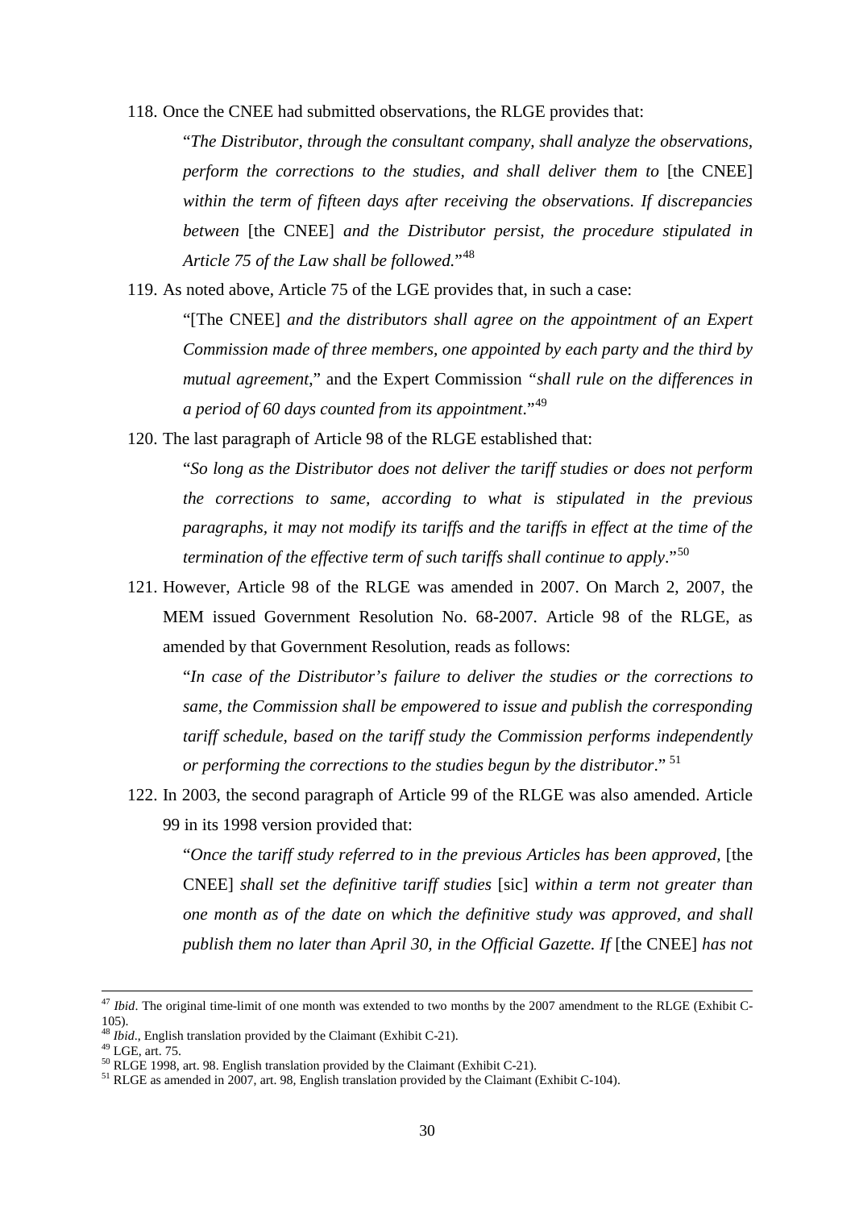118. Once the CNEE had submitted observations, the RLGE provides that:

> "*The Distributor, through the consultant company, shall analyze the observations, perform the corrections to the studies, and shall deliver them to* [the CNEE] *within the term of fifteen days after receiving the observations. If discrepancies between* [the CNEE] *and the Distributor persist, the procedure stipulated in Article 75 of the Law shall be followed.*"[48]

119. As noted above, Article 75 of the LGE provides that, in such a case:

> "[The CNEE] *and the distributors shall agree on the appointment of an Expert Commission made of three members, one appointed by each party and the third by mutual agreement*," and the Expert Commission "*shall rule on the differences in a period of 60 days counted from its appointment*."[49]

120. The last paragraph of Article 98 of the RLGE established that:

> "*So long as the Distributor does not deliver the tariff studies or does not perform the corrections to same, according to what is stipulated in the previous paragraphs, it may not modify its tariffs and the tariffs in effect at the time of the termination of the effective term of such tariffs shall continue to apply*."[50]

121. However, Article 98 of the RLGE was amended in 2007. On March 2, 2007, the MEM issued Government Resolution No. 68-2007. Article 98 of the RLGE, as amended by that Government Resolution, reads as follows:

> "*In case of the Distributor's failure to deliver the studies or the corrections to same, the Commission shall be empowered to issue and publish the corresponding tariff schedule, based on the tariff study the Commission performs independently or performing the corrections to the studies begun by the distributor*."[51]

122. In 2003, the second paragraph of Article 99 of the RLGE was also amended. Article 99 in its 1998 version provided that:

> "*Once the tariff study referred to in the previous Articles has been approved,* [the CNEE] *shall set the definitive tariff studies* [sic] *within a term not greater than one month as of the date on which the definitive study was approved, and shall publish them no later than April 30, in the Official Gazette. If* [the CNEE] *has not*

---

[47] *Ibid*. The original time-limit of one month was extended to two months by the 2007 amendment to the RLGE (Exhibit C-105).

[48] *Ibid*., English translation provided by the Claimant (Exhibit C-21).

[49] LGE, art. 75.

[50] RLGE 1998, art. 98. English translation provided by the Claimant (Exhibit C-21).

[51] RLGE as amended in 2007, art. 98, English translation provided by the Claimant (Exhibit C-104).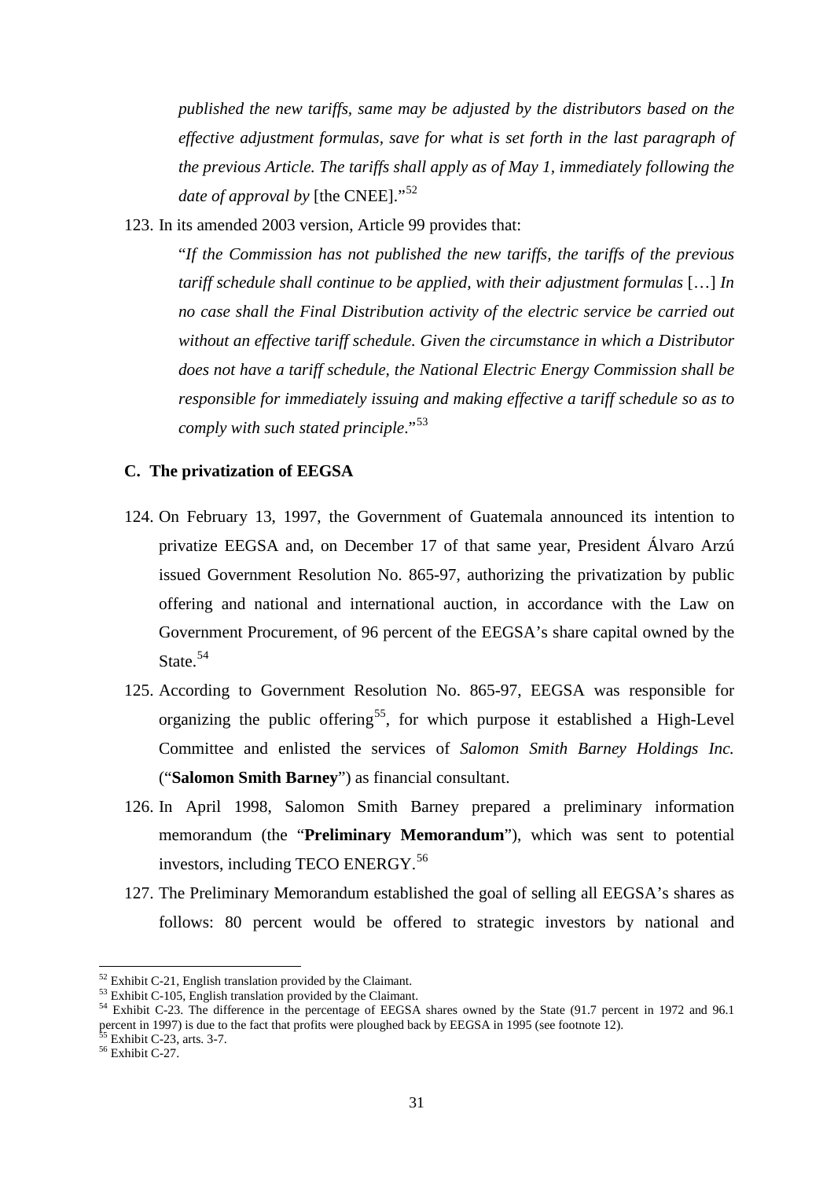*published the new tariffs, same may be adjusted by the distributors based on the effective adjustment formulas, save for what is set forth in the last paragraph of the previous Article. The tariffs shall apply as of May 1, immediately following the date of approval by* [the CNEE]."[52]

123. In its amended 2003 version, Article 99 provides that:

"*If the Commission has not published the new tariffs, the tariffs of the previous tariff schedule shall continue to be applied, with their adjustment formulas* […] *In no case shall the Final Distribution activity of the electric service be carried out without an effective tariff schedule. Given the circumstance in which a Distributor does not have a tariff schedule, the National Electric Energy Commission shall be responsible for immediately issuing and making effective a tariff schedule so as to comply with such stated principle*."[53]

### C. The privatization of EEGSA

124. On February 13, 1997, the Government of Guatemala announced its intention to privatize EEGSA and, on December 17 of that same year, President Álvaro Arzú issued Government Resolution No. 865-97, authorizing the privatization by public offering and national and international auction, in accordance with the Law on Government Procurement, of 96 percent of the EEGSA's share capital owned by the State.[54]

125. According to Government Resolution No. 865-97, EEGSA was responsible for organizing the public offering[55], for which purpose it established a High-Level Committee and enlisted the services of *Salomon Smith Barney Holdings Inc.* ("**Salomon Smith Barney**") as financial consultant.

126. In April 1998, Salomon Smith Barney prepared a preliminary information memorandum (the "**Preliminary Memorandum**"), which was sent to potential investors, including TECO ENERGY.[56]

127. The Preliminary Memorandum established the goal of selling all EEGSA's shares as follows: 80 percent would be offered to strategic investors by national and

---

[52] Exhibit C-21, English translation provided by the Claimant.

[53] Exhibit C-105, English translation provided by the Claimant.

[54] Exhibit C-23. The difference in the percentage of EEGSA shares owned by the State (91.7 percent in 1972 and 96.1 percent in 1997) is due to the fact that profits were ploughed back by EEGSA in 1995 (see footnote 12).

[55] Exhibit C-23, arts. 3-7.

[56] Exhibit C-27.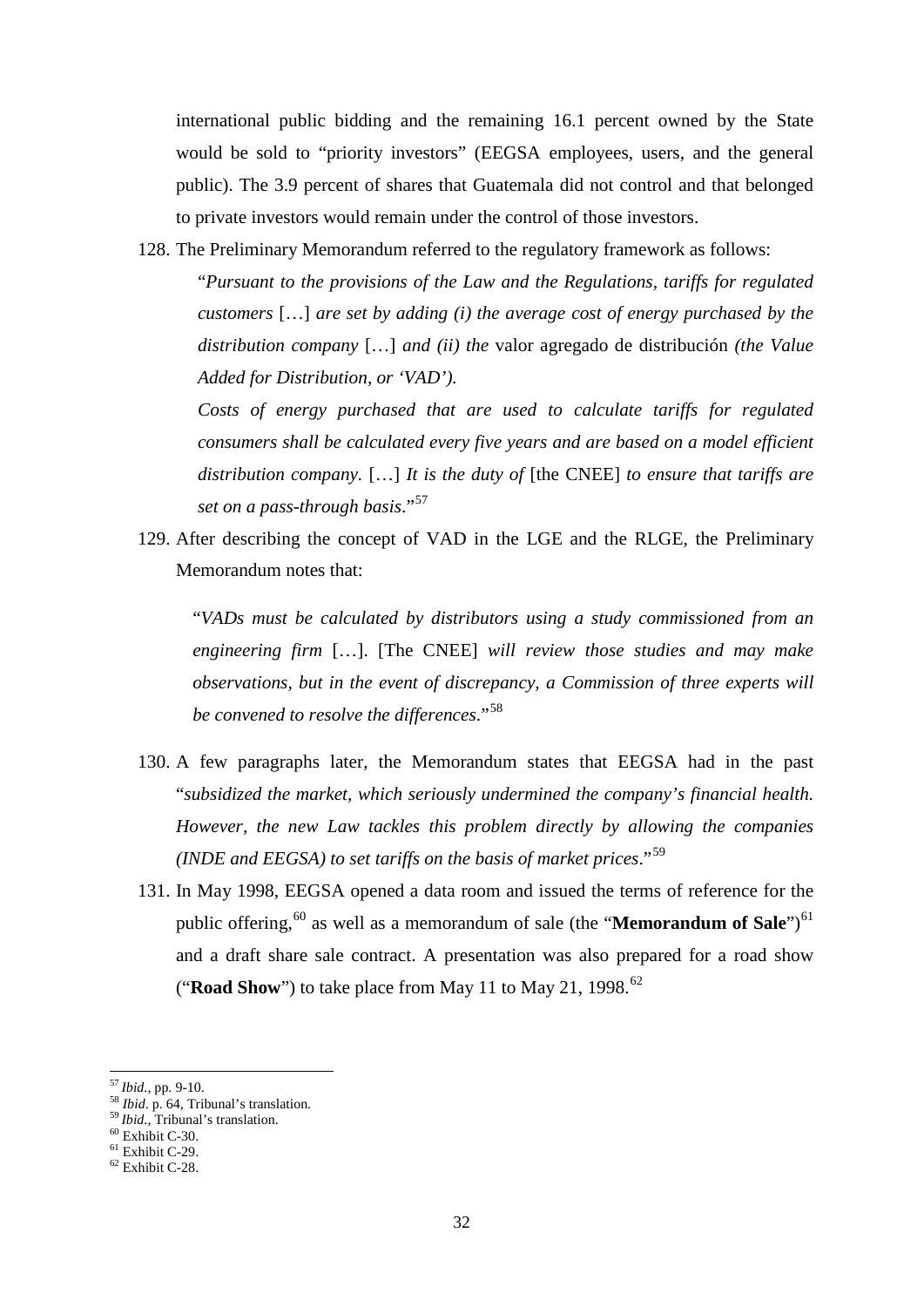international public bidding and the remaining 16.1 percent owned by the State would be sold to "priority investors" (EEGSA employees, users, and the general public). The 3.9 percent of shares that Guatemala did not control and that belonged to private investors would remain under the control of those investors.

128. The Preliminary Memorandum referred to the regulatory framework as follows:

 "*Pursuant to the provisions of the Law and the Regulations, tariffs for regulated customers* […] *are set by adding (i) the average cost of energy purchased by the distribution company* […] *and (ii) the* valor agregado de distribución *(the Value Added for Distribution, or 'VAD').*

 *Costs of energy purchased that are used to calculate tariffs for regulated consumers shall be calculated every five years and are based on a model efficient distribution company.* […] *It is the duty of* [the CNEE] *to ensure that tariffs are set on a pass-through basis*."[57]

129. After describing the concept of VAD in the LGE and the RLGE, the Preliminary Memorandum notes that:

 "*VADs must be calculated by distributors using a study commissioned from an engineering firm* […]. [The CNEE] *will review those studies and may make observations, but in the event of discrepancy, a Commission of three experts will be convened to resolve the differences*."[58]

130. A few paragraphs later, the Memorandum states that EEGSA had in the past "*subsidized the market, which seriously undermined the company's financial health. However, the new Law tackles this problem directly by allowing the companies (INDE and EEGSA) to set tariffs on the basis of market prices*."[59]

131. In May 1998, EEGSA opened a data room and issued the terms of reference for the public offering,[60] as well as a memorandum of sale (the "**Memorandum of Sale**")[61] and a draft share sale contract. A presentation was also prepared for a road show ("**Road Show**") to take place from May 11 to May 21, 1998.[62]

---

[57] *Ibid.*, pp. 9-10.
[58] *Ibid*. p. 64, Tribunal's translation.
[59] *Ibid.*, Tribunal's translation.
[60] Exhibit C-30.
[61] Exhibit C-29.
[62] Exhibit C-28.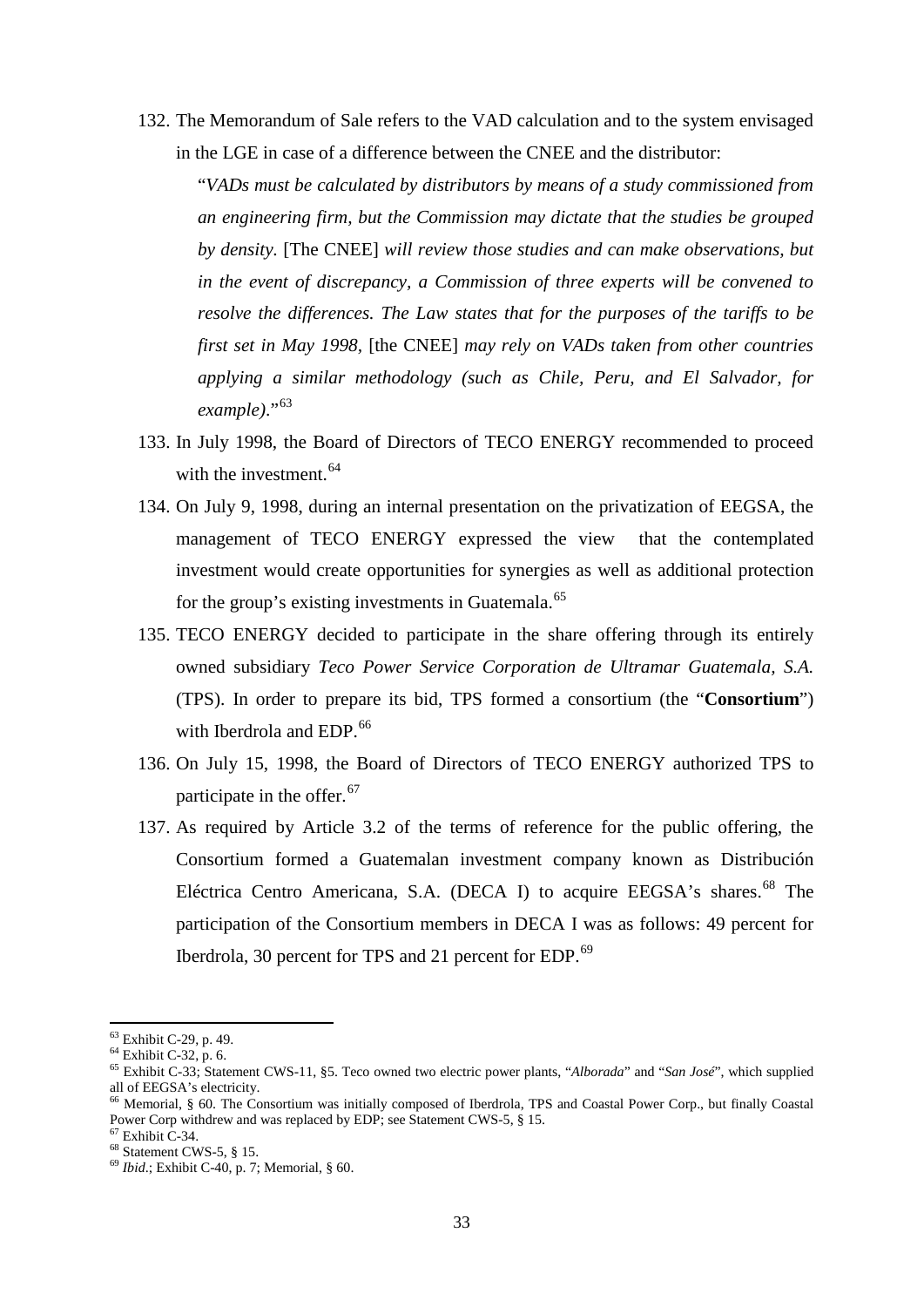132. The Memorandum of Sale refers to the VAD calculation and to the system envisaged in the LGE in case of a difference between the CNEE and the distributor:

"*VADs must be calculated by distributors by means of a study commissioned from an engineering firm, but the Commission may dictate that the studies be grouped by density.* [The CNEE] *will review those studies and can make observations, but in the event of discrepancy, a Commission of three experts will be convened to resolve the differences. The Law states that for the purposes of the tariffs to be first set in May 1998,* [the CNEE] *may rely on VADs taken from other countries applying a similar methodology (such as Chile, Peru, and El Salvador, for example)*."[63]

133. In July 1998, the Board of Directors of TECO ENERGY recommended to proceed with the investment.[64]

134. On July 9, 1998, during an internal presentation on the privatization of EEGSA, the management of TECO ENERGY expressed the view that the contemplated investment would create opportunities for synergies as well as additional protection for the group's existing investments in Guatemala.[65]

135. TECO ENERGY decided to participate in the share offering through its entirely owned subsidiary *Teco Power Service Corporation de Ultramar Guatemala, S.A.* (TPS). In order to prepare its bid, TPS formed a consortium (the "**Consortium**") with Iberdrola and EDP.[66]

136. On July 15, 1998, the Board of Directors of TECO ENERGY authorized TPS to participate in the offer.[67]

137. As required by Article 3.2 of the terms of reference for the public offering, the Consortium formed a Guatemalan investment company known as Distribución Eléctrica Centro Americana, S.A. (DECA I) to acquire EEGSA's shares.[68] The participation of the Consortium members in DECA I was as follows: 49 percent for Iberdrola, 30 percent for TPS and 21 percent for EDP.[69]

---

[63] Exhibit C-29, p. 49.

[64] Exhibit C-32, p. 6.

[65] Exhibit C-33; Statement CWS-11, §5. Teco owned two electric power plants, "*Alborada*" and "*San José*", which supplied all of EEGSA's electricity.

[66] Memorial, § 60. The Consortium was initially composed of Iberdrola, TPS and Coastal Power Corp., but finally Coastal Power Corp withdrew and was replaced by EDP; see Statement CWS-5, § 15.

[67] Exhibit C-34.

[68] Statement CWS-5, § 15.

[69] *Ibid*.; Exhibit C-40, p. 7; Memorial, § 60.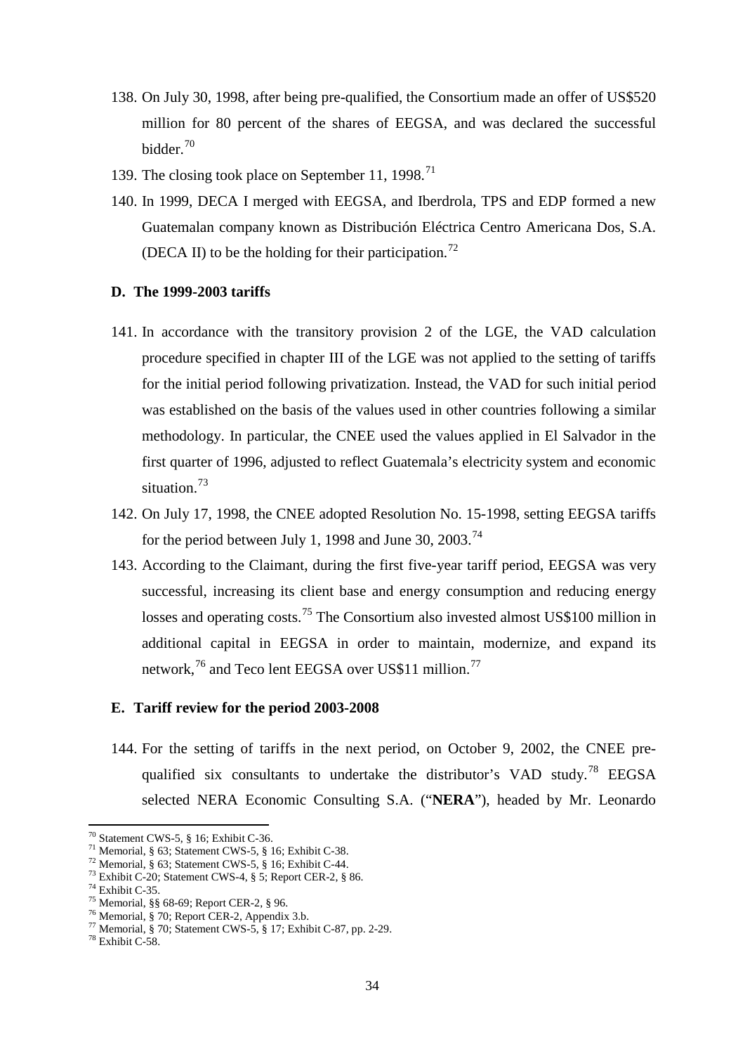138. On July 30, 1998, after being pre-qualified, the Consortium made an offer of US$520 million for 80 percent of the shares of EEGSA, and was declared the successful bidder.[70]

139. The closing took place on September 11, 1998.[71]

140. In 1999, DECA I merged with EEGSA, and Iberdrola, TPS and EDP formed a new Guatemalan company known as Distribución Eléctrica Centro Americana Dos, S.A. (DECA II) to be the holding for their participation.[72]

### D. The 1999-2003 tariffs

141. In accordance with the transitory provision 2 of the LGE, the VAD calculation procedure specified in chapter III of the LGE was not applied to the setting of tariffs for the initial period following privatization. Instead, the VAD for such initial period was established on the basis of the values used in other countries following a similar methodology. In particular, the CNEE used the values applied in El Salvador in the first quarter of 1996, adjusted to reflect Guatemala's electricity system and economic situation.[73]

142. On July 17, 1998, the CNEE adopted Resolution No. 15-1998, setting EEGSA tariffs for the period between July 1, 1998 and June 30, 2003.[74]

143. According to the Claimant, during the first five-year tariff period, EEGSA was very successful, increasing its client base and energy consumption and reducing energy losses and operating costs.[75] The Consortium also invested almost US$100 million in additional capital in EEGSA in order to maintain, modernize, and expand its network,[76] and Teco lent EEGSA over US$11 million.[77]

### E. Tariff review for the period 2003-2008

144. For the setting of tariffs in the next period, on October 9, 2002, the CNEE pre-qualified six consultants to undertake the distributor's VAD study.[78] EEGSA selected NERA Economic Consulting S.A. ("**NERA**"), headed by Mr. Leonardo

---

[70] Statement CWS-5, § 16; Exhibit C-36.
[71] Memorial, § 63; Statement CWS-5, § 16; Exhibit C-38.
[72] Memorial, § 63; Statement CWS-5, § 16; Exhibit C-44.
[73] Exhibit C-20; Statement CWS-4, § 5; Report CER-2, § 86.
[74] Exhibit C-35.
[75] Memorial, §§ 68-69; Report CER-2, § 96.
[76] Memorial, § 70; Report CER-2, Appendix 3.b.
[77] Memorial, § 70; Statement CWS-5, § 17; Exhibit C-87, pp. 2-29.
[78] Exhibit C-58.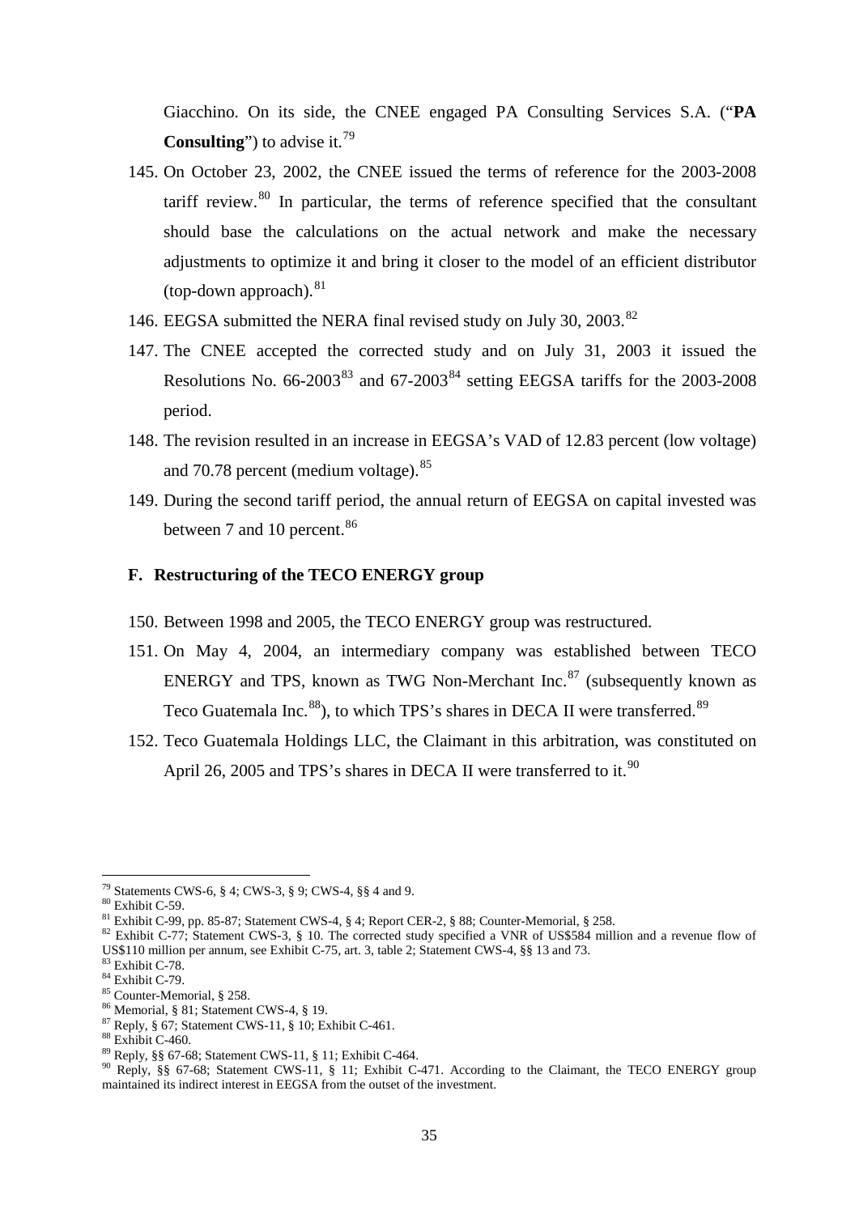Giacchino. On its side, the CNEE engaged PA Consulting Services S.A. ("**PA Consulting**") to advise it.[79]

145. On October 23, 2002, the CNEE issued the terms of reference for the 2003-2008 tariff review.[80] In particular, the terms of reference specified that the consultant should base the calculations on the actual network and make the necessary adjustments to optimize it and bring it closer to the model of an efficient distributor (top-down approach).[81]

146. EEGSA submitted the NERA final revised study on July 30, 2003.[82]

147. The CNEE accepted the corrected study and on July 31, 2003 it issued the Resolutions No. 66-2003[83] and 67-2003[84] setting EEGSA tariffs for the 2003-2008 period.

148. The revision resulted in an increase in EEGSA's VAD of 12.83 percent (low voltage) and 70.78 percent (medium voltage).[85]

149. During the second tariff period, the annual return of EEGSA on capital invested was between 7 and 10 percent.[86]

### F. Restructuring of the TECO ENERGY group

150. Between 1998 and 2005, the TECO ENERGY group was restructured.

151. On May 4, 2004, an intermediary company was established between TECO ENERGY and TPS, known as TWG Non-Merchant Inc.[87] (subsequently known as Teco Guatemala Inc.[88]), to which TPS's shares in DECA II were transferred.[89]

152. Teco Guatemala Holdings LLC, the Claimant in this arbitration, was constituted on April 26, 2005 and TPS's shares in DECA II were transferred to it.[90]

---

[79] Statements CWS-6, § 4; CWS-3, § 9; CWS-4, §§ 4 and 9.

[80] Exhibit C-59.

[81] Exhibit C-99, pp. 85-87; Statement CWS-4, § 4; Report CER-2, § 88; Counter-Memorial, § 258.

[82] Exhibit C-77; Statement CWS-3, § 10. The corrected study specified a VNR of US$584 million and a revenue flow of US$110 million per annum, see Exhibit C-75, art. 3, table 2; Statement CWS-4, §§ 13 and 73.

[83] Exhibit C-78.

[84] Exhibit C-79.

[85] Counter-Memorial, § 258.

[86] Memorial, § 81; Statement CWS-4, § 19.

[87] Reply, § 67; Statement CWS-11, § 10; Exhibit C-461.

[88] Exhibit C-460.

[89] Reply, §§ 67-68; Statement CWS-11, § 11; Exhibit C-464.

[90] Reply, §§ 67-68; Statement CWS-11, § 11; Exhibit C-471. According to the Claimant, the TECO ENERGY group maintained its indirect interest in EEGSA from the outset of the investment.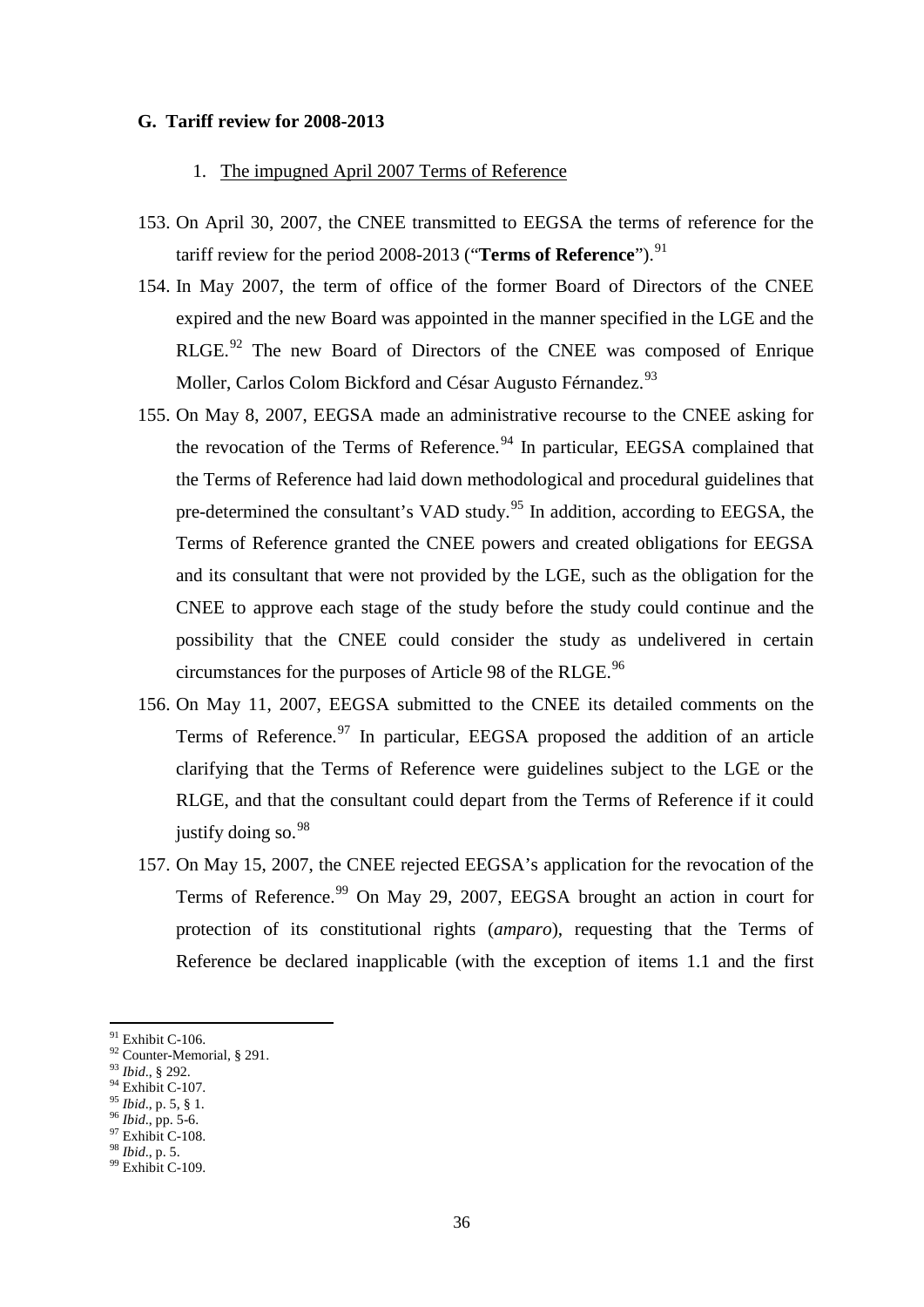### G. Tariff review for 2008-2013

1. The impugned April 2007 Terms of Reference

153. On April 30, 2007, the CNEE transmitted to EEGSA the terms of reference for the tariff review for the period 2008-2013 ("**Terms of Reference**").[91]

154. In May 2007, the term of office of the former Board of Directors of the CNEE expired and the new Board was appointed in the manner specified in the LGE and the RLGE.[92] The new Board of Directors of the CNEE was composed of Enrique Moller, Carlos Colom Bickford and César Augusto Férnandez.[93]

155. On May 8, 2007, EEGSA made an administrative recourse to the CNEE asking for the revocation of the Terms of Reference.[94] In particular, EEGSA complained that the Terms of Reference had laid down methodological and procedural guidelines that pre-determined the consultant's VAD study.[95] In addition, according to EEGSA, the Terms of Reference granted the CNEE powers and created obligations for EEGSA and its consultant that were not provided by the LGE, such as the obligation for the CNEE to approve each stage of the study before the study could continue and the possibility that the CNEE could consider the study as undelivered in certain circumstances for the purposes of Article 98 of the RLGE.[96]

156. On May 11, 2007, EEGSA submitted to the CNEE its detailed comments on the Terms of Reference.[97] In particular, EEGSA proposed the addition of an article clarifying that the Terms of Reference were guidelines subject to the LGE or the RLGE, and that the consultant could depart from the Terms of Reference if it could justify doing so.[98]

157. On May 15, 2007, the CNEE rejected EEGSA's application for the revocation of the Terms of Reference.[99] On May 29, 2007, EEGSA brought an action in court for protection of its constitutional rights (*amparo*), requesting that the Terms of Reference be declared inapplicable (with the exception of items 1.1 and the first

---

[91] Exhibit C-106.
[92] Counter-Memorial, § 291.
[93] *Ibid*., § 292.
[94] Exhibit C-107.
[95] *Ibid*., p. 5, § 1.
[96] *Ibid*., pp. 5-6.
[97] Exhibit C-108.
[98] *Ibid*., p. 5.
[99] Exhibit C-109.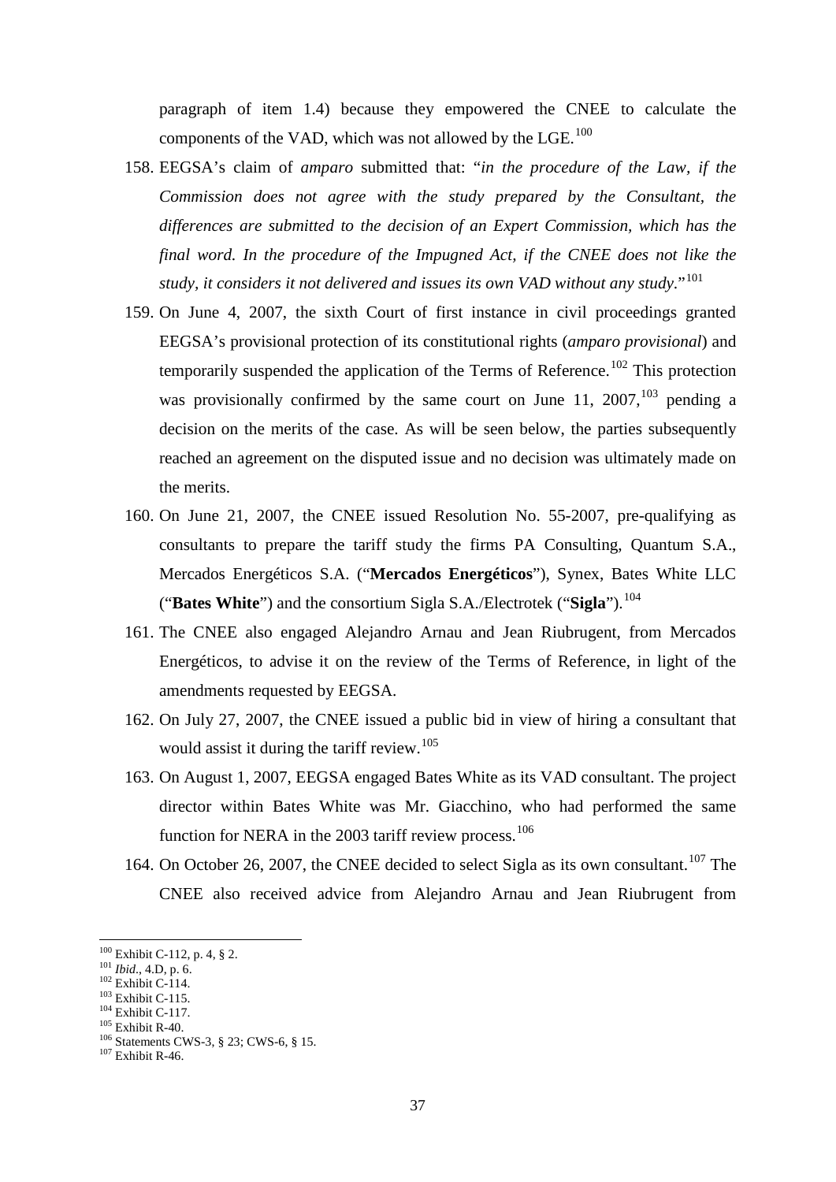paragraph of item 1.4) because they empowered the CNEE to calculate the components of the VAD, which was not allowed by the LGE.[100]

158. EEGSA's claim of *amparo* submitted that: "*in the procedure of the Law, if the Commission does not agree with the study prepared by the Consultant, the differences are submitted to the decision of an Expert Commission, which has the final word. In the procedure of the Impugned Act, if the CNEE does not like the study, it considers it not delivered and issues its own VAD without any study*."[101]

159. On June 4, 2007, the sixth Court of first instance in civil proceedings granted EEGSA's provisional protection of its constitutional rights (*amparo provisional*) and temporarily suspended the application of the Terms of Reference.[102] This protection was provisionally confirmed by the same court on June 11, 2007,[103] pending a decision on the merits of the case. As will be seen below, the parties subsequently reached an agreement on the disputed issue and no decision was ultimately made on the merits.

160. On June 21, 2007, the CNEE issued Resolution No. 55-2007, pre-qualifying as consultants to prepare the tariff study the firms PA Consulting, Quantum S.A., Mercados Energéticos S.A. ("**Mercados Energéticos**"), Synex, Bates White LLC ("**Bates White**") and the consortium Sigla S.A./Electrotek ("**Sigla**").[104]

161. The CNEE also engaged Alejandro Arnau and Jean Riubrugent, from Mercados Energéticos, to advise it on the review of the Terms of Reference, in light of the amendments requested by EEGSA.

162. On July 27, 2007, the CNEE issued a public bid in view of hiring a consultant that would assist it during the tariff review.[105]

163. On August 1, 2007, EEGSA engaged Bates White as its VAD consultant. The project director within Bates White was Mr. Giacchino, who had performed the same function for NERA in the 2003 tariff review process.[106]

164. On October 26, 2007, the CNEE decided to select Sigla as its own consultant.[107] The CNEE also received advice from Alejandro Arnau and Jean Riubrugent from

---

[100] Exhibit C-112, p. 4, § 2.
[101] *Ibid*., 4.D, p. 6.
[102] Exhibit C-114.
[103] Exhibit C-115.
[104] Exhibit C-117.
[105] Exhibit R-40.
[106] Statements CWS-3, § 23; CWS-6, § 15.
[107] Exhibit R-46.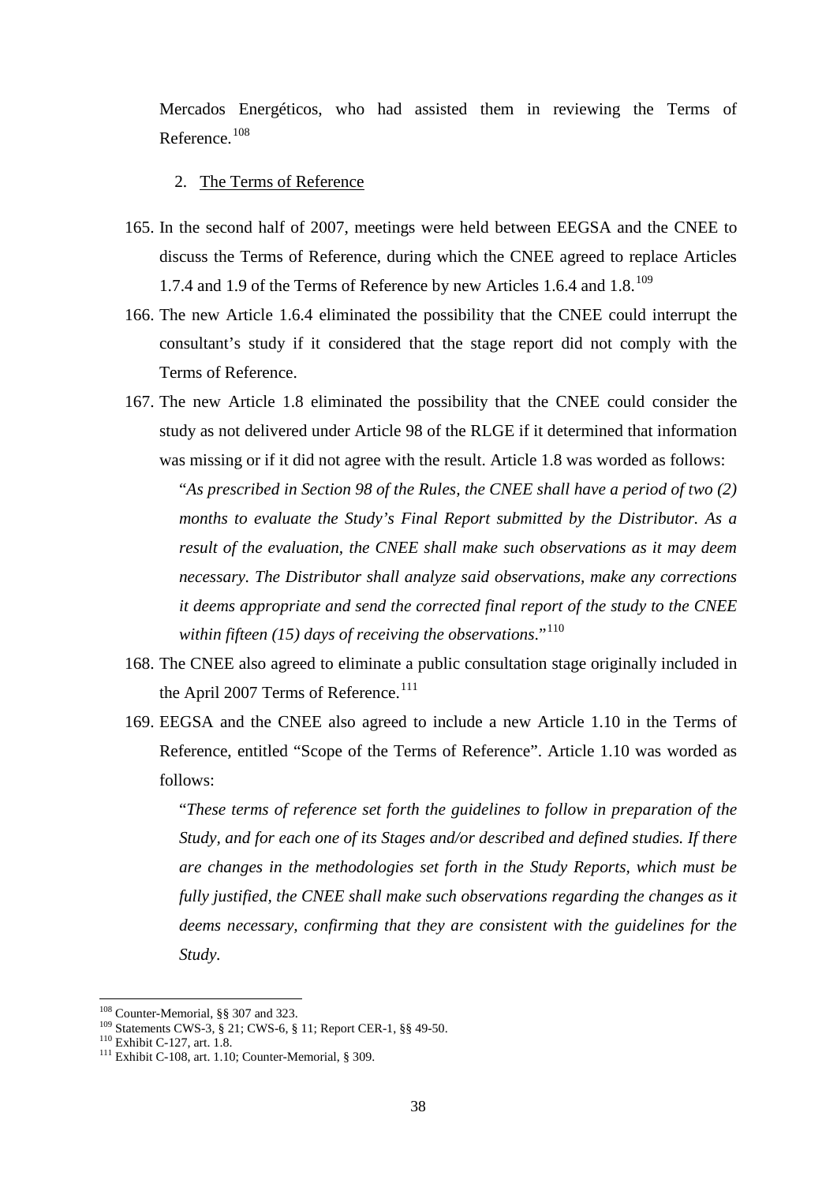Mercados Energéticos, who had assisted them in reviewing the Terms of Reference.[108]

2. The Terms of Reference

165. In the second half of 2007, meetings were held between EEGSA and the CNEE to discuss the Terms of Reference, during which the CNEE agreed to replace Articles 1.7.4 and 1.9 of the Terms of Reference by new Articles 1.6.4 and 1.8.[109]

166. The new Article 1.6.4 eliminated the possibility that the CNEE could interrupt the consultant's study if it considered that the stage report did not comply with the Terms of Reference.

167. The new Article 1.8 eliminated the possibility that the CNEE could consider the study as not delivered under Article 98 of the RLGE if it determined that information was missing or if it did not agree with the result. Article 1.8 was worded as follows:

"*As prescribed in Section 98 of the Rules, the CNEE shall have a period of two (2) months to evaluate the Study's Final Report submitted by the Distributor. As a result of the evaluation, the CNEE shall make such observations as it may deem necessary. The Distributor shall analyze said observations, make any corrections it deems appropriate and send the corrected final report of the study to the CNEE within fifteen (15) days of receiving the observations*."[110]

168. The CNEE also agreed to eliminate a public consultation stage originally included in the April 2007 Terms of Reference.[111]

169. EEGSA and the CNEE also agreed to include a new Article 1.10 in the Terms of Reference, entitled "Scope of the Terms of Reference". Article 1.10 was worded as follows:

"*These terms of reference set forth the guidelines to follow in preparation of the Study, and for each one of its Stages and/or described and defined studies. If there are changes in the methodologies set forth in the Study Reports, which must be fully justified, the CNEE shall make such observations regarding the changes as it deems necessary, confirming that they are consistent with the guidelines for the Study*.

[108] Counter-Memorial, §§ 307 and 323.
[109] Statements CWS-3, § 21; CWS-6, § 11; Report CER-1, §§ 49-50.
[110] Exhibit C-127, art. 1.8.
[111] Exhibit C-108, art. 1.10; Counter-Memorial, § 309.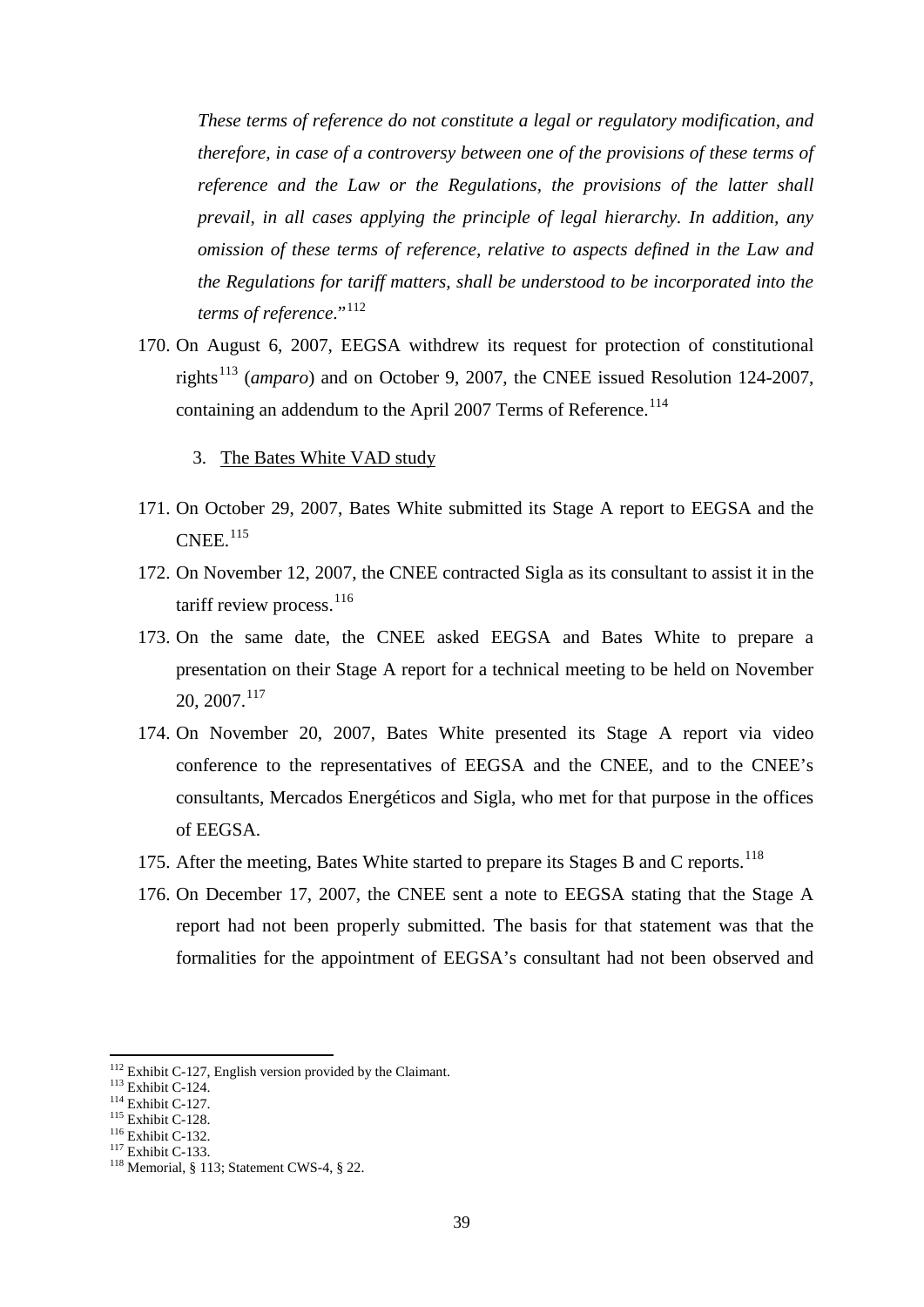*These terms of reference do not constitute a legal or regulatory modification, and therefore, in case of a controversy between one of the provisions of these terms of reference and the Law or the Regulations, the provisions of the latter shall prevail, in all cases applying the principle of legal hierarchy. In addition, any omission of these terms of reference, relative to aspects defined in the Law and the Regulations for tariff matters, shall be understood to be incorporated into the terms of reference.*"[112]

170. On August 6, 2007, EEGSA withdrew its request for protection of constitutional rights[113] (*amparo*) and on October 9, 2007, the CNEE issued Resolution 124-2007, containing an addendum to the April 2007 Terms of Reference.[114]

3. The Bates White VAD study

171. On October 29, 2007, Bates White submitted its Stage A report to EEGSA and the CNEE.[115]

172. On November 12, 2007, the CNEE contracted Sigla as its consultant to assist it in the tariff review process.[116]

173. On the same date, the CNEE asked EEGSA and Bates White to prepare a presentation on their Stage A report for a technical meeting to be held on November 20, 2007.[117]

174. On November 20, 2007, Bates White presented its Stage A report via video conference to the representatives of EEGSA and the CNEE, and to the CNEE's consultants, Mercados Energéticos and Sigla, who met for that purpose in the offices of EEGSA.

175. After the meeting, Bates White started to prepare its Stages B and C reports.[118]

176. On December 17, 2007, the CNEE sent a note to EEGSA stating that the Stage A report had not been properly submitted. The basis for that statement was that the formalities for the appointment of EEGSA's consultant had not been observed and

---

[112] Exhibit C-127, English version provided by the Claimant.
[113] Exhibit C-124.
[114] Exhibit C-127.
[115] Exhibit C-128.
[116] Exhibit C-132.
[117] Exhibit C-133.
[118] Memorial, § 113; Statement CWS-4, § 22.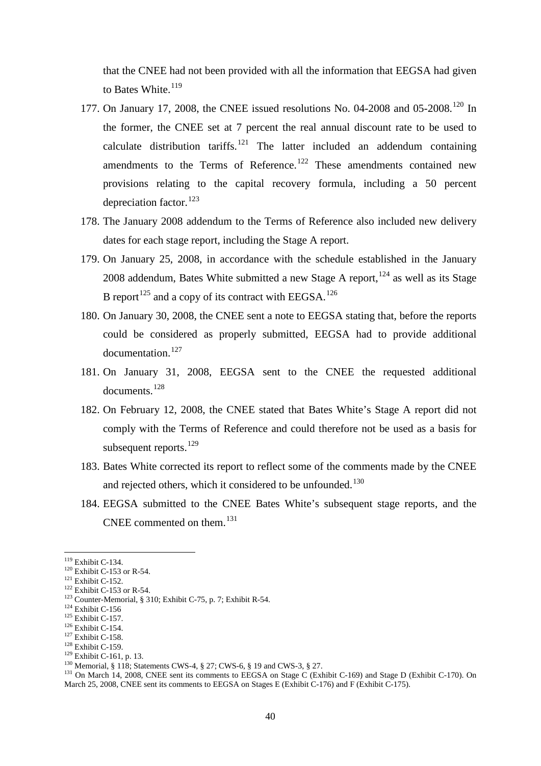that the CNEE had not been provided with all the information that EEGSA had given to Bates White.[119]

177. On January 17, 2008, the CNEE issued resolutions No. 04-2008 and 05-2008.[120] In the former, the CNEE set at 7 percent the real annual discount rate to be used to calculate distribution tariffs.[121] The latter included an addendum containing amendments to the Terms of Reference.[122] These amendments contained new provisions relating to the capital recovery formula, including a 50 percent depreciation factor.[123]

178. The January 2008 addendum to the Terms of Reference also included new delivery dates for each stage report, including the Stage A report.

179. On January 25, 2008, in accordance with the schedule established in the January 2008 addendum, Bates White submitted a new Stage A report,[124] as well as its Stage B report[125] and a copy of its contract with EEGSA.[126]

180. On January 30, 2008, the CNEE sent a note to EEGSA stating that, before the reports could be considered as properly submitted, EEGSA had to provide additional documentation.[127]

181. On January 31, 2008, EEGSA sent to the CNEE the requested additional documents.[128]

182. On February 12, 2008, the CNEE stated that Bates White's Stage A report did not comply with the Terms of Reference and could therefore not be used as a basis for subsequent reports.[129]

183. Bates White corrected its report to reflect some of the comments made by the CNEE and rejected others, which it considered to be unfounded.[130]

184. EEGSA submitted to the CNEE Bates White's subsequent stage reports, and the CNEE commented on them.[131]

---

[119] Exhibit C-134.
[120] Exhibit C-153 or R-54.
[121] Exhibit C-152.
[122] Exhibit C-153 or R-54.
[123] Counter-Memorial, § 310; Exhibit C-75, p. 7; Exhibit R-54.
[124] Exhibit C-156
[125] Exhibit C-157.
[126] Exhibit C-154.
[127] Exhibit C-158.
[128] Exhibit C-159.
[129] Exhibit C-161, p. 13.
[130] Memorial, § 118; Statements CWS-4, § 27; CWS-6, § 19 and CWS-3, § 27.
[131] On March 14, 2008, CNEE sent its comments to EEGSA on Stage C (Exhibit C-169) and Stage D (Exhibit C-170). On March 25, 2008, CNEE sent its comments to EEGSA on Stages E (Exhibit C-176) and F (Exhibit C-175).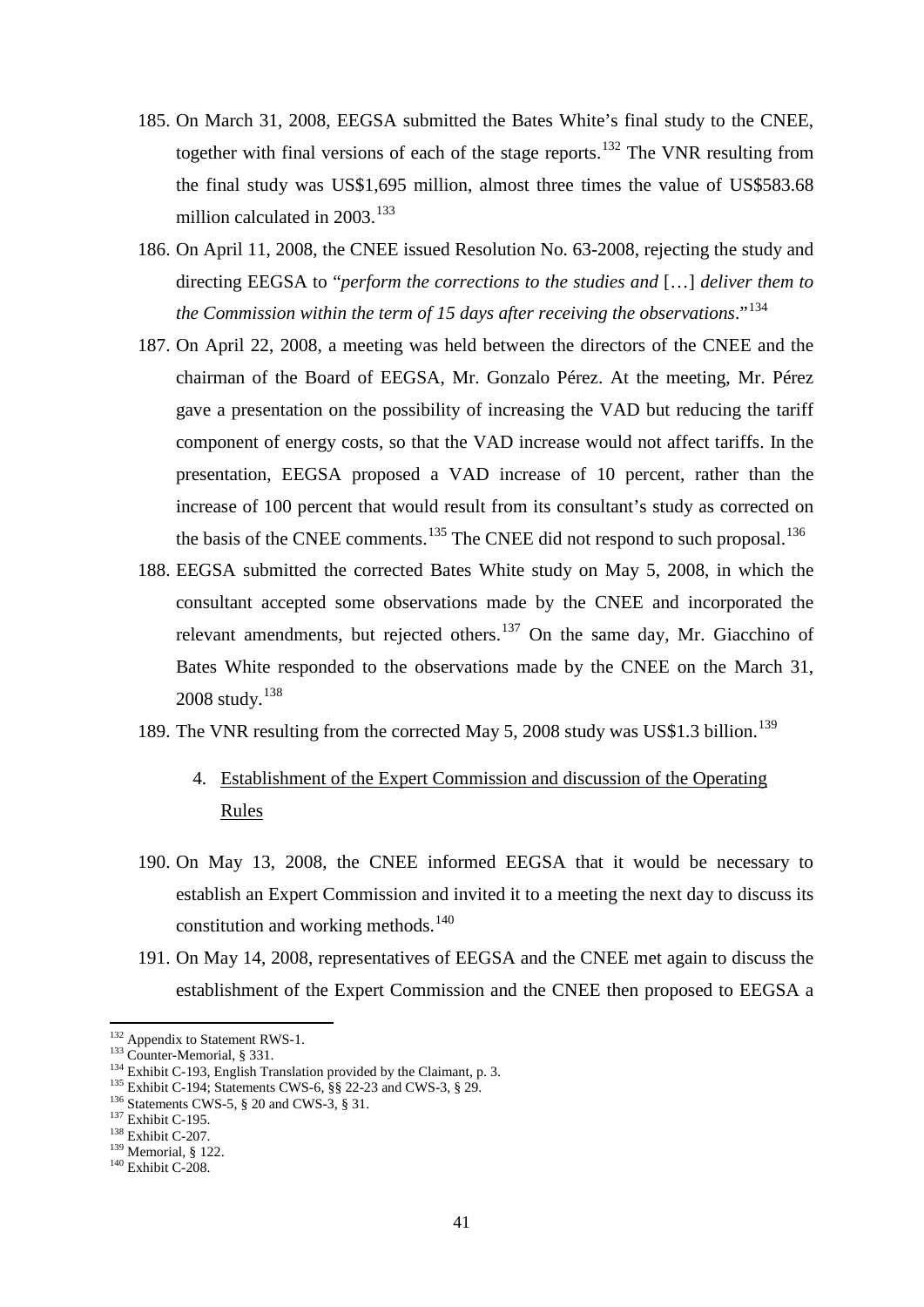185. On March 31, 2008, EEGSA submitted the Bates White's final study to the CNEE, together with final versions of each of the stage reports.[132] The VNR resulting from the final study was US$1,695 million, almost three times the value of US$583.68 million calculated in 2003.[133]

186. On April 11, 2008, the CNEE issued Resolution No. 63-2008, rejecting the study and directing EEGSA to "*perform the corrections to the studies and* […] *deliver them to the Commission within the term of 15 days after receiving the observations*."[134]

187. On April 22, 2008, a meeting was held between the directors of the CNEE and the chairman of the Board of EEGSA, Mr. Gonzalo Pérez. At the meeting, Mr. Pérez gave a presentation on the possibility of increasing the VAD but reducing the tariff component of energy costs, so that the VAD increase would not affect tariffs. In the presentation, EEGSA proposed a VAD increase of 10 percent, rather than the increase of 100 percent that would result from its consultant's study as corrected on the basis of the CNEE comments.[135] The CNEE did not respond to such proposal.[136]

188. EEGSA submitted the corrected Bates White study on May 5, 2008, in which the consultant accepted some observations made by the CNEE and incorporated the relevant amendments, but rejected others.[137] On the same day, Mr. Giacchino of Bates White responded to the observations made by the CNEE on the March 31, 2008 study.[138]

189. The VNR resulting from the corrected May 5, 2008 study was US$1.3 billion.[139]

### 4. Establishment of the Expert Commission and discussion of the Operating Rules

190. On May 13, 2008, the CNEE informed EEGSA that it would be necessary to establish an Expert Commission and invited it to a meeting the next day to discuss its constitution and working methods.[140]

191. On May 14, 2008, representatives of EEGSA and the CNEE met again to discuss the establishment of the Expert Commission and the CNEE then proposed to EEGSA a

---

[132] Appendix to Statement RWS-1.
[133] Counter-Memorial, § 331.
[134] Exhibit C-193, English Translation provided by the Claimant, p. 3.
[135] Exhibit C-194; Statements CWS-6, §§ 22-23 and CWS-3, § 29.
[136] Statements CWS-5, § 20 and CWS-3, § 31.
[137] Exhibit C-195.
[138] Exhibit C-207.
[139] Memorial, § 122.
[140] Exhibit C-208.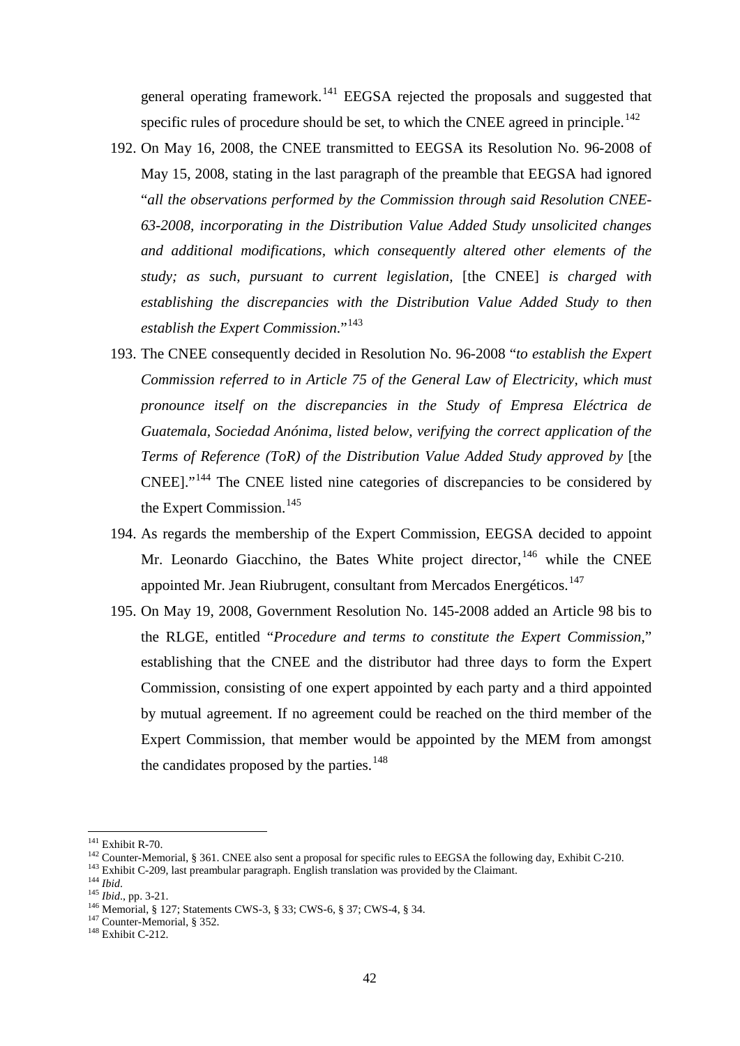general operating framework.[141] EEGSA rejected the proposals and suggested that specific rules of procedure should be set, to which the CNEE agreed in principle.[142]

192. On May 16, 2008, the CNEE transmitted to EEGSA its Resolution No. 96-2008 of May 15, 2008, stating in the last paragraph of the preamble that EEGSA had ignored "*all the observations performed by the Commission through said Resolution CNEE-63-2008, incorporating in the Distribution Value Added Study unsolicited changes and additional modifications, which consequently altered other elements of the study; as such, pursuant to current legislation,* [the CNEE] *is charged with establishing the discrepancies with the Distribution Value Added Study to then establish the Expert Commission.*"[143]

193. The CNEE consequently decided in Resolution No. 96-2008 "*to establish the Expert Commission referred to in Article 75 of the General Law of Electricity, which must pronounce itself on the discrepancies in the Study of Empresa Eléctrica de Guatemala, Sociedad Anónima, listed below, verifying the correct application of the Terms of Reference (ToR) of the Distribution Value Added Study approved by* [the CNEE]."[144] The CNEE listed nine categories of discrepancies to be considered by the Expert Commission.[145]

194. As regards the membership of the Expert Commission, EEGSA decided to appoint Mr. Leonardo Giacchino, the Bates White project director,[146] while the CNEE appointed Mr. Jean Riubrugent, consultant from Mercados Energéticos.[147]

195. On May 19, 2008, Government Resolution No. 145-2008 added an Article 98 bis to the RLGE, entitled "*Procedure and terms to constitute the Expert Commission*," establishing that the CNEE and the distributor had three days to form the Expert Commission, consisting of one expert appointed by each party and a third appointed by mutual agreement. If no agreement could be reached on the third member of the Expert Commission, that member would be appointed by the MEM from amongst the candidates proposed by the parties.[148]

---

[141] Exhibit R-70.

[142] Counter-Memorial, § 361. CNEE also sent a proposal for specific rules to EEGSA the following day, Exhibit C-210.

[143] Exhibit C-209, last preambular paragraph. English translation was provided by the Claimant.

[144] *Ibid.*

[145] *Ibid.*, pp. 3-21.

[146] Memorial, § 127; Statements CWS-3, § 33; CWS-6, § 37; CWS-4, § 34.

[147] Counter-Memorial, § 352.

[148] Exhibit C-212.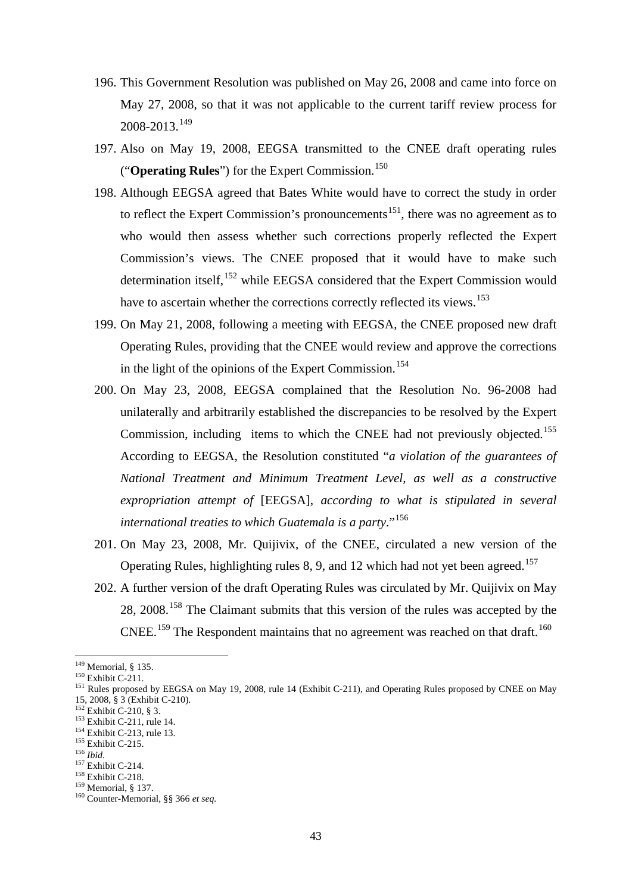196. This Government Resolution was published on May 26, 2008 and came into force on May 27, 2008, so that it was not applicable to the current tariff review process for 2008-2013.[149]

197. Also on May 19, 2008, EEGSA transmitted to the CNEE draft operating rules ("**Operating Rules**") for the Expert Commission.[150]

198. Although EEGSA agreed that Bates White would have to correct the study in order to reflect the Expert Commission's pronouncements[151], there was no agreement as to who would then assess whether such corrections properly reflected the Expert Commission's views. The CNEE proposed that it would have to make such determination itself,[152] while EEGSA considered that the Expert Commission would have to ascertain whether the corrections correctly reflected its views.[153]

199. On May 21, 2008, following a meeting with EEGSA, the CNEE proposed new draft Operating Rules, providing that the CNEE would review and approve the corrections in the light of the opinions of the Expert Commission.[154]

200. On May 23, 2008, EEGSA complained that the Resolution No. 96-2008 had unilaterally and arbitrarily established the discrepancies to be resolved by the Expert Commission, including items to which the CNEE had not previously objected.[155] According to EEGSA, the Resolution constituted "*a violation of the guarantees of National Treatment and Minimum Treatment Level, as well as a constructive expropriation attempt of* [EEGSA], *according to what is stipulated in several international treaties to which Guatemala is a party*."[156]

201. On May 23, 2008, Mr. Quijivix, of the CNEE, circulated a new version of the Operating Rules, highlighting rules 8, 9, and 12 which had not yet been agreed.[157]

202. A further version of the draft Operating Rules was circulated by Mr. Quijivix on May 28, 2008.[158] The Claimant submits that this version of the rules was accepted by the CNEE.[159] The Respondent maintains that no agreement was reached on that draft.[160]

---

[149] Memorial, § 135.
[150] Exhibit C-211.
[151] Rules proposed by EEGSA on May 19, 2008, rule 14 (Exhibit C-211), and Operating Rules proposed by CNEE on May 15, 2008, § 3 (Exhibit C-210).
[152] Exhibit C-210, § 3.
[153] Exhibit C-211, rule 14.
[154] Exhibit C-213, rule 13.
[155] Exhibit C-215.
[156] *Ibid*.
[157] Exhibit C-214.
[158] Exhibit C-218.
[159] Memorial, § 137.
[160] Counter-Memorial, §§ 366 *et seq.*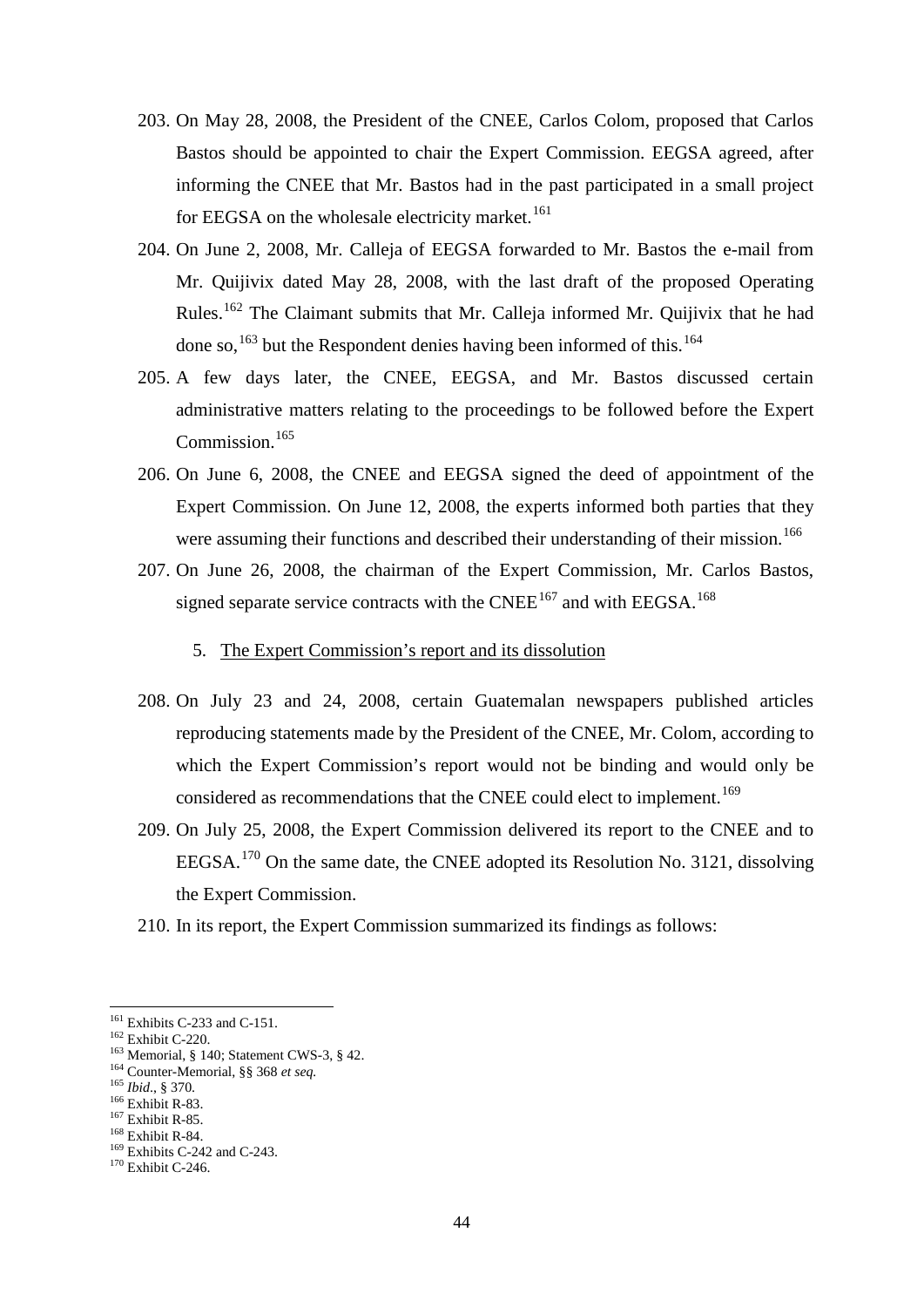203. On May 28, 2008, the President of the CNEE, Carlos Colom, proposed that Carlos Bastos should be appointed to chair the Expert Commission. EEGSA agreed, after informing the CNEE that Mr. Bastos had in the past participated in a small project for EEGSA on the wholesale electricity market.[161]

204. On June 2, 2008, Mr. Calleja of EEGSA forwarded to Mr. Bastos the e-mail from Mr. Quijivix dated May 28, 2008, with the last draft of the proposed Operating Rules.[162] The Claimant submits that Mr. Calleja informed Mr. Quijivix that he had done so,[163] but the Respondent denies having been informed of this.[164]

205. A few days later, the CNEE, EEGSA, and Mr. Bastos discussed certain administrative matters relating to the proceedings to be followed before the Expert Commission.[165]

206. On June 6, 2008, the CNEE and EEGSA signed the deed of appointment of the Expert Commission. On June 12, 2008, the experts informed both parties that they were assuming their functions and described their understanding of their mission.[166]

207. On June 26, 2008, the chairman of the Expert Commission, Mr. Carlos Bastos, signed separate service contracts with the CNEE[167] and with EEGSA.[168]

5. The Expert Commission's report and its dissolution

208. On July 23 and 24, 2008, certain Guatemalan newspapers published articles reproducing statements made by the President of the CNEE, Mr. Colom, according to which the Expert Commission's report would not be binding and would only be considered as recommendations that the CNEE could elect to implement.[169]

209. On July 25, 2008, the Expert Commission delivered its report to the CNEE and to EEGSA.[170] On the same date, the CNEE adopted its Resolution No. 3121, dissolving the Expert Commission.

210. In its report, the Expert Commission summarized its findings as follows:

---

[161] Exhibits C-233 and C-151.
[162] Exhibit C-220.
[163] Memorial, § 140; Statement CWS-3, § 42.
[164] Counter-Memorial, §§ 368 *et seq.*
[165] *Ibid.*, § 370.
[166] Exhibit R-83.
[167] Exhibit R-85.
[168] Exhibit R-84.
[169] Exhibits C-242 and C-243.
[170] Exhibit C-246.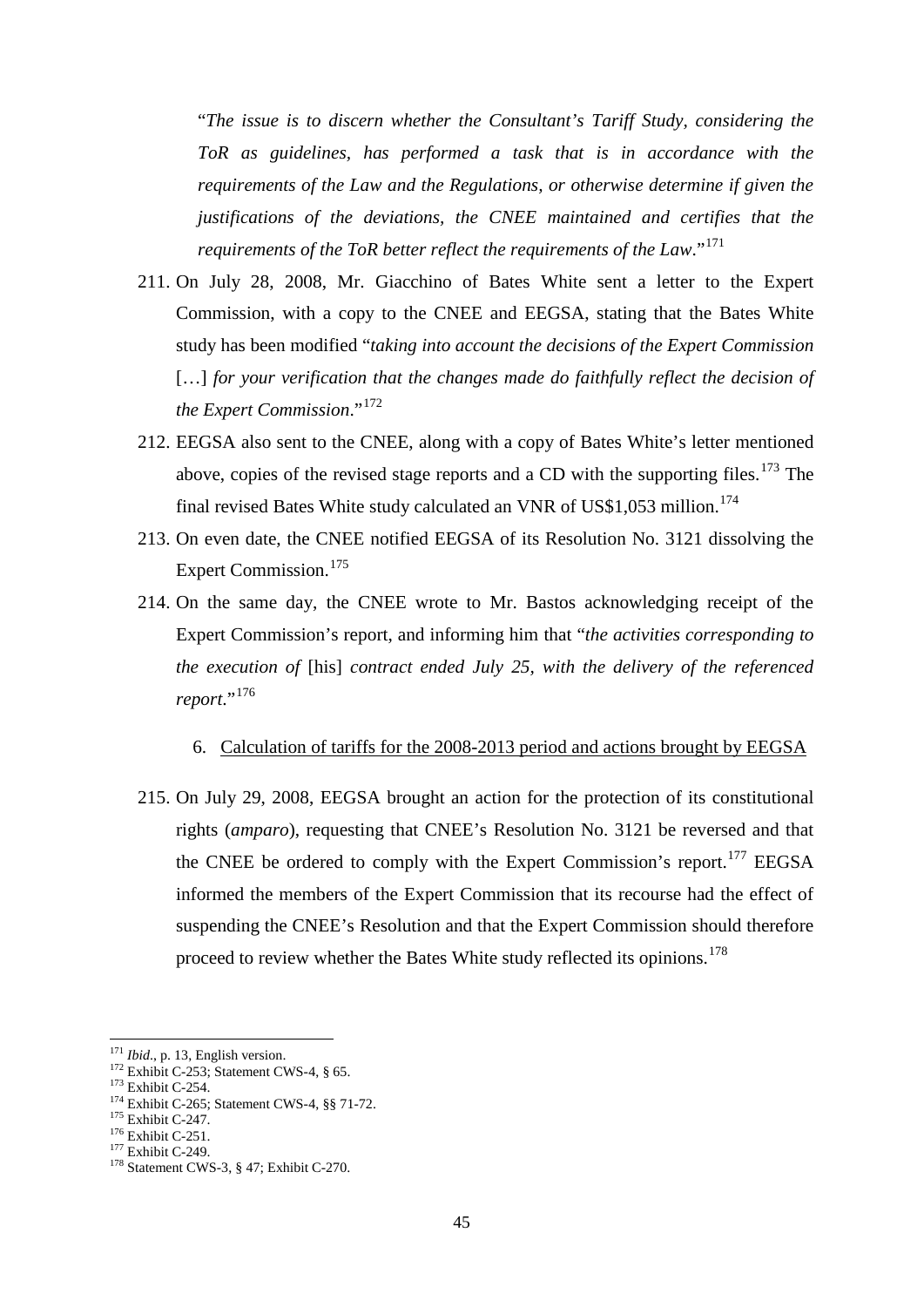"*The issue is to discern whether the Consultant's Tariff Study, considering the ToR as guidelines, has performed a task that is in accordance with the requirements of the Law and the Regulations, or otherwise determine if given the justifications of the deviations, the CNEE maintained and certifies that the requirements of the ToR better reflect the requirements of the Law*."[171]

211. On July 28, 2008, Mr. Giacchino of Bates White sent a letter to the Expert Commission, with a copy to the CNEE and EEGSA, stating that the Bates White study has been modified "*taking into account the decisions of the Expert Commission* [...] *for your verification that the changes made do faithfully reflect the decision of the Expert Commission*."[172]

212. EEGSA also sent to the CNEE, along with a copy of Bates White's letter mentioned above, copies of the revised stage reports and a CD with the supporting files.[173] The final revised Bates White study calculated an VNR of US$1,053 million.[174]

213. On even date, the CNEE notified EEGSA of its Resolution No. 3121 dissolving the Expert Commission.[175]

214. On the same day, the CNEE wrote to Mr. Bastos acknowledging receipt of the Expert Commission's report, and informing him that "*the activities corresponding to the execution of* [his] *contract ended July 25, with the delivery of the referenced report*."[176]

### 6. Calculation of tariffs for the 2008-2013 period and actions brought by EEGSA

215. On July 29, 2008, EEGSA brought an action for the protection of its constitutional rights (*amparo*), requesting that CNEE's Resolution No. 3121 be reversed and that the CNEE be ordered to comply with the Expert Commission's report.[177] EEGSA informed the members of the Expert Commission that its recourse had the effect of suspending the CNEE's Resolution and that the Expert Commission should therefore proceed to review whether the Bates White study reflected its opinions.[178]

---

[171] *Ibid*., p. 13, English version.
[172] Exhibit C-253; Statement CWS-4, § 65.
[173] Exhibit C-254.
[174] Exhibit C-265; Statement CWS-4, §§ 71-72.
[175] Exhibit C-247.
[176] Exhibit C-251.
[177] Exhibit C-249.
[178] Statement CWS-3, § 47; Exhibit C-270.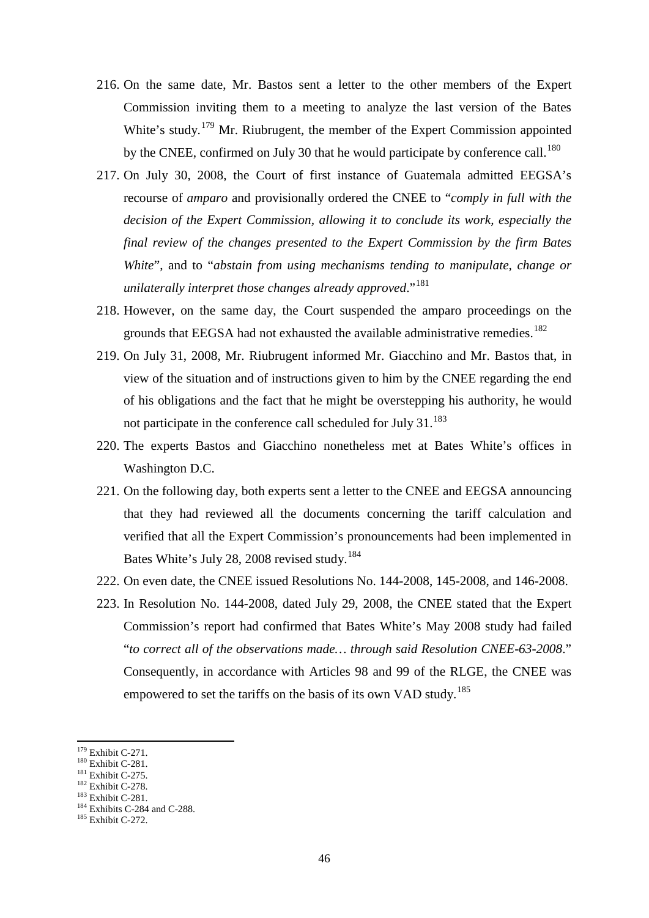216. On the same date, Mr. Bastos sent a letter to the other members of the Expert Commission inviting them to a meeting to analyze the last version of the Bates White's study.[179] Mr. Riubrugent, the member of the Expert Commission appointed by the CNEE, confirmed on July 30 that he would participate by conference call.[180]

217. On July 30, 2008, the Court of first instance of Guatemala admitted EEGSA's recourse of *amparo* and provisionally ordered the CNEE to "*comply in full with the decision of the Expert Commission, allowing it to conclude its work, especially the final review of the changes presented to the Expert Commission by the firm Bates White*", and to "*abstain from using mechanisms tending to manipulate, change or unilaterally interpret those changes already approved*."[181]

218. However, on the same day, the Court suspended the amparo proceedings on the grounds that EEGSA had not exhausted the available administrative remedies.[182]

219. On July 31, 2008, Mr. Riubrugent informed Mr. Giacchino and Mr. Bastos that, in view of the situation and of instructions given to him by the CNEE regarding the end of his obligations and the fact that he might be overstepping his authority, he would not participate in the conference call scheduled for July 31.[183]

220. The experts Bastos and Giacchino nonetheless met at Bates White's offices in Washington D.C.

221. On the following day, both experts sent a letter to the CNEE and EEGSA announcing that they had reviewed all the documents concerning the tariff calculation and verified that all the Expert Commission's pronouncements had been implemented in Bates White's July 28, 2008 revised study.[184]

222. On even date, the CNEE issued Resolutions No. 144-2008, 145-2008, and 146-2008.

223. In Resolution No. 144-2008, dated July 29, 2008, the CNEE stated that the Expert Commission's report had confirmed that Bates White's May 2008 study had failed "*to correct all of the observations made… through said Resolution CNEE-63-2008*." Consequently, in accordance with Articles 98 and 99 of the RLGE, the CNEE was empowered to set the tariffs on the basis of its own VAD study.[185]

---

[179] Exhibit C-271.
[180] Exhibit C-281.
[181] Exhibit C-275.
[182] Exhibit C-278.
[183] Exhibit C-281.
[184] Exhibits C-284 and C-288.
[185] Exhibit C-272.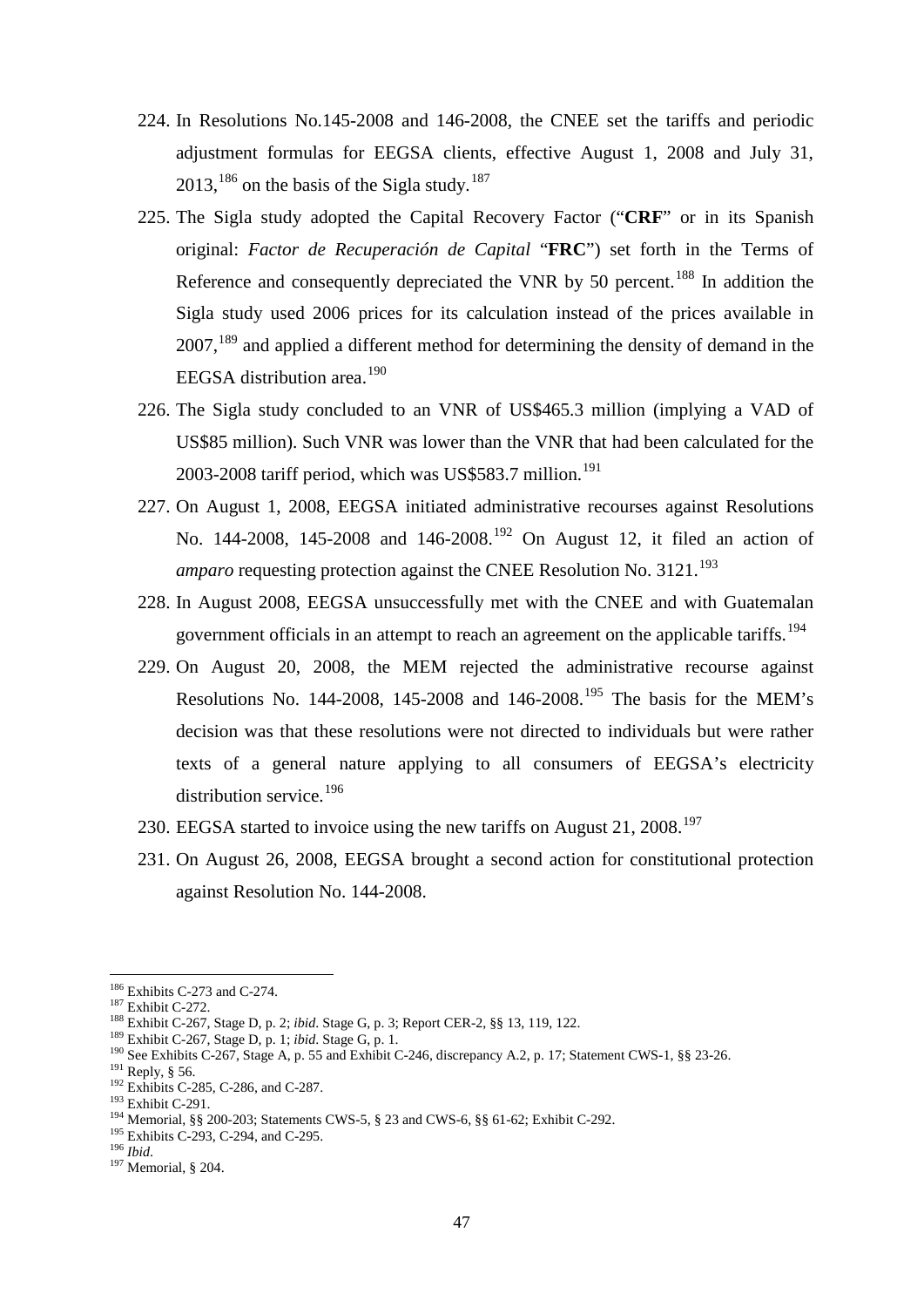224. In Resolutions No.145-2008 and 146-2008, the CNEE set the tariffs and periodic adjustment formulas for EEGSA clients, effective August 1, 2008 and July 31, 2013,[186] on the basis of the Sigla study.[187]

225. The Sigla study adopted the Capital Recovery Factor ("**CRF**" or in its Spanish original: *Factor de Recuperación de Capital* "**FRC**") set forth in the Terms of Reference and consequently depreciated the VNR by 50 percent.[188] In addition the Sigla study used 2006 prices for its calculation instead of the prices available in 2007,[189] and applied a different method for determining the density of demand in the EEGSA distribution area.[190]

226. The Sigla study concluded to an VNR of US$465.3 million (implying a VAD of US$85 million). Such VNR was lower than the VNR that had been calculated for the 2003-2008 tariff period, which was US$583.7 million.[191]

227. On August 1, 2008, EEGSA initiated administrative recourses against Resolutions No. 144-2008, 145-2008 and 146-2008.[192] On August 12, it filed an action of *amparo* requesting protection against the CNEE Resolution No. 3121.[193]

228. In August 2008, EEGSA unsuccessfully met with the CNEE and with Guatemalan government officials in an attempt to reach an agreement on the applicable tariffs.[194]

229. On August 20, 2008, the MEM rejected the administrative recourse against Resolutions No. 144-2008, 145-2008 and 146-2008.[195] The basis for the MEM's decision was that these resolutions were not directed to individuals but were rather texts of a general nature applying to all consumers of EEGSA's electricity distribution service.[196]

230. EEGSA started to invoice using the new tariffs on August 21, 2008.[197]

231. On August 26, 2008, EEGSA brought a second action for constitutional protection against Resolution No. 144-2008.

---

[186] Exhibits C-273 and C-274.

[187] Exhibit C-272.

[188] Exhibit C-267, Stage D, p. 2; *ibid*. Stage G, p. 3; Report CER-2, §§ 13, 119, 122.

[189] Exhibit C-267, Stage D, p. 1; *ibid*. Stage G, p. 1.

[190] See Exhibits C-267, Stage A, p. 55 and Exhibit C-246, discrepancy A.2, p. 17; Statement CWS-1, §§ 23-26.

[191] Reply, § 56.

[192] Exhibits C-285, C-286, and C-287.

[193] Exhibit C-291.

[194] Memorial, §§ 200-203; Statements CWS-5, § 23 and CWS-6, §§ 61-62; Exhibit C-292.

[195] Exhibits C-293, C-294, and C-295.

[196] *Ibid*.

[197] Memorial, § 204.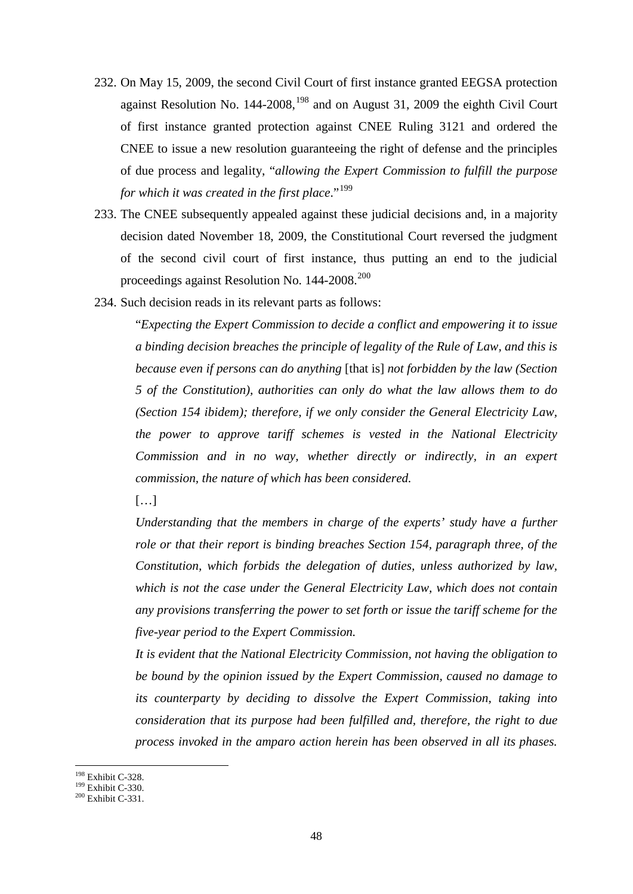232. On May 15, 2009, the second Civil Court of first instance granted EEGSA protection against Resolution No. 144-2008,[198] and on August 31, 2009 the eighth Civil Court of first instance granted protection against CNEE Ruling 3121 and ordered the CNEE to issue a new resolution guaranteeing the right of defense and the principles of due process and legality, "*allowing the Expert Commission to fulfill the purpose for which it was created in the first place*."[199]

233. The CNEE subsequently appealed against these judicial decisions and, in a majority decision dated November 18, 2009, the Constitutional Court reversed the judgment of the second civil court of first instance, thus putting an end to the judicial proceedings against Resolution No. 144-2008.[200]

234. Such decision reads in its relevant parts as follows:

> "*Expecting the Expert Commission to decide a conflict and empowering it to issue a binding decision breaches the principle of legality of the Rule of Law, and this is because even if persons can do anything* [that is] *not forbidden by the law (Section 5 of the Constitution), authorities can only do what the law allows them to do (Section 154 ibidem); therefore, if we only consider the General Electricity Law, the power to approve tariff schemes is vested in the National Electricity Commission and in no way, whether directly or indirectly, in an expert commission, the nature of which has been considered.*
>
> […]
>
> *Understanding that the members in charge of the experts' study have a further role or that their report is binding breaches Section 154, paragraph three, of the Constitution, which forbids the delegation of duties, unless authorized by law, which is not the case under the General Electricity Law, which does not contain any provisions transferring the power to set forth or issue the tariff scheme for the five-year period to the Expert Commission.*
>
> *It is evident that the National Electricity Commission, not having the obligation to be bound by the opinion issued by the Expert Commission, caused no damage to its counterparty by deciding to dissolve the Expert Commission, taking into consideration that its purpose had been fulfilled and, therefore, the right to due process invoked in the amparo action herein has been observed in all its phases.*

[198] Exhibit C-328.
[199] Exhibit C-330.
[200] Exhibit C-331.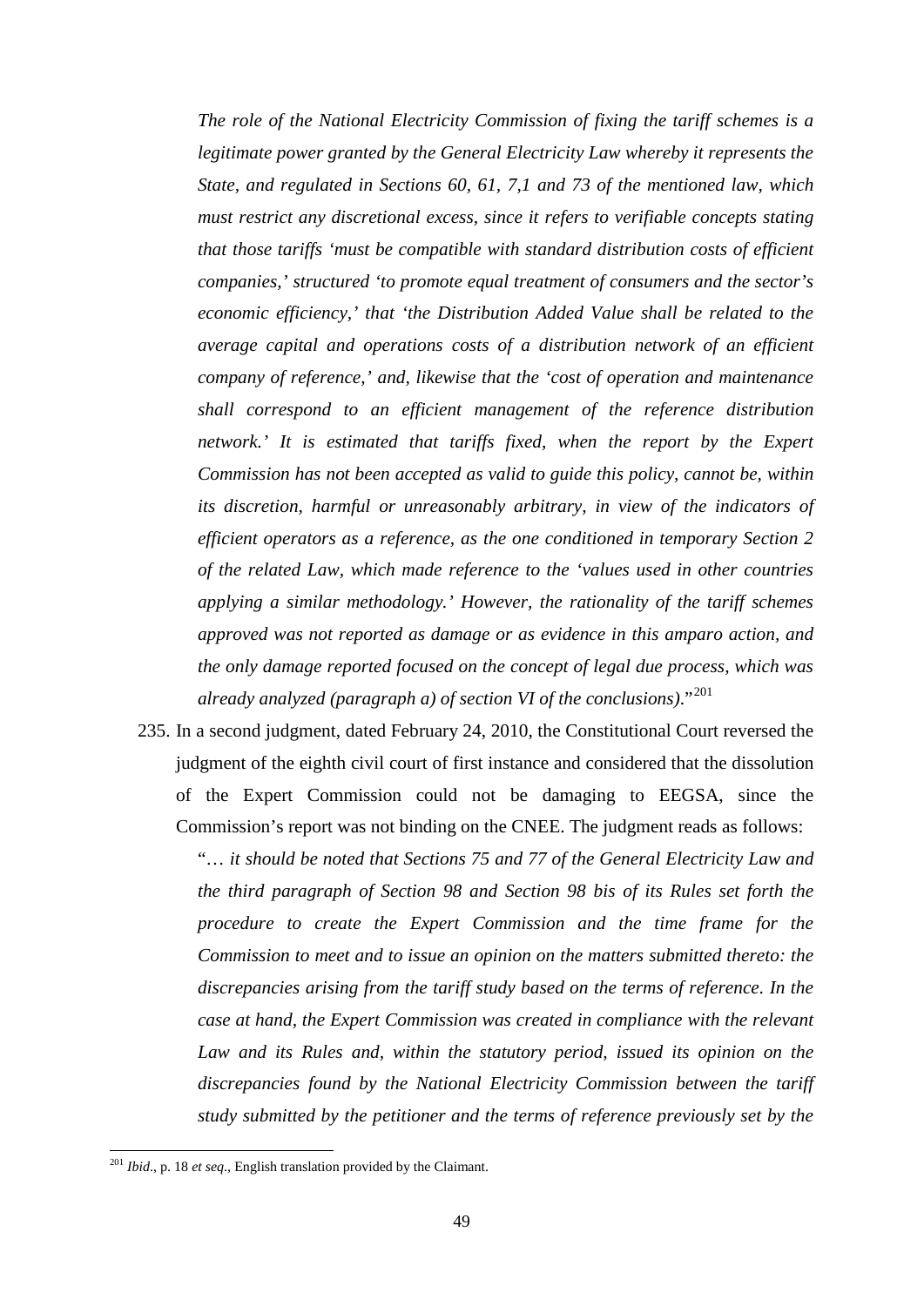*The role of the National Electricity Commission of fixing the tariff schemes is a legitimate power granted by the General Electricity Law whereby it represents the State, and regulated in Sections 60, 61, 7,1 and 73 of the mentioned law, which must restrict any discretional excess, since it refers to verifiable concepts stating that those tariffs 'must be compatible with standard distribution costs of efficient companies,' structured 'to promote equal treatment of consumers and the sector's economic efficiency,' that 'the Distribution Added Value shall be related to the average capital and operations costs of a distribution network of an efficient company of reference,' and, likewise that the 'cost of operation and maintenance shall correspond to an efficient management of the reference distribution network.' It is estimated that tariffs fixed, when the report by the Expert Commission has not been accepted as valid to guide this policy, cannot be, within its discretion, harmful or unreasonably arbitrary, in view of the indicators of efficient operators as a reference, as the one conditioned in temporary Section 2 of the related Law, which made reference to the 'values used in other countries applying a similar methodology.' However, the rationality of the tariff schemes approved was not reported as damage or as evidence in this amparo action, and the only damage reported focused on the concept of legal due process, which was already analyzed (paragraph a) of section VI of the conclusions).*"[201]

235. In a second judgment, dated February 24, 2010, the Constitutional Court reversed the judgment of the eighth civil court of first instance and considered that the dissolution of the Expert Commission could not be damaging to EEGSA, since the Commission's report was not binding on the CNEE. The judgment reads as follows:

"*… it should be noted that Sections 75 and 77 of the General Electricity Law and the third paragraph of Section 98 and Section 98 bis of its Rules set forth the procedure to create the Expert Commission and the time frame for the Commission to meet and to issue an opinion on the matters submitted thereto: the discrepancies arising from the tariff study based on the terms of reference. In the case at hand, the Expert Commission was created in compliance with the relevant Law and its Rules and, within the statutory period, issued its opinion on the discrepancies found by the National Electricity Commission between the tariff study submitted by the petitioner and the terms of reference previously set by the*

[201] *Ibid*., p. 18 *et seq*., English translation provided by the Claimant.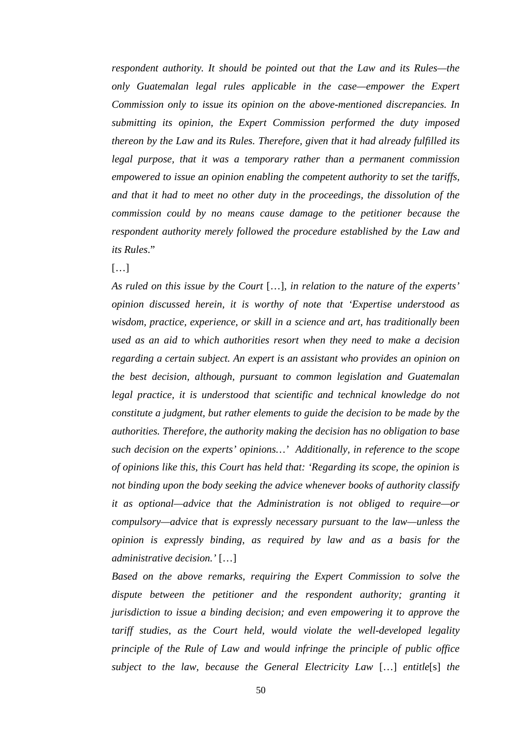*respondent authority. It should be pointed out that the Law and its Rules—the only Guatemalan legal rules applicable in the case—empower the Expert Commission only to issue its opinion on the above-mentioned discrepancies. In submitting its opinion, the Expert Commission performed the duty imposed thereon by the Law and its Rules. Therefore, given that it had already fulfilled its legal purpose, that it was a temporary rather than a permanent commission empowered to issue an opinion enabling the competent authority to set the tariffs, and that it had to meet no other duty in the proceedings, the dissolution of the commission could by no means cause damage to the petitioner because the respondent authority merely followed the procedure established by the Law and its Rules*."

[…]

*As ruled on this issue by the Court* […], *in relation to the nature of the experts' opinion discussed herein, it is worthy of note that 'Expertise understood as wisdom, practice, experience, or skill in a science and art, has traditionally been used as an aid to which authorities resort when they need to make a decision regarding a certain subject. An expert is an assistant who provides an opinion on the best decision, although, pursuant to common legislation and Guatemalan legal practice, it is understood that scientific and technical knowledge do not constitute a judgment, but rather elements to guide the decision to be made by the authorities. Therefore, the authority making the decision has no obligation to base such decision on the experts' opinions…' Additionally, in reference to the scope of opinions like this, this Court has held that: 'Regarding its scope, the opinion is not binding upon the body seeking the advice whenever books of authority classify it as optional—advice that the Administration is not obliged to require—or compulsory—advice that is expressly necessary pursuant to the law—unless the opinion is expressly binding, as required by law and as a basis for the administrative decision.'* […]

*Based on the above remarks, requiring the Expert Commission to solve the dispute between the petitioner and the respondent authority; granting it jurisdiction to issue a binding decision; and even empowering it to approve the tariff studies, as the Court held, would violate the well-developed legality principle of the Rule of Law and would infringe the principle of public office subject to the law, because the General Electricity Law* […] *entitle*[s] *the*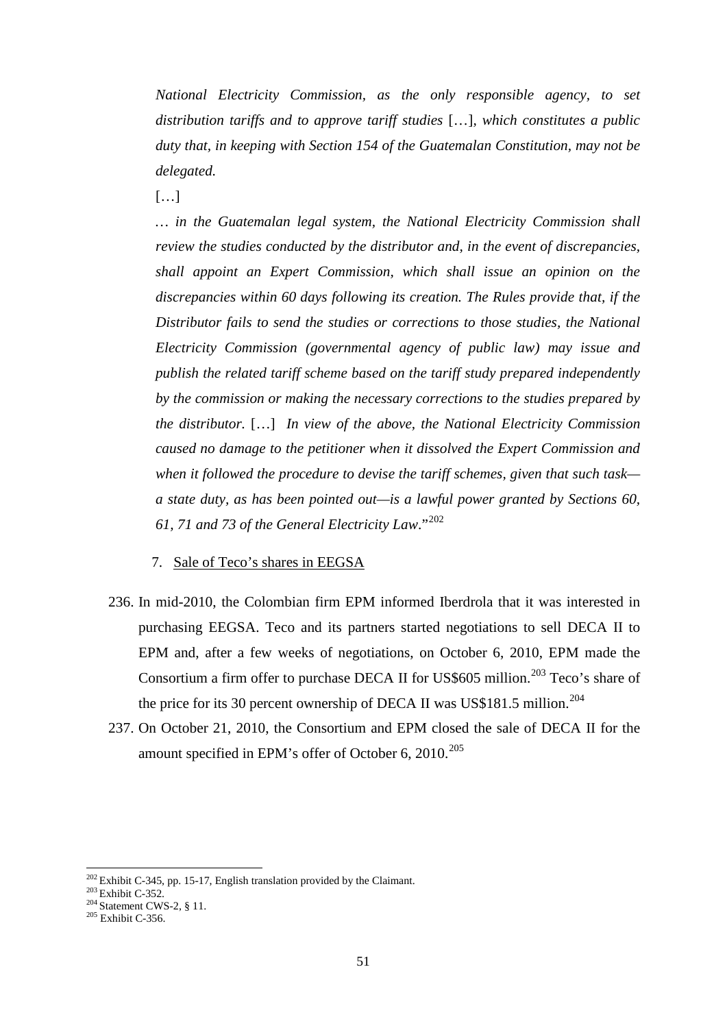*National Electricity Commission, as the only responsible agency, to set distribution tariffs and to approve tariff studies* […]*, which constitutes a public duty that, in keeping with Section 154 of the Guatemalan Constitution, may not be delegated.*

[…]

*… in the Guatemalan legal system, the National Electricity Commission shall review the studies conducted by the distributor and, in the event of discrepancies, shall appoint an Expert Commission, which shall issue an opinion on the discrepancies within 60 days following its creation. The Rules provide that, if the Distributor fails to send the studies or corrections to those studies, the National Electricity Commission (governmental agency of public law) may issue and publish the related tariff scheme based on the tariff study prepared independently by the commission or making the necessary corrections to the studies prepared by the distributor.* […] *In view of the above, the National Electricity Commission caused no damage to the petitioner when it dissolved the Expert Commission and when it followed the procedure to devise the tariff schemes, given that such task—a state duty, as has been pointed out—is a lawful power granted by Sections 60, 61, 71 and 73 of the General Electricity Law*."[202]

7. Sale of Teco's shares in EEGSA

236. In mid-2010, the Colombian firm EPM informed Iberdrola that it was interested in purchasing EEGSA. Teco and its partners started negotiations to sell DECA II to EPM and, after a few weeks of negotiations, on October 6, 2010, EPM made the Consortium a firm offer to purchase DECA II for US$605 million.[203] Teco's share of the price for its 30 percent ownership of DECA II was US$181.5 million.[204]

237. On October 21, 2010, the Consortium and EPM closed the sale of DECA II for the amount specified in EPM's offer of October 6, 2010.[205]

[202] Exhibit C-345, pp. 15-17, English translation provided by the Claimant.
[203] Exhibit C-352.
[204] Statement CWS-2, § 11.
[205] Exhibit C-356.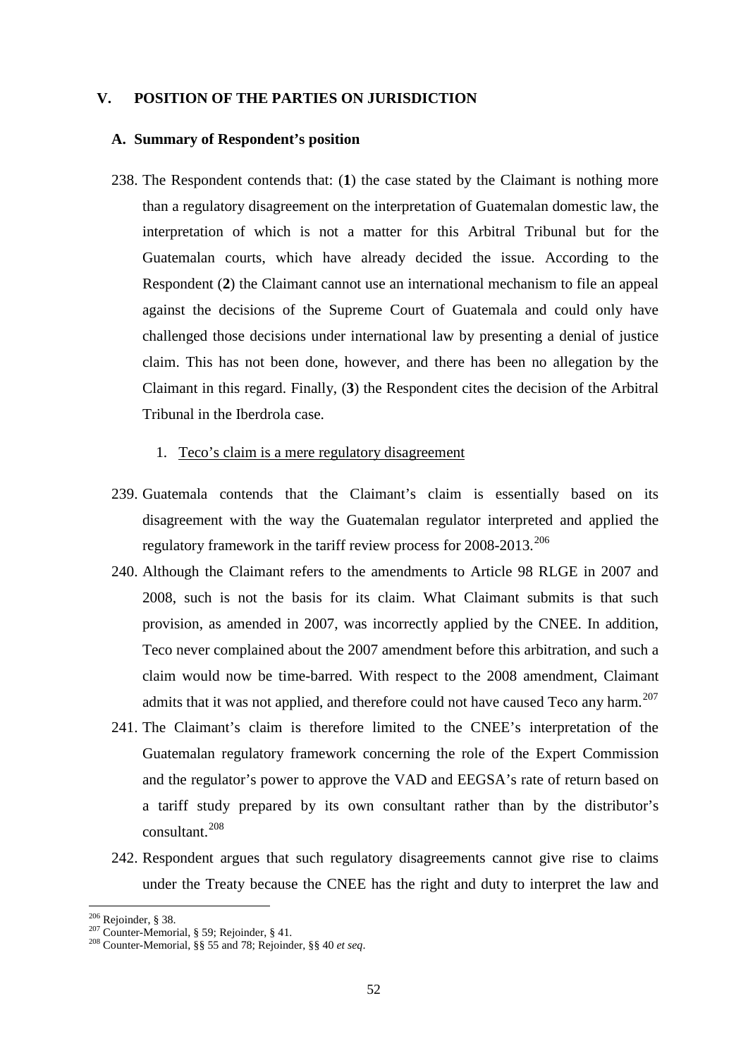## V. POSITION OF THE PARTIES ON JURISDICTION

### A. Summary of Respondent's position

238. The Respondent contends that: (**1**) the case stated by the Claimant is nothing more than a regulatory disagreement on the interpretation of Guatemalan domestic law, the interpretation of which is not a matter for this Arbitral Tribunal but for the Guatemalan courts, which have already decided the issue. According to the Respondent (**2**) the Claimant cannot use an international mechanism to file an appeal against the decisions of the Supreme Court of Guatemala and could only have challenged those decisions under international law by presenting a denial of justice claim. This has not been done, however, and there has been no allegation by the Claimant in this regard. Finally, (**3**) the Respondent cites the decision of the Arbitral Tribunal in the Iberdrola case.

1. Teco's claim is a mere regulatory disagreement

239. Guatemala contends that the Claimant's claim is essentially based on its disagreement with the way the Guatemalan regulator interpreted and applied the regulatory framework in the tariff review process for 2008-2013.[206]

240. Although the Claimant refers to the amendments to Article 98 RLGE in 2007 and 2008, such is not the basis for its claim. What Claimant submits is that such provision, as amended in 2007, was incorrectly applied by the CNEE. In addition, Teco never complained about the 2007 amendment before this arbitration, and such a claim would now be time-barred. With respect to the 2008 amendment, Claimant admits that it was not applied, and therefore could not have caused Teco any harm.[207]

241. The Claimant's claim is therefore limited to the CNEE's interpretation of the Guatemalan regulatory framework concerning the role of the Expert Commission and the regulator's power to approve the VAD and EEGSA's rate of return based on a tariff study prepared by its own consultant rather than by the distributor's consultant.[208]

242. Respondent argues that such regulatory disagreements cannot give rise to claims under the Treaty because the CNEE has the right and duty to interpret the law and

[206] Rejoinder, § 38.

[207] Counter-Memorial, § 59; Rejoinder, § 41.

[208] Counter-Memorial, §§ 55 and 78; Rejoinder, §§ 40 *et seq*.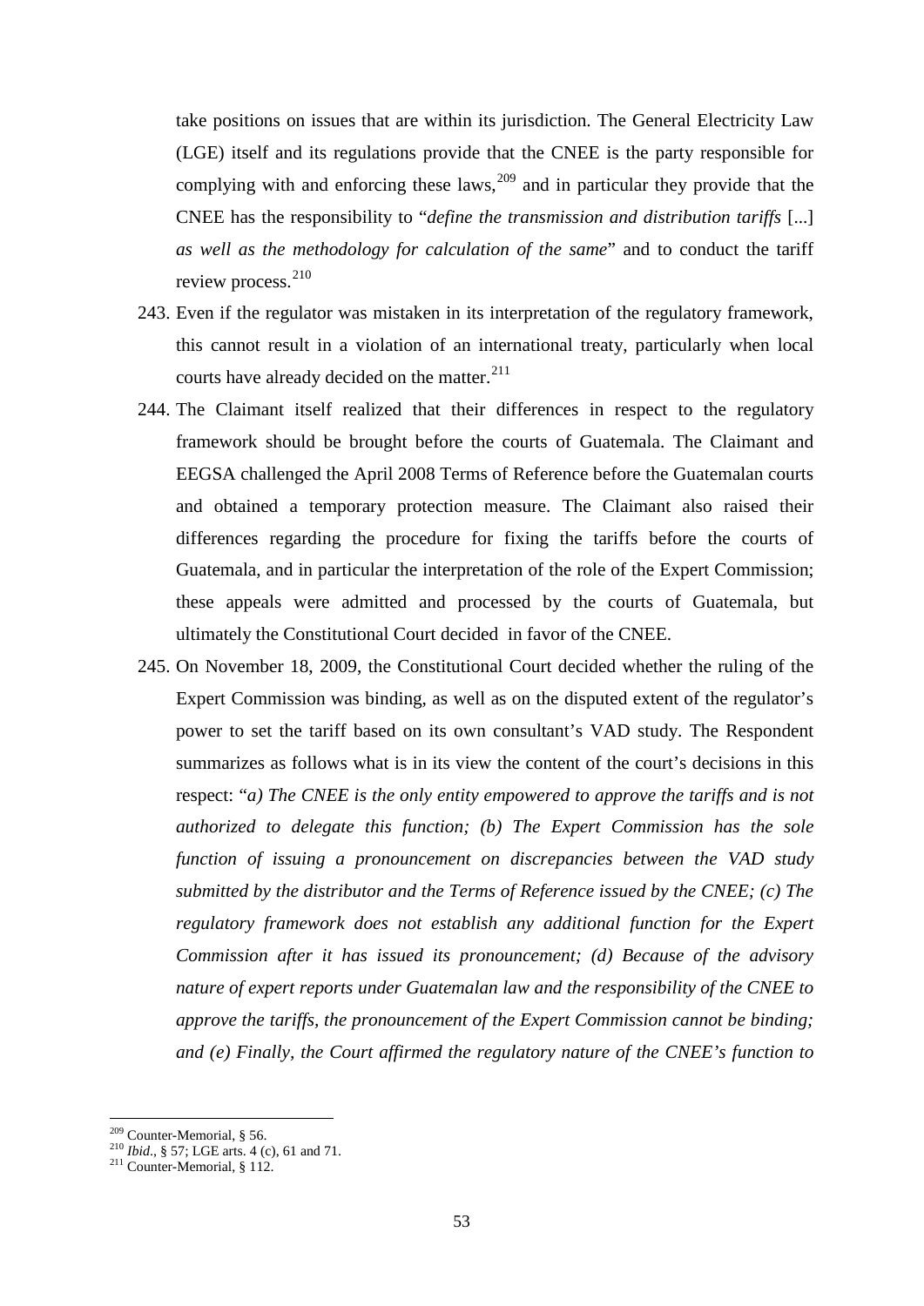take positions on issues that are within its jurisdiction. The General Electricity Law (LGE) itself and its regulations provide that the CNEE is the party responsible for complying with and enforcing these laws,[209] and in particular they provide that the CNEE has the responsibility to "*define the transmission and distribution tariffs* [...] *as well as the methodology for calculation of the same*" and to conduct the tariff review process.[210]

243. Even if the regulator was mistaken in its interpretation of the regulatory framework, this cannot result in a violation of an international treaty, particularly when local courts have already decided on the matter.[211]

244. The Claimant itself realized that their differences in respect to the regulatory framework should be brought before the courts of Guatemala. The Claimant and EEGSA challenged the April 2008 Terms of Reference before the Guatemalan courts and obtained a temporary protection measure. The Claimant also raised their differences regarding the procedure for fixing the tariffs before the courts of Guatemala, and in particular the interpretation of the role of the Expert Commission; these appeals were admitted and processed by the courts of Guatemala, but ultimately the Constitutional Court decided in favor of the CNEE.

245. On November 18, 2009, the Constitutional Court decided whether the ruling of the Expert Commission was binding, as well as on the disputed extent of the regulator's power to set the tariff based on its own consultant's VAD study. The Respondent summarizes as follows what is in its view the content of the court's decisions in this respect: "*a) The CNEE is the only entity empowered to approve the tariffs and is not authorized to delegate this function; (b) The Expert Commission has the sole function of issuing a pronouncement on discrepancies between the VAD study submitted by the distributor and the Terms of Reference issued by the CNEE; (c) The regulatory framework does not establish any additional function for the Expert Commission after it has issued its pronouncement; (d) Because of the advisory nature of expert reports under Guatemalan law and the responsibility of the CNEE to approve the tariffs, the pronouncement of the Expert Commission cannot be binding; and (e) Finally, the Court affirmed the regulatory nature of the CNEE's function to*

---

[209] Counter-Memorial, § 56.

[210] *Ibid.*, § 57; LGE arts. 4 (c), 61 and 71.

[211] Counter-Memorial, § 112.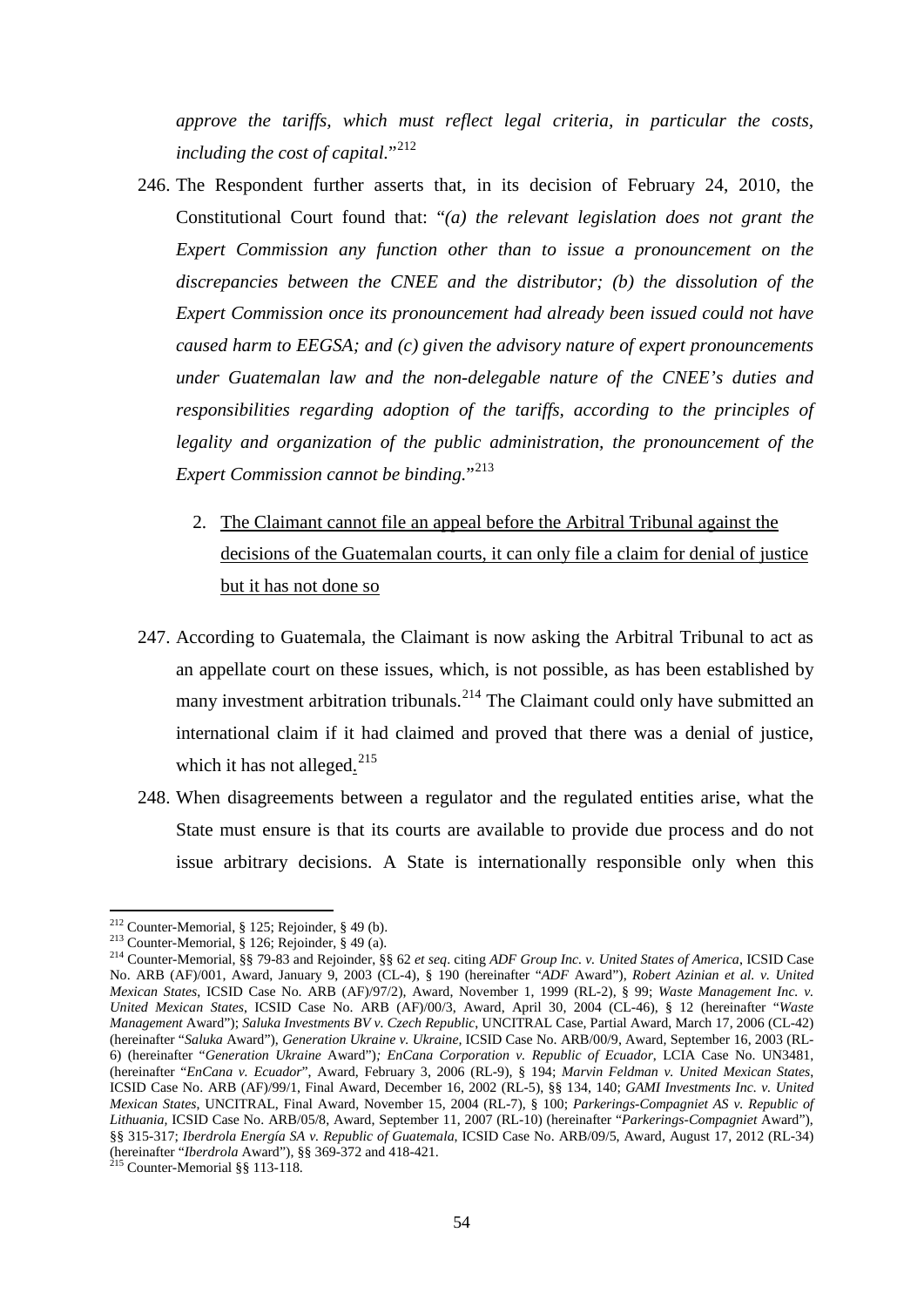*approve the tariffs, which must reflect legal criteria, in particular the costs, including the cost of capital.*"[212]

246. The Respondent further asserts that, in its decision of February 24, 2010, the Constitutional Court found that: "*(a) the relevant legislation does not grant the Expert Commission any function other than to issue a pronouncement on the discrepancies between the CNEE and the distributor; (b) the dissolution of the Expert Commission once its pronouncement had already been issued could not have caused harm to EEGSA; and (c) given the advisory nature of expert pronouncements under Guatemalan law and the non-delegable nature of the CNEE's duties and responsibilities regarding adoption of the tariffs, according to the principles of legality and organization of the public administration, the pronouncement of the Expert Commission cannot be binding.*"[213]

   2. <u>The Claimant cannot file an appeal before the Arbitral Tribunal against the decisions of the Guatemalan courts, it can only file a claim for denial of justice but it has not done so</u>

247. According to Guatemala, the Claimant is now asking the Arbitral Tribunal to act as an appellate court on these issues, which, is not possible, as has been established by many investment arbitration tribunals.[214] The Claimant could only have submitted an international claim if it had claimed and proved that there was a denial of justice, which it has not alleged.[215]

248. When disagreements between a regulator and the regulated entities arise, what the State must ensure is that its courts are available to provide due process and do not issue arbitrary decisions. A State is internationally responsible only when this

---

[212] Counter-Memorial, § 125; Rejoinder, § 49 (b).

[213] Counter-Memorial, § 126; Rejoinder, § 49 (a).

[214] Counter-Memorial, §§ 79-83 and Rejoinder, §§ 62 *et seq*. citing *ADF Group Inc. v. United States of America*, ICSID Case No. ARB (AF)/001, Award, January 9, 2003 (CL-4), § 190 (hereinafter "*ADF* Award"), *Robert Azinian et al. v. United Mexican States*, ICSID Case No. ARB (AF)/97/2), Award, November 1, 1999 (RL-2), § 99; *Waste Management Inc. v. United Mexican States*, ICSID Case No. ARB (AF)/00/3, Award, April 30, 2004 (CL-46), § 12 (hereinafter "*Waste Management* Award"); *Saluka Investments BV v. Czech Republic*, UNCITRAL Case, Partial Award, March 17, 2006 (CL-42) (hereinafter "*Saluka* Award"), *Generation Ukraine v. Ukraine*, ICSID Case No. ARB/00/9, Award, September 16, 2003 (RL-6) (hereinafter "*Generation Ukraine* Award"); *EnCana Corporation v. Republic of Ecuador*, LCIA Case No. UN3481, (hereinafter "*EnCana v. Ecuador*", Award, February 3, 2006 (RL-9), § 194; *Marvin Feldman v. United Mexican States*, ICSID Case No. ARB (AF)/99/1, Final Award, December 16, 2002 (RL-5), §§ 134, 140; *GAMI Investments Inc. v. United Mexican States*, UNCITRAL, Final Award, November 15, 2004 (RL-7), § 100; *Parkerings-Compagniet AS v. Republic of Lithuania*, ICSID Case No. ARB/05/8, Award, September 11, 2007 (RL-10) (hereinafter "*Parkerings-Compagniet* Award"), §§ 315-317; *Iberdrola Energía SA v. Republic of Guatemala*, ICSID Case No. ARB/09/5, Award, August 17, 2012 (RL-34) (hereinafter "*Iberdrola* Award"), §§ 369-372 and 418-421.

[215] Counter-Memorial §§ 113-118.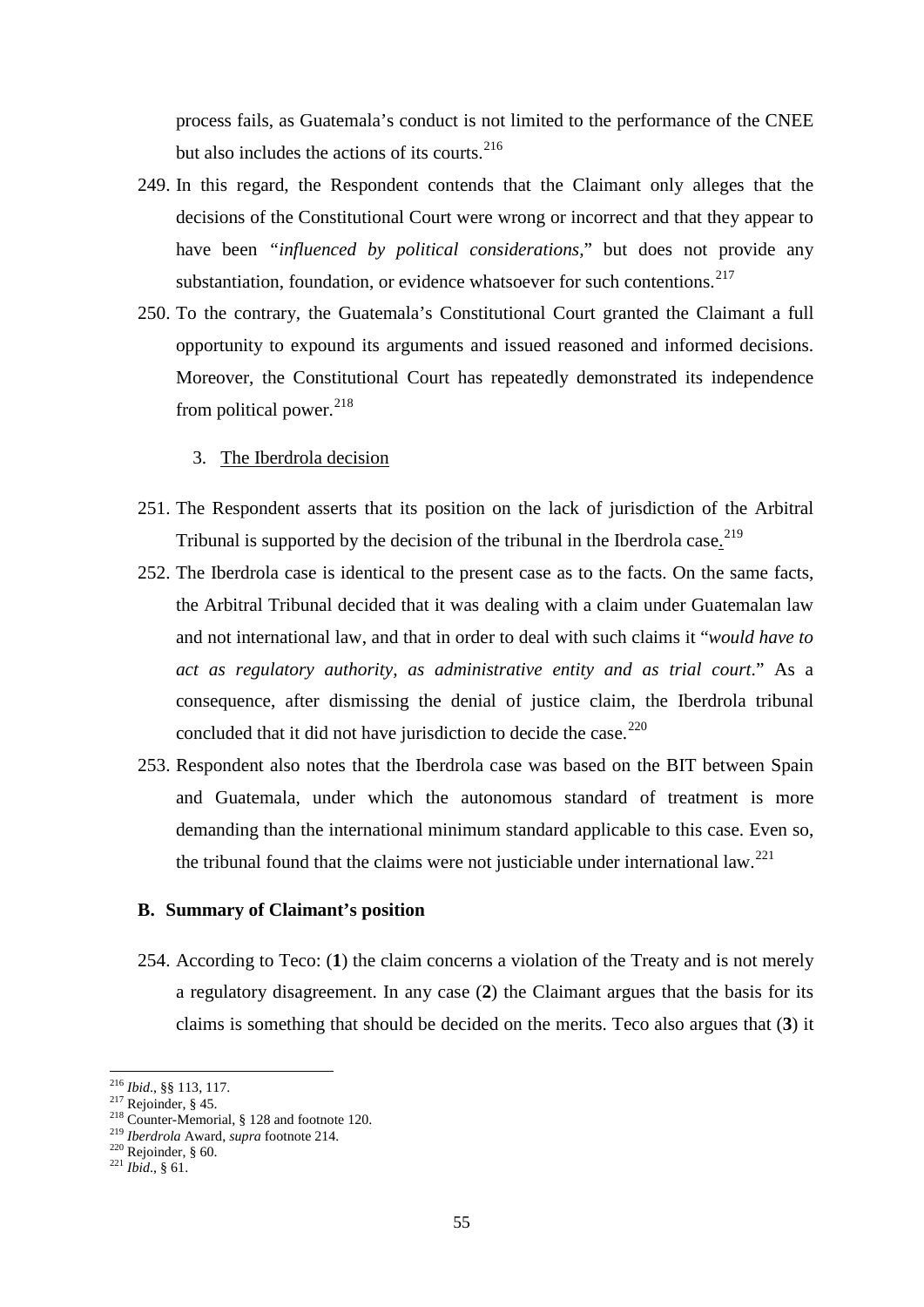process fails, as Guatemala's conduct is not limited to the performance of the CNEE but also includes the actions of its courts.[216]

249. In this regard, the Respondent contends that the Claimant only alleges that the decisions of the Constitutional Court were wrong or incorrect and that they appear to have been "*influenced by political considerations*," but does not provide any substantiation, foundation, or evidence whatsoever for such contentions.[217]

250. To the contrary, the Guatemala's Constitutional Court granted the Claimant a full opportunity to expound its arguments and issued reasoned and informed decisions. Moreover, the Constitutional Court has repeatedly demonstrated its independence from political power.[218]

3. The Iberdrola decision

251. The Respondent asserts that its position on the lack of jurisdiction of the Arbitral Tribunal is supported by the decision of the tribunal in the Iberdrola case.[219]

252. The Iberdrola case is identical to the present case as to the facts. On the same facts, the Arbitral Tribunal decided that it was dealing with a claim under Guatemalan law and not international law, and that in order to deal with such claims it "*would have to act as regulatory authority, as administrative entity and as trial court*." As a consequence, after dismissing the denial of justice claim, the Iberdrola tribunal concluded that it did not have jurisdiction to decide the case.[220]

253. Respondent also notes that the Iberdrola case was based on the BIT between Spain and Guatemala, under which the autonomous standard of treatment is more demanding than the international minimum standard applicable to this case. Even so, the tribunal found that the claims were not justiciable under international law.[221]

### B. Summary of Claimant's position

254. According to Teco: (**1**) the claim concerns a violation of the Treaty and is not merely a regulatory disagreement. In any case (**2**) the Claimant argues that the basis for its claims is something that should be decided on the merits. Teco also argues that (**3**) it

---

[216] *Ibid*., §§ 113, 117.
[217] Rejoinder, § 45.
[218] Counter-Memorial, § 128 and footnote 120.
[219] *Iberdrola* Award, *supra* footnote 214.
[220] Rejoinder, § 60.
[221] *Ibid*., § 61.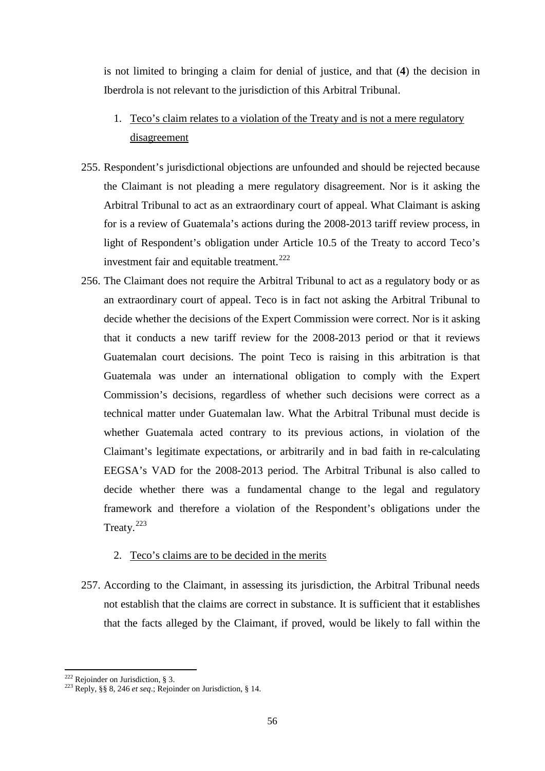is not limited to bringing a claim for denial of justice, and that (**4**) the decision in Iberdrola is not relevant to the jurisdiction of this Arbitral Tribunal.

1. Teco's claim relates to a violation of the Treaty and is not a mere regulatory disagreement

255. Respondent's jurisdictional objections are unfounded and should be rejected because the Claimant is not pleading a mere regulatory disagreement. Nor is it asking the Arbitral Tribunal to act as an extraordinary court of appeal. What Claimant is asking for is a review of Guatemala's actions during the 2008-2013 tariff review process, in light of Respondent's obligation under Article 10.5 of the Treaty to accord Teco's investment fair and equitable treatment.[222]

256. The Claimant does not require the Arbitral Tribunal to act as a regulatory body or as an extraordinary court of appeal. Teco is in fact not asking the Arbitral Tribunal to decide whether the decisions of the Expert Commission were correct. Nor is it asking that it conducts a new tariff review for the 2008-2013 period or that it reviews Guatemalan court decisions. The point Teco is raising in this arbitration is that Guatemala was under an international obligation to comply with the Expert Commission's decisions, regardless of whether such decisions were correct as a technical matter under Guatemalan law. What the Arbitral Tribunal must decide is whether Guatemala acted contrary to its previous actions, in violation of the Claimant's legitimate expectations, or arbitrarily and in bad faith in re-calculating EEGSA's VAD for the 2008-2013 period. The Arbitral Tribunal is also called to decide whether there was a fundamental change to the legal and regulatory framework and therefore a violation of the Respondent's obligations under the Treaty.[223]

2. Teco's claims are to be decided in the merits

257. According to the Claimant, in assessing its jurisdiction, the Arbitral Tribunal needs not establish that the claims are correct in substance. It is sufficient that it establishes that the facts alleged by the Claimant, if proved, would be likely to fall within the

---

[222] Rejoinder on Jurisdiction, § 3.

[223] Reply, §§ 8, 246 *et seq*.; Rejoinder on Jurisdiction, § 14.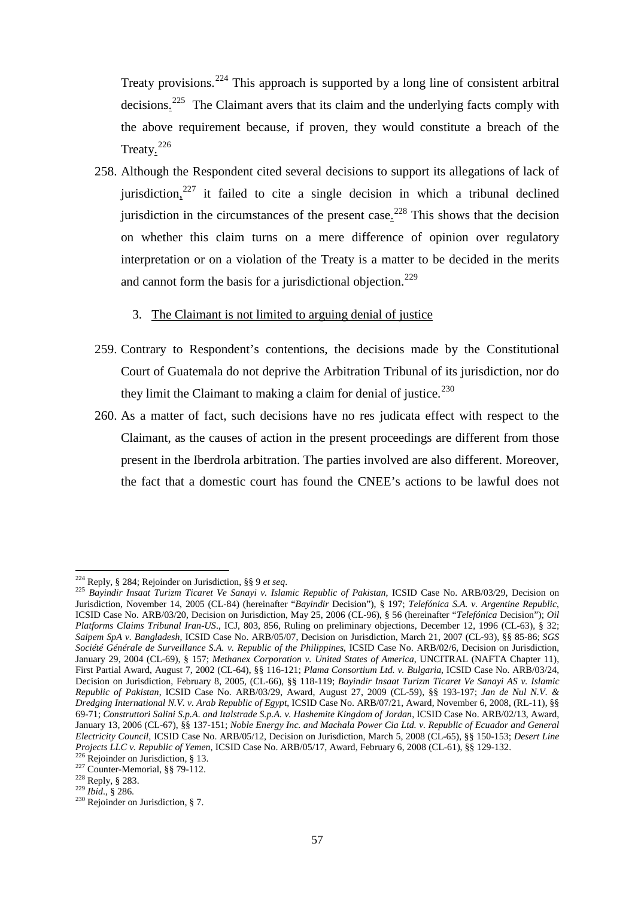Treaty provisions.[224] This approach is supported by a long line of consistent arbitral decisions.[225] The Claimant avers that its claim and the underlying facts comply with the above requirement because, if proven, they would constitute a breach of the Treaty.[226]

258. Although the Respondent cited several decisions to support its allegations of lack of jurisdiction,[227] it failed to cite a single decision in which a tribunal declined jurisdiction in the circumstances of the present case.[228] This shows that the decision on whether this claim turns on a mere difference of opinion over regulatory interpretation or on a violation of the Treaty is a matter to be decided in the merits and cannot form the basis for a jurisdictional objection.[229]

3. The Claimant is not limited to arguing denial of justice

259. Contrary to Respondent's contentions, the decisions made by the Constitutional Court of Guatemala do not deprive the Arbitration Tribunal of its jurisdiction, nor do they limit the Claimant to making a claim for denial of justice.[230]

260. As a matter of fact, such decisions have no res judicata effect with respect to the Claimant, as the causes of action in the present proceedings are different from those present in the Iberdrola arbitration. The parties involved are also different. Moreover, the fact that a domestic court has found the CNEE's actions to be lawful does not

---

[224] Reply, § 284; Rejoinder on Jurisdiction, §§ 9 *et seq*.

[225] *Bayindir Insaat Turizm Ticaret Ve Sanayi v. Islamic Republic of Pakistan*, ICSID Case No. ARB/03/29, Decision on Jurisdiction, November 14, 2005 (CL-84) (hereinafter "*Bayindir* Decision"), § 197; *Telefónica S.A. v. Argentine Republic*, ICSID Case No. ARB/03/20, Decision on Jurisdiction, May 25, 2006 (CL-96), § 56 (hereinafter "*Telefónica* Decision"); *Oil Platforms Claims Tribunal Iran-US*., ICJ, 803, 856, Ruling on preliminary objections, December 12, 1996 (CL-63), § 32; *Saipem SpA v. Bangladesh*, ICSID Case No. ARB/05/07, Decision on Jurisdiction, March 21, 2007 (CL-93), §§ 85-86; *SGS Société Générale de Surveillance S.A. v. Republic of the Philippines*, ICSID Case No. ARB/02/6, Decision on Jurisdiction, January 29, 2004 (CL-69), § 157; *Methanex Corporation v. United States of America*, UNCITRAL (NAFTA Chapter 11), First Partial Award, August 7, 2002 (CL-64), §§ 116-121; *Plama Consortium Ltd. v. Bulgaria*, ICSID Case No. ARB/03/24, Decision on Jurisdiction, February 8, 2005, (CL-66), §§ 118-119; *Bayindir Insaat Turizm Ticaret Ve Sanayi AS v. Islamic Republic of Pakistan*, ICSID Case No. ARB/03/29, Award, August 27, 2009 (CL-59), §§ 193-197; *Jan de Nul N.V. & Dredging International N.V. v. Arab Republic of Egypt*, ICSID Case No. ARB/07/21, Award, November 6, 2008, (RL-11), §§ 69-71; *Construttori Salini S.p.A. and Italstrade S.p.A. v. Hashemite Kingdom of Jordan*, ICSID Case No. ARB/02/13, Award, January 13, 2006 (CL-67), §§ 137-151; *Noble Energy Inc. and Machala Power Cia Ltd. v. Republic of Ecuador and General Electricity Council*, ICSID Case No. ARB/05/12, Decision on Jurisdiction, March 5, 2008 (CL-65), §§ 150-153; *Desert Line Projects LLC v. Republic of Yemen*, ICSID Case No. ARB/05/17, Award, February 6, 2008 (CL-61), §§ 129-132.

[226] Rejoinder on Jurisdiction, § 13.

[227] Counter-Memorial, §§ 79-112.

[228] Reply, § 283.

[229] *Ibid*., § 286.

[230] Rejoinder on Jurisdiction, § 7.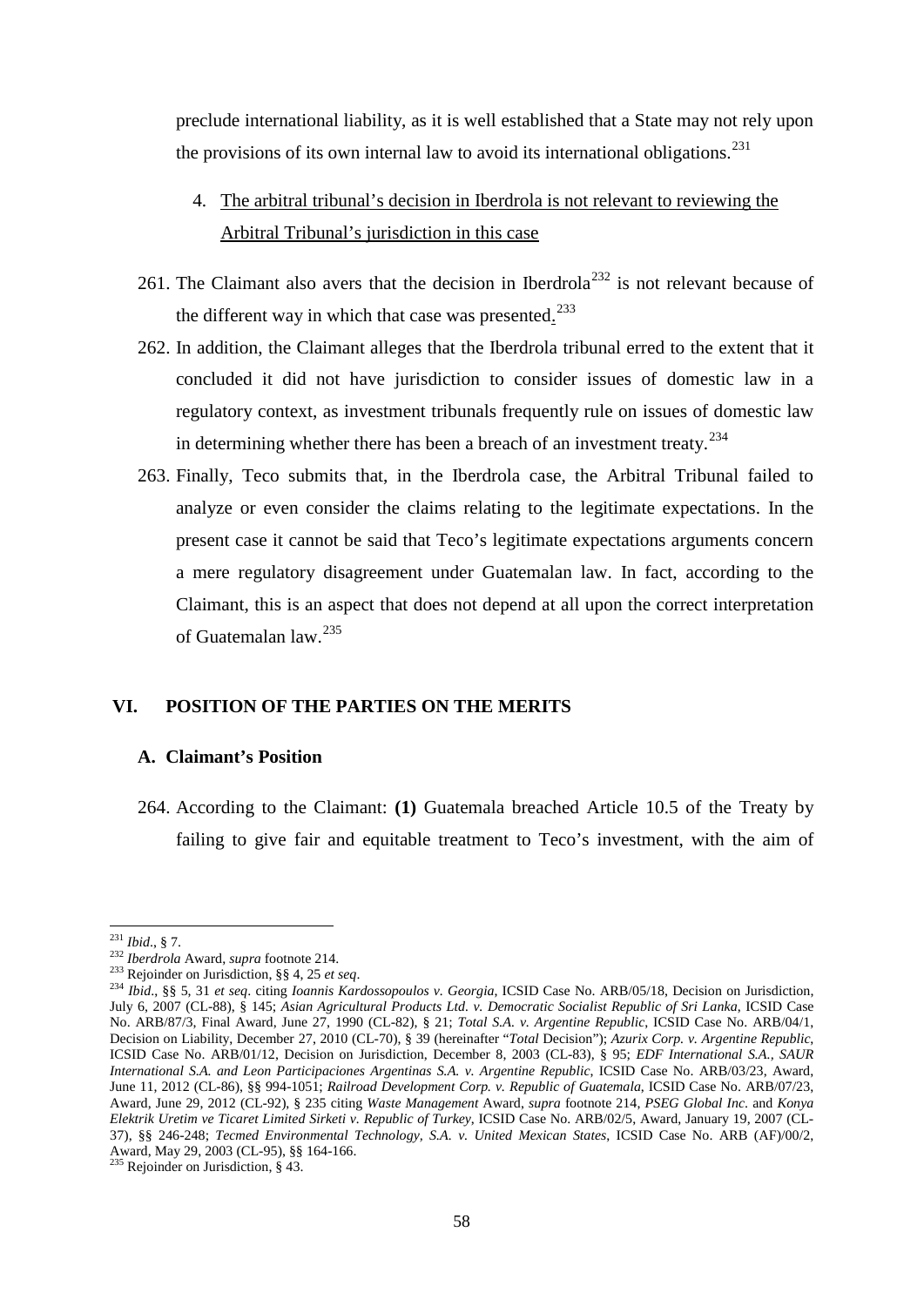preclude international liability, as it is well established that a State may not rely upon the provisions of its own internal law to avoid its international obligations.[231]

4. <u>The arbitral tribunal's decision in Iberdrola is not relevant to reviewing the Arbitral Tribunal's jurisdiction in this case</u>

261. The Claimant also avers that the decision in Iberdrola[232] is not relevant because of the different way in which that case was presented.[233]

262. In addition, the Claimant alleges that the Iberdrola tribunal erred to the extent that it concluded it did not have jurisdiction to consider issues of domestic law in a regulatory context, as investment tribunals frequently rule on issues of domestic law in determining whether there has been a breach of an investment treaty.[234]

263. Finally, Teco submits that, in the Iberdrola case, the Arbitral Tribunal failed to analyze or even consider the claims relating to the legitimate expectations. In the present case it cannot be said that Teco's legitimate expectations arguments concern a mere regulatory disagreement under Guatemalan law. In fact, according to the Claimant, this is an aspect that does not depend at all upon the correct interpretation of Guatemalan law.[235]

## VI. POSITION OF THE PARTIES ON THE MERITS

### A. Claimant's Position

264. According to the Claimant: **(1)** Guatemala breached Article 10.5 of the Treaty by failing to give fair and equitable treatment to Teco's investment, with the aim of

---

[231] *Ibid*., § 7.

[232] *Iberdrola* Award, *supra* footnote 214.

[233] Rejoinder on Jurisdiction, §§ 4, 25 *et seq*.

[234] *Ibid*., §§ 5, 31 *et seq*. citing *Ioannis Kardossopoulos v. Georgia*, ICSID Case No. ARB/05/18, Decision on Jurisdiction, July 6, 2007 (CL-88), § 145; *Asian Agricultural Products Ltd. v. Democratic Socialist Republic of Sri Lanka*, ICSID Case No. ARB/87/3, Final Award, June 27, 1990 (CL-82), § 21; *Total S.A. v. Argentine Republic*, ICSID Case No. ARB/04/1, Decision on Liability, December 27, 2010 (CL-70), § 39 (hereinafter "*Total* Decision"); *Azurix Corp. v. Argentine Republic*, ICSID Case No. ARB/01/12, Decision on Jurisdiction, December 8, 2003 (CL-83), § 95; *EDF International S.A., SAUR International S.A. and Leon Participaciones Argentinas S.A. v. Argentine Republic*, ICSID Case No. ARB/03/23, Award, June 11, 2012 (CL-86), §§ 994-1051; *Railroad Development Corp. v. Republic of Guatemala*, ICSID Case No. ARB/07/23, Award, June 29, 2012 (CL-92), § 235 citing *Waste Management* Award, *supra* footnote 214, *PSEG Global Inc.* and *Konya Elektrik Uretim ve Ticaret Limited Sirketi v. Republic of Turkey*, ICSID Case No. ARB/02/5, Award, January 19, 2007 (CL-37), §§ 246-248; *Tecmed Environmental Technology, S.A. v. United Mexican States*, ICSID Case No. ARB (AF)/00/2, Award, May 29, 2003 (CL-95), §§ 164-166.

[235] Rejoinder on Jurisdiction, § 43.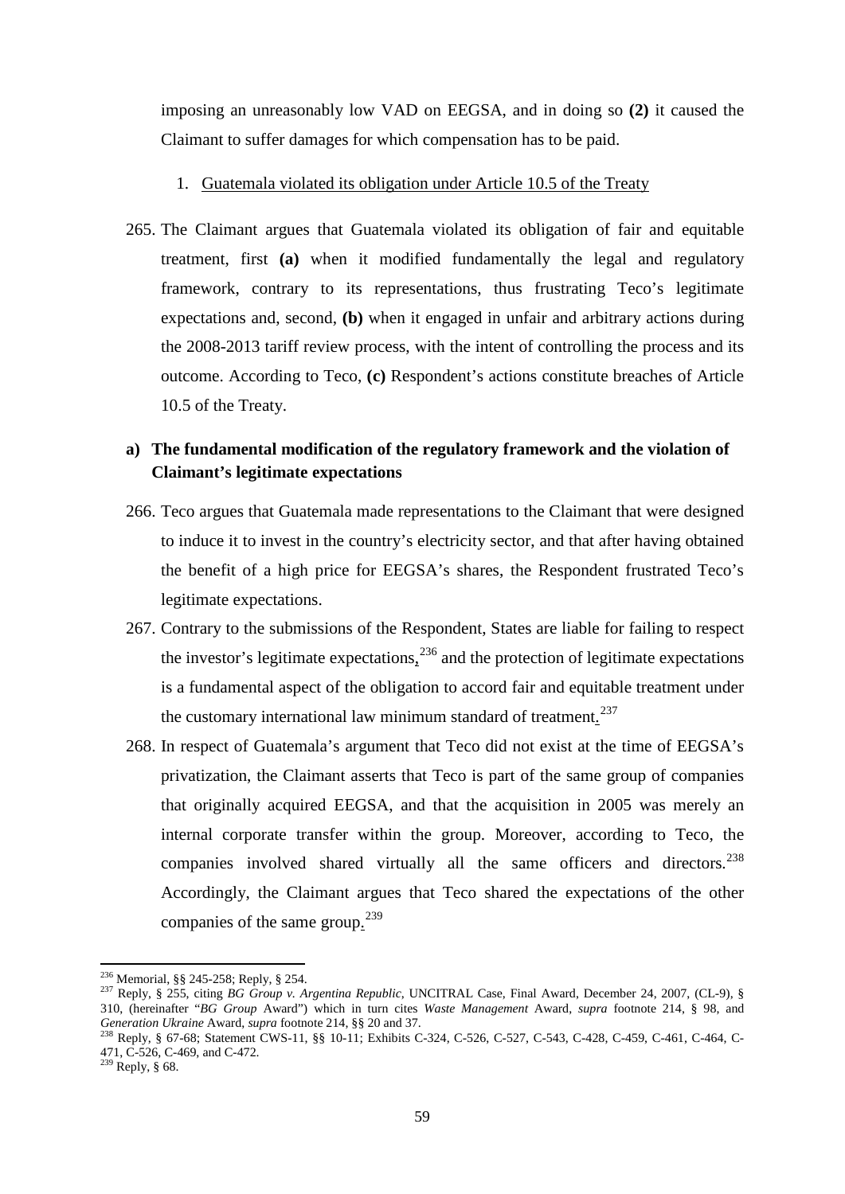imposing an unreasonably low VAD on EEGSA, and in doing so **(2)** it caused the Claimant to suffer damages for which compensation has to be paid.

1. Guatemala violated its obligation under Article 10.5 of the Treaty

265. The Claimant argues that Guatemala violated its obligation of fair and equitable treatment, first **(a)** when it modified fundamentally the legal and regulatory framework, contrary to its representations, thus frustrating Teco's legitimate expectations and, second, **(b)** when it engaged in unfair and arbitrary actions during the 2008-2013 tariff review process, with the intent of controlling the process and its outcome. According to Teco, **(c)** Respondent's actions constitute breaches of Article 10.5 of the Treaty.

### a) The fundamental modification of the regulatory framework and the violation of Claimant's legitimate expectations

266. Teco argues that Guatemala made representations to the Claimant that were designed to induce it to invest in the country's electricity sector, and that after having obtained the benefit of a high price for EEGSA's shares, the Respondent frustrated Teco's legitimate expectations.

267. Contrary to the submissions of the Respondent, States are liable for failing to respect the investor's legitimate expectations,[236] and the protection of legitimate expectations is a fundamental aspect of the obligation to accord fair and equitable treatment under the customary international law minimum standard of treatment.[237]

268. In respect of Guatemala's argument that Teco did not exist at the time of EEGSA's privatization, the Claimant asserts that Teco is part of the same group of companies that originally acquired EEGSA, and that the acquisition in 2005 was merely an internal corporate transfer within the group. Moreover, according to Teco, the companies involved shared virtually all the same officers and directors.[238] Accordingly, the Claimant argues that Teco shared the expectations of the other companies of the same group.[239]

---

[236] Memorial, §§ 245-258; Reply, § 254.

[237] Reply, § 255, citing *BG Group v. Argentina Republic*, UNCITRAL Case, Final Award, December 24, 2007, (CL-9), § 310, (hereinafter "*BG Group* Award") which in turn cites *Waste Management* Award, *supra* footnote 214, § 98, and *Generation Ukraine* Award, *supra* footnote 214, §§ 20 and 37.

[238] Reply, § 67-68; Statement CWS-11, §§ 10-11; Exhibits C-324, C-526, C-527, C-543, C-428, C-459, C-461, C-464, C-471, C-526, C-469, and C-472.

[239] Reply, § 68.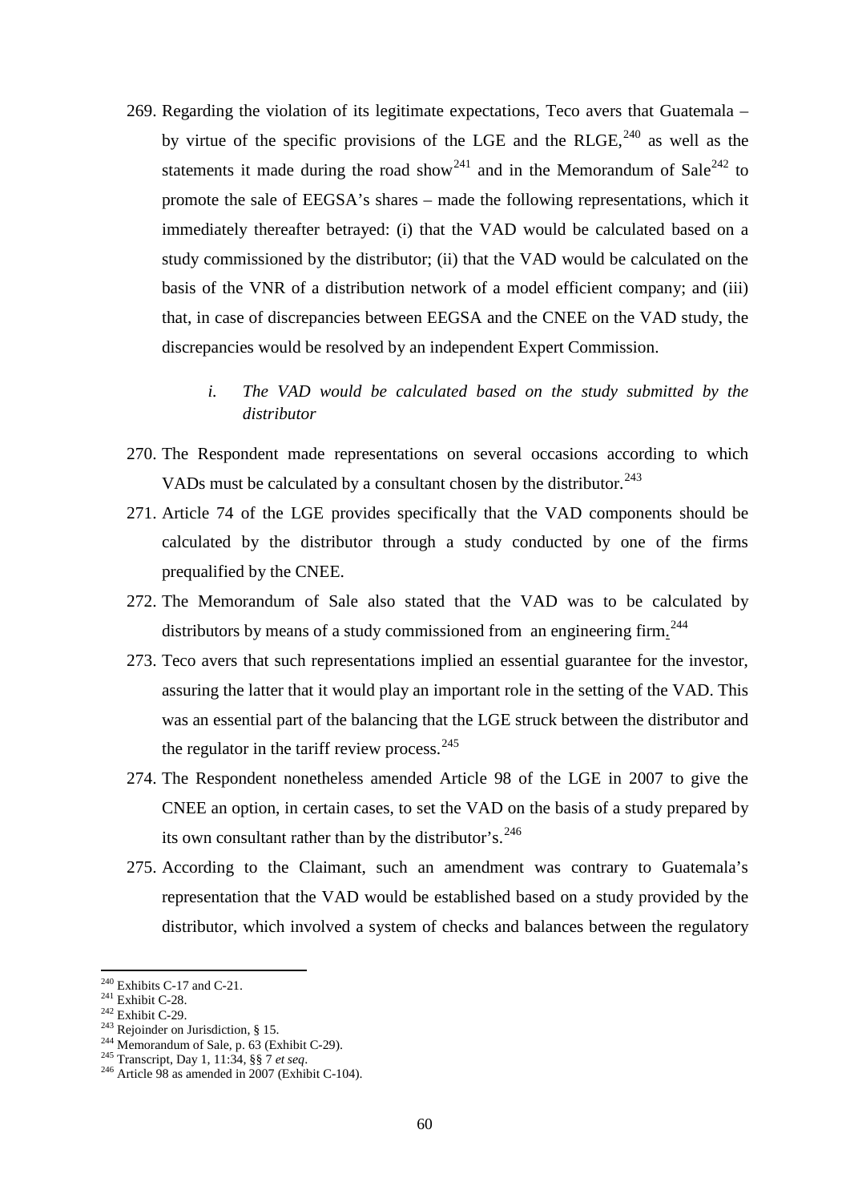269. Regarding the violation of its legitimate expectations, Teco avers that Guatemala – by virtue of the specific provisions of the LGE and the RLGE,[240] as well as the statements it made during the road show[241] and in the Memorandum of Sale[242] to promote the sale of EEGSA's shares – made the following representations, which it immediately thereafter betrayed: (i) that the VAD would be calculated based on a study commissioned by the distributor; (ii) that the VAD would be calculated on the basis of the VNR of a distribution network of a model efficient company; and (iii) that, in case of discrepancies between EEGSA and the CNEE on the VAD study, the discrepancies would be resolved by an independent Expert Commission.

*i. The VAD would be calculated based on the study submitted by the distributor*

270. The Respondent made representations on several occasions according to which VADs must be calculated by a consultant chosen by the distributor.[243]

271. Article 74 of the LGE provides specifically that the VAD components should be calculated by the distributor through a study conducted by one of the firms prequalified by the CNEE.

272. The Memorandum of Sale also stated that the VAD was to be calculated by distributors by means of a study commissioned from an engineering firm.[244]

273. Teco avers that such representations implied an essential guarantee for the investor, assuring the latter that it would play an important role in the setting of the VAD. This was an essential part of the balancing that the LGE struck between the distributor and the regulator in the tariff review process.[245]

274. The Respondent nonetheless amended Article 98 of the LGE in 2007 to give the CNEE an option, in certain cases, to set the VAD on the basis of a study prepared by its own consultant rather than by the distributor's.[246]

275. According to the Claimant, such an amendment was contrary to Guatemala's representation that the VAD would be established based on a study provided by the distributor, which involved a system of checks and balances between the regulatory

---

[240] Exhibits C-17 and C-21.

[241] Exhibit C-28.

[242] Exhibit C-29.

[243] Rejoinder on Jurisdiction, § 15.

[244] Memorandum of Sale, p. 63 (Exhibit C-29).

[245] Transcript, Day 1, 11:34, §§ 7 *et seq*.

[246] Article 98 as amended in 2007 (Exhibit C-104).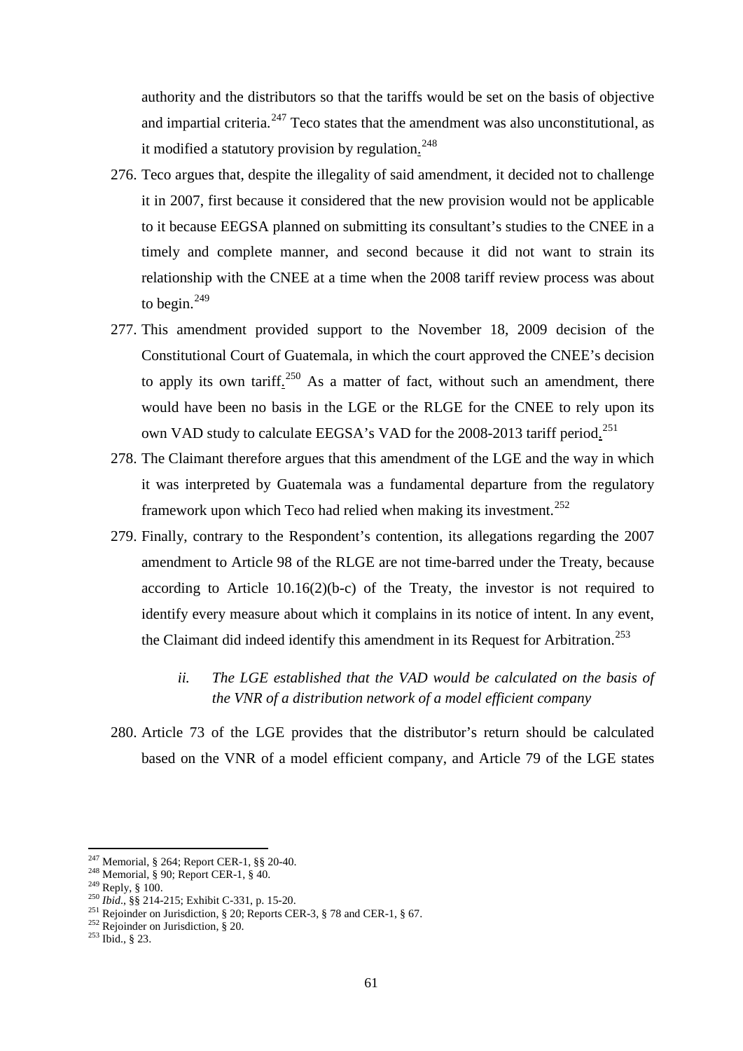authority and the distributors so that the tariffs would be set on the basis of objective and impartial criteria.[247] Teco states that the amendment was also unconstitutional, as it modified a statutory provision by regulation.[248]

276. Teco argues that, despite the illegality of said amendment, it decided not to challenge it in 2007, first because it considered that the new provision would not be applicable to it because EEGSA planned on submitting its consultant's studies to the CNEE in a timely and complete manner, and second because it did not want to strain its relationship with the CNEE at a time when the 2008 tariff review process was about to begin.[249]

277. This amendment provided support to the November 18, 2009 decision of the Constitutional Court of Guatemala, in which the court approved the CNEE's decision to apply its own tariff.[250] As a matter of fact, without such an amendment, there would have been no basis in the LGE or the RLGE for the CNEE to rely upon its own VAD study to calculate EEGSA's VAD for the 2008-2013 tariff period.[251]

278. The Claimant therefore argues that this amendment of the LGE and the way in which it was interpreted by Guatemala was a fundamental departure from the regulatory framework upon which Teco had relied when making its investment.[252]

279. Finally, contrary to the Respondent's contention, its allegations regarding the 2007 amendment to Article 98 of the RLGE are not time-barred under the Treaty, because according to Article 10.16(2)(b-c) of the Treaty, the investor is not required to identify every measure about which it complains in its notice of intent. In any event, the Claimant did indeed identify this amendment in its Request for Arbitration.[253]

*ii. The LGE established that the VAD would be calculated on the basis of the VNR of a distribution network of a model efficient company*

280. Article 73 of the LGE provides that the distributor's return should be calculated based on the VNR of a model efficient company, and Article 79 of the LGE states

---

[247] Memorial, § 264; Report CER-1, §§ 20-40.
[248] Memorial, § 90; Report CER-1, § 40.
[249] Reply, § 100.
[250] *Ibid*., §§ 214-215; Exhibit C-331, p. 15-20.
[251] Rejoinder on Jurisdiction, § 20; Reports CER-3, § 78 and CER-1, § 67.
[252] Rejoinder on Jurisdiction, § 20.
[253] Ibid., § 23.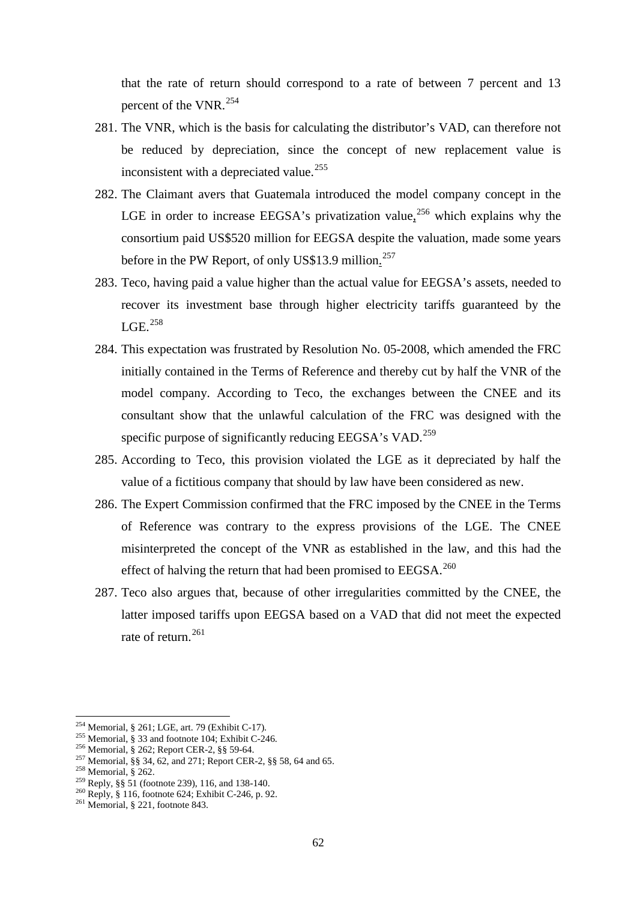that the rate of return should correspond to a rate of between 7 percent and 13 percent of the VNR.[254]

281. The VNR, which is the basis for calculating the distributor's VAD, can therefore not be reduced by depreciation, since the concept of new replacement value is inconsistent with a depreciated value.[255]

282. The Claimant avers that Guatemala introduced the model company concept in the LGE in order to increase EEGSA's privatization value,[256] which explains why the consortium paid US$520 million for EEGSA despite the valuation, made some years before in the PW Report, of only US$13.9 million.[257]

283. Teco, having paid a value higher than the actual value for EEGSA's assets, needed to recover its investment base through higher electricity tariffs guaranteed by the LGE.[258]

284. This expectation was frustrated by Resolution No. 05-2008, which amended the FRC initially contained in the Terms of Reference and thereby cut by half the VNR of the model company. According to Teco, the exchanges between the CNEE and its consultant show that the unlawful calculation of the FRC was designed with the specific purpose of significantly reducing EEGSA's VAD.[259]

285. According to Teco, this provision violated the LGE as it depreciated by half the value of a fictitious company that should by law have been considered as new.

286. The Expert Commission confirmed that the FRC imposed by the CNEE in the Terms of Reference was contrary to the express provisions of the LGE. The CNEE misinterpreted the concept of the VNR as established in the law, and this had the effect of halving the return that had been promised to EEGSA.[260]

287. Teco also argues that, because of other irregularities committed by the CNEE, the latter imposed tariffs upon EEGSA based on a VAD that did not meet the expected rate of return.[261]

---

[254] Memorial, § 261; LGE, art. 79 (Exhibit C-17).
[255] Memorial, § 33 and footnote 104; Exhibit C-246.
[256] Memorial, § 262; Report CER-2, §§ 59-64.
[257] Memorial, §§ 34, 62, and 271; Report CER-2, §§ 58, 64 and 65.
[258] Memorial, § 262.
[259] Reply, §§ 51 (footnote 239), 116, and 138-140.
[260] Reply, § 116, footnote 624; Exhibit C-246, p. 92.
[261] Memorial, § 221, footnote 843.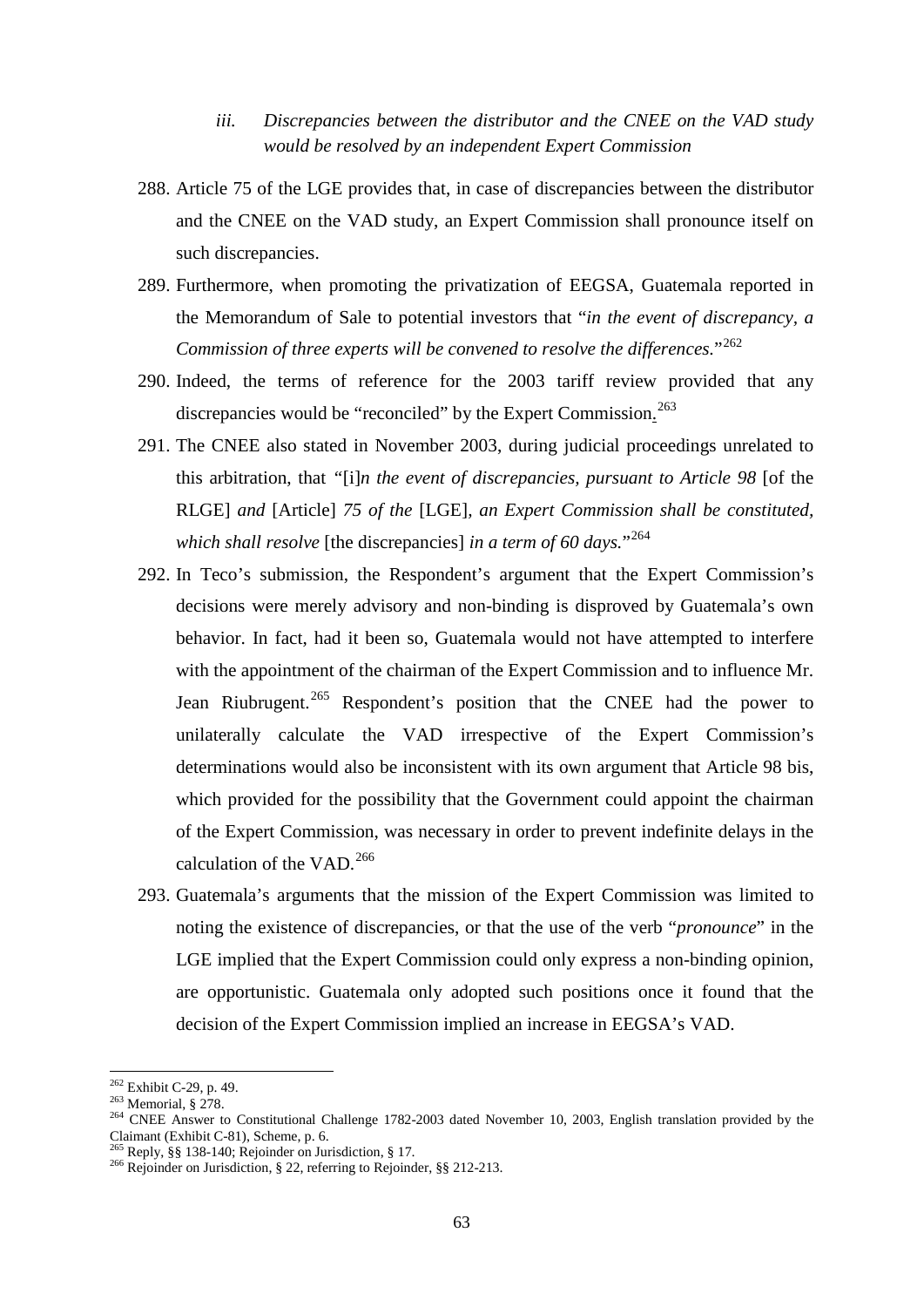### *iii. Discrepancies between the distributor and the CNEE on the VAD study would be resolved by an independent Expert Commission*

288. Article 75 of the LGE provides that, in case of discrepancies between the distributor and the CNEE on the VAD study, an Expert Commission shall pronounce itself on such discrepancies.

289. Furthermore, when promoting the privatization of EEGSA, Guatemala reported in the Memorandum of Sale to potential investors that "*in the event of discrepancy, a Commission of three experts will be convened to resolve the differences.*"[262]

290. Indeed, the terms of reference for the 2003 tariff review provided that any discrepancies would be "reconciled" by the Expert Commission.[263]

291. The CNEE also stated in November 2003, during judicial proceedings unrelated to this arbitration, that "[i]*n the event of discrepancies, pursuant to Article 98* [of the RLGE] *and* [Article] *75 of the* [LGE]*, an Expert Commission shall be constituted, which shall resolve* [the discrepancies] *in a term of 60 days.*"[264]

292. In Teco's submission, the Respondent's argument that the Expert Commission's decisions were merely advisory and non-binding is disproved by Guatemala's own behavior. In fact, had it been so, Guatemala would not have attempted to interfere with the appointment of the chairman of the Expert Commission and to influence Mr. Jean Riubrugent.[265] Respondent's position that the CNEE had the power to unilaterally calculate the VAD irrespective of the Expert Commission's determinations would also be inconsistent with its own argument that Article 98 bis, which provided for the possibility that the Government could appoint the chairman of the Expert Commission, was necessary in order to prevent indefinite delays in the calculation of the VAD.[266]

293. Guatemala's arguments that the mission of the Expert Commission was limited to noting the existence of discrepancies, or that the use of the verb "*pronounce*" in the LGE implied that the Expert Commission could only express a non-binding opinion, are opportunistic. Guatemala only adopted such positions once it found that the decision of the Expert Commission implied an increase in EEGSA's VAD.

---

[262] Exhibit C-29, p. 49.

[263] Memorial, § 278.

[264] CNEE Answer to Constitutional Challenge 1782-2003 dated November 10, 2003, English translation provided by the Claimant (Exhibit C-81), Scheme, p. 6.

[265] Reply, §§ 138-140; Rejoinder on Jurisdiction, § 17.

[266] Rejoinder on Jurisdiction, § 22, referring to Rejoinder, §§ 212-213.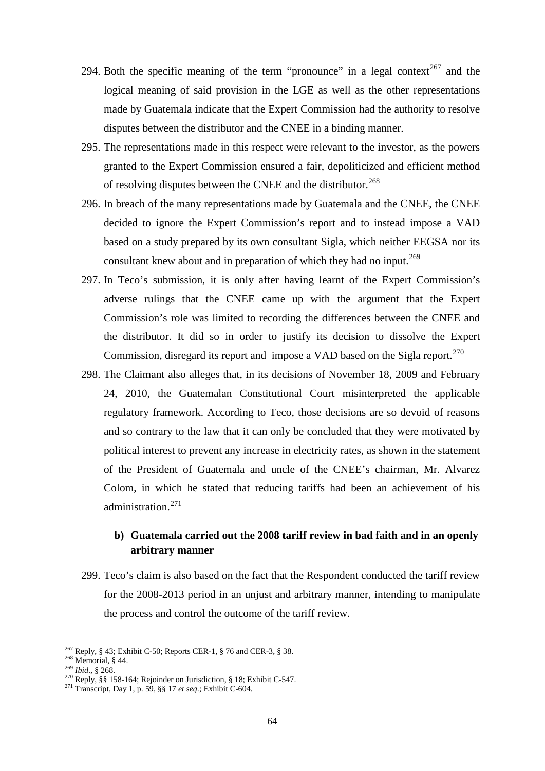294. Both the specific meaning of the term "pronounce" in a legal context[267] and the logical meaning of said provision in the LGE as well as the other representations made by Guatemala indicate that the Expert Commission had the authority to resolve disputes between the distributor and the CNEE in a binding manner.

295. The representations made in this respect were relevant to the investor, as the powers granted to the Expert Commission ensured a fair, depoliticized and efficient method of resolving disputes between the CNEE and the distributor.[268]

296. In breach of the many representations made by Guatemala and the CNEE, the CNEE decided to ignore the Expert Commission's report and to instead impose a VAD based on a study prepared by its own consultant Sigla, which neither EEGSA nor its consultant knew about and in preparation of which they had no input.[269]

297. In Teco's submission, it is only after having learnt of the Expert Commission's adverse rulings that the CNEE came up with the argument that the Expert Commission's role was limited to recording the differences between the CNEE and the distributor. It did so in order to justify its decision to dissolve the Expert Commission, disregard its report and impose a VAD based on the Sigla report.[270]

298. The Claimant also alleges that, in its decisions of November 18, 2009 and February 24, 2010, the Guatemalan Constitutional Court misinterpreted the applicable regulatory framework. According to Teco, those decisions are so devoid of reasons and so contrary to the law that it can only be concluded that they were motivated by political interest to prevent any increase in electricity rates, as shown in the statement of the President of Guatemala and uncle of the CNEE's chairman, Mr. Alvarez Colom, in which he stated that reducing tariffs had been an achievement of his administration.[271]

**b) Guatemala carried out the 2008 tariff review in bad faith and in an openly arbitrary manner**

299. Teco's claim is also based on the fact that the Respondent conducted the tariff review for the 2008-2013 period in an unjust and arbitrary manner, intending to manipulate the process and control the outcome of the tariff review.

---

[267] Reply, § 43; Exhibit C-50; Reports CER-1, § 76 and CER-3, § 38.
[268] Memorial, § 44.
[269] *Ibid*., § 268.
[270] Reply, §§ 158-164; Rejoinder on Jurisdiction, § 18; Exhibit C-547.
[271] Transcript, Day 1, p. 59, §§ 17 *et seq*.; Exhibit C-604.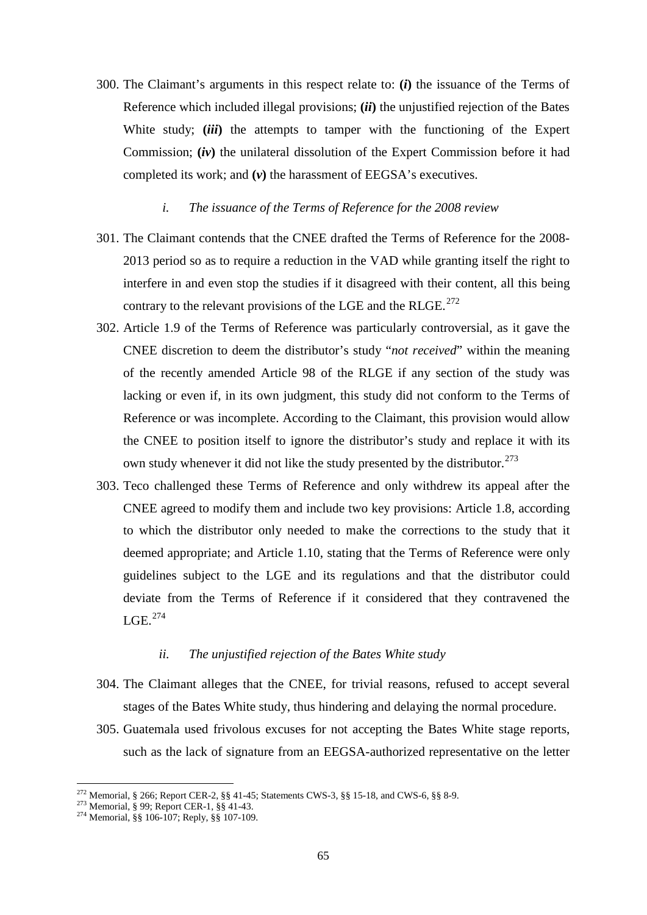300. The Claimant's arguments in this respect relate to: ***(i)*** the issuance of the Terms of Reference which included illegal provisions; ***(ii)*** the unjustified rejection of the Bates White study; ***(iii)*** the attempts to tamper with the functioning of the Expert Commission; ***(iv)*** the unilateral dissolution of the Expert Commission before it had completed its work; and ***(v)*** the harassment of EEGSA's executives.

*i. The issuance of the Terms of Reference for the 2008 review*

301. The Claimant contends that the CNEE drafted the Terms of Reference for the 2008-2013 period so as to require a reduction in the VAD while granting itself the right to interfere in and even stop the studies if it disagreed with their content, all this being contrary to the relevant provisions of the LGE and the RLGE.[272]

302. Article 1.9 of the Terms of Reference was particularly controversial, as it gave the CNEE discretion to deem the distributor's study "*not received*" within the meaning of the recently amended Article 98 of the RLGE if any section of the study was lacking or even if, in its own judgment, this study did not conform to the Terms of Reference or was incomplete. According to the Claimant, this provision would allow the CNEE to position itself to ignore the distributor's study and replace it with its own study whenever it did not like the study presented by the distributor.[273]

303. Teco challenged these Terms of Reference and only withdrew its appeal after the CNEE agreed to modify them and include two key provisions: Article 1.8, according to which the distributor only needed to make the corrections to the study that it deemed appropriate; and Article 1.10, stating that the Terms of Reference were only guidelines subject to the LGE and its regulations and that the distributor could deviate from the Terms of Reference if it considered that they contravened the LGE.[274]

*ii. The unjustified rejection of the Bates White study*

304. The Claimant alleges that the CNEE, for trivial reasons, refused to accept several stages of the Bates White study, thus hindering and delaying the normal procedure.

305. Guatemala used frivolous excuses for not accepting the Bates White stage reports, such as the lack of signature from an EEGSA-authorized representative on the letter

[272] Memorial, § 266; Report CER-2, §§ 41-45; Statements CWS-3, §§ 15-18, and CWS-6, §§ 8-9.
[273] Memorial, § 99; Report CER-1, §§ 41-43.
[274] Memorial, §§ 106-107; Reply, §§ 107-109.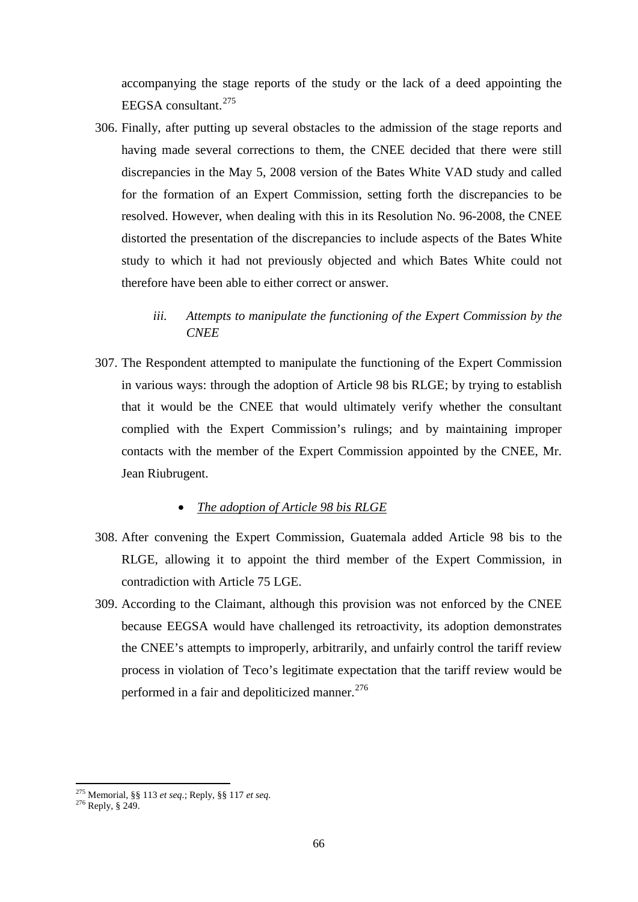accompanying the stage reports of the study or the lack of a deed appointing the EEGSA consultant.[275]

306. Finally, after putting up several obstacles to the admission of the stage reports and having made several corrections to them, the CNEE decided that there were still discrepancies in the May 5, 2008 version of the Bates White VAD study and called for the formation of an Expert Commission, setting forth the discrepancies to be resolved. However, when dealing with this in its Resolution No. 96-2008, the CNEE distorted the presentation of the discrepancies to include aspects of the Bates White study to which it had not previously objected and which Bates White could not therefore have been able to either correct or answer.

*iii. Attempts to manipulate the functioning of the Expert Commission by the CNEE*

307. The Respondent attempted to manipulate the functioning of the Expert Commission in various ways: through the adoption of Article 98 bis RLGE; by trying to establish that it would be the CNEE that would ultimately verify whether the consultant complied with the Expert Commission's rulings; and by maintaining improper contacts with the member of the Expert Commission appointed by the CNEE, Mr. Jean Riubrugent.

- *The adoption of Article 98 bis RLGE*

308. After convening the Expert Commission, Guatemala added Article 98 bis to the RLGE, allowing it to appoint the third member of the Expert Commission, in contradiction with Article 75 LGE.

309. According to the Claimant, although this provision was not enforced by the CNEE because EEGSA would have challenged its retroactivity, its adoption demonstrates the CNEE's attempts to improperly, arbitrarily, and unfairly control the tariff review process in violation of Teco's legitimate expectation that the tariff review would be performed in a fair and depoliticized manner.[276]

---

[275] Memorial, §§ 113 *et seq*.; Reply, §§ 117 *et seq*.

[276] Reply, § 249.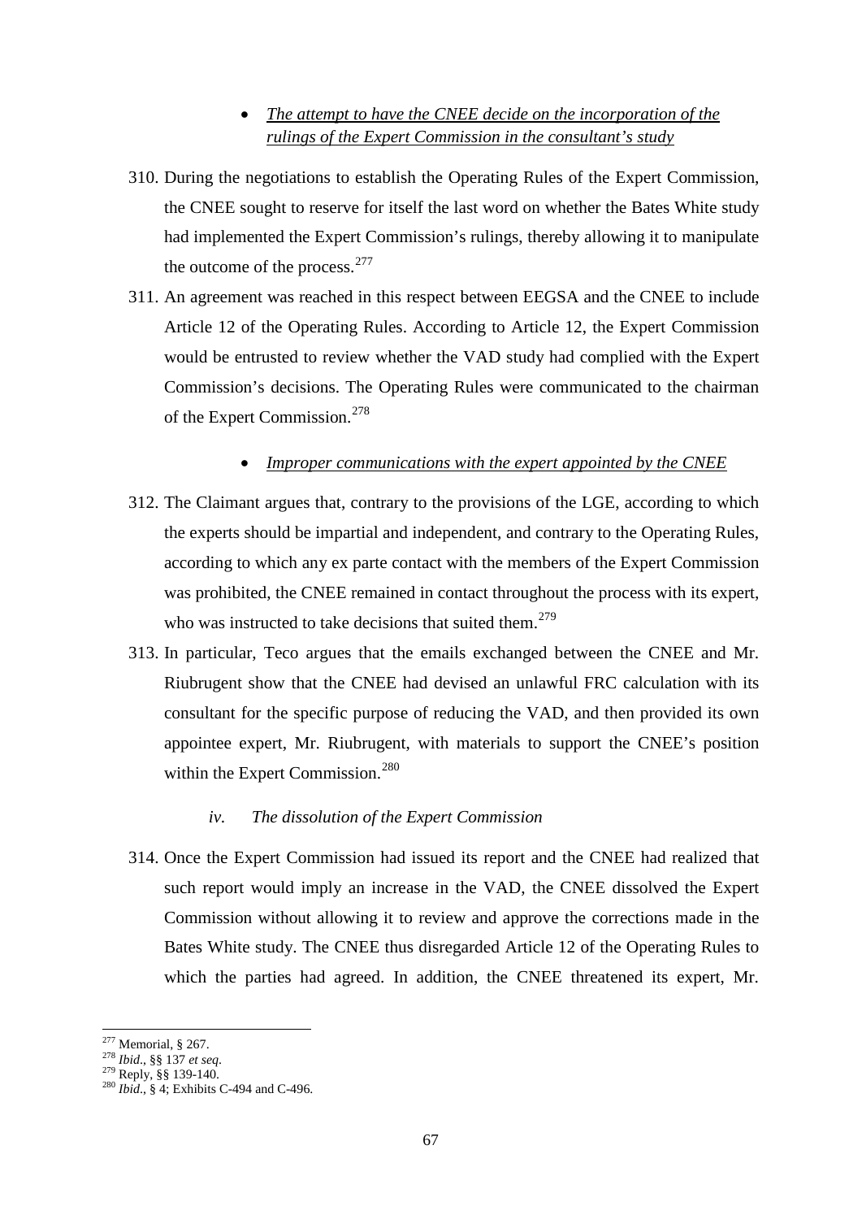- *The attempt to have the CNEE decide on the incorporation of the rulings of the Expert Commission in the consultant's study*

310. During the negotiations to establish the Operating Rules of the Expert Commission, the CNEE sought to reserve for itself the last word on whether the Bates White study had implemented the Expert Commission's rulings, thereby allowing it to manipulate the outcome of the process.[277]

311. An agreement was reached in this respect between EEGSA and the CNEE to include Article 12 of the Operating Rules. According to Article 12, the Expert Commission would be entrusted to review whether the VAD study had complied with the Expert Commission's decisions. The Operating Rules were communicated to the chairman of the Expert Commission.[278]

- *Improper communications with the expert appointed by the CNEE*

312. The Claimant argues that, contrary to the provisions of the LGE, according to which the experts should be impartial and independent, and contrary to the Operating Rules, according to which any ex parte contact with the members of the Expert Commission was prohibited, the CNEE remained in contact throughout the process with its expert, who was instructed to take decisions that suited them.[279]

313. In particular, Teco argues that the emails exchanged between the CNEE and Mr. Riubrugent show that the CNEE had devised an unlawful FRC calculation with its consultant for the specific purpose of reducing the VAD, and then provided its own appointee expert, Mr. Riubrugent, with materials to support the CNEE's position within the Expert Commission.[280]

*iv. The dissolution of the Expert Commission*

314. Once the Expert Commission had issued its report and the CNEE had realized that such report would imply an increase in the VAD, the CNEE dissolved the Expert Commission without allowing it to review and approve the corrections made in the Bates White study. The CNEE thus disregarded Article 12 of the Operating Rules to which the parties had agreed. In addition, the CNEE threatened its expert, Mr.

---

[277] Memorial, § 267.

[278] *Ibid*., §§ 137 *et seq*.

[279] Reply, §§ 139-140.

[280] *Ibid*., § 4; Exhibits C-494 and C-496.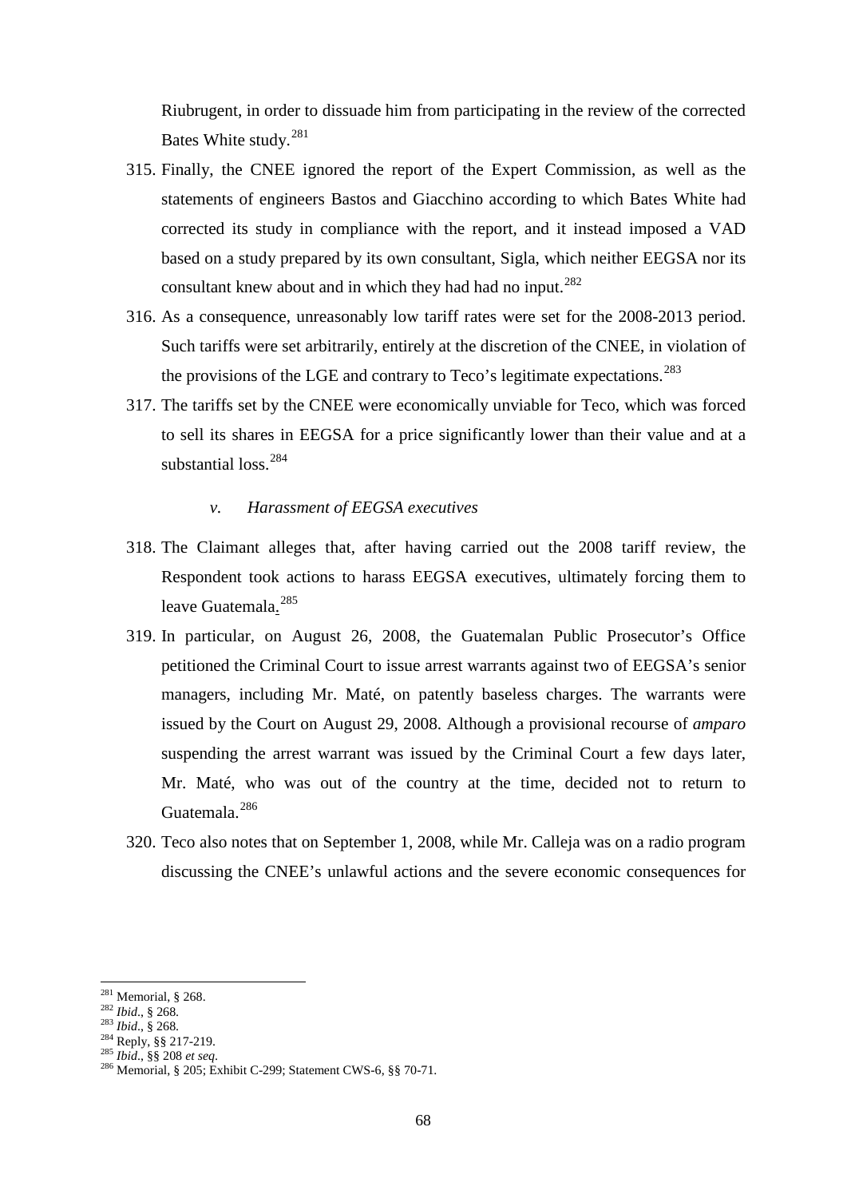Riubrugent, in order to dissuade him from participating in the review of the corrected Bates White study.[281]

315. Finally, the CNEE ignored the report of the Expert Commission, as well as the statements of engineers Bastos and Giacchino according to which Bates White had corrected its study in compliance with the report, and it instead imposed a VAD based on a study prepared by its own consultant, Sigla, which neither EEGSA nor its consultant knew about and in which they had had no input.[282]

316. As a consequence, unreasonably low tariff rates were set for the 2008-2013 period. Such tariffs were set arbitrarily, entirely at the discretion of the CNEE, in violation of the provisions of the LGE and contrary to Teco's legitimate expectations.[283]

317. The tariffs set by the CNEE were economically unviable for Teco, which was forced to sell its shares in EEGSA for a price significantly lower than their value and at a substantial loss.[284]

*v. Harassment of EEGSA executives*

318. The Claimant alleges that, after having carried out the 2008 tariff review, the Respondent took actions to harass EEGSA executives, ultimately forcing them to leave Guatemala.[285]

319. In particular, on August 26, 2008, the Guatemalan Public Prosecutor's Office petitioned the Criminal Court to issue arrest warrants against two of EEGSA's senior managers, including Mr. Maté, on patently baseless charges. The warrants were issued by the Court on August 29, 2008. Although a provisional recourse of *amparo* suspending the arrest warrant was issued by the Criminal Court a few days later, Mr. Maté, who was out of the country at the time, decided not to return to Guatemala.[286]

320. Teco also notes that on September 1, 2008, while Mr. Calleja was on a radio program discussing the CNEE's unlawful actions and the severe economic consequences for

---

[281] Memorial, § 268.
[282] *Ibid.*, § 268.
[283] *Ibid.*, § 268.
[284] Reply, §§ 217-219.
[285] *Ibid.*, §§ 208 *et seq.*
[286] Memorial, § 205; Exhibit C-299; Statement CWS-6, §§ 70-71.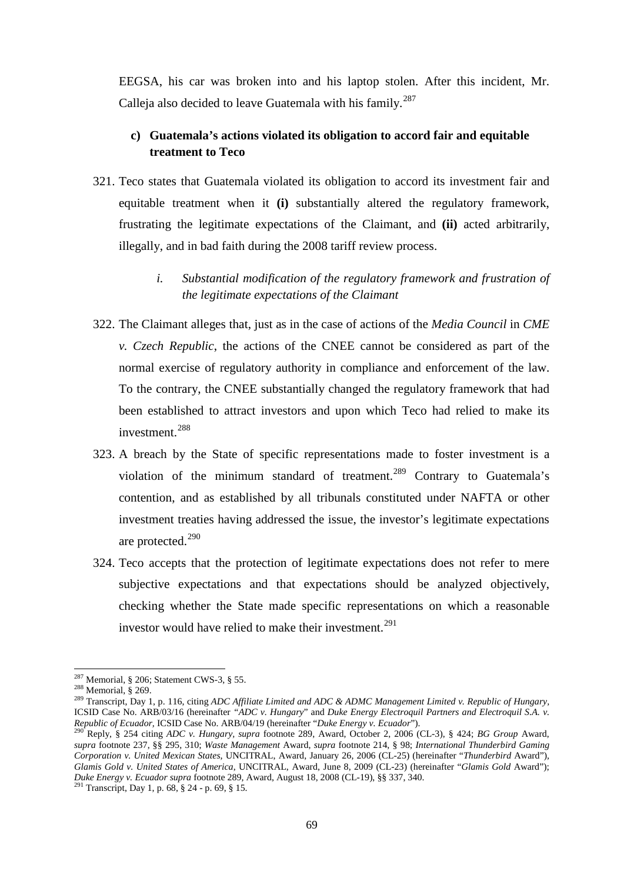EEGSA, his car was broken into and his laptop stolen. After this incident, Mr. Calleja also decided to leave Guatemala with his family.[287]

#### c) Guatemala's actions violated its obligation to accord fair and equitable treatment to Teco

321. Teco states that Guatemala violated its obligation to accord its investment fair and equitable treatment when it **(i)** substantially altered the regulatory framework, frustrating the legitimate expectations of the Claimant, and **(ii)** acted arbitrarily, illegally, and in bad faith during the 2008 tariff review process.

##### *i. Substantial modification of the regulatory framework and frustration of the legitimate expectations of the Claimant*

322. The Claimant alleges that, just as in the case of actions of the *Media Council* in *CME v. Czech Republic*, the actions of the CNEE cannot be considered as part of the normal exercise of regulatory authority in compliance and enforcement of the law. To the contrary, the CNEE substantially changed the regulatory framework that had been established to attract investors and upon which Teco had relied to make its investment.[288]

323. A breach by the State of specific representations made to foster investment is a violation of the minimum standard of treatment.[289] Contrary to Guatemala's contention, and as established by all tribunals constituted under NAFTA or other investment treaties having addressed the issue, the investor's legitimate expectations are protected.[290]

324. Teco accepts that the protection of legitimate expectations does not refer to mere subjective expectations and that expectations should be analyzed objectively, checking whether the State made specific representations on which a reasonable investor would have relied to make their investment.[291]

---

[287] Memorial, § 206; Statement CWS-3, § 55.

[288] Memorial, § 269.

[289] Transcript, Day 1, p. 116, citing *ADC Affiliate Limited and ADC & ADMC Management Limited v. Republic of Hungary*, ICSID Case No. ARB/03/16 (hereinafter *"ADC v. Hungary"* and *Duke Energy Electroquil Partners and Electroquil S.A. v. Republic of Ecuador*, ICSID Case No. ARB/04/19 (hereinafter "*Duke Energy v. Ecuador*").

[290] Reply, § 254 citing *ADC v. Hungary*, *supra* footnote 289, Award, October 2, 2006 (CL-3), § 424; *BG Group* Award, *supra* footnote 237, §§ 295, 310; *Waste Management* Award, *supra* footnote 214, § 98; *International Thunderbird Gaming Corporation v. United Mexican States*, UNCITRAL, Award, January 26, 2006 (CL-25) (hereinafter "*Thunderbird* Award"), *Glamis Gold v. United States of America*, UNCITRAL, Award, June 8, 2009 (CL-23) (hereinafter "*Glamis Gold* Award"); *Duke Energy v. Ecuador supra* footnote 289, Award, August 18, 2008 (CL-19), §§ 337, 340.

[291] Transcript, Day 1, p. 68, § 24 - p. 69, § 15.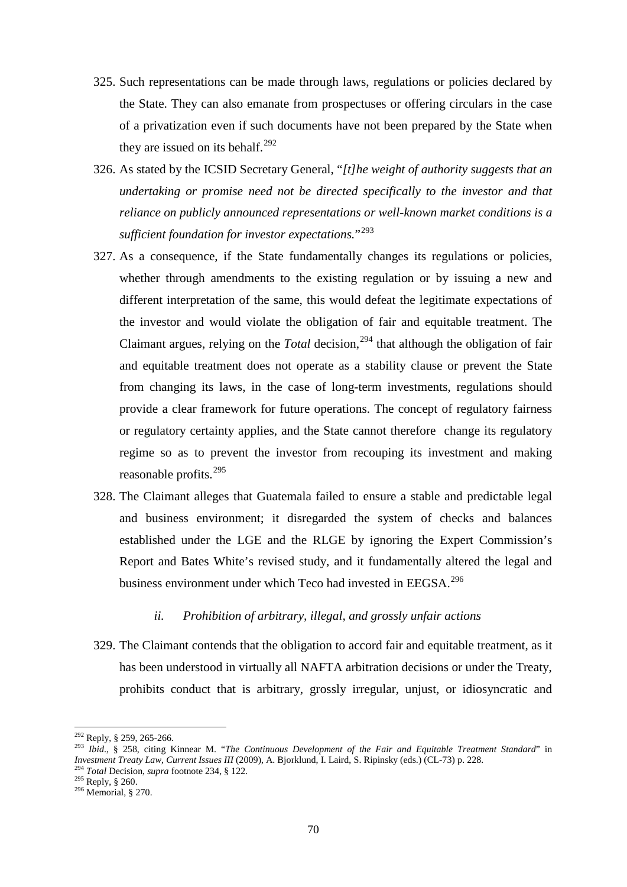325. Such representations can be made through laws, regulations or policies declared by the State. They can also emanate from prospectuses or offering circulars in the case of a privatization even if such documents have not been prepared by the State when they are issued on its behalf.[292]

326. As stated by the ICSID Secretary General, "*[t]he weight of authority suggests that an undertaking or promise need not be directed specifically to the investor and that reliance on publicly announced representations or well-known market conditions is a sufficient foundation for investor expectations.*"[293]

327. As a consequence, if the State fundamentally changes its regulations or policies, whether through amendments to the existing regulation or by issuing a new and different interpretation of the same, this would defeat the legitimate expectations of the investor and would violate the obligation of fair and equitable treatment. The Claimant argues, relying on the *Total* decision,[294] that although the obligation of fair and equitable treatment does not operate as a stability clause or prevent the State from changing its laws, in the case of long-term investments, regulations should provide a clear framework for future operations. The concept of regulatory fairness or regulatory certainty applies, and the State cannot therefore change its regulatory regime so as to prevent the investor from recouping its investment and making reasonable profits.[295]

328. The Claimant alleges that Guatemala failed to ensure a stable and predictable legal and business environment; it disregarded the system of checks and balances established under the LGE and the RLGE by ignoring the Expert Commission's Report and Bates White's revised study, and it fundamentally altered the legal and business environment under which Teco had invested in EEGSA.[296]

*ii. Prohibition of arbitrary, illegal, and grossly unfair actions*

329. The Claimant contends that the obligation to accord fair and equitable treatment, as it has been understood in virtually all NAFTA arbitration decisions or under the Treaty, prohibits conduct that is arbitrary, grossly irregular, unjust, or idiosyncratic and

---

[292] Reply, § 259, 265-266.

[293] *Ibid.*, § 258, citing Kinnear M. "*The Continuous Development of the Fair and Equitable Treatment Standard*" in *Investment Treaty Law, Current Issues III* (2009), A. Bjorklund, I. Laird, S. Ripinsky (eds.) (CL-73) p. 228.

[294] *Total* Decision, *supra* footnote 234, § 122.

[295] Reply, § 260.

[296] Memorial, § 270.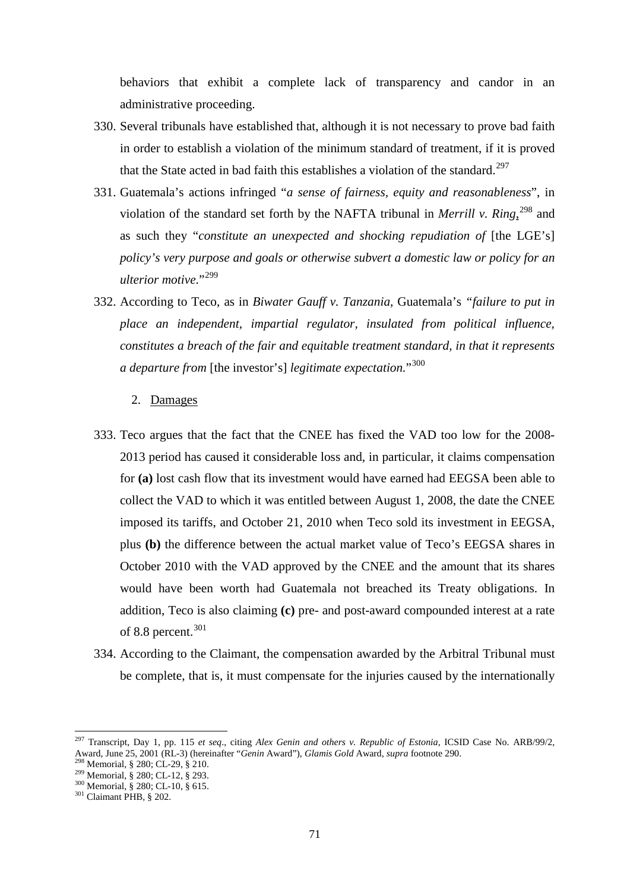behaviors that exhibit a complete lack of transparency and candor in an administrative proceeding.

330. Several tribunals have established that, although it is not necessary to prove bad faith in order to establish a violation of the minimum standard of treatment, if it is proved that the State acted in bad faith this establishes a violation of the standard.[297]

331. Guatemala's actions infringed "*a sense of fairness, equity and reasonableness*", in violation of the standard set forth by the NAFTA tribunal in *Merrill v. Ring*,[298] and as such they "*constitute an unexpected and shocking repudiation of* [the LGE's] *policy's very purpose and goals or otherwise subvert a domestic law or policy for an ulterior motive*."[299]

332. According to Teco, as in *Biwater Gauff v. Tanzania*, Guatemala's *"failure to put in place an independent, impartial regulator, insulated from political influence, constitutes a breach of the fair and equitable treatment standard, in that it represents a departure from* [the investor's] *legitimate expectation.*"[300]

2. Damages

333. Teco argues that the fact that the CNEE has fixed the VAD too low for the 2008-2013 period has caused it considerable loss and, in particular, it claims compensation for **(a)** lost cash flow that its investment would have earned had EEGSA been able to collect the VAD to which it was entitled between August 1, 2008, the date the CNEE imposed its tariffs, and October 21, 2010 when Teco sold its investment in EEGSA, plus **(b)** the difference between the actual market value of Teco's EEGSA shares in October 2010 with the VAD approved by the CNEE and the amount that its shares would have been worth had Guatemala not breached its Treaty obligations. In addition, Teco is also claiming **(c)** pre- and post-award compounded interest at a rate of 8.8 percent.[301]

334. According to the Claimant, the compensation awarded by the Arbitral Tribunal must be complete, that is, it must compensate for the injuries caused by the internationally

---

[297] Transcript, Day 1, pp. 115 *et seq*., citing *Alex Genin and others v. Republic of Estonia*, ICSID Case No. ARB/99/2, Award, June 25, 2001 (RL-3) (hereinafter "*Genin* Award"), *Glamis Gold* Award, *supra* footnote 290.

[298] Memorial, § 280; CL-29, § 210.

[299] Memorial, § 280; CL-12, § 293.

[300] Memorial, § 280; CL-10, § 615.

[301] Claimant PHB, § 202.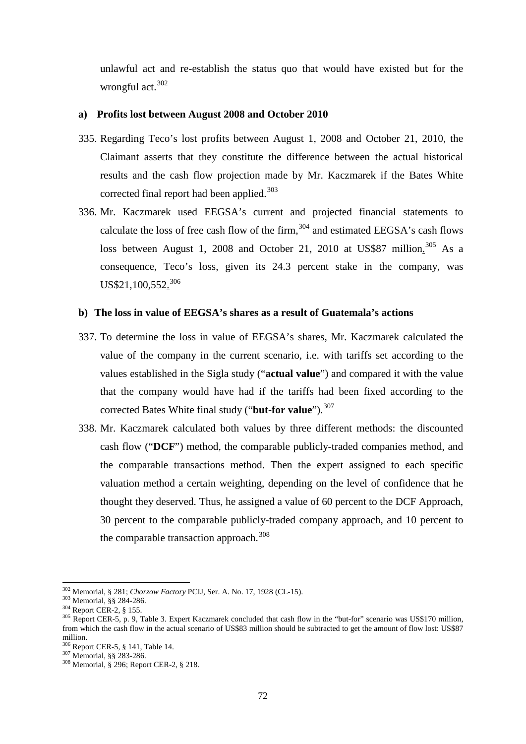unlawful act and re-establish the status quo that would have existed but for the wrongful act.[302]

**a) Profits lost between August 2008 and October 2010**

335. Regarding Teco's lost profits between August 1, 2008 and October 21, 2010, the Claimant asserts that they constitute the difference between the actual historical results and the cash flow projection made by Mr. Kaczmarek if the Bates White corrected final report had been applied.[303]

336. Mr. Kaczmarek used EEGSA's current and projected financial statements to calculate the loss of free cash flow of the firm,[304] and estimated EEGSA's cash flows loss between August 1, 2008 and October 21, 2010 at US$87 million.[305] As a consequence, Teco's loss, given its 24.3 percent stake in the company, was US$21,100,552.[306]

**b) The loss in value of EEGSA's shares as a result of Guatemala's actions**

337. To determine the loss in value of EEGSA's shares, Mr. Kaczmarek calculated the value of the company in the current scenario, i.e. with tariffs set according to the values established in the Sigla study ("**actual value**") and compared it with the value that the company would have had if the tariffs had been fixed according to the corrected Bates White final study ("**but-for value**").[307]

338. Mr. Kaczmarek calculated both values by three different methods: the discounted cash flow ("**DCF**") method, the comparable publicly-traded companies method, and the comparable transactions method. Then the expert assigned to each specific valuation method a certain weighting, depending on the level of confidence that he thought they deserved. Thus, he assigned a value of 60 percent to the DCF Approach, 30 percent to the comparable publicly-traded company approach, and 10 percent to the comparable transaction approach.[308]

---

[302] Memorial, § 281; *Chorzow Factory* PCIJ, Ser. A. No. 17, 1928 (CL-15).

[303] Memorial, §§ 284-286.

[304] Report CER-2, § 155.

[305] Report CER-5, p. 9, Table 3. Expert Kaczmarek concluded that cash flow in the "but-for" scenario was US$170 million, from which the cash flow in the actual scenario of US$83 million should be subtracted to get the amount of flow lost: US$87 million.

[306] Report CER-5, § 141, Table 14.

[307] Memorial, §§ 283-286.

[308] Memorial, § 296; Report CER-2, § 218.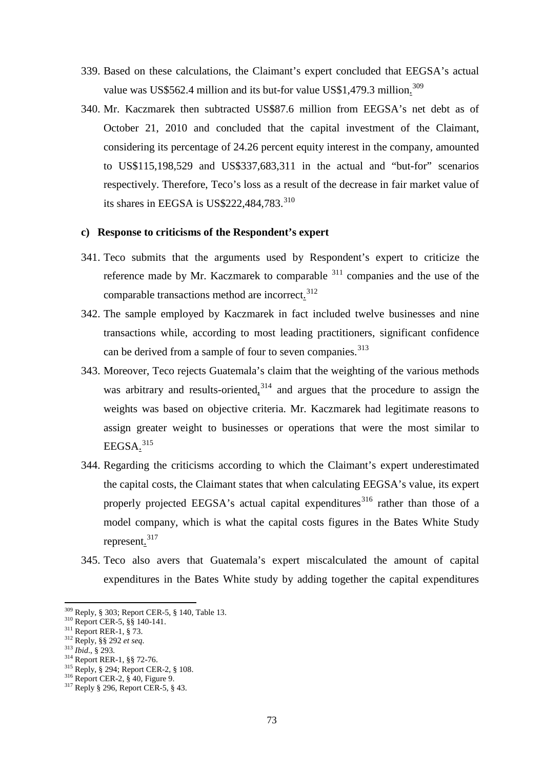339. Based on these calculations, the Claimant's expert concluded that EEGSA's actual value was US$562.4 million and its but-for value US$1,479.3 million.[309]

340. Mr. Kaczmarek then subtracted US$87.6 million from EEGSA's net debt as of October 21, 2010 and concluded that the capital investment of the Claimant, considering its percentage of 24.26 percent equity interest in the company, amounted to US$115,198,529 and US$337,683,311 in the actual and "but-for" scenarios respectively. Therefore, Teco's loss as a result of the decrease in fair market value of its shares in EEGSA is US$222,484,783.[310]

**c) Response to criticisms of the Respondent's expert**

341. Teco submits that the arguments used by Respondent's expert to criticize the reference made by Mr. Kaczmarek to comparable [311] companies and the use of the comparable transactions method are incorrect.[312]

342. The sample employed by Kaczmarek in fact included twelve businesses and nine transactions while, according to most leading practitioners, significant confidence can be derived from a sample of four to seven companies.[313]

343. Moreover, Teco rejects Guatemala's claim that the weighting of the various methods was arbitrary and results-oriented,[314] and argues that the procedure to assign the weights was based on objective criteria. Mr. Kaczmarek had legitimate reasons to assign greater weight to businesses or operations that were the most similar to EEGSA.[315]

344. Regarding the criticisms according to which the Claimant's expert underestimated the capital costs, the Claimant states that when calculating EEGSA's value, its expert properly projected EEGSA's actual capital expenditures[316] rather than those of a model company, which is what the capital costs figures in the Bates White Study represent.[317]

345. Teco also avers that Guatemala's expert miscalculated the amount of capital expenditures in the Bates White study by adding together the capital expenditures

---

[309] Reply, § 303; Report CER-5, § 140, Table 13.

[310] Report CER-5, §§ 140-141.

[311] Report RER-1, § 73.

[312] Reply, §§ 292 *et seq*.

[313] *Ibid*., § 293.

[314] Report RER-1, §§ 72-76.

[315] Reply, § 294; Report CER-2, § 108.

[316] Report CER-2, § 40, Figure 9.

[317] Reply § 296, Report CER-5, § 43.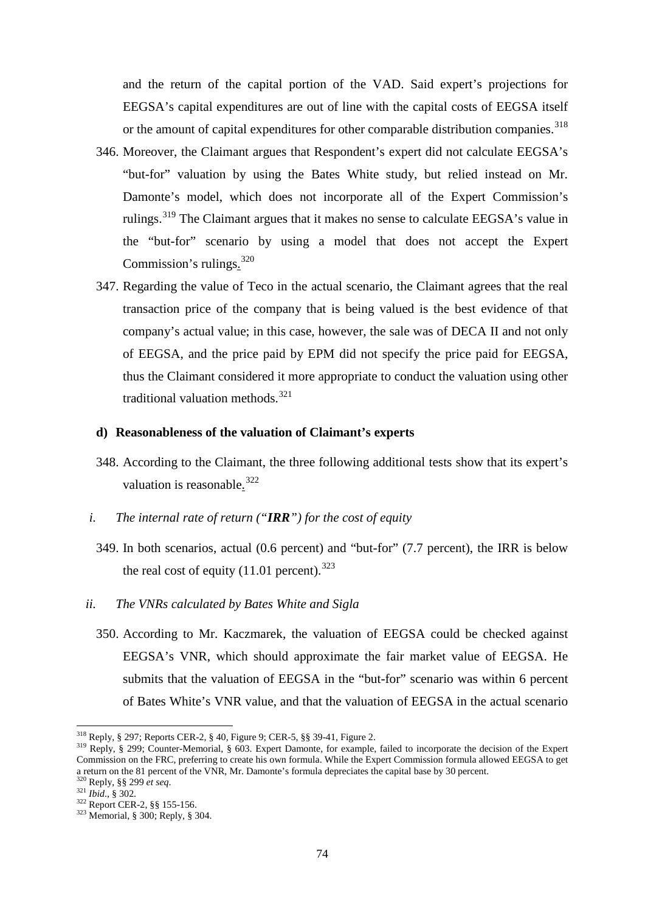and the return of the capital portion of the VAD. Said expert's projections for EEGSA's capital expenditures are out of line with the capital costs of EEGSA itself or the amount of capital expenditures for other comparable distribution companies.[318]

346. Moreover, the Claimant argues that Respondent's expert did not calculate EEGSA's "but-for" valuation by using the Bates White study, but relied instead on Mr. Damonte's model, which does not incorporate all of the Expert Commission's rulings.[319] The Claimant argues that it makes no sense to calculate EEGSA's value in the "but-for" scenario by using a model that does not accept the Expert Commission's rulings.[320]

347. Regarding the value of Teco in the actual scenario, the Claimant agrees that the real transaction price of the company that is being valued is the best evidence of that company's actual value; in this case, however, the sale was of DECA II and not only of EEGSA, and the price paid by EPM did not specify the price paid for EEGSA, thus the Claimant considered it more appropriate to conduct the valuation using other traditional valuation methods.[321]

**d) Reasonableness of the valuation of Claimant's experts**

348. According to the Claimant, the three following additional tests show that its expert's valuation is reasonable.[322]

*i. The internal rate of return ("**IRR**") for the cost of equity*

349. In both scenarios, actual (0.6 percent) and "but-for" (7.7 percent), the IRR is below the real cost of equity (11.01 percent).[323]

*ii. The VNRs calculated by Bates White and Sigla*

350. According to Mr. Kaczmarek, the valuation of EEGSA could be checked against EEGSA's VNR, which should approximate the fair market value of EEGSA. He submits that the valuation of EEGSA in the "but-for" scenario was within 6 percent of Bates White's VNR value, and that the valuation of EEGSA in the actual scenario

---

[318] Reply, § 297; Reports CER-2, § 40, Figure 9; CER-5, §§ 39-41, Figure 2.

[319] Reply, § 299; Counter-Memorial, § 603. Expert Damonte, for example, failed to incorporate the decision of the Expert Commission on the FRC, preferring to create his own formula. While the Expert Commission formula allowed EEGSA to get a return on the 81 percent of the VNR, Mr. Damonte's formula depreciates the capital base by 30 percent.

[320] Reply, §§ 299 *et seq*.

[321] *Ibid*., § 302.

[322] Report CER-2, §§ 155-156.

[323] Memorial, § 300; Reply, § 304.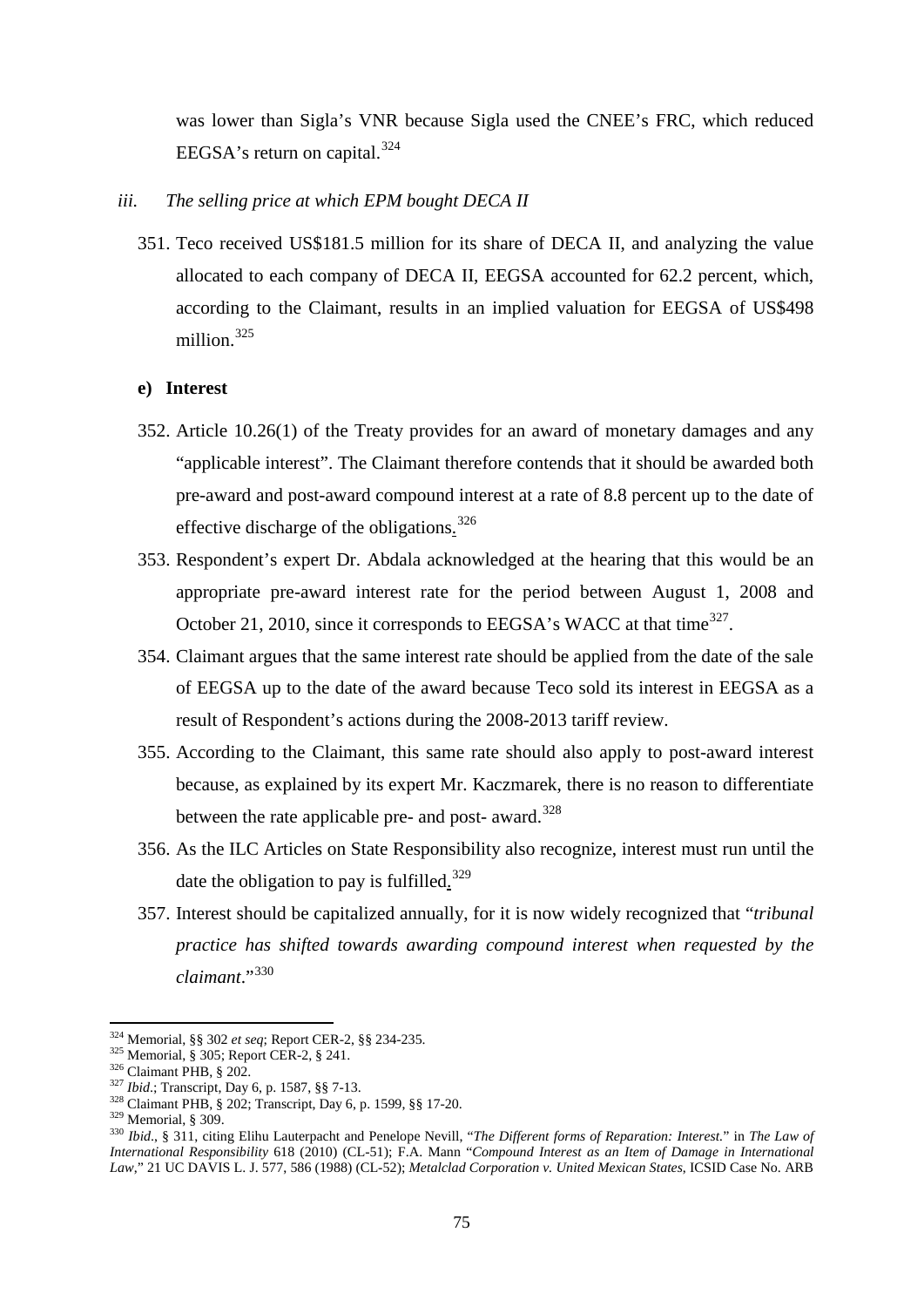was lower than Sigla's VNR because Sigla used the CNEE's FRC, which reduced EEGSA's return on capital.[324]

*iii. The selling price at which EPM bought DECA II*

351. Teco received US$181.5 million for its share of DECA II, and analyzing the value allocated to each company of DECA II, EEGSA accounted for 62.2 percent, which, according to the Claimant, results in an implied valuation for EEGSA of US$498 million.[325]

**e) Interest**

352. Article 10.26(1) of the Treaty provides for an award of monetary damages and any "applicable interest". The Claimant therefore contends that it should be awarded both pre-award and post-award compound interest at a rate of 8.8 percent up to the date of effective discharge of the obligations.[326]

353. Respondent's expert Dr. Abdala acknowledged at the hearing that this would be an appropriate pre-award interest rate for the period between August 1, 2008 and October 21, 2010, since it corresponds to EEGSA's WACC at that time[327].

354. Claimant argues that the same interest rate should be applied from the date of the sale of EEGSA up to the date of the award because Teco sold its interest in EEGSA as a result of Respondent's actions during the 2008-2013 tariff review.

355. According to the Claimant, this same rate should also apply to post-award interest because, as explained by its expert Mr. Kaczmarek, there is no reason to differentiate between the rate applicable pre- and post- award.[328]

356. As the ILC Articles on State Responsibility also recognize, interest must run until the date the obligation to pay is fulfilled.[329]

357. Interest should be capitalized annually, for it is now widely recognized that "*tribunal practice has shifted towards awarding compound interest when requested by the claimant*."[330]

---

[324] Memorial, §§ 302 *et seq*; Report CER-2, §§ 234-235.

[325] Memorial, § 305; Report CER-2, § 241.

[326] Claimant PHB, § 202.

[327] *Ibid*.; Transcript, Day 6, p. 1587, §§ 7-13.

[328] Claimant PHB, § 202; Transcript, Day 6, p. 1599, §§ 17-20.

[329] Memorial, § 309.

[330] *Ibid*., § 311, citing Elihu Lauterpacht and Penelope Nevill, "*The Different forms of Reparation: Interest*." in *The Law of International Responsibility* 618 (2010) (CL-51); F.A. Mann "*Compound Interest as an Item of Damage in International Law*," 21 UC DAVIS L. J. 577, 586 (1988) (CL-52); *Metalclad Corporation v. United Mexican States*, ICSID Case No. ARB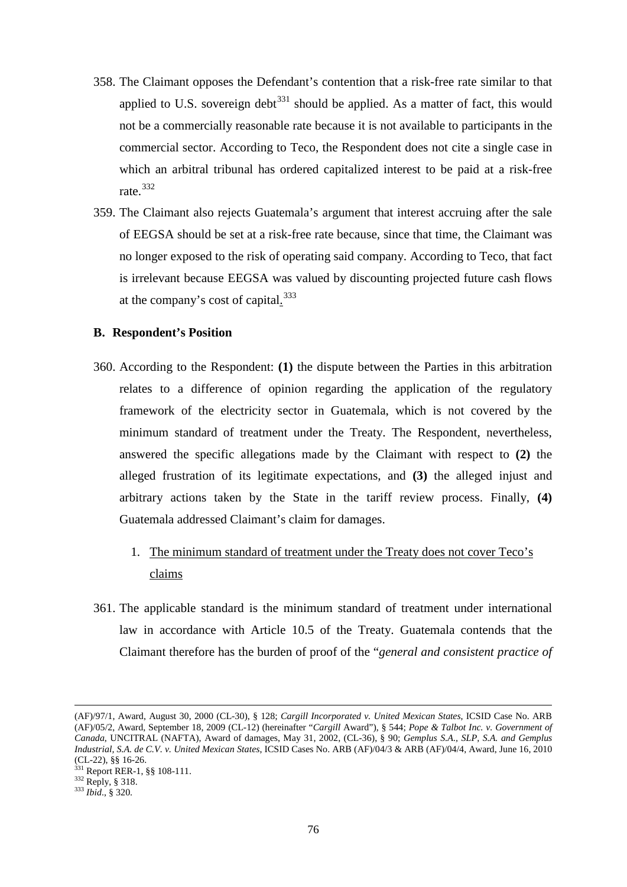358. The Claimant opposes the Defendant's contention that a risk-free rate similar to that applied to U.S. sovereign debt[331] should be applied. As a matter of fact, this would not be a commercially reasonable rate because it is not available to participants in the commercial sector. According to Teco, the Respondent does not cite a single case in which an arbitral tribunal has ordered capitalized interest to be paid at a risk-free rate.[332]

359. The Claimant also rejects Guatemala's argument that interest accruing after the sale of EEGSA should be set at a risk-free rate because, since that time, the Claimant was no longer exposed to the risk of operating said company. According to Teco, that fact is irrelevant because EEGSA was valued by discounting projected future cash flows at the company's cost of capital.[333]

### B. Respondent's Position

360. According to the Respondent: **(1)** the dispute between the Parties in this arbitration relates to a difference of opinion regarding the application of the regulatory framework of the electricity sector in Guatemala, which is not covered by the minimum standard of treatment under the Treaty. The Respondent, nevertheless, answered the specific allegations made by the Claimant with respect to **(2)** the alleged frustration of its legitimate expectations, and **(3)** the alleged injust and arbitrary actions taken by the State in the tariff review process. Finally, **(4)** Guatemala addressed Claimant's claim for damages.

1. <u>The minimum standard of treatment under the Treaty does not cover Teco's claims</u>

361. The applicable standard is the minimum standard of treatment under international law in accordance with Article 10.5 of the Treaty. Guatemala contends that the Claimant therefore has the burden of proof of the "*general and consistent practice of*

---

(AF)/97/1, Award, August 30, 2000 (CL-30), § 128; *Cargill Incorporated v. United Mexican States*, ICSID Case No. ARB (AF)/05/2, Award, September 18, 2009 (CL-12) (hereinafter "*Cargill* Award"), § 544; *Pope & Talbot Inc. v. Government of Canada*, UNCITRAL (NAFTA), Award of damages, May 31, 2002, (CL-36), § 90; *Gemplus S.A., SLP, S.A. and Gemplus Industrial, S.A. de C.V. v. United Mexican States*, ICSID Cases No. ARB (AF)/04/3 & ARB (AF)/04/4, Award, June 16, 2010 (CL-22), §§ 16-26.

[331] Report RER-1, §§ 108-111.

[332] Reply, § 318.

[333] *Ibid*., § 320.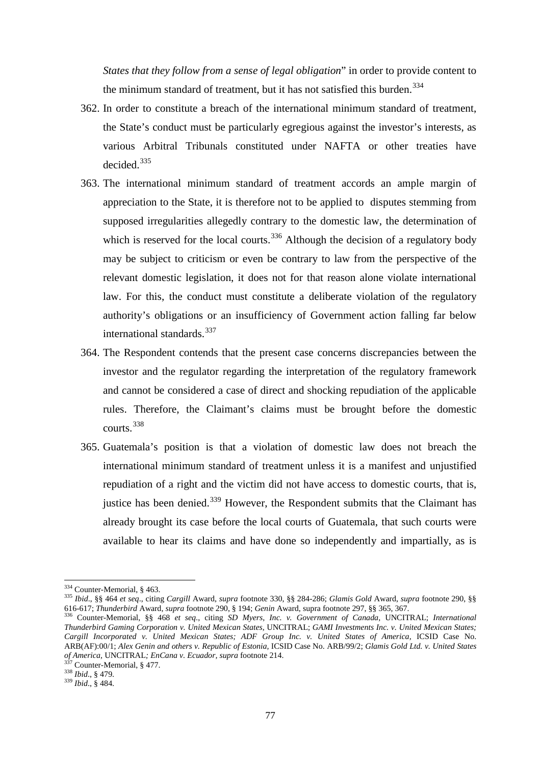*States that they follow from a sense of legal obligation*" in order to provide content to the minimum standard of treatment, but it has not satisfied this burden.[334]

362. In order to constitute a breach of the international minimum standard of treatment, the State's conduct must be particularly egregious against the investor's interests, as various Arbitral Tribunals constituted under NAFTA or other treaties have decided.[335]

363. The international minimum standard of treatment accords an ample margin of appreciation to the State, it is therefore not to be applied to disputes stemming from supposed irregularities allegedly contrary to the domestic law, the determination of which is reserved for the local courts.[336] Although the decision of a regulatory body may be subject to criticism or even be contrary to law from the perspective of the relevant domestic legislation, it does not for that reason alone violate international law. For this, the conduct must constitute a deliberate violation of the regulatory authority's obligations or an insufficiency of Government action falling far below international standards.[337]

364. The Respondent contends that the present case concerns discrepancies between the investor and the regulator regarding the interpretation of the regulatory framework and cannot be considered a case of direct and shocking repudiation of the applicable rules. Therefore, the Claimant's claims must be brought before the domestic courts.[338]

365. Guatemala's position is that a violation of domestic law does not breach the international minimum standard of treatment unless it is a manifest and unjustified repudiation of a right and the victim did not have access to domestic courts, that is, justice has been denied.[339] However, the Respondent submits that the Claimant has already brought its case before the local courts of Guatemala, that such courts were available to hear its claims and have done so independently and impartially, as is

---

[334] Counter-Memorial, § 463.

[335] *Ibid*., §§ 464 *et seq*., citing *Cargill* Award, *supra* footnote 330, §§ 284-286; *Glamis Gold* Award, *supra* footnote 290, §§ 616-617; *Thunderbird* Award, *supra* footnote 290, § 194; *Genin* Award, supra footnote 297, §§ 365, 367.

[336] Counter-Memorial, §§ 468 *et seq*., citing *SD Myers, Inc. v. Government of Canada*, UNCITRAL; *International Thunderbird Gaming Corporation v. United Mexican States*, UNCITRAL; *GAMI Investments Inc. v. United Mexican States; Cargill Incorporated v. United Mexican States; ADF Group Inc. v. United States of America*, ICSID Case No. ARB(AF):00/1; *Alex Genin and others v. Republic of Estonia*, ICSID Case No. ARB/99/2; *Glamis Gold Ltd. v. United States of America*, UNCITRAL*; EnCana v. Ecuador, supra* footnote 214.

[337] Counter-Memorial, § 477.

[338] *Ibid*., § 479.

[339] *Ibid*., § 484.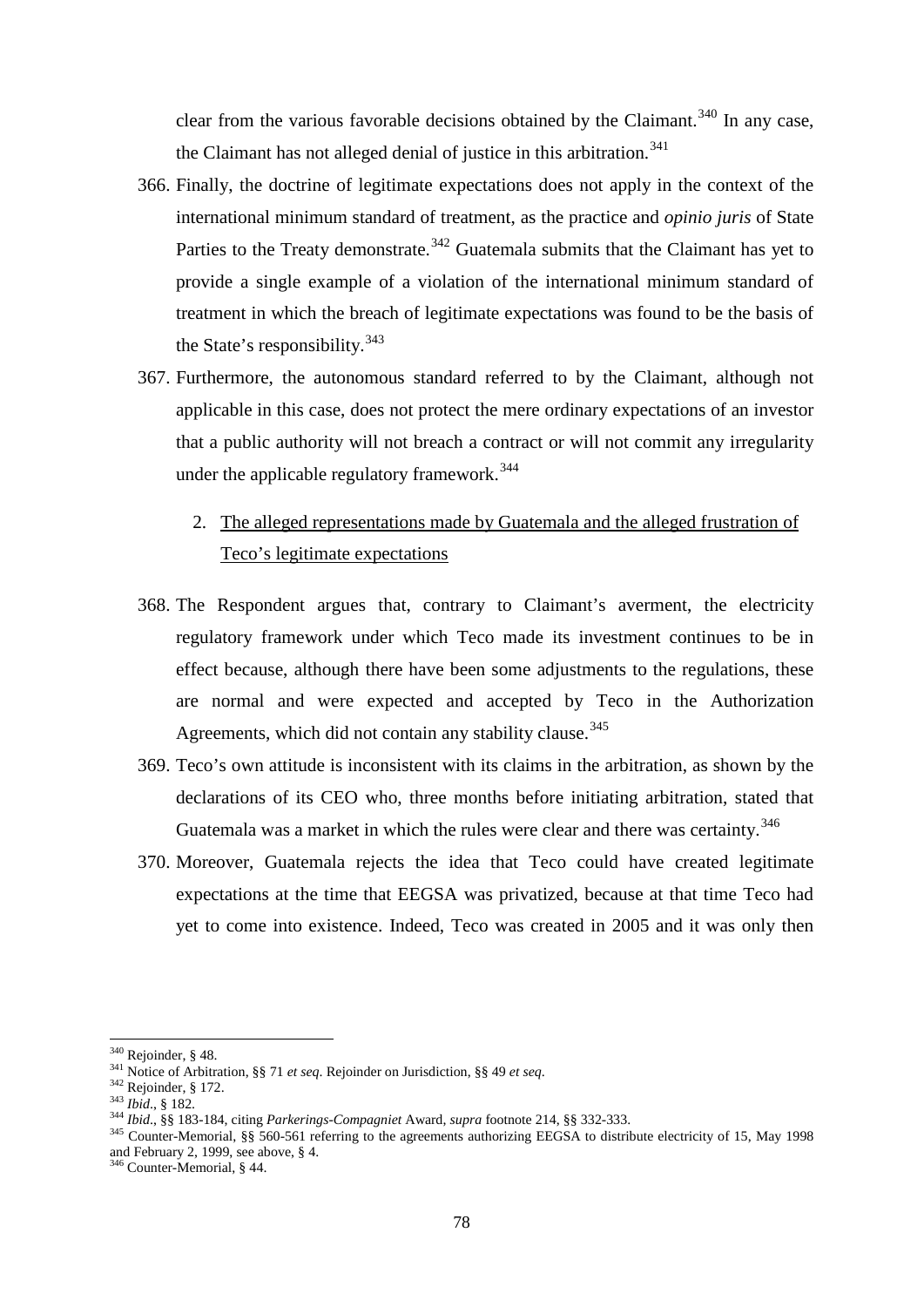clear from the various favorable decisions obtained by the Claimant.[340] In any case, the Claimant has not alleged denial of justice in this arbitration.[341]

366. Finally, the doctrine of legitimate expectations does not apply in the context of the international minimum standard of treatment, as the practice and *opinio juris* of State Parties to the Treaty demonstrate.[342] Guatemala submits that the Claimant has yet to provide a single example of a violation of the international minimum standard of treatment in which the breach of legitimate expectations was found to be the basis of the State's responsibility.[343]

367. Furthermore, the autonomous standard referred to by the Claimant, although not applicable in this case, does not protect the mere ordinary expectations of an investor that a public authority will not breach a contract or will not commit any irregularity under the applicable regulatory framework.[344]

2. The alleged representations made by Guatemala and the alleged frustration of Teco's legitimate expectations

368. The Respondent argues that, contrary to Claimant's averment, the electricity regulatory framework under which Teco made its investment continues to be in effect because, although there have been some adjustments to the regulations, these are normal and were expected and accepted by Teco in the Authorization Agreements, which did not contain any stability clause.[345]

369. Teco's own attitude is inconsistent with its claims in the arbitration, as shown by the declarations of its CEO who, three months before initiating arbitration, stated that Guatemala was a market in which the rules were clear and there was certainty.[346]

370. Moreover, Guatemala rejects the idea that Teco could have created legitimate expectations at the time that EEGSA was privatized, because at that time Teco had yet to come into existence. Indeed, Teco was created in 2005 and it was only then

---

[340] Rejoinder, § 48.

[341] Notice of Arbitration, §§ 71 *et seq*. Rejoinder on Jurisdiction, §§ 49 *et seq*.

[342] Rejoinder, § 172.

[343] *Ibid*., § 182.

[344] *Ibid*., §§ 183-184, citing *Parkerings-Compagniet* Award, *supra* footnote 214, §§ 332-333.

[345] Counter-Memorial, §§ 560-561 referring to the agreements authorizing EEGSA to distribute electricity of 15, May 1998 and February 2, 1999, see above, § 4.

[346] Counter-Memorial, § 44.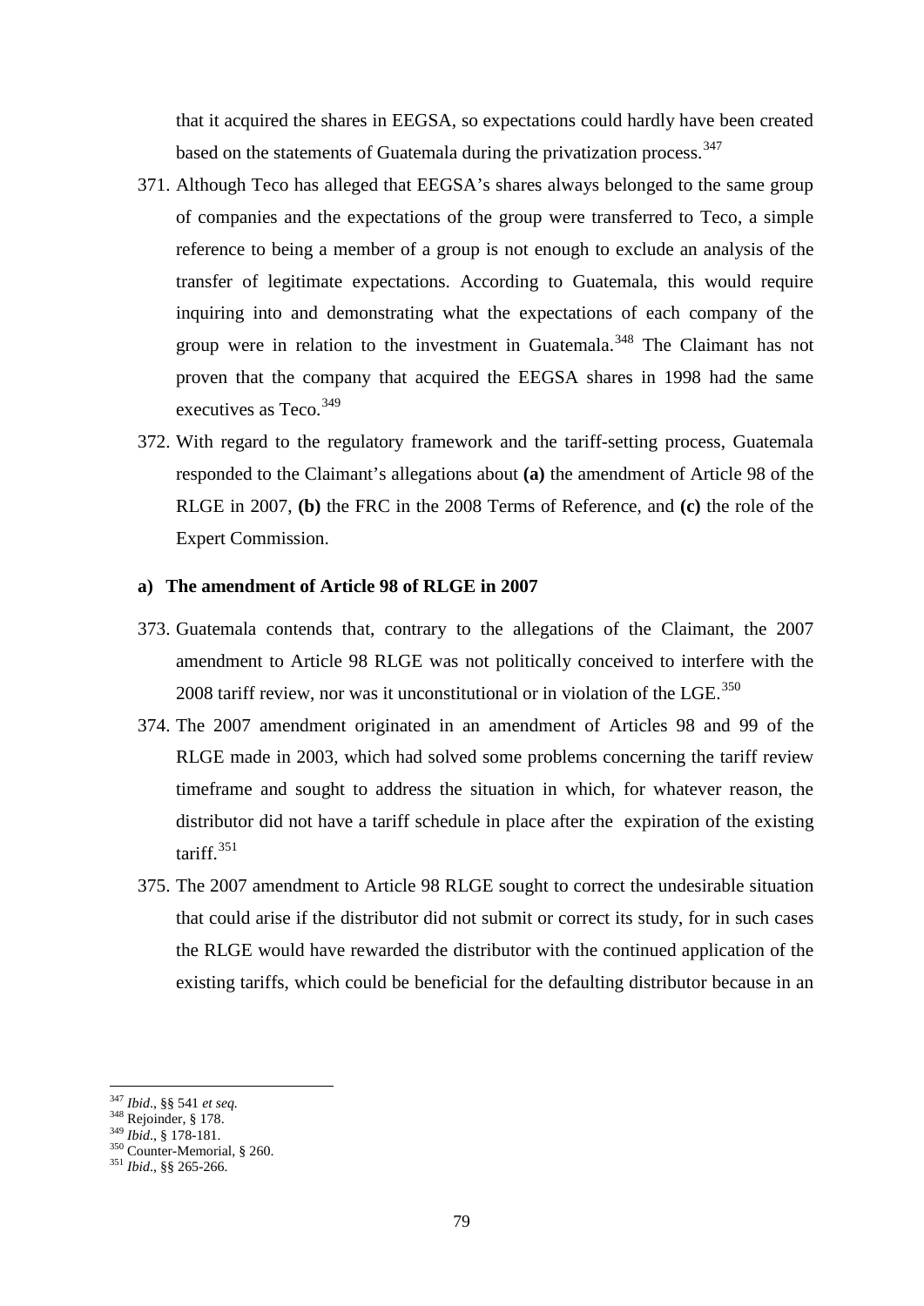that it acquired the shares in EEGSA, so expectations could hardly have been created based on the statements of Guatemala during the privatization process.[347]

371. Although Teco has alleged that EEGSA's shares always belonged to the same group of companies and the expectations of the group were transferred to Teco, a simple reference to being a member of a group is not enough to exclude an analysis of the transfer of legitimate expectations. According to Guatemala, this would require inquiring into and demonstrating what the expectations of each company of the group were in relation to the investment in Guatemala.[348] The Claimant has not proven that the company that acquired the EEGSA shares in 1998 had the same executives as Teco.[349]

372. With regard to the regulatory framework and the tariff-setting process, Guatemala responded to the Claimant's allegations about **(a)** the amendment of Article 98 of the RLGE in 2007, **(b)** the FRC in the 2008 Terms of Reference, and **(c)** the role of the Expert Commission.

**a) The amendment of Article 98 of RLGE in 2007**

373. Guatemala contends that, contrary to the allegations of the Claimant, the 2007 amendment to Article 98 RLGE was not politically conceived to interfere with the 2008 tariff review, nor was it unconstitutional or in violation of the LGE.[350]

374. The 2007 amendment originated in an amendment of Articles 98 and 99 of the RLGE made in 2003, which had solved some problems concerning the tariff review timeframe and sought to address the situation in which, for whatever reason, the distributor did not have a tariff schedule in place after the expiration of the existing tariff.[351]

375. The 2007 amendment to Article 98 RLGE sought to correct the undesirable situation that could arise if the distributor did not submit or correct its study, for in such cases the RLGE would have rewarded the distributor with the continued application of the existing tariffs, which could be beneficial for the defaulting distributor because in an

---

[347] *Ibid.*, §§ 541 *et seq.*
[348] Rejoinder, § 178.
[349] *Ibid.*, § 178-181.
[350] Counter-Memorial, § 260.
[351] *Ibid.*, §§ 265-266.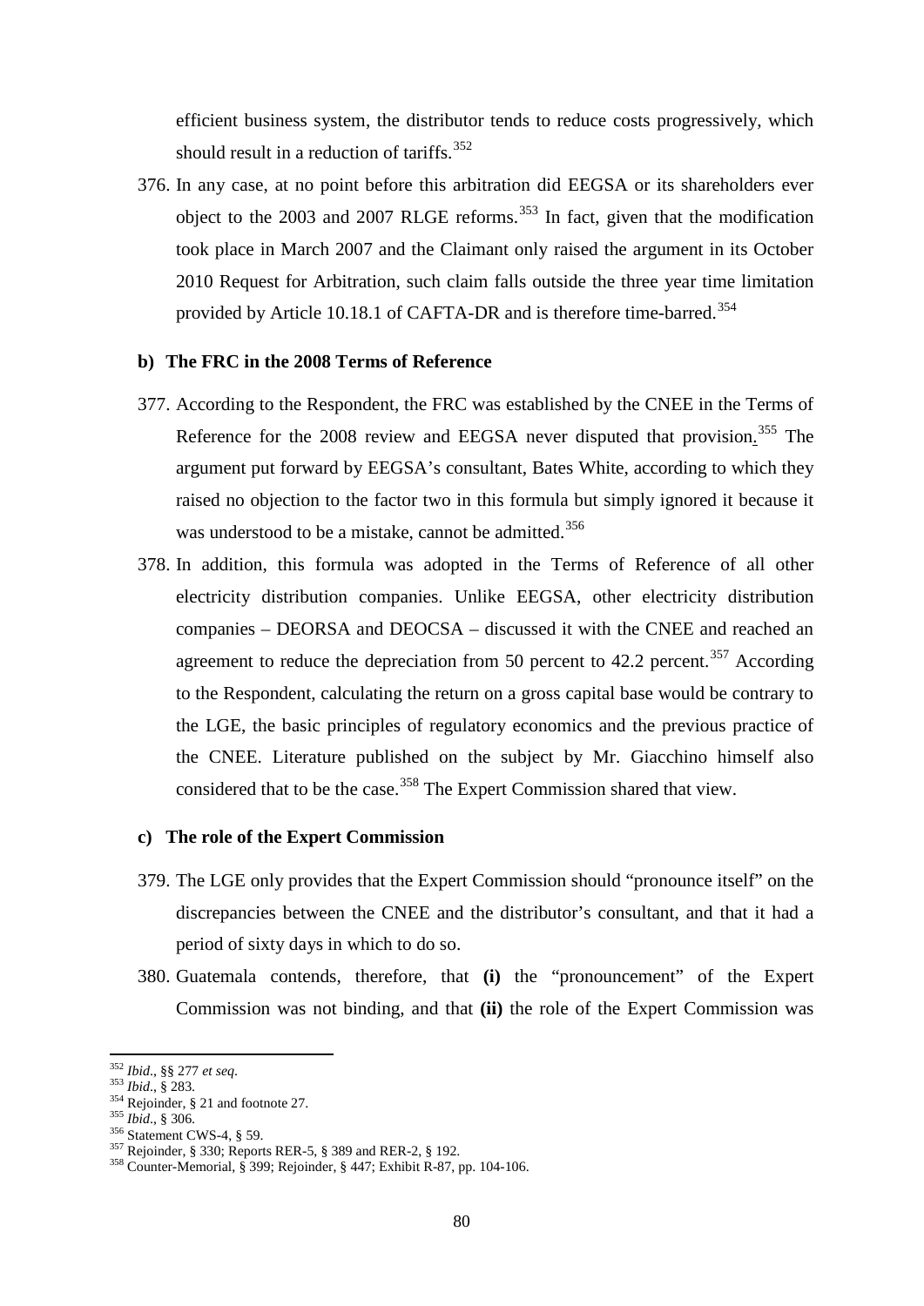efficient business system, the distributor tends to reduce costs progressively, which should result in a reduction of tariffs.[352]

376. In any case, at no point before this arbitration did EEGSA or its shareholders ever object to the 2003 and 2007 RLGE reforms.[353] In fact, given that the modification took place in March 2007 and the Claimant only raised the argument in its October 2010 Request for Arbitration, such claim falls outside the three year time limitation provided by Article 10.18.1 of CAFTA-DR and is therefore time-barred.[354]

**b) The FRC in the 2008 Terms of Reference**

377. According to the Respondent, the FRC was established by the CNEE in the Terms of Reference for the 2008 review and EEGSA never disputed that provision.[355] The argument put forward by EEGSA's consultant, Bates White, according to which they raised no objection to the factor two in this formula but simply ignored it because it was understood to be a mistake, cannot be admitted.[356]

378. In addition, this formula was adopted in the Terms of Reference of all other electricity distribution companies. Unlike EEGSA, other electricity distribution companies – DEORSA and DEOCSA – discussed it with the CNEE and reached an agreement to reduce the depreciation from 50 percent to 42.2 percent.[357] According to the Respondent, calculating the return on a gross capital base would be contrary to the LGE, the basic principles of regulatory economics and the previous practice of the CNEE. Literature published on the subject by Mr. Giacchino himself also considered that to be the case.[358] The Expert Commission shared that view.

**c) The role of the Expert Commission**

379. The LGE only provides that the Expert Commission should "pronounce itself" on the discrepancies between the CNEE and the distributor's consultant, and that it had a period of sixty days in which to do so.

380. Guatemala contends, therefore, that **(i)** the "pronouncement" of the Expert Commission was not binding, and that **(ii)** the role of the Expert Commission was

---

[352] *Ibid.*, §§ 277 *et seq*.
[353] *Ibid.*, § 283.
[354] Rejoinder, § 21 and footnote 27.
[355] *Ibid.*, § 306.
[356] Statement CWS-4, § 59.
[357] Rejoinder, § 330; Reports RER-5, § 389 and RER-2, § 192.
[358] Counter-Memorial, § 399; Rejoinder, § 447; Exhibit R-87, pp. 104-106.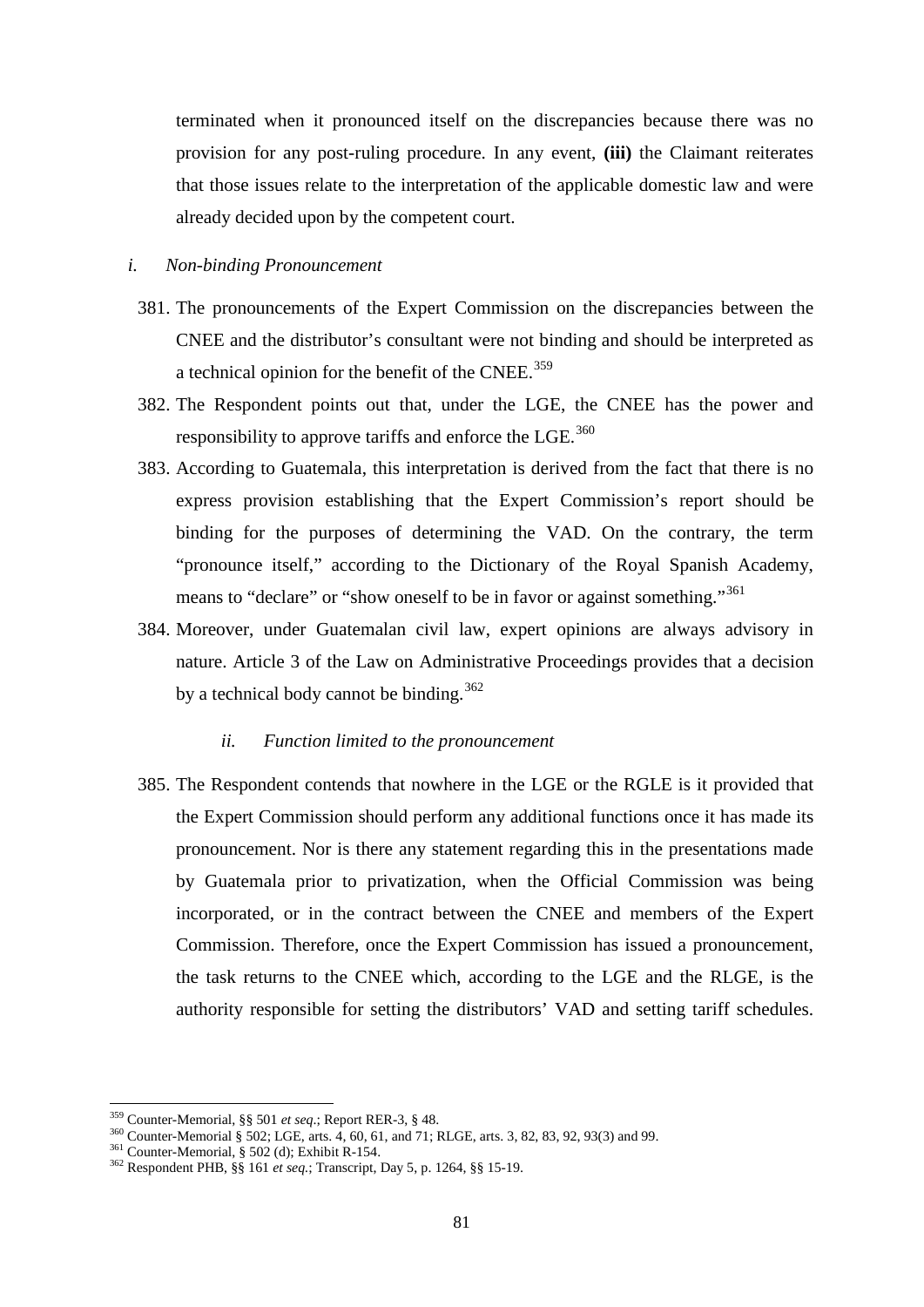terminated when it pronounced itself on the discrepancies because there was no provision for any post-ruling procedure. In any event, **(iii)** the Claimant reiterates that those issues relate to the interpretation of the applicable domestic law and were already decided upon by the competent court.

*i. Non-binding Pronouncement*

381. The pronouncements of the Expert Commission on the discrepancies between the CNEE and the distributor's consultant were not binding and should be interpreted as a technical opinion for the benefit of the CNEE.[359]

382. The Respondent points out that, under the LGE, the CNEE has the power and responsibility to approve tariffs and enforce the LGE.[360]

383. According to Guatemala, this interpretation is derived from the fact that there is no express provision establishing that the Expert Commission's report should be binding for the purposes of determining the VAD. On the contrary, the term "pronounce itself," according to the Dictionary of the Royal Spanish Academy, means to "declare" or "show oneself to be in favor or against something."[361]

384. Moreover, under Guatemalan civil law, expert opinions are always advisory in nature. Article 3 of the Law on Administrative Proceedings provides that a decision by a technical body cannot be binding.[362]

*ii. Function limited to the pronouncement*

385. The Respondent contends that nowhere in the LGE or the RGLE is it provided that the Expert Commission should perform any additional functions once it has made its pronouncement. Nor is there any statement regarding this in the presentations made by Guatemala prior to privatization, when the Official Commission was being incorporated, or in the contract between the CNEE and members of the Expert Commission. Therefore, once the Expert Commission has issued a pronouncement, the task returns to the CNEE which, according to the LGE and the RLGE, is the authority responsible for setting the distributors' VAD and setting tariff schedules.

---

[359] Counter-Memorial, §§ 501 *et seq.*; Report RER-3, § 48.

[360] Counter-Memorial § 502; LGE, arts. 4, 60, 61, and 71; RLGE, arts. 3, 82, 83, 92, 93(3) and 99.

[361] Counter-Memorial, § 502 (d); Exhibit R-154.

[362] Respondent PHB, §§ 161 *et seq.*; Transcript, Day 5, p. 1264, §§ 15-19.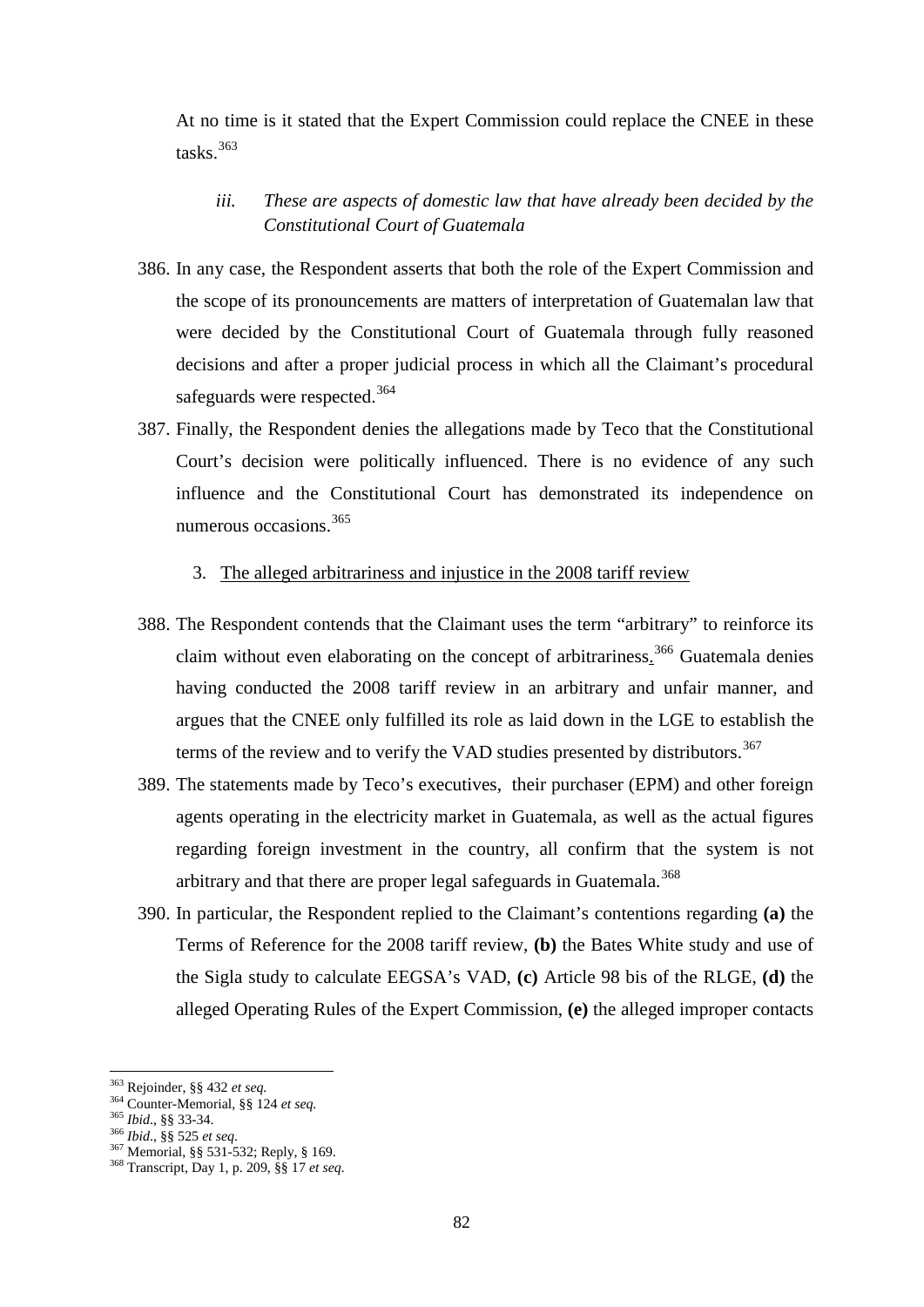At no time is it stated that the Expert Commission could replace the CNEE in these tasks.[363]

*iii. These are aspects of domestic law that have already been decided by the Constitutional Court of Guatemala*

386. In any case, the Respondent asserts that both the role of the Expert Commission and the scope of its pronouncements are matters of interpretation of Guatemalan law that were decided by the Constitutional Court of Guatemala through fully reasoned decisions and after a proper judicial process in which all the Claimant's procedural safeguards were respected.[364]

387. Finally, the Respondent denies the allegations made by Teco that the Constitutional Court's decision were politically influenced. There is no evidence of any such influence and the Constitutional Court has demonstrated its independence on numerous occasions.[365]

3. The alleged arbitrariness and injustice in the 2008 tariff review

388. The Respondent contends that the Claimant uses the term "arbitrary" to reinforce its claim without even elaborating on the concept of arbitrariness.[366] Guatemala denies having conducted the 2008 tariff review in an arbitrary and unfair manner, and argues that the CNEE only fulfilled its role as laid down in the LGE to establish the terms of the review and to verify the VAD studies presented by distributors.[367]

389. The statements made by Teco's executives, their purchaser (EPM) and other foreign agents operating in the electricity market in Guatemala, as well as the actual figures regarding foreign investment in the country, all confirm that the system is not arbitrary and that there are proper legal safeguards in Guatemala.[368]

390. In particular, the Respondent replied to the Claimant's contentions regarding **(a)** the Terms of Reference for the 2008 tariff review, **(b)** the Bates White study and use of the Sigla study to calculate EEGSA's VAD, **(c)** Article 98 bis of the RLGE, **(d)** the alleged Operating Rules of the Expert Commission, **(e)** the alleged improper contacts

---

[363] Rejoinder, §§ 432 *et seq.*

[364] Counter-Memorial, §§ 124 *et seq.*

[365] *Ibid.*, §§ 33-34.

[366] *Ibid.*, §§ 525 *et seq.*

[367] Memorial, §§ 531-532; Reply, § 169.

[368] Transcript, Day 1, p. 209, §§ 17 *et seq.*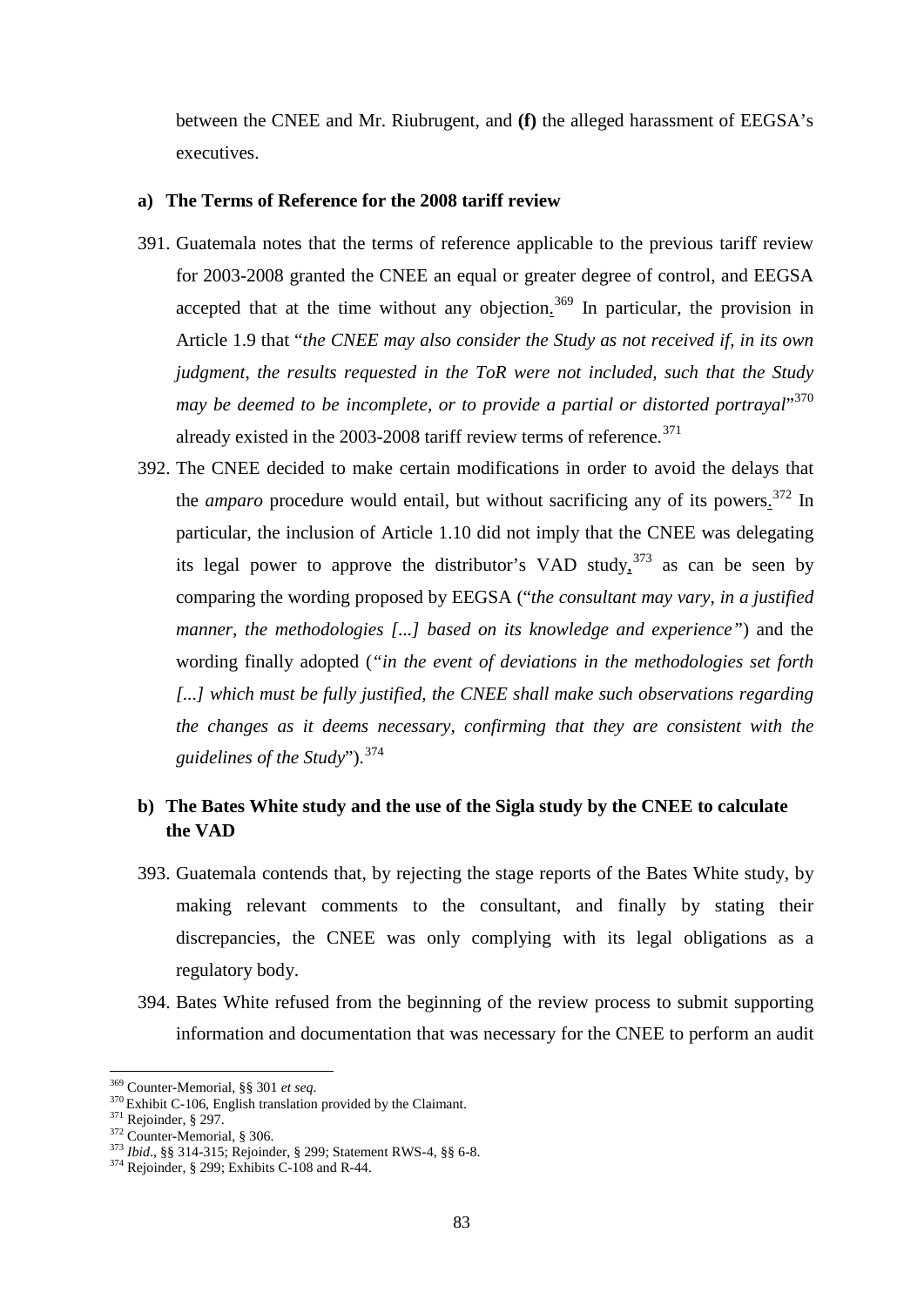between the CNEE and Mr. Riubrugent, and **(f)** the alleged harassment of EEGSA's executives.

### a) The Terms of Reference for the 2008 tariff review

391. Guatemala notes that the terms of reference applicable to the previous tariff review for 2003-2008 granted the CNEE an equal or greater degree of control, and EEGSA accepted that at the time without any objection.[369] In particular, the provision in Article 1.9 that "*the CNEE may also consider the Study as not received if, in its own judgment, the results requested in the ToR were not included, such that the Study may be deemed to be incomplete, or to provide a partial or distorted portrayal*"[370] already existed in the 2003-2008 tariff review terms of reference.[371]

392. The CNEE decided to make certain modifications in order to avoid the delays that the *amparo* procedure would entail, but without sacrificing any of its powers.[372] In particular, the inclusion of Article 1.10 did not imply that the CNEE was delegating its legal power to approve the distributor's VAD study,[373] as can be seen by comparing the wording proposed by EEGSA ("*the consultant may vary, in a justified manner, the methodologies [...] based on its knowledge and experience"*) and the wording finally adopted (*"in the event of deviations in the methodologies set forth [...] which must be fully justified, the CNEE shall make such observations regarding the changes as it deems necessary, confirming that they are consistent with the guidelines of the Study*").[374]

### b) The Bates White study and the use of the Sigla study by the CNEE to calculate the VAD

393. Guatemala contends that, by rejecting the stage reports of the Bates White study, by making relevant comments to the consultant, and finally by stating their discrepancies, the CNEE was only complying with its legal obligations as a regulatory body.

394. Bates White refused from the beginning of the review process to submit supporting information and documentation that was necessary for the CNEE to perform an audit

---

[369] Counter-Memorial, §§ 301 *et seq*.

[370] Exhibit C-106, English translation provided by the Claimant.

[371] Rejoinder, § 297.

[372] Counter-Memorial, § 306.

[373] *Ibid*., §§ 314-315; Rejoinder, § 299; Statement RWS-4, §§ 6-8.

[374] Rejoinder, § 299; Exhibits C-108 and R-44.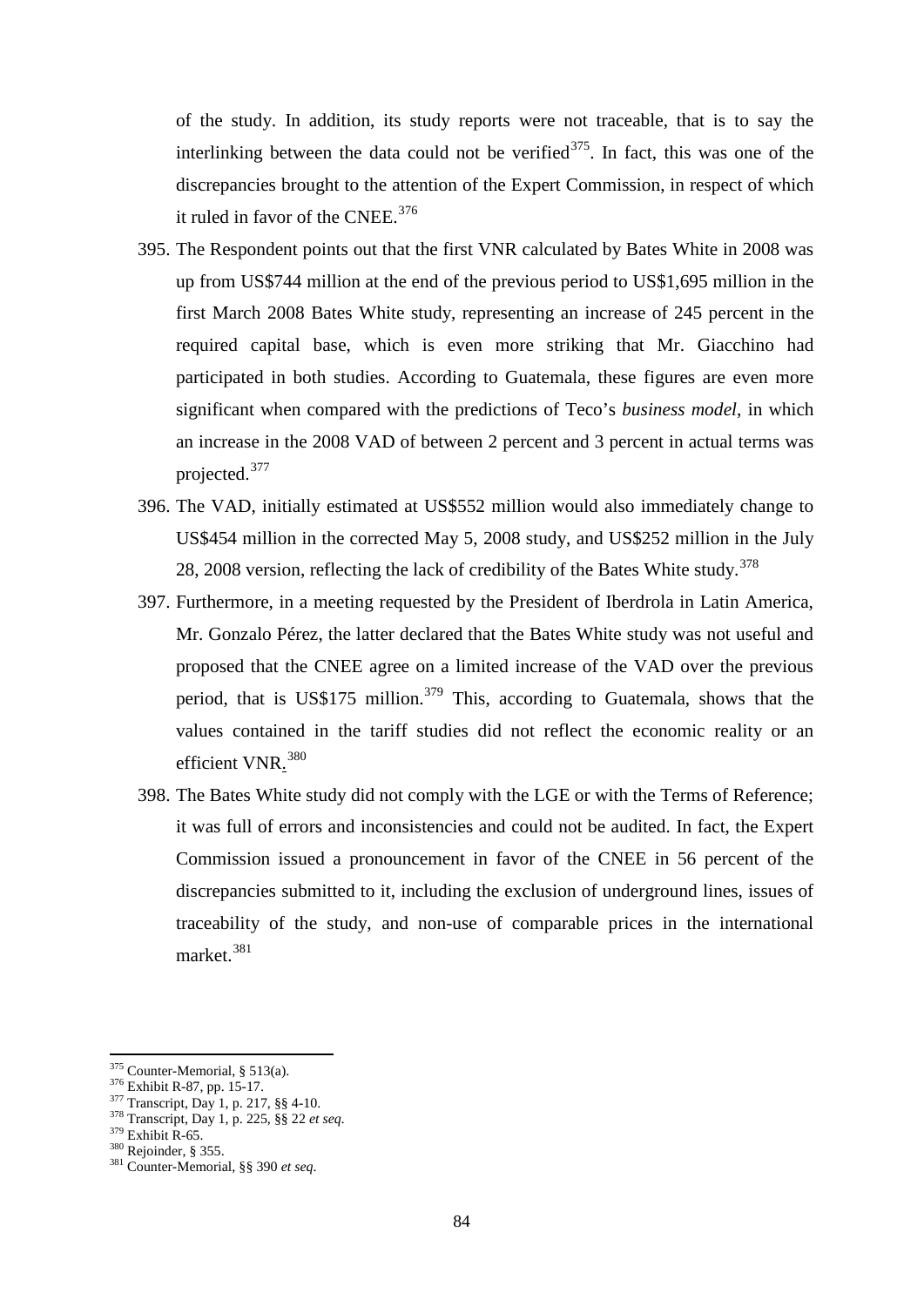of the study. In addition, its study reports were not traceable, that is to say the interlinking between the data could not be verified[375]. In fact, this was one of the discrepancies brought to the attention of the Expert Commission, in respect of which it ruled in favor of the CNEE.[376]

395. The Respondent points out that the first VNR calculated by Bates White in 2008 was up from US$744 million at the end of the previous period to US$1,695 million in the first March 2008 Bates White study, representing an increase of 245 percent in the required capital base, which is even more striking that Mr. Giacchino had participated in both studies. According to Guatemala, these figures are even more significant when compared with the predictions of Teco's *business model*, in which an increase in the 2008 VAD of between 2 percent and 3 percent in actual terms was projected.[377]

396. The VAD, initially estimated at US$552 million would also immediately change to US$454 million in the corrected May 5, 2008 study, and US$252 million in the July 28, 2008 version, reflecting the lack of credibility of the Bates White study.[378]

397. Furthermore, in a meeting requested by the President of Iberdrola in Latin America, Mr. Gonzalo Pérez, the latter declared that the Bates White study was not useful and proposed that the CNEE agree on a limited increase of the VAD over the previous period, that is US$175 million.[379] This, according to Guatemala, shows that the values contained in the tariff studies did not reflect the economic reality or an efficient VNR.[380]

398. The Bates White study did not comply with the LGE or with the Terms of Reference; it was full of errors and inconsistencies and could not be audited. In fact, the Expert Commission issued a pronouncement in favor of the CNEE in 56 percent of the discrepancies submitted to it, including the exclusion of underground lines, issues of traceability of the study, and non-use of comparable prices in the international market.[381]

---

[375] Counter-Memorial, § 513(a).
[376] Exhibit R-87, pp. 15-17.
[377] Transcript, Day 1, p. 217, §§ 4-10.
[378] Transcript, Day 1, p. 225, §§ 22 *et seq.*
[379] Exhibit R-65.
[380] Rejoinder, § 355.
[381] Counter-Memorial, §§ 390 *et seq.*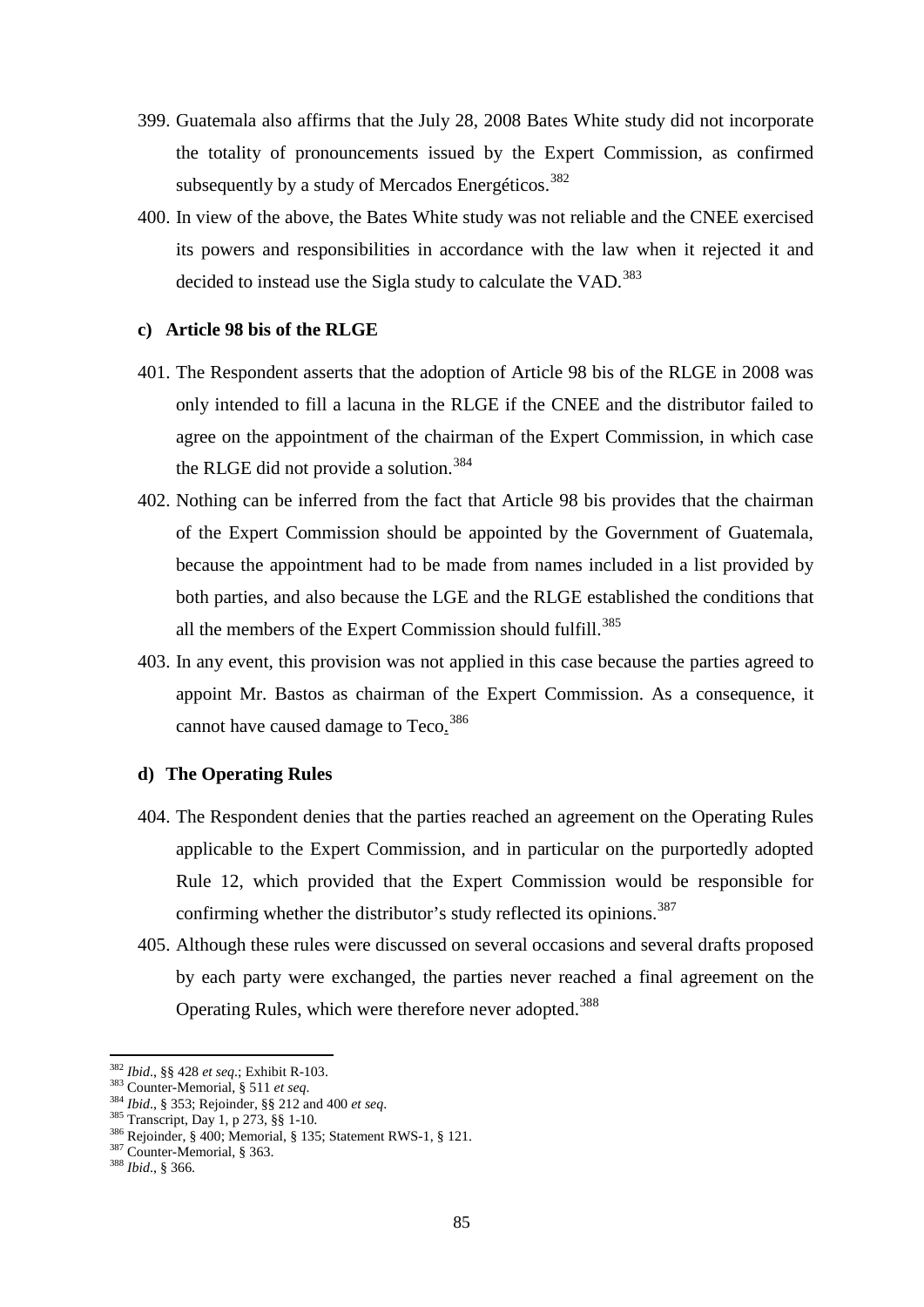399. Guatemala also affirms that the July 28, 2008 Bates White study did not incorporate the totality of pronouncements issued by the Expert Commission, as confirmed subsequently by a study of Mercados Energéticos.[382]

400. In view of the above, the Bates White study was not reliable and the CNEE exercised its powers and responsibilities in accordance with the law when it rejected it and decided to instead use the Sigla study to calculate the VAD.[383]

### c) Article 98 bis of the RLGE

401. The Respondent asserts that the adoption of Article 98 bis of the RLGE in 2008 was only intended to fill a lacuna in the RLGE if the CNEE and the distributor failed to agree on the appointment of the chairman of the Expert Commission, in which case the RLGE did not provide a solution.[384]

402. Nothing can be inferred from the fact that Article 98 bis provides that the chairman of the Expert Commission should be appointed by the Government of Guatemala, because the appointment had to be made from names included in a list provided by both parties, and also because the LGE and the RLGE established the conditions that all the members of the Expert Commission should fulfill.[385]

403. In any event, this provision was not applied in this case because the parties agreed to appoint Mr. Bastos as chairman of the Expert Commission. As a consequence, it cannot have caused damage to Teco.[386]

### d) The Operating Rules

404. The Respondent denies that the parties reached an agreement on the Operating Rules applicable to the Expert Commission, and in particular on the purportedly adopted Rule 12, which provided that the Expert Commission would be responsible for confirming whether the distributor's study reflected its opinions.[387]

405. Although these rules were discussed on several occasions and several drafts proposed by each party were exchanged, the parties never reached a final agreement on the Operating Rules, which were therefore never adopted.[388]

---

[382] *Ibid.*, §§ 428 *et seq.*; Exhibit R-103.
[383] Counter-Memorial, § 511 *et seq.*
[384] *Ibid.*, § 353; Rejoinder, §§ 212 and 400 *et seq.*
[385] Transcript, Day 1, p 273, §§ 1-10.
[386] Rejoinder, § 400; Memorial, § 135; Statement RWS-1, § 121.
[387] Counter-Memorial, § 363.
[388] *Ibid.*, § 366.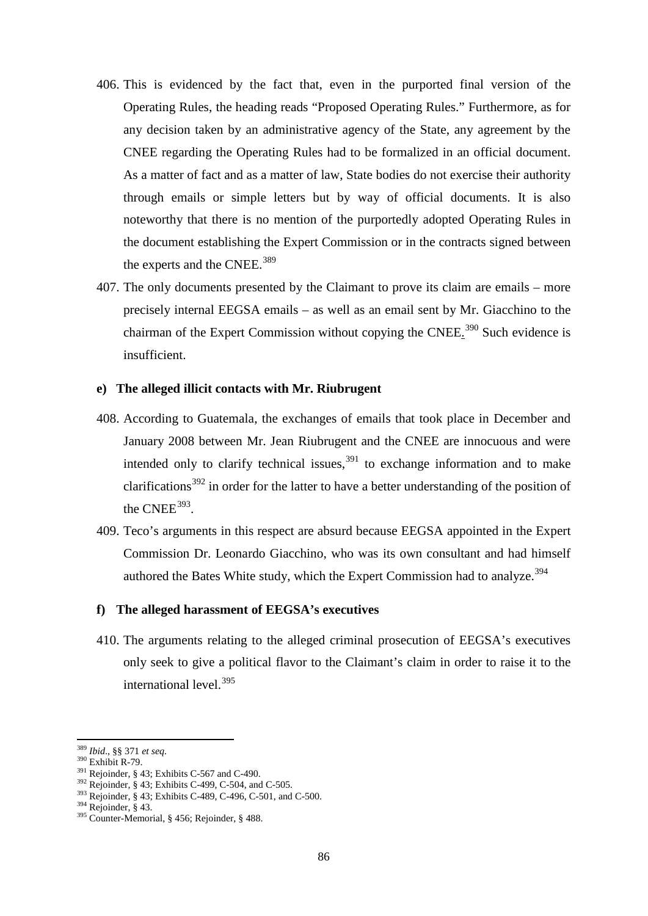406. This is evidenced by the fact that, even in the purported final version of the Operating Rules, the heading reads "Proposed Operating Rules." Furthermore, as for any decision taken by an administrative agency of the State, any agreement by the CNEE regarding the Operating Rules had to be formalized in an official document. As a matter of fact and as a matter of law, State bodies do not exercise their authority through emails or simple letters but by way of official documents. It is also noteworthy that there is no mention of the purportedly adopted Operating Rules in the document establishing the Expert Commission or in the contracts signed between the experts and the CNEE.[389]

407. The only documents presented by the Claimant to prove its claim are emails – more precisely internal EEGSA emails – as well as an email sent by Mr. Giacchino to the chairman of the Expert Commission without copying the CNEE.[390] Such evidence is insufficient.

#### e) The alleged illicit contacts with Mr. Riubrugent

408. According to Guatemala, the exchanges of emails that took place in December and January 2008 between Mr. Jean Riubrugent and the CNEE are innocuous and were intended only to clarify technical issues,[391] to exchange information and to make clarifications[392] in order for the latter to have a better understanding of the position of the CNEE[393].

409. Teco's arguments in this respect are absurd because EEGSA appointed in the Expert Commission Dr. Leonardo Giacchino, who was its own consultant and had himself authored the Bates White study, which the Expert Commission had to analyze.[394]

#### f) The alleged harassment of EEGSA's executives

410. The arguments relating to the alleged criminal prosecution of EEGSA's executives only seek to give a political flavor to the Claimant's claim in order to raise it to the international level.[395]

---

[389] *Ibid.*, §§ 371 *et seq.*
[390] Exhibit R-79.
[391] Rejoinder, § 43; Exhibits C-567 and C-490.
[392] Rejoinder, § 43; Exhibits C-499, C-504, and C-505.
[393] Rejoinder, § 43; Exhibits C-489, C-496, C-501, and C-500.
[394] Rejoinder, § 43.
[395] Counter-Memorial, § 456; Rejoinder, § 488.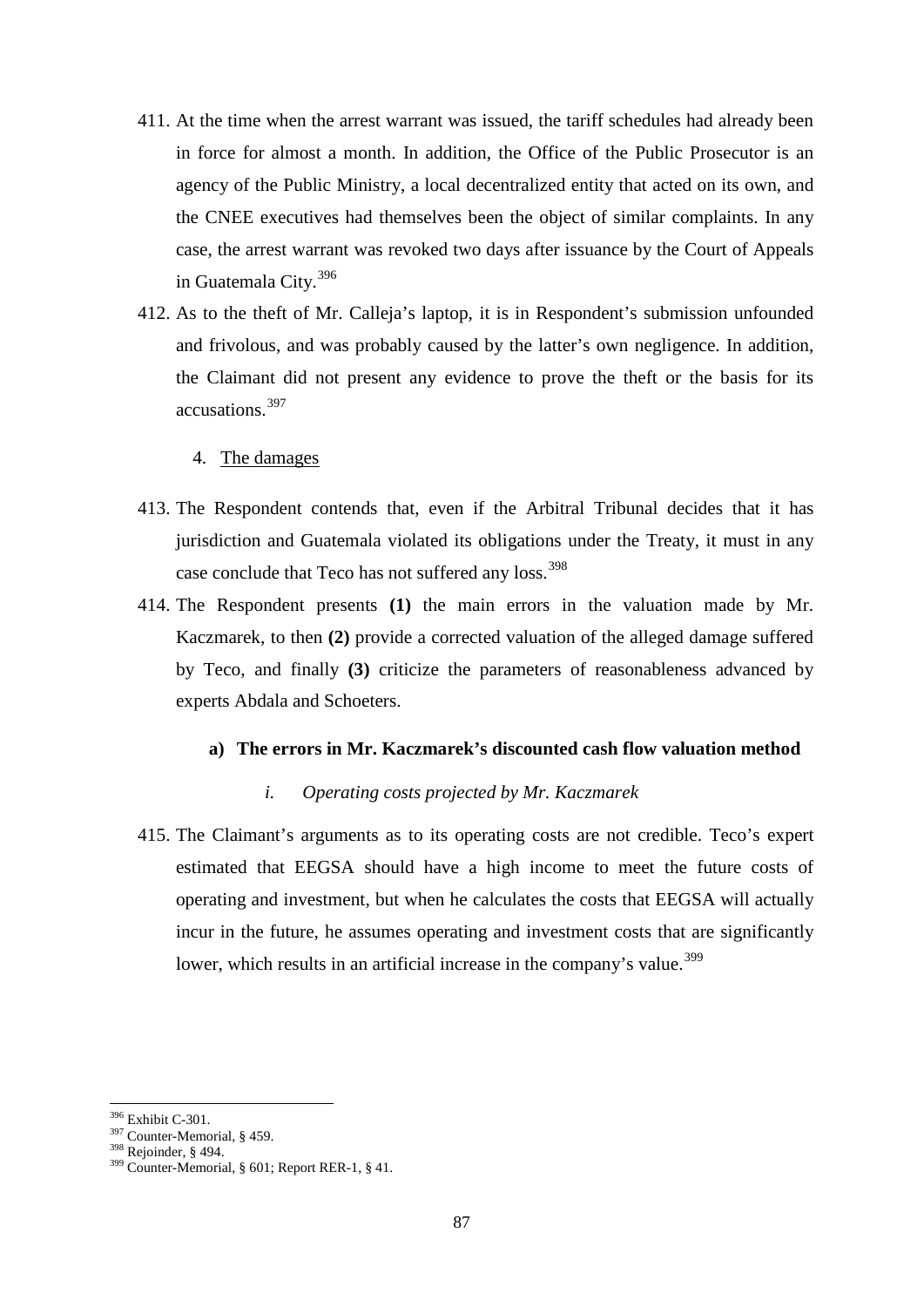411. At the time when the arrest warrant was issued, the tariff schedules had already been in force for almost a month. In addition, the Office of the Public Prosecutor is an agency of the Public Ministry, a local decentralized entity that acted on its own, and the CNEE executives had themselves been the object of similar complaints. In any case, the arrest warrant was revoked two days after issuance by the Court of Appeals in Guatemala City.[396]

412. As to the theft of Mr. Calleja's laptop, it is in Respondent's submission unfounded and frivolous, and was probably caused by the latter's own negligence. In addition, the Claimant did not present any evidence to prove the theft or the basis for its accusations.[397]

4. The damages

413. The Respondent contends that, even if the Arbitral Tribunal decides that it has jurisdiction and Guatemala violated its obligations under the Treaty, it must in any case conclude that Teco has not suffered any loss.[398]

414. The Respondent presents **(1)** the main errors in the valuation made by Mr. Kaczmarek, to then **(2)** provide a corrected valuation of the alleged damage suffered by Teco, and finally **(3)** criticize the parameters of reasonableness advanced by experts Abdala and Schoeters.

**a) The errors in Mr. Kaczmarek's discounted cash flow valuation method**

*i. Operating costs projected by Mr. Kaczmarek*

415. The Claimant's arguments as to its operating costs are not credible. Teco's expert estimated that EEGSA should have a high income to meet the future costs of operating and investment, but when he calculates the costs that EEGSA will actually incur in the future, he assumes operating and investment costs that are significantly lower, which results in an artificial increase in the company's value.[399]

---

[396] Exhibit C-301.
[397] Counter-Memorial, § 459.
[398] Rejoinder, § 494.
[399] Counter-Memorial, § 601; Report RER-1, § 41.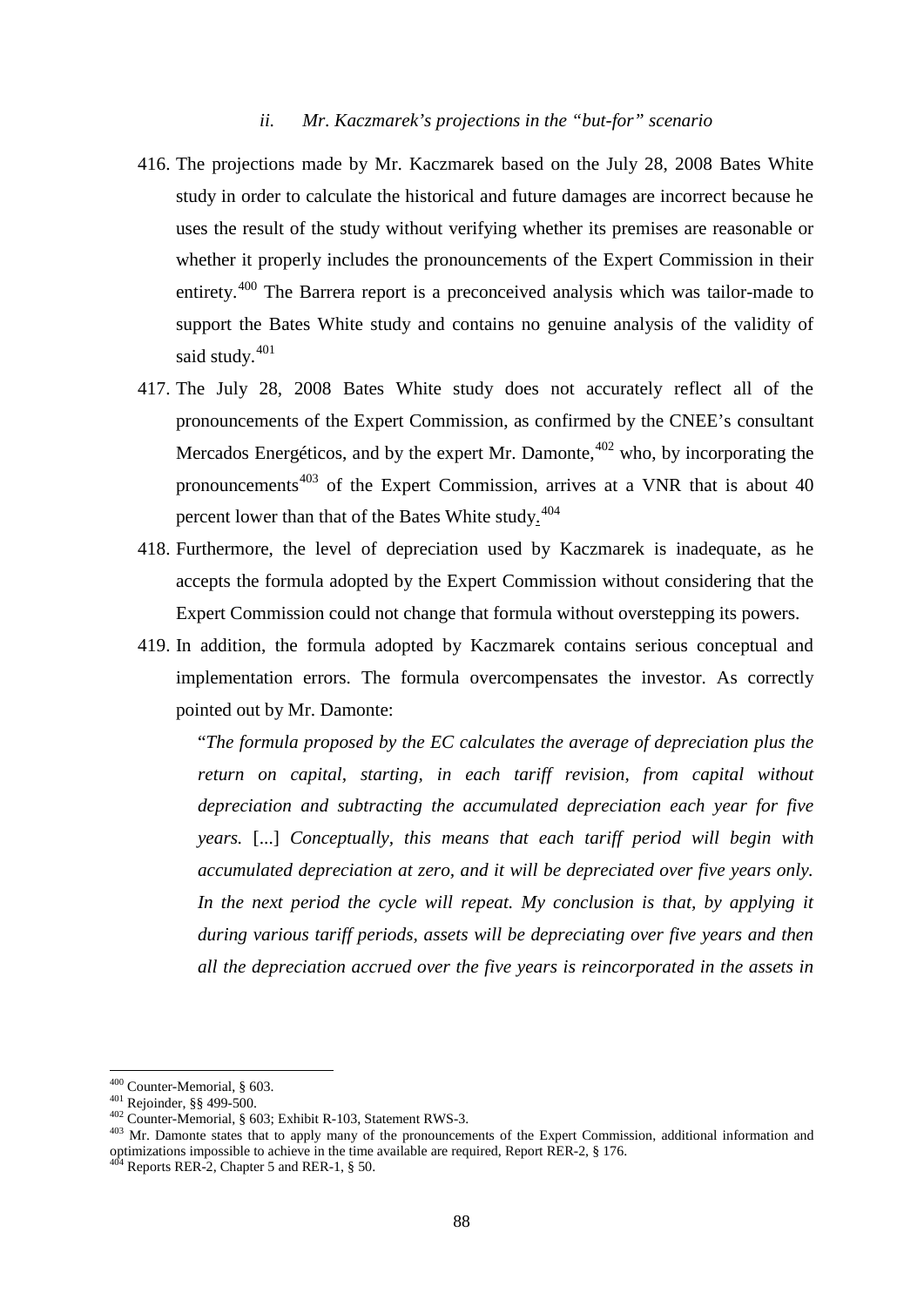### *ii. Mr. Kaczmarek's projections in the "but-for" scenario*

416. The projections made by Mr. Kaczmarek based on the July 28, 2008 Bates White study in order to calculate the historical and future damages are incorrect because he uses the result of the study without verifying whether its premises are reasonable or whether it properly includes the pronouncements of the Expert Commission in their entirety.[400] The Barrera report is a preconceived analysis which was tailor-made to support the Bates White study and contains no genuine analysis of the validity of said study.[401]

417. The July 28, 2008 Bates White study does not accurately reflect all of the pronouncements of the Expert Commission, as confirmed by the CNEE's consultant Mercados Energéticos, and by the expert Mr. Damonte,[402] who, by incorporating the pronouncements[403] of the Expert Commission, arrives at a VNR that is about 40 percent lower than that of the Bates White study.[404]

418. Furthermore, the level of depreciation used by Kaczmarek is inadequate, as he accepts the formula adopted by the Expert Commission without considering that the Expert Commission could not change that formula without overstepping its powers.

419. In addition, the formula adopted by Kaczmarek contains serious conceptual and implementation errors. The formula overcompensates the investor. As correctly pointed out by Mr. Damonte:

> "*The formula proposed by the EC calculates the average of depreciation plus the return on capital, starting, in each tariff revision, from capital without depreciation and subtracting the accumulated depreciation each year for five years.* [...] *Conceptually, this means that each tariff period will begin with accumulated depreciation at zero, and it will be depreciated over five years only. In the next period the cycle will repeat. My conclusion is that, by applying it during various tariff periods, assets will be depreciating over five years and then all the depreciation accrued over the five years is reincorporated in the assets in*

---

[400] Counter-Memorial, § 603.

[401] Rejoinder, §§ 499-500.

[402] Counter-Memorial, § 603; Exhibit R-103, Statement RWS-3.

[403] Mr. Damonte states that to apply many of the pronouncements of the Expert Commission, additional information and optimizations impossible to achieve in the time available are required, Report RER-2, § 176.

[404] Reports RER-2, Chapter 5 and RER-1, § 50.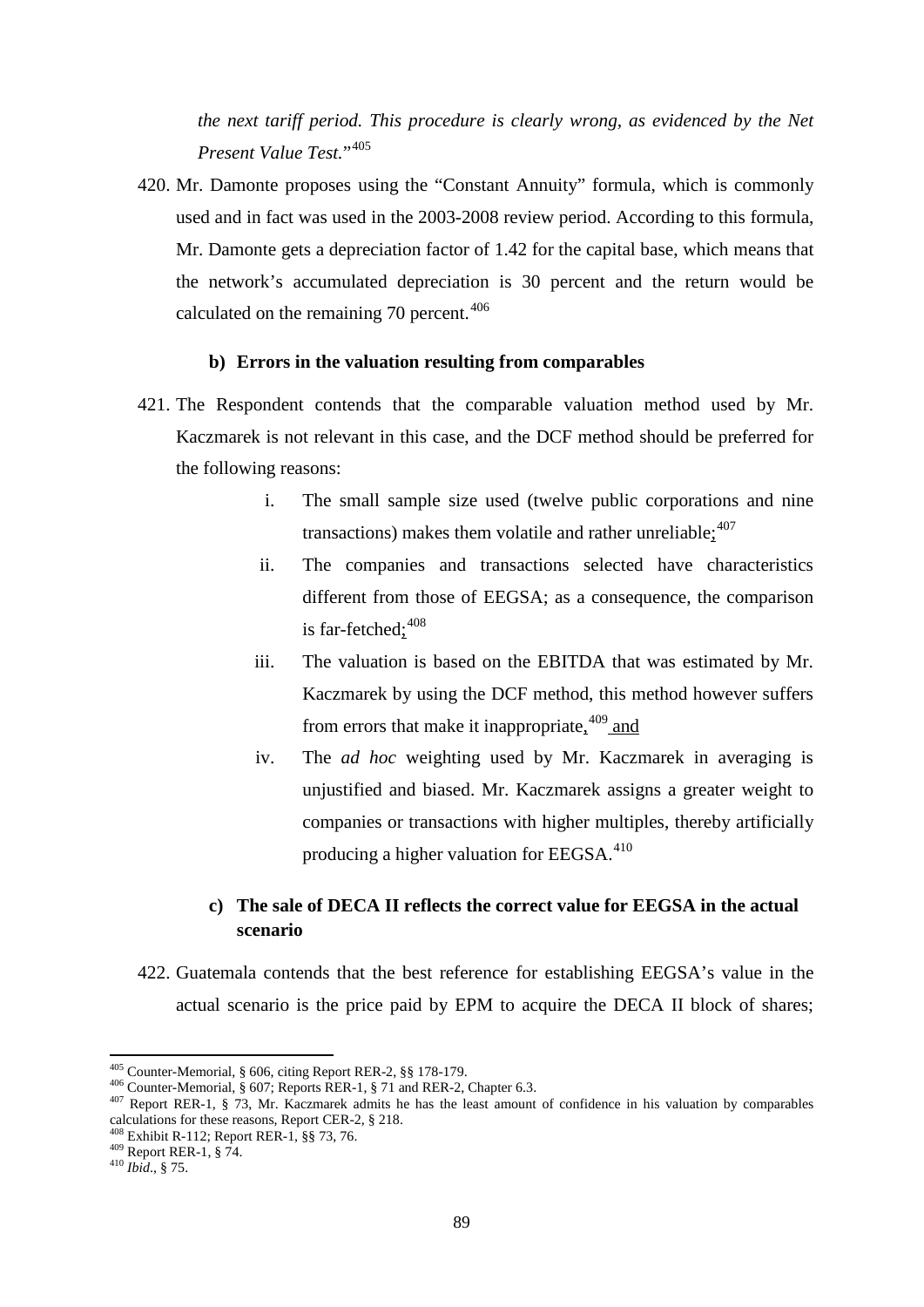*the next tariff period. This procedure is clearly wrong, as evidenced by the Net Present Value Test."*[405]

420. Mr. Damonte proposes using the "Constant Annuity" formula, which is commonly used and in fact was used in the 2003-2008 review period. According to this formula, Mr. Damonte gets a depreciation factor of 1.42 for the capital base, which means that the network's accumulated depreciation is 30 percent and the return would be calculated on the remaining 70 percent.[406]

### b) Errors in the valuation resulting from comparables

421. The Respondent contends that the comparable valuation method used by Mr. Kaczmarek is not relevant in this case, and the DCF method should be preferred for the following reasons:

   i. The small sample size used (twelve public corporations and nine transactions) makes them volatile and rather unreliable;[407]

   ii. The companies and transactions selected have characteristics different from those of EEGSA; as a consequence, the comparison is far-fetched;[408]

   iii. The valuation is based on the EBITDA that was estimated by Mr. Kaczmarek by using the DCF method, this method however suffers from errors that make it inappropriate,[409] and

   iv. The *ad hoc* weighting used by Mr. Kaczmarek in averaging is unjustified and biased. Mr. Kaczmarek assigns a greater weight to companies or transactions with higher multiples, thereby artificially producing a higher valuation for EEGSA.[410]

### c) The sale of DECA II reflects the correct value for EEGSA in the actual scenario

422. Guatemala contends that the best reference for establishing EEGSA's value in the actual scenario is the price paid by EPM to acquire the DECA II block of shares;

---

[405] Counter-Memorial, § 606, citing Report RER-2, §§ 178-179.
[406] Counter-Memorial, § 607; Reports RER-1, § 71 and RER-2, Chapter 6.3.
[407] Report RER-1, § 73, Mr. Kaczmarek admits he has the least amount of confidence in his valuation by comparables calculations for these reasons, Report CER-2, § 218.
[408] Exhibit R-112; Report RER-1, §§ 73, 76.
[409] Report RER-1, § 74.
[410] *Ibid.*, § 75.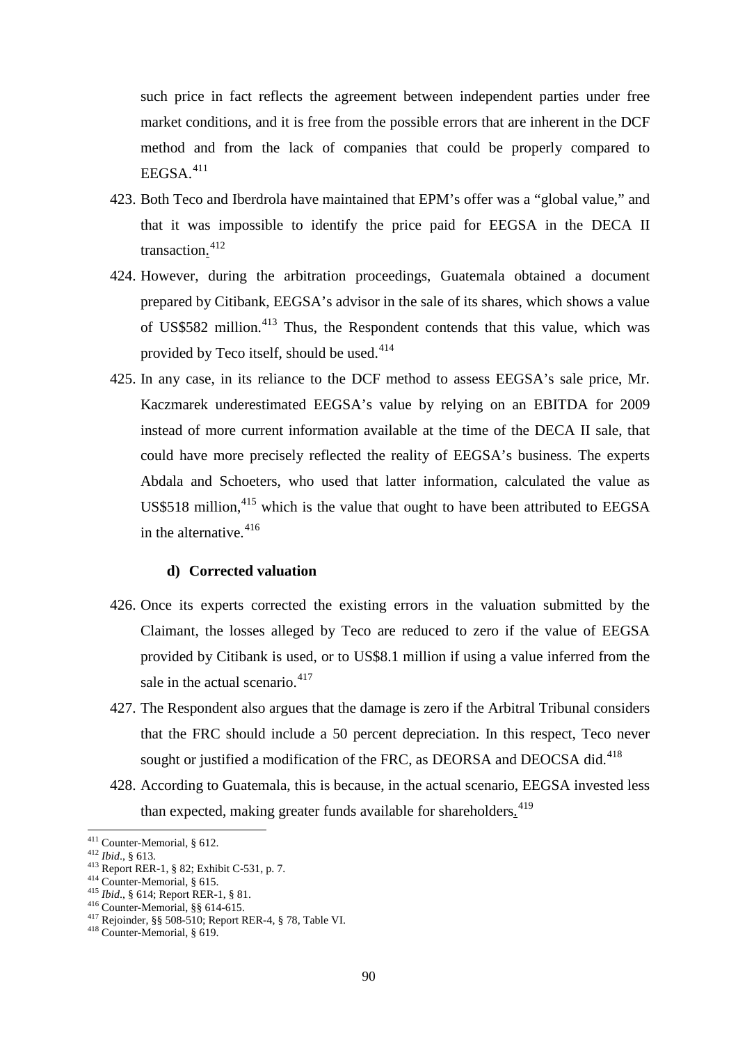such price in fact reflects the agreement between independent parties under free market conditions, and it is free from the possible errors that are inherent in the DCF method and from the lack of companies that could be properly compared to EEGSA.[411]

423. Both Teco and Iberdrola have maintained that EPM's offer was a "global value," and that it was impossible to identify the price paid for EEGSA in the DECA II transaction.[412]

424. However, during the arbitration proceedings, Guatemala obtained a document prepared by Citibank, EEGSA's advisor in the sale of its shares, which shows a value of US$582 million.[413] Thus, the Respondent contends that this value, which was provided by Teco itself, should be used.[414]

425. In any case, in its reliance to the DCF method to assess EEGSA's sale price, Mr. Kaczmarek underestimated EEGSA's value by relying on an EBITDA for 2009 instead of more current information available at the time of the DECA II sale, that could have more precisely reflected the reality of EEGSA's business. The experts Abdala and Schoeters, who used that latter information, calculated the value as US$518 million,[415] which is the value that ought to have been attributed to EEGSA in the alternative.[416]

#### d) Corrected valuation

426. Once its experts corrected the existing errors in the valuation submitted by the Claimant, the losses alleged by Teco are reduced to zero if the value of EEGSA provided by Citibank is used, or to US$8.1 million if using a value inferred from the sale in the actual scenario.[417]

427. The Respondent also argues that the damage is zero if the Arbitral Tribunal considers that the FRC should include a 50 percent depreciation. In this respect, Teco never sought or justified a modification of the FRC, as DEORSA and DEOCSA did.[418]

428. According to Guatemala, this is because, in the actual scenario, EEGSA invested less than expected, making greater funds available for shareholders.[419]

---

[411] Counter-Memorial, § 612.
[412] *Ibid*., § 613.
[413] Report RER-1, § 82; Exhibit C-531, p. 7.
[414] Counter-Memorial, § 615.
[415] *Ibid*., § 614; Report RER-1, § 81.
[416] Counter-Memorial, §§ 614-615.
[417] Rejoinder, §§ 508-510; Report RER-4, § 78, Table VI.
[418] Counter-Memorial, § 619.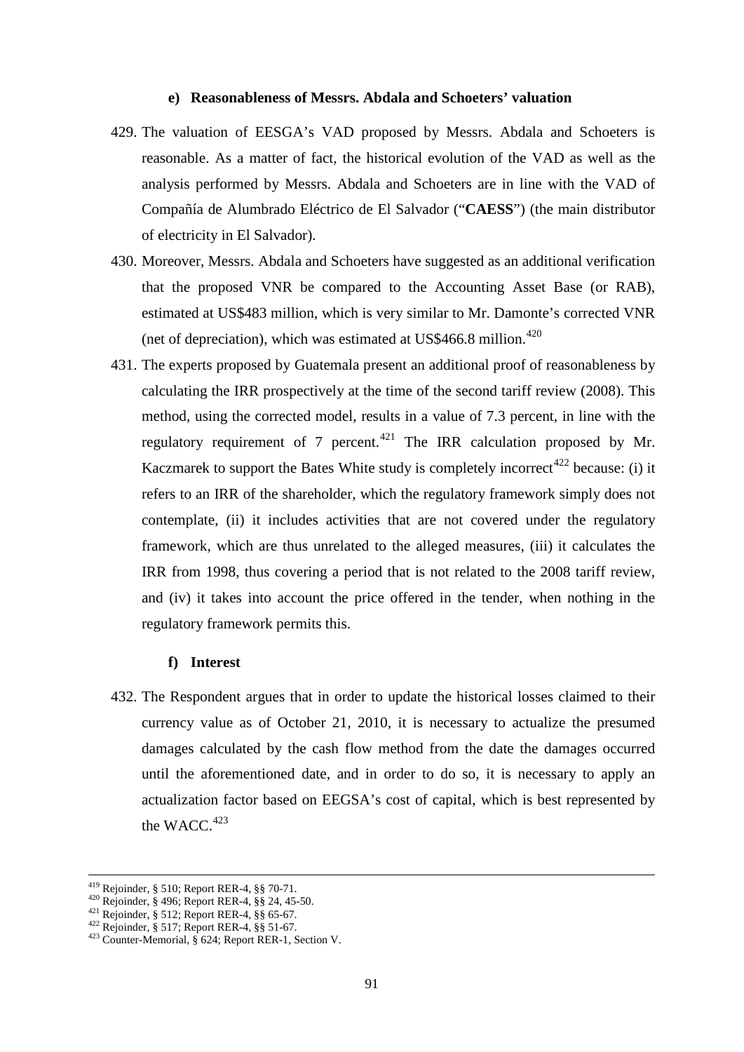#### e) Reasonableness of Messrs. Abdala and Schoeters' valuation

429. The valuation of EESGA's VAD proposed by Messrs. Abdala and Schoeters is reasonable. As a matter of fact, the historical evolution of the VAD as well as the analysis performed by Messrs. Abdala and Schoeters are in line with the VAD of Compañía de Alumbrado Eléctrico de El Salvador ("**CAESS**") (the main distributor of electricity in El Salvador).

430. Moreover, Messrs. Abdala and Schoeters have suggested as an additional verification that the proposed VNR be compared to the Accounting Asset Base (or RAB), estimated at US$483 million, which is very similar to Mr. Damonte's corrected VNR (net of depreciation), which was estimated at US$466.8 million.[420]

431. The experts proposed by Guatemala present an additional proof of reasonableness by calculating the IRR prospectively at the time of the second tariff review (2008). This method, using the corrected model, results in a value of 7.3 percent, in line with the regulatory requirement of 7 percent.[421] The IRR calculation proposed by Mr. Kaczmarek to support the Bates White study is completely incorrect[422] because: (i) it refers to an IRR of the shareholder, which the regulatory framework simply does not contemplate, (ii) it includes activities that are not covered under the regulatory framework, which are thus unrelated to the alleged measures, (iii) it calculates the IRR from 1998, thus covering a period that is not related to the 2008 tariff review, and (iv) it takes into account the price offered in the tender, when nothing in the regulatory framework permits this.

#### f) Interest

432. The Respondent argues that in order to update the historical losses claimed to their currency value as of October 21, 2010, it is necessary to actualize the presumed damages calculated by the cash flow method from the date the damages occurred until the aforementioned date, and in order to do so, it is necessary to apply an actualization factor based on EEGSA's cost of capital, which is best represented by the WACC.[423]

---

[419] Rejoinder, § 510; Report RER-4, §§ 70-71.
[420] Rejoinder, § 496; Report RER-4, §§ 24, 45-50.
[421] Rejoinder, § 512; Report RER-4, §§ 65-67.
[422] Rejoinder, § 517; Report RER-4, §§ 51-67.
[423] Counter-Memorial, § 624; Report RER-1, Section V.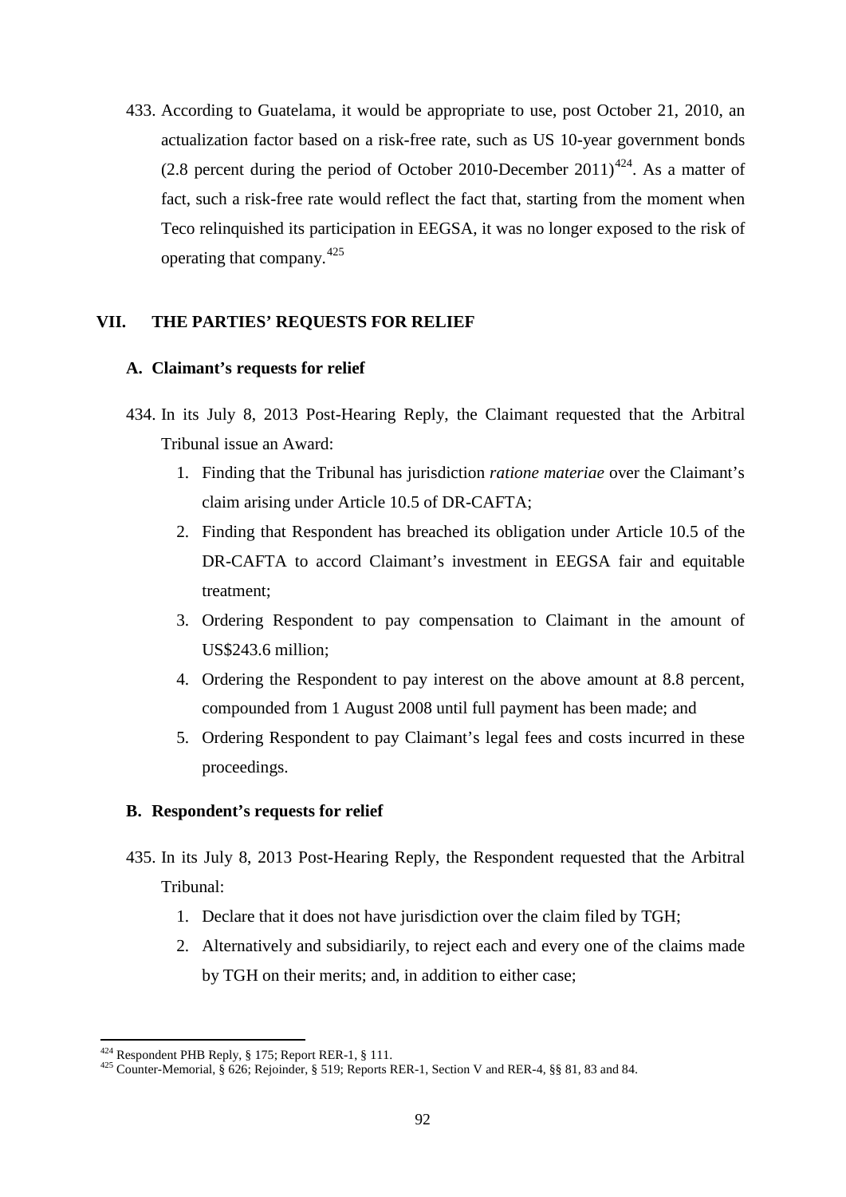433. According to Guatelama, it would be appropriate to use, post October 21, 2010, an actualization factor based on a risk-free rate, such as US 10-year government bonds (2.8 percent during the period of October 2010-December 2011)[424]. As a matter of fact, such a risk-free rate would reflect the fact that, starting from the moment when Teco relinquished its participation in EEGSA, it was no longer exposed to the risk of operating that company.[425]

## VII. THE PARTIES' REQUESTS FOR RELIEF

### A. Claimant's requests for relief

434. In its July 8, 2013 Post-Hearing Reply, the Claimant requested that the Arbitral Tribunal issue an Award:

1. Finding that the Tribunal has jurisdiction *ratione materiae* over the Claimant's claim arising under Article 10.5 of DR-CAFTA;
2. Finding that Respondent has breached its obligation under Article 10.5 of the DR-CAFTA to accord Claimant's investment in EEGSA fair and equitable treatment;
3. Ordering Respondent to pay compensation to Claimant in the amount of US$243.6 million;
4. Ordering the Respondent to pay interest on the above amount at 8.8 percent, compounded from 1 August 2008 until full payment has been made; and
5. Ordering Respondent to pay Claimant's legal fees and costs incurred in these proceedings.

### B. Respondent's requests for relief

435. In its July 8, 2013 Post-Hearing Reply, the Respondent requested that the Arbitral Tribunal:

1. Declare that it does not have jurisdiction over the claim filed by TGH;
2. Alternatively and subsidiarily, to reject each and every one of the claims made by TGH on their merits; and, in addition to either case;

---

[424] Respondent PHB Reply, § 175; Report RER-1, § 111.

[425] Counter-Memorial, § 626; Rejoinder, § 519; Reports RER-1, Section V and RER-4, §§ 81, 83 and 84.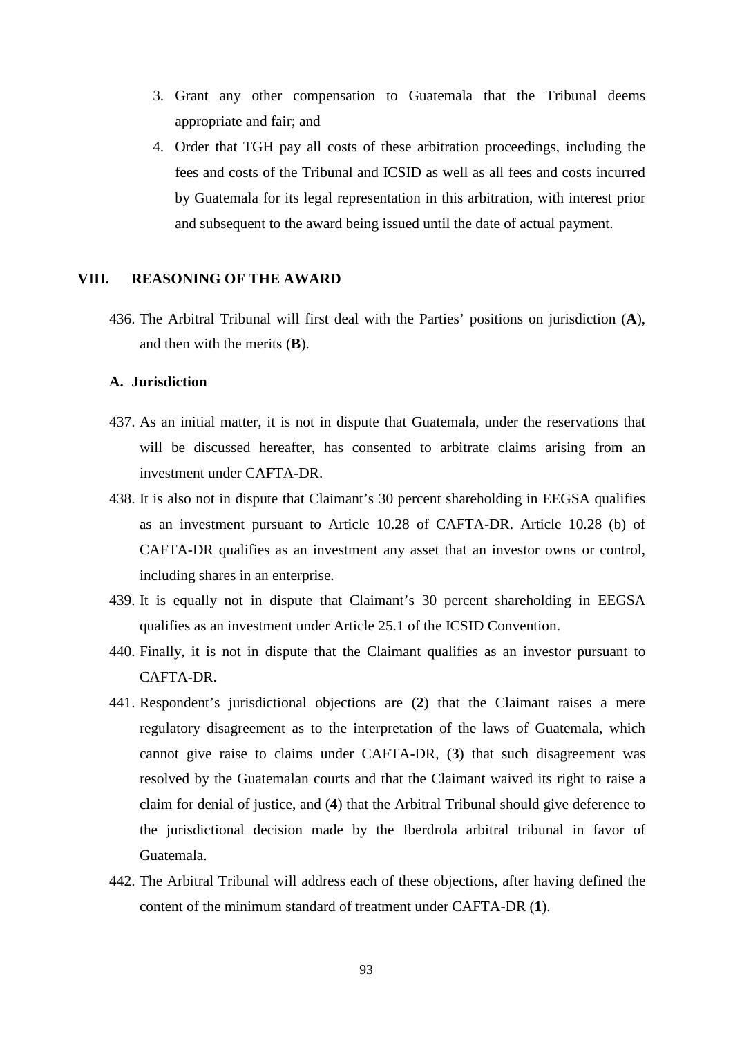3. Grant any other compensation to Guatemala that the Tribunal deems appropriate and fair; and
4. Order that TGH pay all costs of these arbitration proceedings, including the fees and costs of the Tribunal and ICSID as well as all fees and costs incurred by Guatemala for its legal representation in this arbitration, with interest prior and subsequent to the award being issued until the date of actual payment.

## VIII. REASONING OF THE AWARD

436. The Arbitral Tribunal will first deal with the Parties' positions on jurisdiction (**A**), and then with the merits (**B**).

### A. Jurisdiction

437. As an initial matter, it is not in dispute that Guatemala, under the reservations that will be discussed hereafter, has consented to arbitrate claims arising from an investment under CAFTA-DR.

438. It is also not in dispute that Claimant's 30 percent shareholding in EEGSA qualifies as an investment pursuant to Article 10.28 of CAFTA-DR. Article 10.28 (b) of CAFTA-DR qualifies as an investment any asset that an investor owns or control, including shares in an enterprise.

439. It is equally not in dispute that Claimant's 30 percent shareholding in EEGSA qualifies as an investment under Article 25.1 of the ICSID Convention.

440. Finally, it is not in dispute that the Claimant qualifies as an investor pursuant to CAFTA-DR.

441. Respondent's jurisdictional objections are (**2**) that the Claimant raises a mere regulatory disagreement as to the interpretation of the laws of Guatemala, which cannot give raise to claims under CAFTA-DR, (**3**) that such disagreement was resolved by the Guatemalan courts and that the Claimant waived its right to raise a claim for denial of justice, and (**4**) that the Arbitral Tribunal should give deference to the jurisdictional decision made by the Iberdrola arbitral tribunal in favor of Guatemala.

442. The Arbitral Tribunal will address each of these objections, after having defined the content of the minimum standard of treatment under CAFTA-DR (**1**).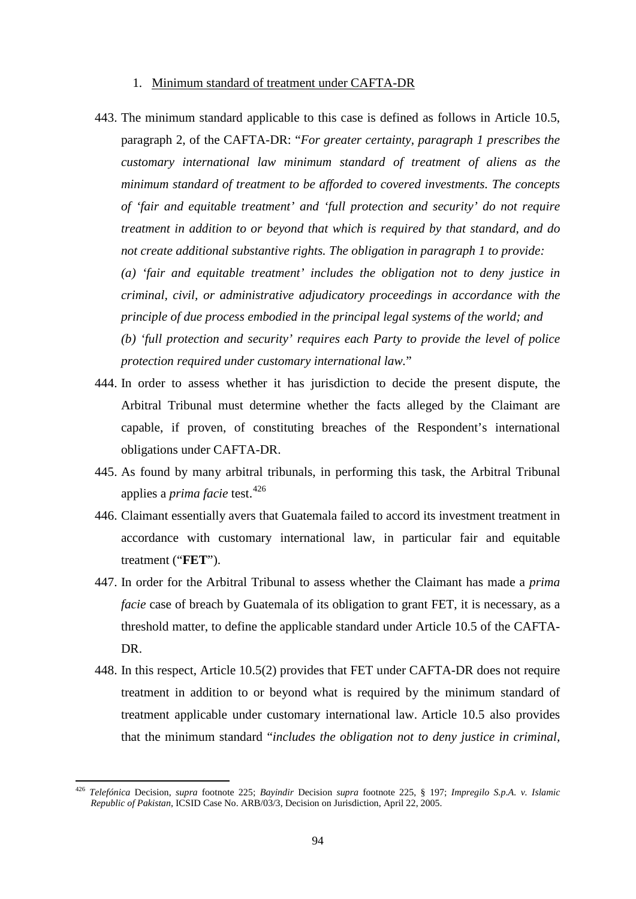1. <u>Minimum standard of treatment under CAFTA-DR</u>

443. The minimum standard applicable to this case is defined as follows in Article 10.5, paragraph 2, of the CAFTA-DR: "*For greater certainty, paragraph 1 prescribes the customary international law minimum standard of treatment of aliens as the minimum standard of treatment to be afforded to covered investments. The concepts of 'fair and equitable treatment' and 'full protection and security' do not require treatment in addition to or beyond that which is required by that standard, and do not create additional substantive rights. The obligation in paragraph 1 to provide:*

    *(a) 'fair and equitable treatment' includes the obligation not to deny justice in criminal, civil, or administrative adjudicatory proceedings in accordance with the principle of due process embodied in the principal legal systems of the world; and*

    *(b) 'full protection and security' requires each Party to provide the level of police protection required under customary international law.*"

444. In order to assess whether it has jurisdiction to decide the present dispute, the Arbitral Tribunal must determine whether the facts alleged by the Claimant are capable, if proven, of constituting breaches of the Respondent's international obligations under CAFTA-DR.

445. As found by many arbitral tribunals, in performing this task, the Arbitral Tribunal applies a *prima facie* test.[426]

446. Claimant essentially avers that Guatemala failed to accord its investment treatment in accordance with customary international law, in particular fair and equitable treatment ("**FET**").

447. In order for the Arbitral Tribunal to assess whether the Claimant has made a *prima facie* case of breach by Guatemala of its obligation to grant FET, it is necessary, as a threshold matter, to define the applicable standard under Article 10.5 of the CAFTA-DR.

448. In this respect, Article 10.5(2) provides that FET under CAFTA-DR does not require treatment in addition to or beyond what is required by the minimum standard of treatment applicable under customary international law. Article 10.5 also provides that the minimum standard "*includes the obligation not to deny justice in criminal,*

---

[426] *Telefónica* Decision, *supra* footnote 225; *Bayindir* Decision *supra* footnote 225, § 197; *Impregilo S.p.A. v. Islamic Republic of Pakistan*, ICSID Case No. ARB/03/3, Decision on Jurisdiction, April 22, 2005.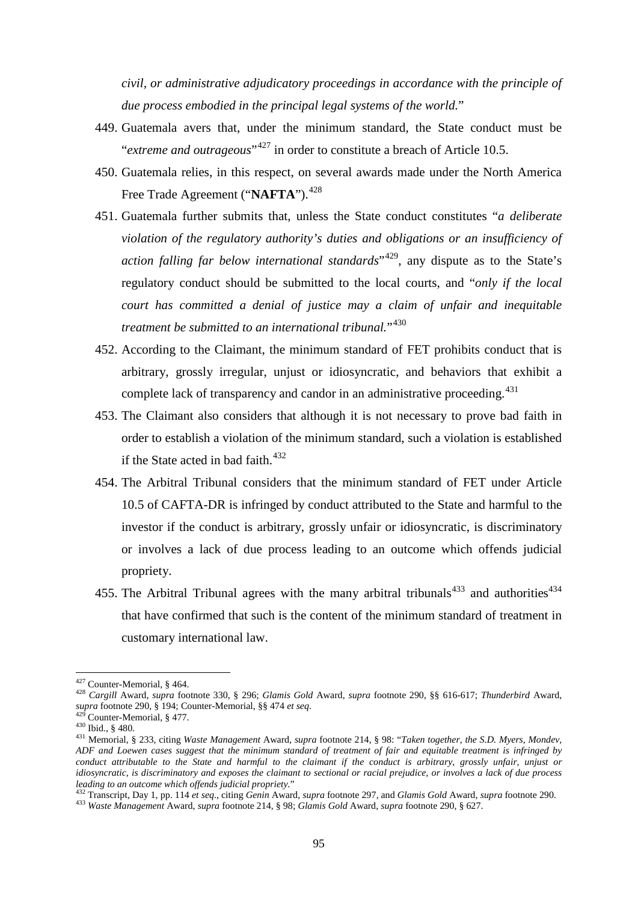*civil, or administrative adjudicatory proceedings in accordance with the principle of due process embodied in the principal legal systems of the world.*"

449. Guatemala avers that, under the minimum standard, the State conduct must be "*extreme and outrageous*"[427] in order to constitute a breach of Article 10.5.

450. Guatemala relies, in this respect, on several awards made under the North America Free Trade Agreement ("**NAFTA**").[428]

451. Guatemala further submits that, unless the State conduct constitutes "*a deliberate violation of the regulatory authority's duties and obligations or an insufficiency of action falling far below international standards*"[429], any dispute as to the State's regulatory conduct should be submitted to the local courts, and "*only if the local court has committed a denial of justice may a claim of unfair and inequitable treatment be submitted to an international tribunal.*"[430]

452. According to the Claimant, the minimum standard of FET prohibits conduct that is arbitrary, grossly irregular, unjust or idiosyncratic, and behaviors that exhibit a complete lack of transparency and candor in an administrative proceeding.[431]

453. The Claimant also considers that although it is not necessary to prove bad faith in order to establish a violation of the minimum standard, such a violation is established if the State acted in bad faith.[432]

454. The Arbitral Tribunal considers that the minimum standard of FET under Article 10.5 of CAFTA-DR is infringed by conduct attributed to the State and harmful to the investor if the conduct is arbitrary, grossly unfair or idiosyncratic, is discriminatory or involves a lack of due process leading to an outcome which offends judicial propriety.

455. The Arbitral Tribunal agrees with the many arbitral tribunals[433] and authorities[434] that have confirmed that such is the content of the minimum standard of treatment in customary international law.

---

[427] Counter-Memorial, § 464.

[428] *Cargill* Award, *supra* footnote 330, § 296; *Glamis Gold* Award, *supra* footnote 290, §§ 616-617; *Thunderbird* Award, *supra* footnote 290, § 194; Counter-Memorial, §§ 474 *et seq*.

[429] Counter-Memorial, § 477.

[430] Ibid., § 480.

[431] Memorial, § 233, citing *Waste Management* Award, *supra* footnote 214, § 98: "*Taken together, the S.D. Myers, Mondev, ADF and Loewen cases suggest that the minimum standard of treatment of fair and equitable treatment is infringed by conduct attributable to the State and harmful to the claimant if the conduct is arbitrary, grossly unfair, unjust or idiosyncratic, is discriminatory and exposes the claimant to sectional or racial prejudice, or involves a lack of due process leading to an outcome which offends judicial propriety.*"

[432] Transcript, Day 1, pp. 114 *et seq*., citing *Genin* Award, *supra* footnote 297, and *Glamis Gold* Award, *supra* footnote 290.

[433] *Waste Management* Award, *supra* footnote 214, § 98; *Glamis Gold* Award, *supra* footnote 290, § 627.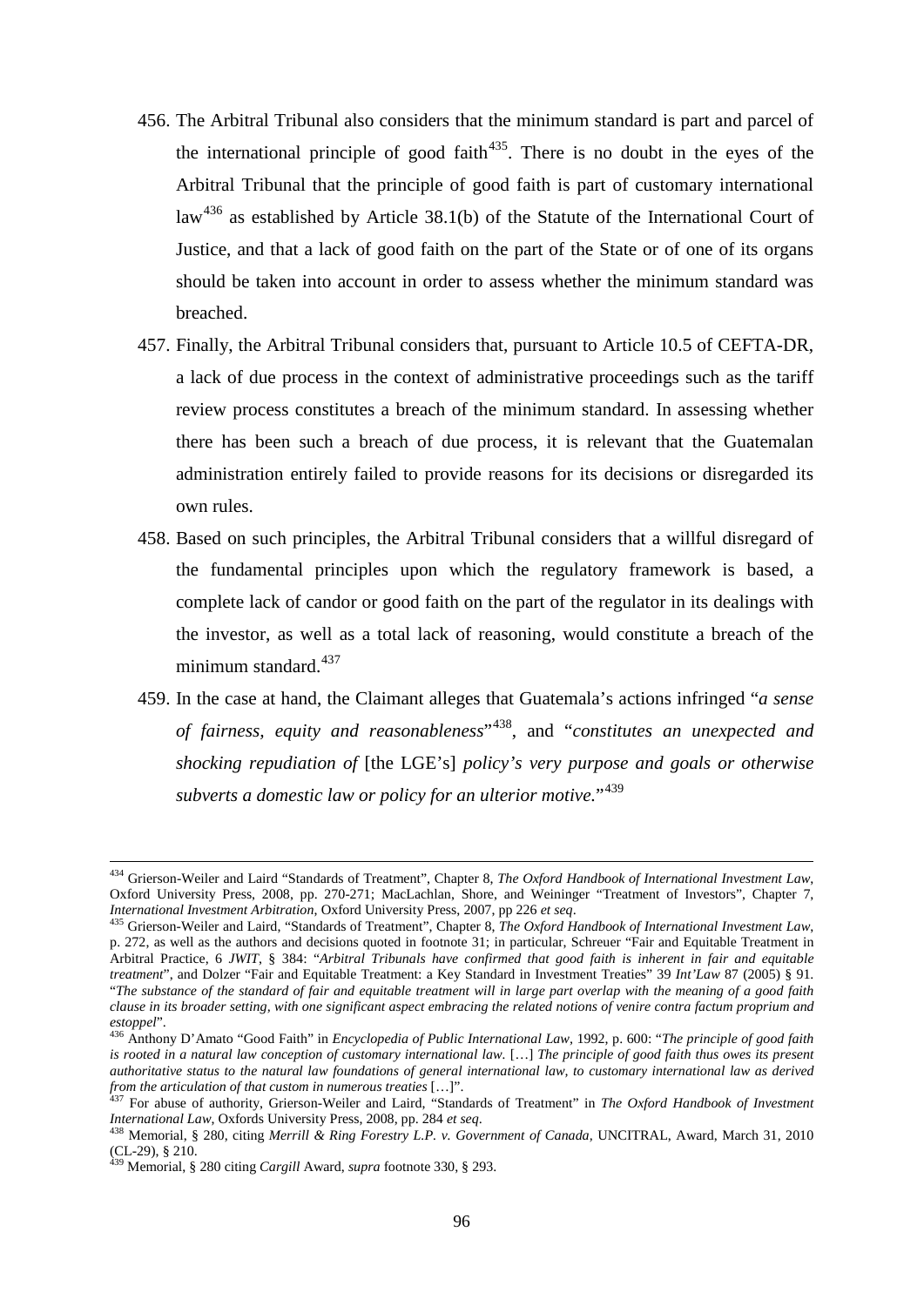456. The Arbitral Tribunal also considers that the minimum standard is part and parcel of the international principle of good faith[435]. There is no doubt in the eyes of the Arbitral Tribunal that the principle of good faith is part of customary international law[436] as established by Article 38.1(b) of the Statute of the International Court of Justice, and that a lack of good faith on the part of the State or of one of its organs should be taken into account in order to assess whether the minimum standard was breached.

457. Finally, the Arbitral Tribunal considers that, pursuant to Article 10.5 of CEFTA-DR, a lack of due process in the context of administrative proceedings such as the tariff review process constitutes a breach of the minimum standard. In assessing whether there has been such a breach of due process, it is relevant that the Guatemalan administration entirely failed to provide reasons for its decisions or disregarded its own rules.

458. Based on such principles, the Arbitral Tribunal considers that a willful disregard of the fundamental principles upon which the regulatory framework is based, a complete lack of candor or good faith on the part of the regulator in its dealings with the investor, as well as a total lack of reasoning, would constitute a breach of the minimum standard.[437]

459. In the case at hand, the Claimant alleges that Guatemala's actions infringed "*a sense of fairness, equity and reasonableness*"[438], and "*constitutes an unexpected and shocking repudiation of* [the LGE's] *policy's very purpose and goals or otherwise subverts a domestic law or policy for an ulterior motive.*"[439]

---

[434] Grierson-Weiler and Laird "Standards of Treatment", Chapter 8, *The Oxford Handbook of International Investment Law*, Oxford University Press, 2008, pp. 270-271; MacLachlan, Shore, and Weininger "Treatment of Investors", Chapter 7, *International Investment Arbitration*, Oxford University Press, 2007, pp 226 *et seq*.

[435] Grierson-Weiler and Laird, "Standards of Treatment", Chapter 8, *The Oxford Handbook of International Investment Law*, p. 272, as well as the authors and decisions quoted in footnote 31; in particular, Schreuer "Fair and Equitable Treatment in Arbitral Practice, 6 *JWIT*, § 384: "*Arbitral Tribunals have confirmed that good faith is inherent in fair and equitable treatment*", and Dolzer "Fair and Equitable Treatment: a Key Standard in Investment Treaties" 39 *Int'Law* 87 (2005) § 91. "*The substance of the standard of fair and equitable treatment will in large part overlap with the meaning of a good faith clause in its broader setting, with one significant aspect embracing the related notions of venire contra factum proprium and estoppel*".

[436] Anthony D'Amato "Good Faith" in *Encyclopedia of Public International Law*, 1992, p. 600: "*The principle of good faith is rooted in a natural law conception of customary international law.* […] *The principle of good faith thus owes its present authoritative status to the natural law foundations of general international law, to customary international law as derived from the articulation of that custom in numerous treaties* […]".

[437] For abuse of authority, Grierson-Weiler and Laird, "Standards of Treatment" in *The Oxford Handbook of Investment International Law*, Oxfords University Press, 2008, pp. 284 *et seq*.

[438] Memorial, § 280, citing *Merrill & Ring Forestry L.P. v. Government of Canada*, UNCITRAL, Award, March 31, 2010 (CL-29), § 210.

[439] Memorial, § 280 citing *Cargill* Award, *supra* footnote 330, § 293.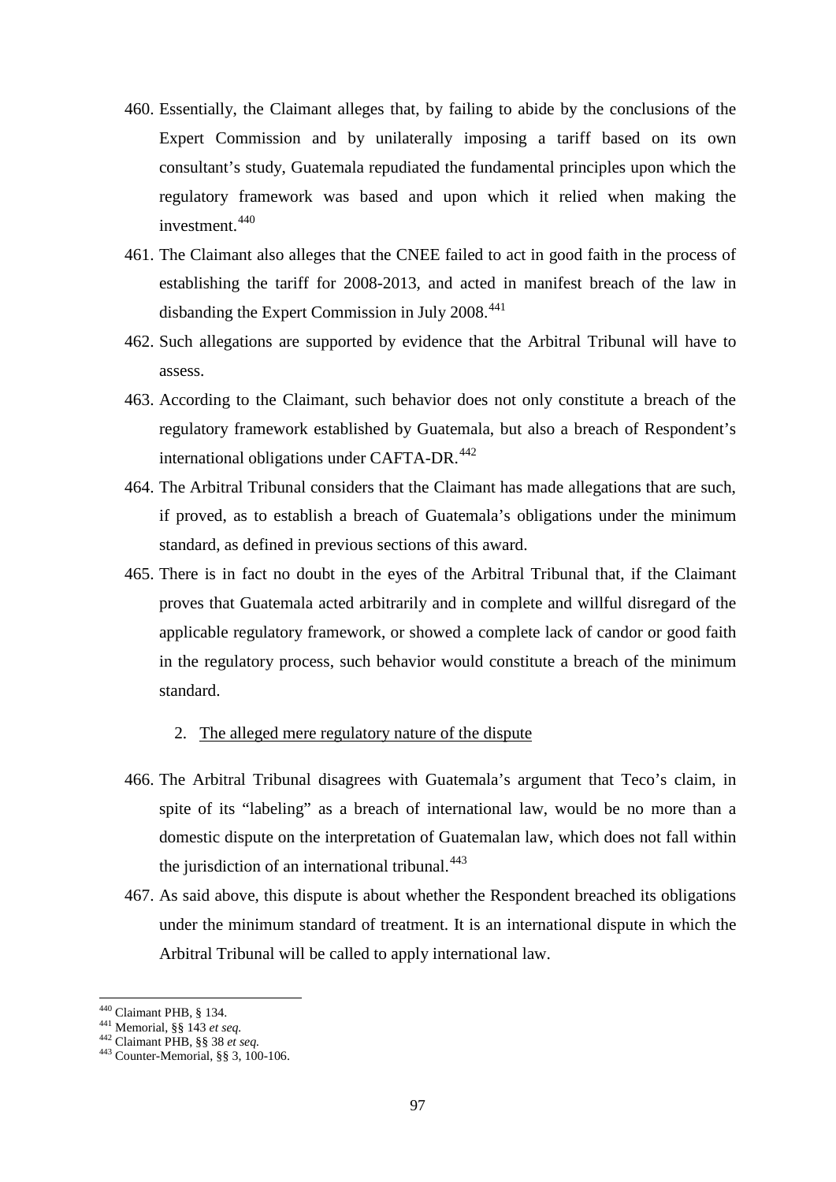460. Essentially, the Claimant alleges that, by failing to abide by the conclusions of the Expert Commission and by unilaterally imposing a tariff based on its own consultant's study, Guatemala repudiated the fundamental principles upon which the regulatory framework was based and upon which it relied when making the investment.[440]

461. The Claimant also alleges that the CNEE failed to act in good faith in the process of establishing the tariff for 2008-2013, and acted in manifest breach of the law in disbanding the Expert Commission in July 2008.[441]

462. Such allegations are supported by evidence that the Arbitral Tribunal will have to assess.

463. According to the Claimant, such behavior does not only constitute a breach of the regulatory framework established by Guatemala, but also a breach of Respondent's international obligations under CAFTA-DR.[442]

464. The Arbitral Tribunal considers that the Claimant has made allegations that are such, if proved, as to establish a breach of Guatemala's obligations under the minimum standard, as defined in previous sections of this award.

465. There is in fact no doubt in the eyes of the Arbitral Tribunal that, if the Claimant proves that Guatemala acted arbitrarily and in complete and willful disregard of the applicable regulatory framework, or showed a complete lack of candor or good faith in the regulatory process, such behavior would constitute a breach of the minimum standard.

2. The alleged mere regulatory nature of the dispute

466. The Arbitral Tribunal disagrees with Guatemala's argument that Teco's claim, in spite of its "labeling" as a breach of international law, would be no more than a domestic dispute on the interpretation of Guatemalan law, which does not fall within the jurisdiction of an international tribunal.[443]

467. As said above, this dispute is about whether the Respondent breached its obligations under the minimum standard of treatment. It is an international dispute in which the Arbitral Tribunal will be called to apply international law.

---

[440] Claimant PHB, § 134.
[441] Memorial, §§ 143 *et seq.*
[442] Claimant PHB, §§ 38 *et seq.*
[443] Counter-Memorial, §§ 3, 100-106.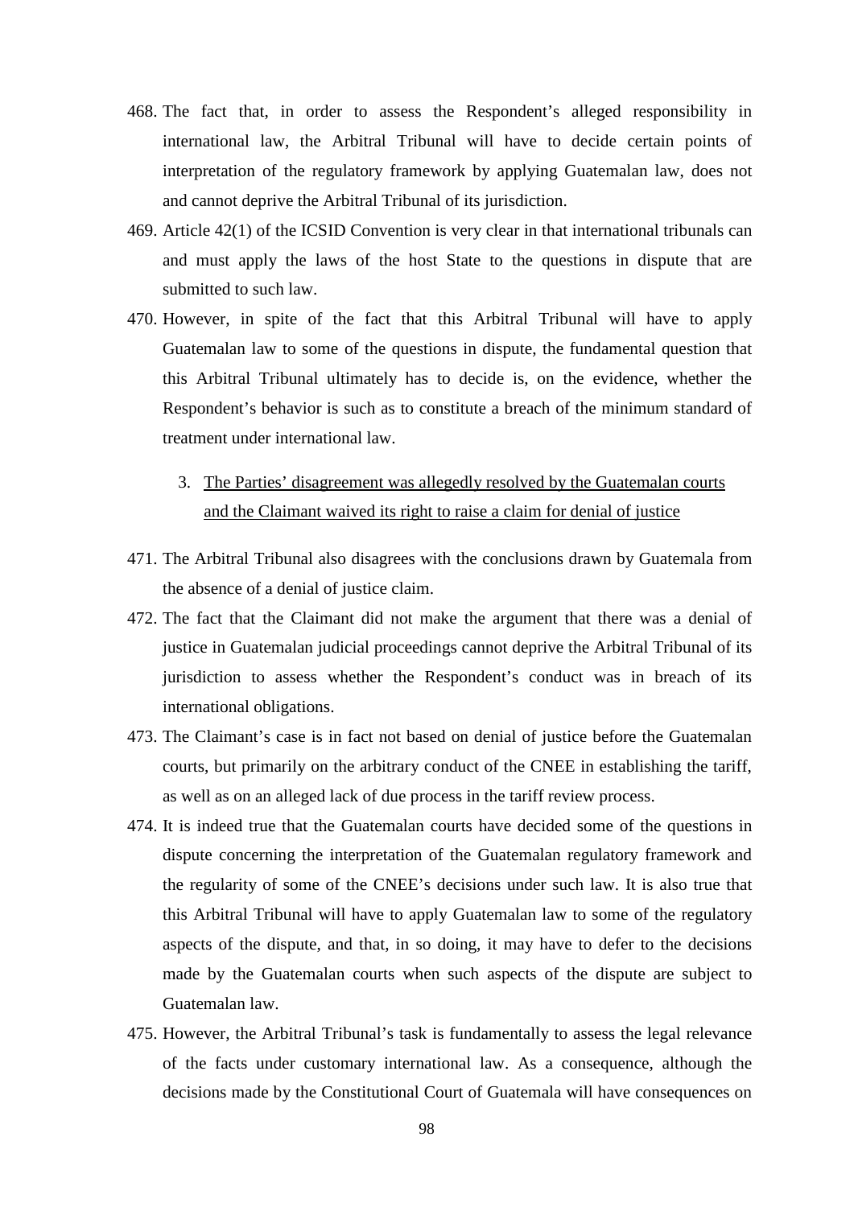468. The fact that, in order to assess the Respondent's alleged responsibility in international law, the Arbitral Tribunal will have to decide certain points of interpretation of the regulatory framework by applying Guatemalan law, does not and cannot deprive the Arbitral Tribunal of its jurisdiction.

469. Article 42(1) of the ICSID Convention is very clear in that international tribunals can and must apply the laws of the host State to the questions in dispute that are submitted to such law.

470. However, in spite of the fact that this Arbitral Tribunal will have to apply Guatemalan law to some of the questions in dispute, the fundamental question that this Arbitral Tribunal ultimately has to decide is, on the evidence, whether the Respondent's behavior is such as to constitute a breach of the minimum standard of treatment under international law.

### 3. The Parties' disagreement was allegedly resolved by the Guatemalan courts and the Claimant waived its right to raise a claim for denial of justice

471. The Arbitral Tribunal also disagrees with the conclusions drawn by Guatemala from the absence of a denial of justice claim.

472. The fact that the Claimant did not make the argument that there was a denial of justice in Guatemalan judicial proceedings cannot deprive the Arbitral Tribunal of its jurisdiction to assess whether the Respondent's conduct was in breach of its international obligations.

473. The Claimant's case is in fact not based on denial of justice before the Guatemalan courts, but primarily on the arbitrary conduct of the CNEE in establishing the tariff, as well as on an alleged lack of due process in the tariff review process.

474. It is indeed true that the Guatemalan courts have decided some of the questions in dispute concerning the interpretation of the Guatemalan regulatory framework and the regularity of some of the CNEE's decisions under such law. It is also true that this Arbitral Tribunal will have to apply Guatemalan law to some of the regulatory aspects of the dispute, and that, in so doing, it may have to defer to the decisions made by the Guatemalan courts when such aspects of the dispute are subject to Guatemalan law.

475. However, the Arbitral Tribunal's task is fundamentally to assess the legal relevance of the facts under customary international law. As a consequence, although the decisions made by the Constitutional Court of Guatemala will have consequences on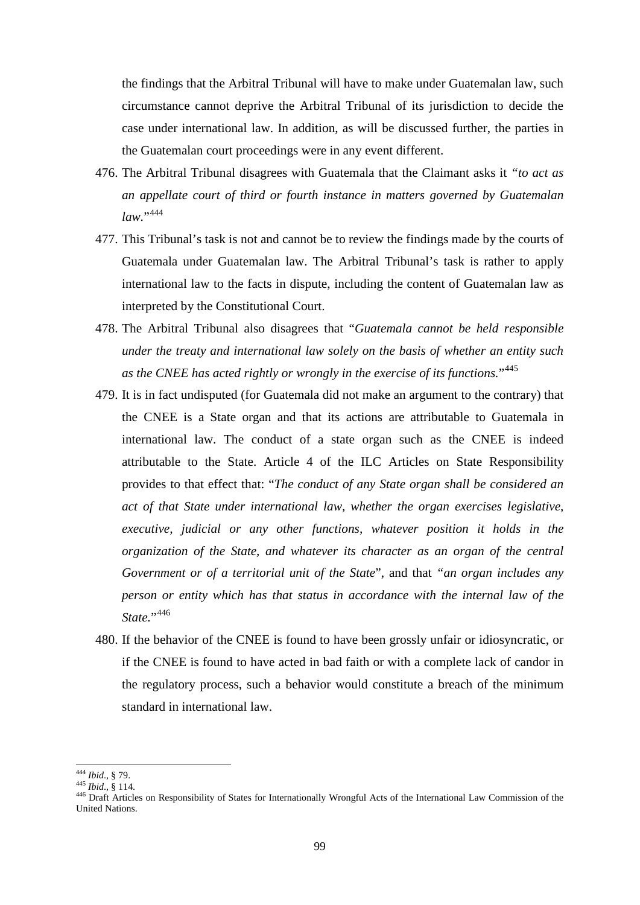the findings that the Arbitral Tribunal will have to make under Guatemalan law, such circumstance cannot deprive the Arbitral Tribunal of its jurisdiction to decide the case under international law. In addition, as will be discussed further, the parties in the Guatemalan court proceedings were in any event different.

476. The Arbitral Tribunal disagrees with Guatemala that the Claimant asks it *"to act as an appellate court of third or fourth instance in matters governed by Guatemalan law."*[444]

477. This Tribunal's task is not and cannot be to review the findings made by the courts of Guatemala under Guatemalan law. The Arbitral Tribunal's task is rather to apply international law to the facts in dispute, including the content of Guatemalan law as interpreted by the Constitutional Court.

478. The Arbitral Tribunal also disagrees that "*Guatemala cannot be held responsible under the treaty and international law solely on the basis of whether an entity such as the CNEE has acted rightly or wrongly in the exercise of its functions.*"[445]

479. It is in fact undisputed (for Guatemala did not make an argument to the contrary) that the CNEE is a State organ and that its actions are attributable to Guatemala in international law. The conduct of a state organ such as the CNEE is indeed attributable to the State. Article 4 of the ILC Articles on State Responsibility provides to that effect that: "*The conduct of any State organ shall be considered an act of that State under international law, whether the organ exercises legislative, executive, judicial or any other functions, whatever position it holds in the organization of the State, and whatever its character as an organ of the central Government or of a territorial unit of the State*", and that *"an organ includes any person or entity which has that status in accordance with the internal law of the State.*"[446]

480. If the behavior of the CNEE is found to have been grossly unfair or idiosyncratic, or if the CNEE is found to have acted in bad faith or with a complete lack of candor in the regulatory process, such a behavior would constitute a breach of the minimum standard in international law.

---

[444] *Ibid.*, § 79.
[445] *Ibid.*, § 114.
[446] Draft Articles on Responsibility of States for Internationally Wrongful Acts of the International Law Commission of the United Nations.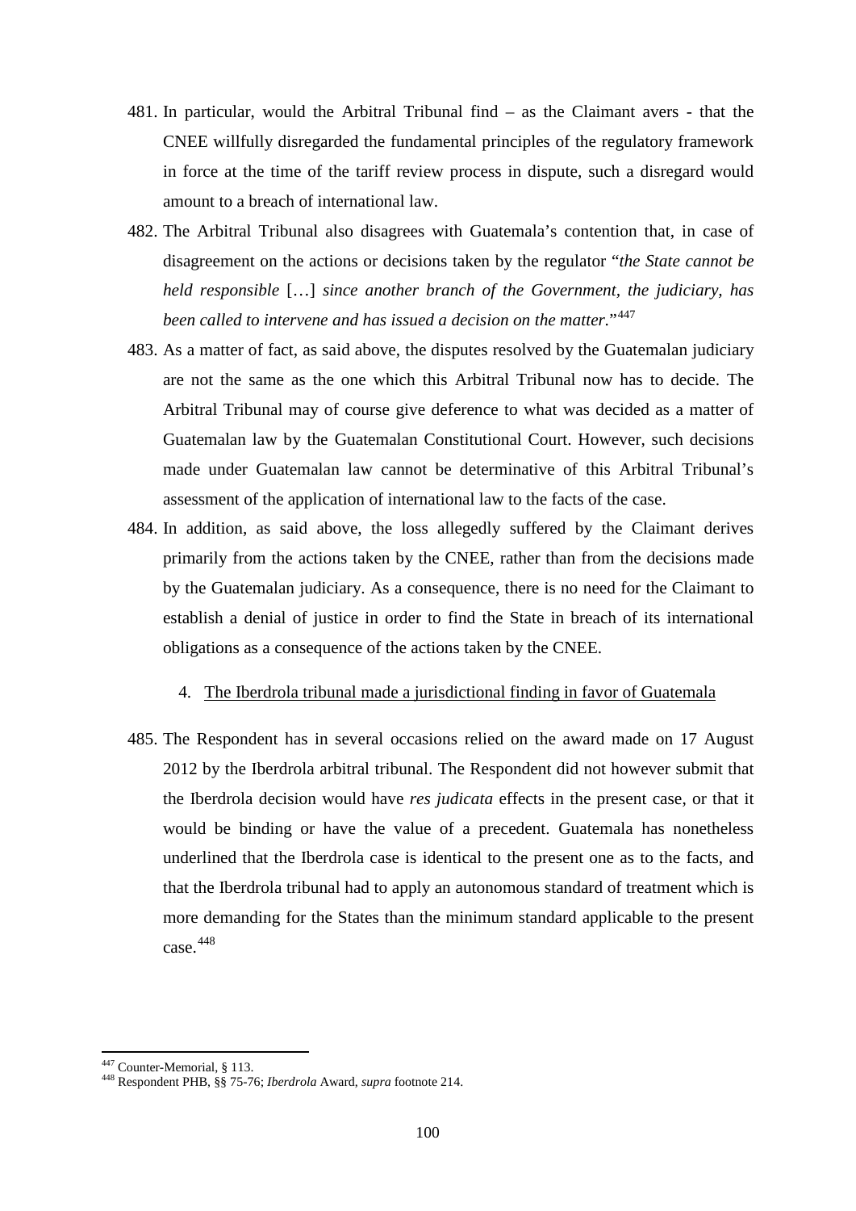481. In particular, would the Arbitral Tribunal find – as the Claimant avers - that the CNEE willfully disregarded the fundamental principles of the regulatory framework in force at the time of the tariff review process in dispute, such a disregard would amount to a breach of international law.

482. The Arbitral Tribunal also disagrees with Guatemala's contention that, in case of disagreement on the actions or decisions taken by the regulator "*the State cannot be held responsible* […] *since another branch of the Government, the judiciary, has been called to intervene and has issued a decision on the matter.*"[447]

483. As a matter of fact, as said above, the disputes resolved by the Guatemalan judiciary are not the same as the one which this Arbitral Tribunal now has to decide. The Arbitral Tribunal may of course give deference to what was decided as a matter of Guatemalan law by the Guatemalan Constitutional Court. However, such decisions made under Guatemalan law cannot be determinative of this Arbitral Tribunal's assessment of the application of international law to the facts of the case.

484. In addition, as said above, the loss allegedly suffered by the Claimant derives primarily from the actions taken by the CNEE, rather than from the decisions made by the Guatemalan judiciary. As a consequence, there is no need for the Claimant to establish a denial of justice in order to find the State in breach of its international obligations as a consequence of the actions taken by the CNEE.

4. The Iberdrola tribunal made a jurisdictional finding in favor of Guatemala

485. The Respondent has in several occasions relied on the award made on 17 August 2012 by the Iberdrola arbitral tribunal. The Respondent did not however submit that the Iberdrola decision would have *res judicata* effects in the present case, or that it would be binding or have the value of a precedent. Guatemala has nonetheless underlined that the Iberdrola case is identical to the present one as to the facts, and that the Iberdrola tribunal had to apply an autonomous standard of treatment which is more demanding for the States than the minimum standard applicable to the present case.[448]

[447] Counter-Memorial, § 113.

[448] Respondent PHB, §§ 75-76; *Iberdrola* Award, *supra* footnote 214.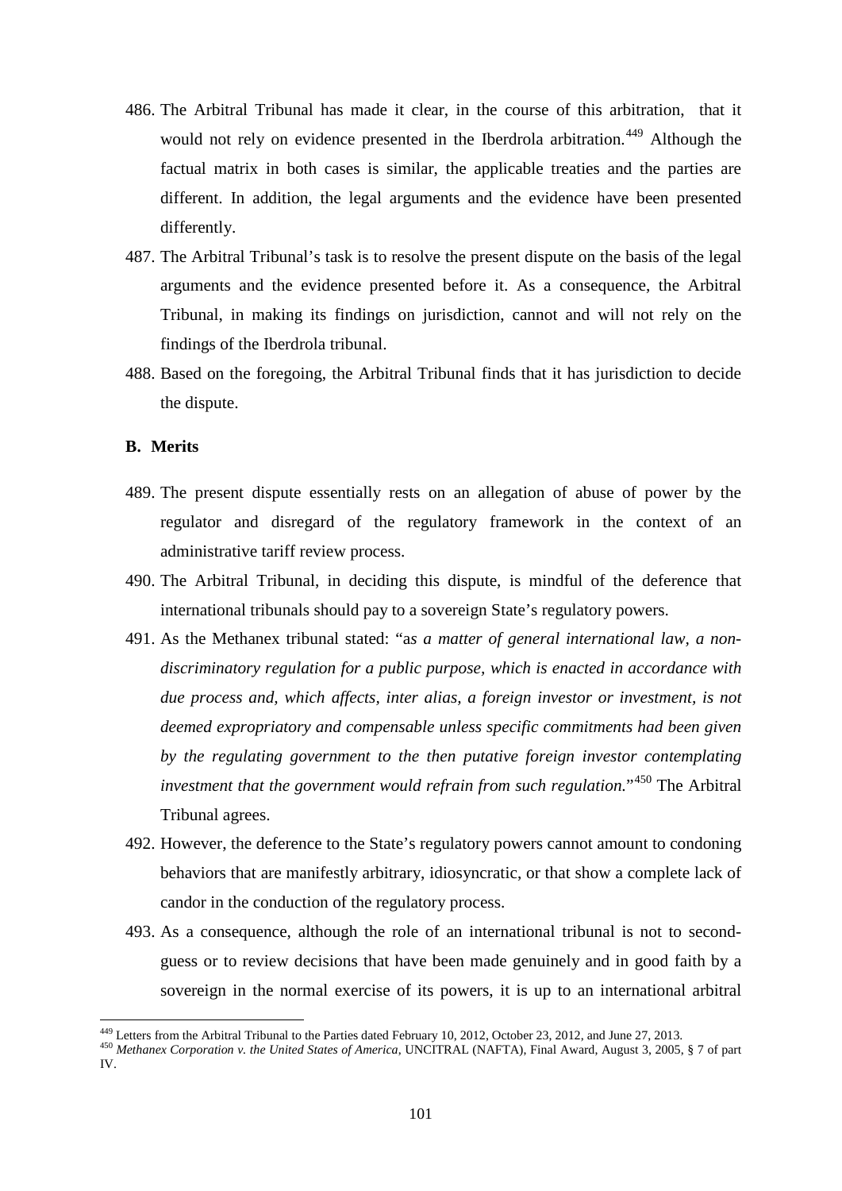486. The Arbitral Tribunal has made it clear, in the course of this arbitration, that it would not rely on evidence presented in the Iberdrola arbitration.[449] Although the factual matrix in both cases is similar, the applicable treaties and the parties are different. In addition, the legal arguments and the evidence have been presented differently.

487. The Arbitral Tribunal's task is to resolve the present dispute on the basis of the legal arguments and the evidence presented before it. As a consequence, the Arbitral Tribunal, in making its findings on jurisdiction, cannot and will not rely on the findings of the Iberdrola tribunal.

488. Based on the foregoing, the Arbitral Tribunal finds that it has jurisdiction to decide the dispute.

## B. Merits

489. The present dispute essentially rests on an allegation of abuse of power by the regulator and disregard of the regulatory framework in the context of an administrative tariff review process.

490. The Arbitral Tribunal, in deciding this dispute, is mindful of the deference that international tribunals should pay to a sovereign State's regulatory powers.

491. As the Methanex tribunal stated: "a*s a matter of general international law, a non-discriminatory regulation for a public purpose, which is enacted in accordance with due process and, which affects, inter alias, a foreign investor or investment, is not deemed expropriatory and compensable unless specific commitments had been given by the regulating government to the then putative foreign investor contemplating investment that the government would refrain from such regulation.*"[450] The Arbitral Tribunal agrees.

492. However, the deference to the State's regulatory powers cannot amount to condoning behaviors that are manifestly arbitrary, idiosyncratic, or that show a complete lack of candor in the conduction of the regulatory process.

493. As a consequence, although the role of an international tribunal is not to second-guess or to review decisions that have been made genuinely and in good faith by a sovereign in the normal exercise of its powers, it is up to an international arbitral

---

[449] Letters from the Arbitral Tribunal to the Parties dated February 10, 2012, October 23, 2012, and June 27, 2013.

[450] *Methanex Corporation v. the United States of America*, UNCITRAL (NAFTA), Final Award, August 3, 2005, § 7 of part IV.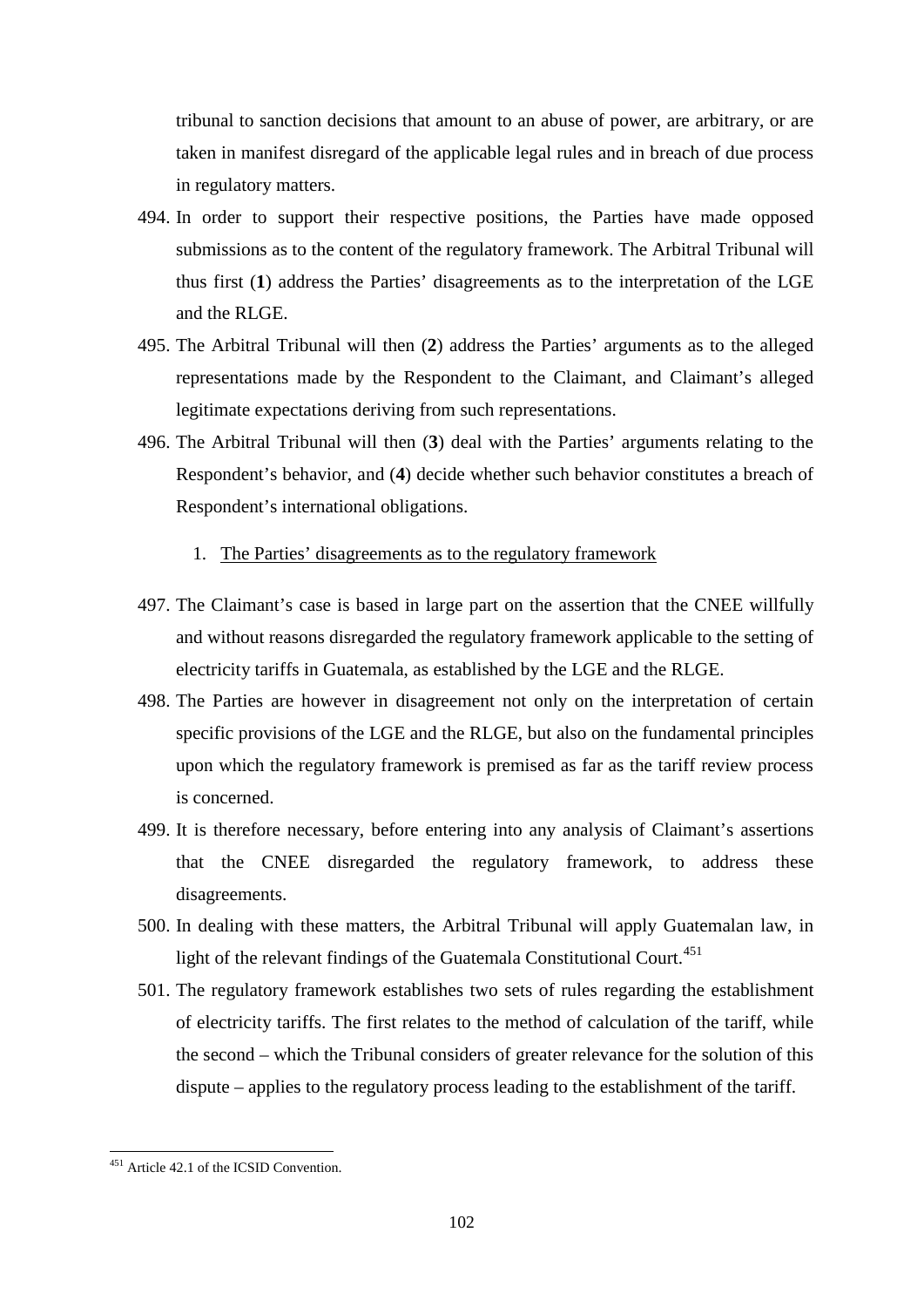tribunal to sanction decisions that amount to an abuse of power, are arbitrary, or are taken in manifest disregard of the applicable legal rules and in breach of due process in regulatory matters.

494. In order to support their respective positions, the Parties have made opposed submissions as to the content of the regulatory framework. The Arbitral Tribunal will thus first (**1**) address the Parties' disagreements as to the interpretation of the LGE and the RLGE.

495. The Arbitral Tribunal will then (**2**) address the Parties' arguments as to the alleged representations made by the Respondent to the Claimant, and Claimant's alleged legitimate expectations deriving from such representations.

496. The Arbitral Tribunal will then (**3**) deal with the Parties' arguments relating to the Respondent's behavior, and (**4**) decide whether such behavior constitutes a breach of Respondent's international obligations.

1. <u>The Parties' disagreements as to the regulatory framework</u>

497. The Claimant's case is based in large part on the assertion that the CNEE willfully and without reasons disregarded the regulatory framework applicable to the setting of electricity tariffs in Guatemala, as established by the LGE and the RLGE.

498. The Parties are however in disagreement not only on the interpretation of certain specific provisions of the LGE and the RLGE, but also on the fundamental principles upon which the regulatory framework is premised as far as the tariff review process is concerned.

499. It is therefore necessary, before entering into any analysis of Claimant's assertions that the CNEE disregarded the regulatory framework, to address these disagreements.

500. In dealing with these matters, the Arbitral Tribunal will apply Guatemalan law, in light of the relevant findings of the Guatemala Constitutional Court.[451]

501. The regulatory framework establishes two sets of rules regarding the establishment of electricity tariffs. The first relates to the method of calculation of the tariff, while the second – which the Tribunal considers of greater relevance for the solution of this dispute – applies to the regulatory process leading to the establishment of the tariff.

[451] Article 42.1 of the ICSID Convention.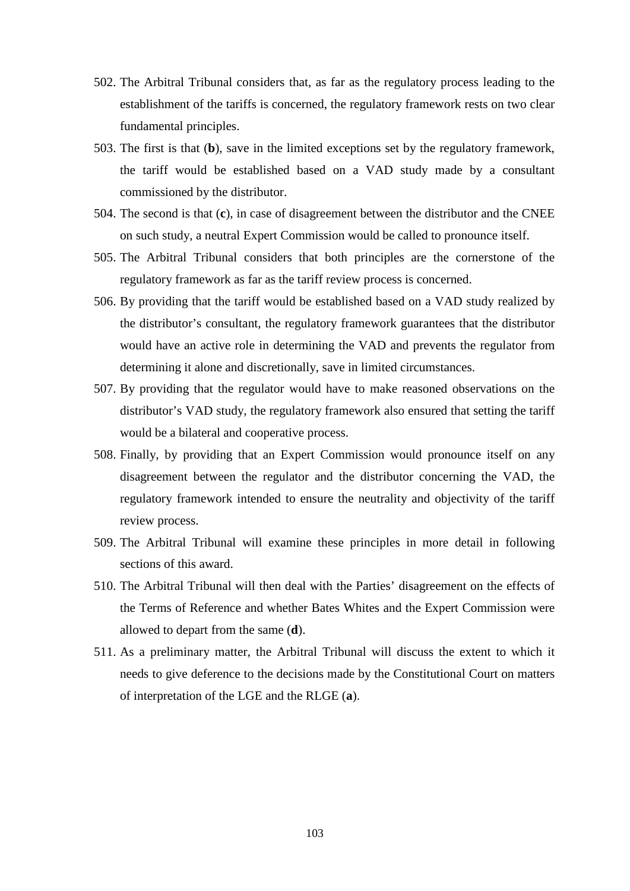502. The Arbitral Tribunal considers that, as far as the regulatory process leading to the establishment of the tariffs is concerned, the regulatory framework rests on two clear fundamental principles.

503. The first is that (**b**), save in the limited exceptions set by the regulatory framework, the tariff would be established based on a VAD study made by a consultant commissioned by the distributor.

504. The second is that (**c**), in case of disagreement between the distributor and the CNEE on such study, a neutral Expert Commission would be called to pronounce itself.

505. The Arbitral Tribunal considers that both principles are the cornerstone of the regulatory framework as far as the tariff review process is concerned.

506. By providing that the tariff would be established based on a VAD study realized by the distributor's consultant, the regulatory framework guarantees that the distributor would have an active role in determining the VAD and prevents the regulator from determining it alone and discretionally, save in limited circumstances.

507. By providing that the regulator would have to make reasoned observations on the distributor's VAD study, the regulatory framework also ensured that setting the tariff would be a bilateral and cooperative process.

508. Finally, by providing that an Expert Commission would pronounce itself on any disagreement between the regulator and the distributor concerning the VAD, the regulatory framework intended to ensure the neutrality and objectivity of the tariff review process.

509. The Arbitral Tribunal will examine these principles in more detail in following sections of this award.

510. The Arbitral Tribunal will then deal with the Parties' disagreement on the effects of the Terms of Reference and whether Bates Whites and the Expert Commission were allowed to depart from the same (**d**).

511. As a preliminary matter, the Arbitral Tribunal will discuss the extent to which it needs to give deference to the decisions made by the Constitutional Court on matters of interpretation of the LGE and the RLGE (**a**).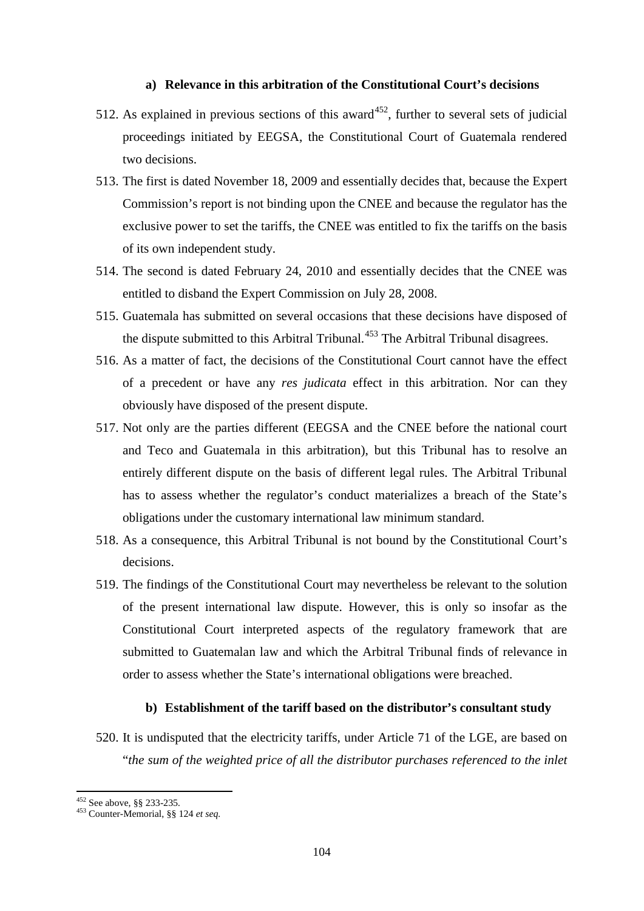#### a) Relevance in this arbitration of the Constitutional Court's decisions

512. As explained in previous sections of this award[452], further to several sets of judicial proceedings initiated by EEGSA, the Constitutional Court of Guatemala rendered two decisions.

513. The first is dated November 18, 2009 and essentially decides that, because the Expert Commission's report is not binding upon the CNEE and because the regulator has the exclusive power to set the tariffs, the CNEE was entitled to fix the tariffs on the basis of its own independent study.

514. The second is dated February 24, 2010 and essentially decides that the CNEE was entitled to disband the Expert Commission on July 28, 2008.

515. Guatemala has submitted on several occasions that these decisions have disposed of the dispute submitted to this Arbitral Tribunal.[453] The Arbitral Tribunal disagrees.

516. As a matter of fact, the decisions of the Constitutional Court cannot have the effect of a precedent or have any *res judicata* effect in this arbitration. Nor can they obviously have disposed of the present dispute.

517. Not only are the parties different (EEGSA and the CNEE before the national court and Teco and Guatemala in this arbitration), but this Tribunal has to resolve an entirely different dispute on the basis of different legal rules. The Arbitral Tribunal has to assess whether the regulator's conduct materializes a breach of the State's obligations under the customary international law minimum standard.

518. As a consequence, this Arbitral Tribunal is not bound by the Constitutional Court's decisions.

519. The findings of the Constitutional Court may nevertheless be relevant to the solution of the present international law dispute. However, this is only so insofar as the Constitutional Court interpreted aspects of the regulatory framework that are submitted to Guatemalan law and which the Arbitral Tribunal finds of relevance in order to assess whether the State's international obligations were breached.

#### b) Establishment of the tariff based on the distributor's consultant study

520. It is undisputed that the electricity tariffs, under Article 71 of the LGE, are based on "*the sum of the weighted price of all the distributor purchases referenced to the inlet*

---

[452] See above, §§ 233-235.

[453] Counter-Memorial, §§ 124 *et seq.*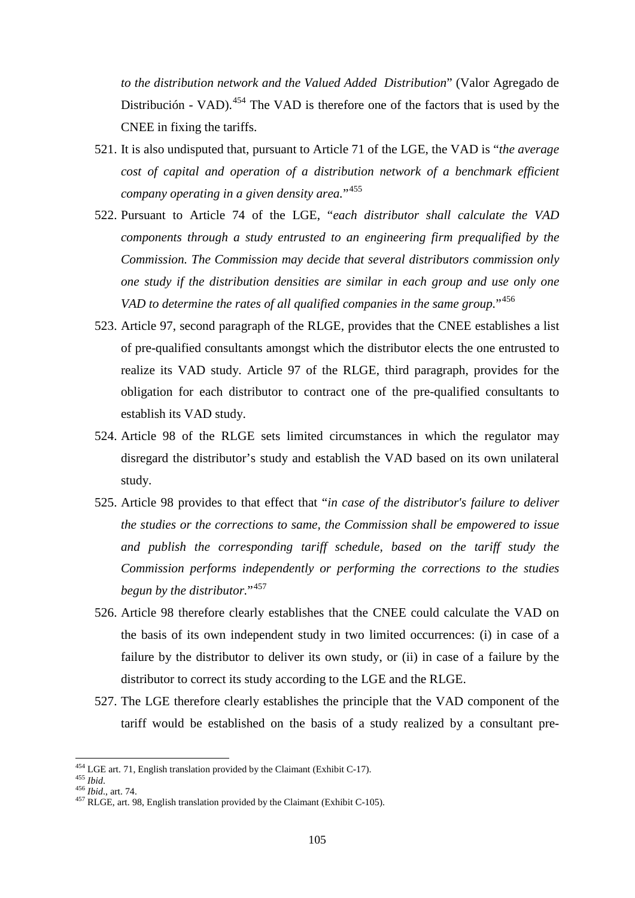*to the distribution network and the Valued Added Distribution*" (Valor Agregado de Distribución - VAD).[454] The VAD is therefore one of the factors that is used by the CNEE in fixing the tariffs.

521. It is also undisputed that, pursuant to Article 71 of the LGE, the VAD is "*the average cost of capital and operation of a distribution network of a benchmark efficient company operating in a given density area.*"[455]

522. Pursuant to Article 74 of the LGE, "*each distributor shall calculate the VAD components through a study entrusted to an engineering firm prequalified by the Commission. The Commission may decide that several distributors commission only one study if the distribution densities are similar in each group and use only one VAD to determine the rates of all qualified companies in the same group.*"[456]

523. Article 97, second paragraph of the RLGE, provides that the CNEE establishes a list of pre-qualified consultants amongst which the distributor elects the one entrusted to realize its VAD study. Article 97 of the RLGE, third paragraph, provides for the obligation for each distributor to contract one of the pre-qualified consultants to establish its VAD study.

524. Article 98 of the RLGE sets limited circumstances in which the regulator may disregard the distributor's study and establish the VAD based on its own unilateral study.

525. Article 98 provides to that effect that "*in case of the distributor's failure to deliver the studies or the corrections to same, the Commission shall be empowered to issue and publish the corresponding tariff schedule, based on the tariff study the Commission performs independently or performing the corrections to the studies begun by the distributor.*"[457]

526. Article 98 therefore clearly establishes that the CNEE could calculate the VAD on the basis of its own independent study in two limited occurrences: (i) in case of a failure by the distributor to deliver its own study, or (ii) in case of a failure by the distributor to correct its study according to the LGE and the RLGE.

527. The LGE therefore clearly establishes the principle that the VAD component of the tariff would be established on the basis of a study realized by a consultant pre-

---

[454] LGE art. 71, English translation provided by the Claimant (Exhibit C-17).

[455] *Ibid.*

[456] *Ibid.*, art. 74.

[457] RLGE, art. 98, English translation provided by the Claimant (Exhibit C-105).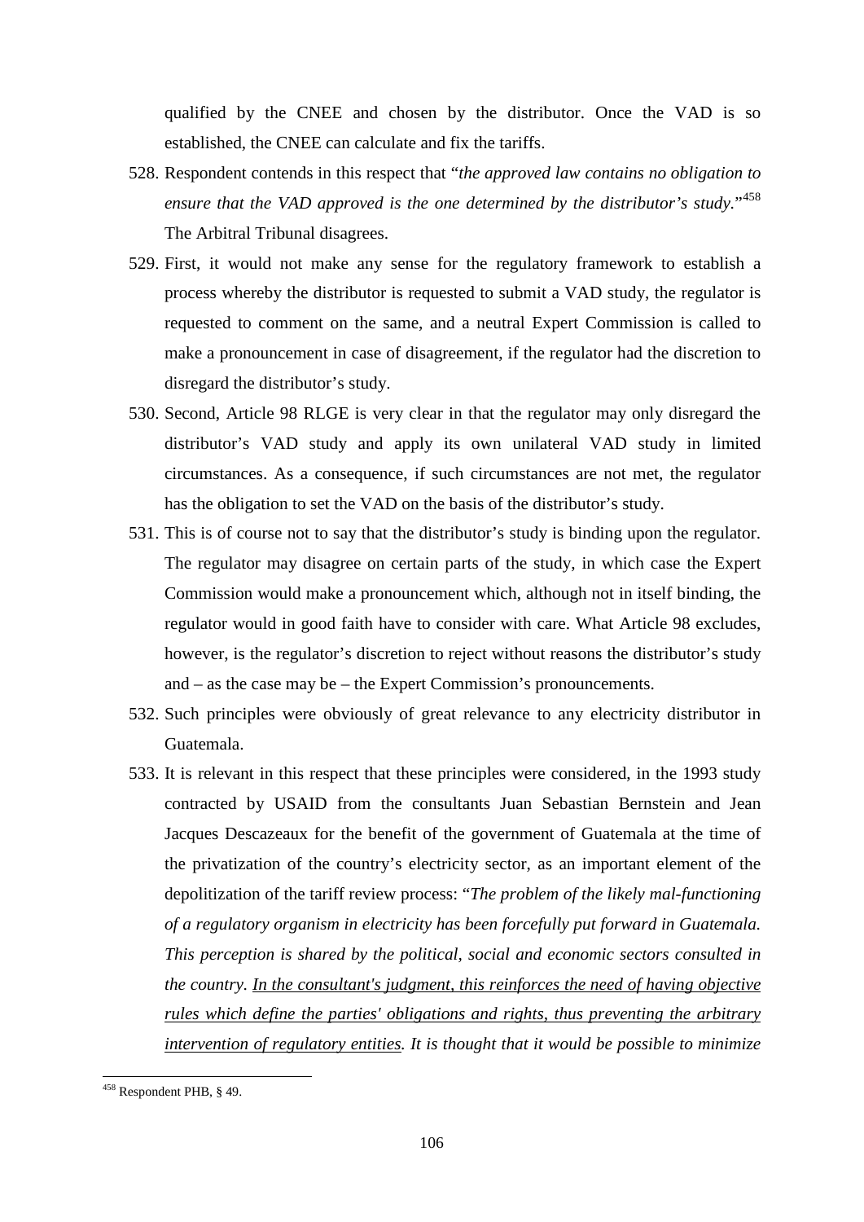qualified by the CNEE and chosen by the distributor. Once the VAD is so established, the CNEE can calculate and fix the tariffs.

528. Respondent contends in this respect that "*the approved law contains no obligation to ensure that the VAD approved is the one determined by the distributor's study.*"[458] The Arbitral Tribunal disagrees.

529. First, it would not make any sense for the regulatory framework to establish a process whereby the distributor is requested to submit a VAD study, the regulator is requested to comment on the same, and a neutral Expert Commission is called to make a pronouncement in case of disagreement, if the regulator had the discretion to disregard the distributor's study.

530. Second, Article 98 RLGE is very clear in that the regulator may only disregard the distributor's VAD study and apply its own unilateral VAD study in limited circumstances. As a consequence, if such circumstances are not met, the regulator has the obligation to set the VAD on the basis of the distributor's study.

531. This is of course not to say that the distributor's study is binding upon the regulator. The regulator may disagree on certain parts of the study, in which case the Expert Commission would make a pronouncement which, although not in itself binding, the regulator would in good faith have to consider with care. What Article 98 excludes, however, is the regulator's discretion to reject without reasons the distributor's study and – as the case may be – the Expert Commission's pronouncements.

532. Such principles were obviously of great relevance to any electricity distributor in Guatemala.

533. It is relevant in this respect that these principles were considered, in the 1993 study contracted by USAID from the consultants Juan Sebastian Bernstein and Jean Jacques Descazeaux for the benefit of the government of Guatemala at the time of the privatization of the country's electricity sector, as an important element of the depolitization of the tariff review process: "*The problem of the likely mal-functioning of a regulatory organism in electricity has been forcefully put forward in Guatemala. This perception is shared by the political, social and economic sectors consulted in the country. <u>In the consultant's judgment, this reinforces the need of having objective rules which define the parties' obligations and rights, thus preventing the arbitrary intervention of regulatory entities</u>. It is thought that it would be possible to minimize*

---

[458] Respondent PHB, § 49.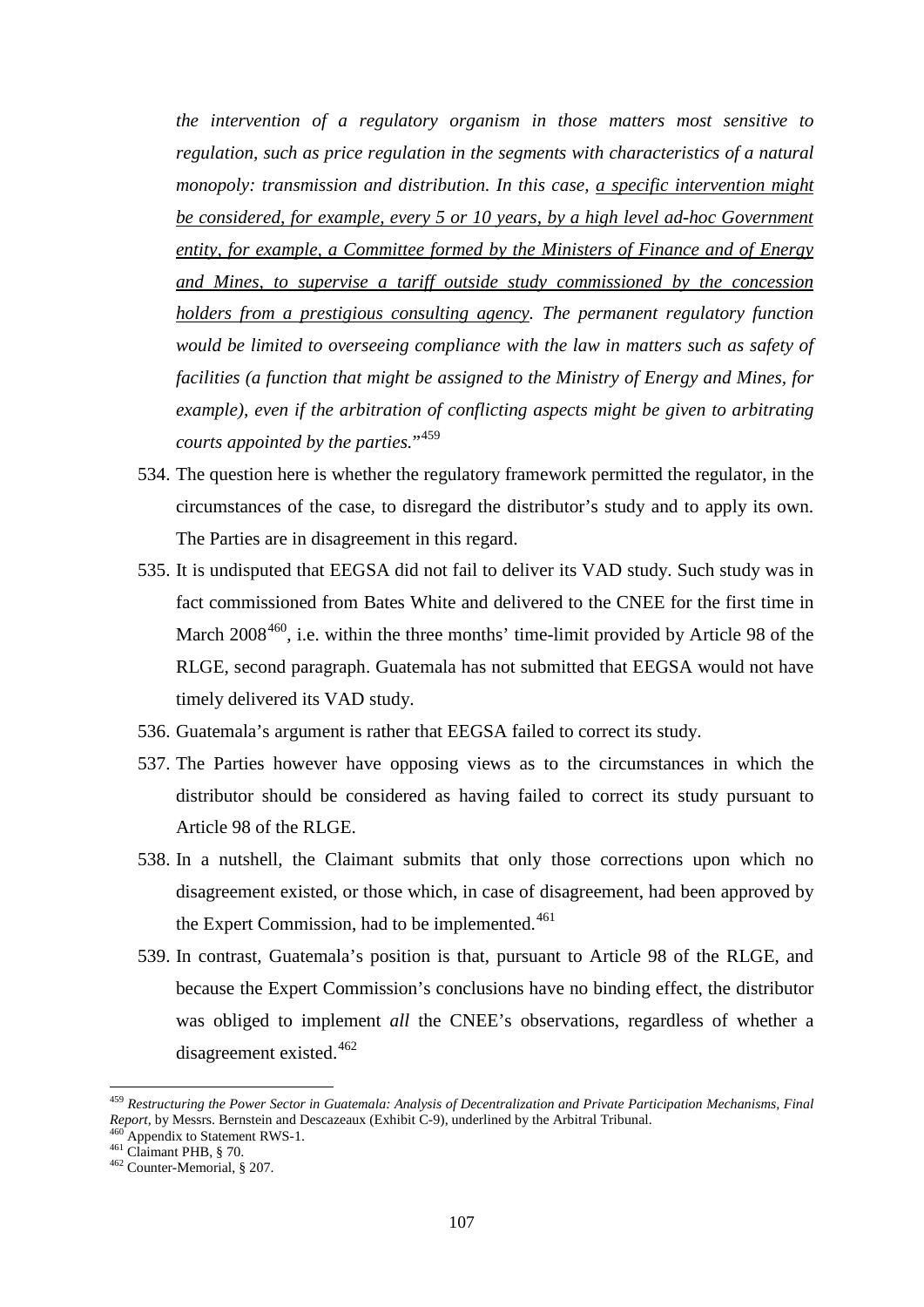*the intervention of a regulatory organism in those matters most sensitive to regulation, such as price regulation in the segments with characteristics of a natural monopoly: transmission and distribution. In this case, <u>a specific intervention might be considered, for example, every 5 or 10 years, by a high level ad-hoc Government entity, for example, a Committee formed by the Ministers of Finance and of Energy and Mines, to supervise a tariff outside study commissioned by the concession holders from a prestigious consulting agency</u>. The permanent regulatory function would be limited to overseeing compliance with the law in matters such as safety of facilities (a function that might be assigned to the Ministry of Energy and Mines, for example), even if the arbitration of conflicting aspects might be given to arbitrating courts appointed by the parties.*"[459]

534. The question here is whether the regulatory framework permitted the regulator, in the circumstances of the case, to disregard the distributor's study and to apply its own. The Parties are in disagreement in this regard.

535. It is undisputed that EEGSA did not fail to deliver its VAD study. Such study was in fact commissioned from Bates White and delivered to the CNEE for the first time in March 2008[460], i.e. within the three months' time-limit provided by Article 98 of the RLGE, second paragraph. Guatemala has not submitted that EEGSA would not have timely delivered its VAD study.

536. Guatemala's argument is rather that EEGSA failed to correct its study.

537. The Parties however have opposing views as to the circumstances in which the distributor should be considered as having failed to correct its study pursuant to Article 98 of the RLGE.

538. In a nutshell, the Claimant submits that only those corrections upon which no disagreement existed, or those which, in case of disagreement, had been approved by the Expert Commission, had to be implemented.[461]

539. In contrast, Guatemala's position is that, pursuant to Article 98 of the RLGE, and because the Expert Commission's conclusions have no binding effect, the distributor was obliged to implement *all* the CNEE's observations, regardless of whether a disagreement existed.[462]

---

[459] *Restructuring the Power Sector in Guatemala: Analysis of Decentralization and Private Participation Mechanisms, Final Report*, by Messrs. Bernstein and Descazeaux (Exhibit C-9), underlined by the Arbitral Tribunal.

[460] Appendix to Statement RWS-1.

[461] Claimant PHB, § 70.

[462] Counter-Memorial, § 207.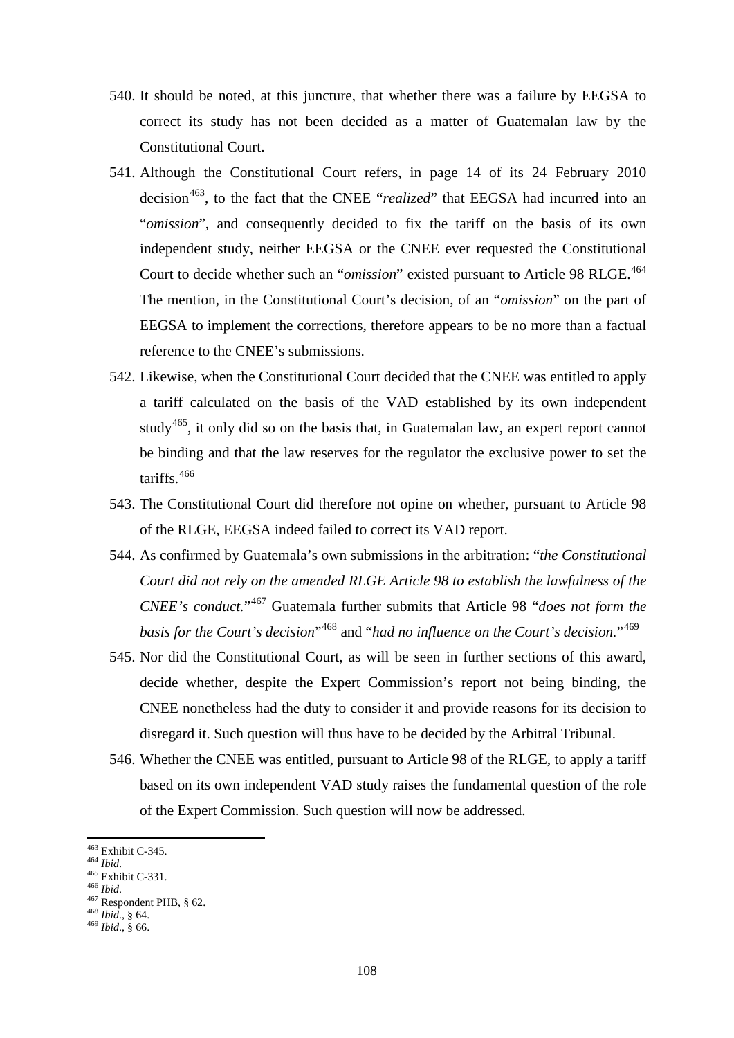540. It should be noted, at this juncture, that whether there was a failure by EEGSA to correct its study has not been decided as a matter of Guatemalan law by the Constitutional Court.

541. Although the Constitutional Court refers, in page 14 of its 24 February 2010 decision[463], to the fact that the CNEE "*realized*" that EEGSA had incurred into an "*omission*", and consequently decided to fix the tariff on the basis of its own independent study, neither EEGSA or the CNEE ever requested the Constitutional Court to decide whether such an "*omission*" existed pursuant to Article 98 RLGE.[464] The mention, in the Constitutional Court's decision, of an "*omission*" on the part of EEGSA to implement the corrections, therefore appears to be no more than a factual reference to the CNEE's submissions.

542. Likewise, when the Constitutional Court decided that the CNEE was entitled to apply a tariff calculated on the basis of the VAD established by its own independent study[465], it only did so on the basis that, in Guatemalan law, an expert report cannot be binding and that the law reserves for the regulator the exclusive power to set the tariffs.[466]

543. The Constitutional Court did therefore not opine on whether, pursuant to Article 98 of the RLGE, EEGSA indeed failed to correct its VAD report.

544. As confirmed by Guatemala's own submissions in the arbitration: "*the Constitutional Court did not rely on the amended RLGE Article 98 to establish the lawfulness of the CNEE's conduct.*"[467] Guatemala further submits that Article 98 "*does not form the basis for the Court's decision*"[468] and "*had no influence on the Court's decision.*"[469]

545. Nor did the Constitutional Court, as will be seen in further sections of this award, decide whether, despite the Expert Commission's report not being binding, the CNEE nonetheless had the duty to consider it and provide reasons for its decision to disregard it. Such question will thus have to be decided by the Arbitral Tribunal.

546. Whether the CNEE was entitled, pursuant to Article 98 of the RLGE, to apply a tariff based on its own independent VAD study raises the fundamental question of the role of the Expert Commission. Such question will now be addressed.

---

[463] Exhibit C-345.
[464] *Ibid.*
[465] Exhibit C-331.
[466] *Ibid.*
[467] Respondent PHB, § 62.
[468] *Ibid.*, § 64.
[469] *Ibid.*, § 66.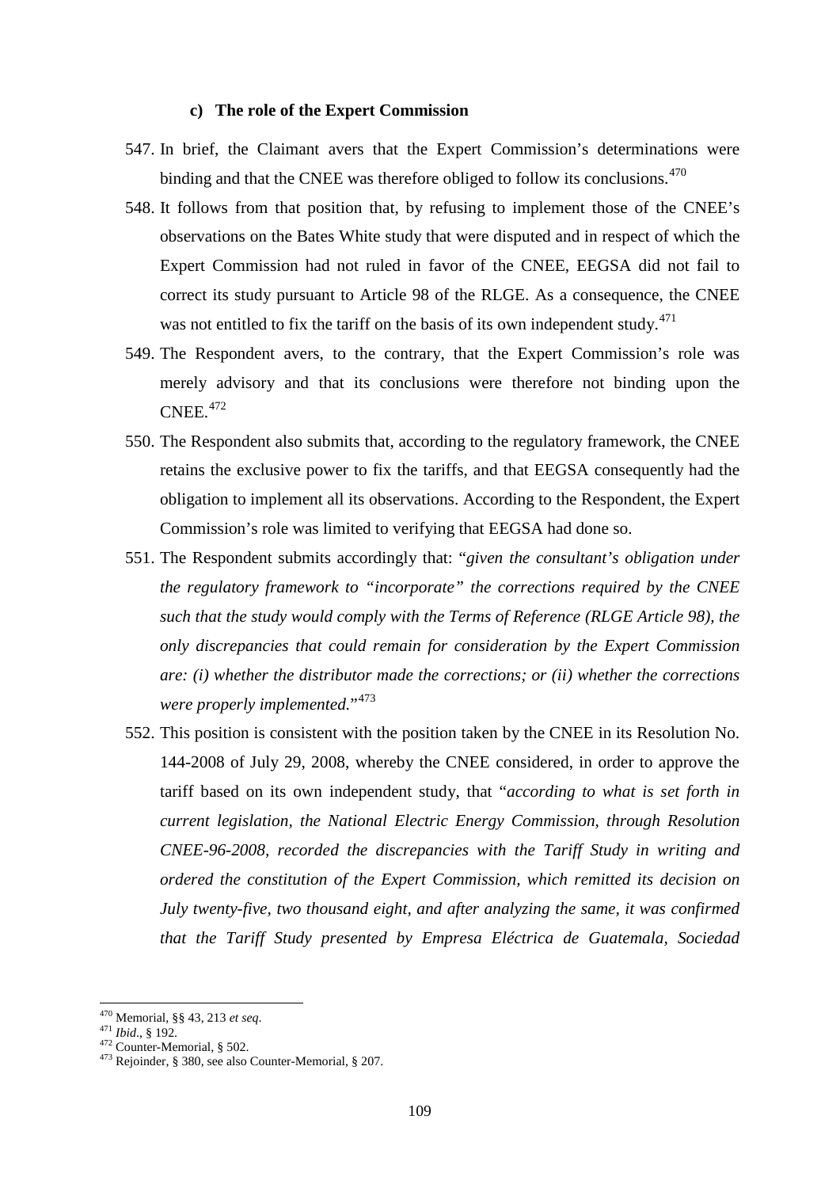#### c) The role of the Expert Commission

547. In brief, the Claimant avers that the Expert Commission's determinations were binding and that the CNEE was therefore obliged to follow its conclusions.[470]

548. It follows from that position that, by refusing to implement those of the CNEE's observations on the Bates White study that were disputed and in respect of which the Expert Commission had not ruled in favor of the CNEE, EEGSA did not fail to correct its study pursuant to Article 98 of the RLGE. As a consequence, the CNEE was not entitled to fix the tariff on the basis of its own independent study.[471]

549. The Respondent avers, to the contrary, that the Expert Commission's role was merely advisory and that its conclusions were therefore not binding upon the CNEE.[472]

550. The Respondent also submits that, according to the regulatory framework, the CNEE retains the exclusive power to fix the tariffs, and that EEGSA consequently had the obligation to implement all its observations. According to the Respondent, the Expert Commission's role was limited to verifying that EEGSA had done so.

551. The Respondent submits accordingly that: "*given the consultant's obligation under the regulatory framework to "incorporate" the corrections required by the CNEE such that the study would comply with the Terms of Reference (RLGE Article 98), the only discrepancies that could remain for consideration by the Expert Commission are: (i) whether the distributor made the corrections; or (ii) whether the corrections were properly implemented.*"[473]

552. This position is consistent with the position taken by the CNEE in its Resolution No. 144-2008 of July 29, 2008, whereby the CNEE considered, in order to approve the tariff based on its own independent study, that "*according to what is set forth in current legislation, the National Electric Energy Commission, through Resolution CNEE-96-2008, recorded the discrepancies with the Tariff Study in writing and ordered the constitution of the Expert Commission, which remitted its decision on July twenty-five, two thousand eight, and after analyzing the same, it was confirmed that the Tariff Study presented by Empresa Eléctrica de Guatemala, Sociedad*

---

[470] Memorial, §§ 43, 213 *et seq*.

[471] *Ibid*., § 192.

[472] Counter-Memorial, § 502.

[473] Rejoinder, § 380, see also Counter-Memorial, § 207.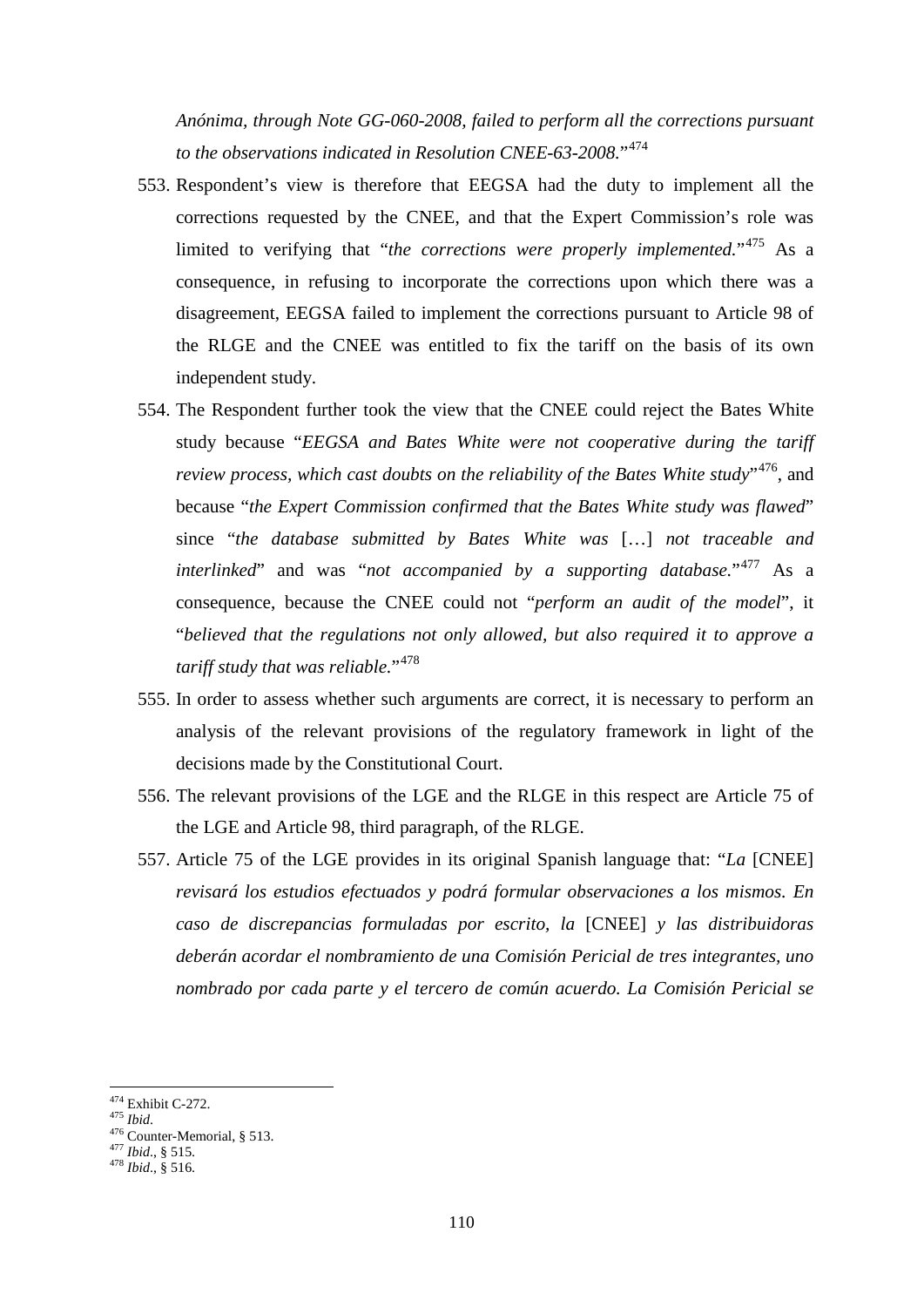*Anónima, through Note GG-060-2008, failed to perform all the corrections pursuant to the observations indicated in Resolution CNEE-63-2008.*"[474]

553. Respondent's view is therefore that EEGSA had the duty to implement all the corrections requested by the CNEE, and that the Expert Commission's role was limited to verifying that "*the corrections were properly implemented.*"[475] As a consequence, in refusing to incorporate the corrections upon which there was a disagreement, EEGSA failed to implement the corrections pursuant to Article 98 of the RLGE and the CNEE was entitled to fix the tariff on the basis of its own independent study.

554. The Respondent further took the view that the CNEE could reject the Bates White study because "*EEGSA and Bates White were not cooperative during the tariff review process, which cast doubts on the reliability of the Bates White study*"[476], and because "*the Expert Commission confirmed that the Bates White study was flawed*" since "*the database submitted by Bates White was* […] *not traceable and interlinked*" and was "*not accompanied by a supporting database.*"[477] As a consequence, because the CNEE could not "*perform an audit of the model*", it "*believed that the regulations not only allowed, but also required it to approve a tariff study that was reliable.*"[478]

555. In order to assess whether such arguments are correct, it is necessary to perform an analysis of the relevant provisions of the regulatory framework in light of the decisions made by the Constitutional Court.

556. The relevant provisions of the LGE and the RLGE in this respect are Article 75 of the LGE and Article 98, third paragraph, of the RLGE.

557. Article 75 of the LGE provides in its original Spanish language that: "*La* [CNEE] *revisará los estudios efectuados y podrá formular observaciones a los mismos. En caso de discrepancias formuladas por escrito, la* [CNEE] *y las distribuidoras deberán acordar el nombramiento de una Comisión Pericial de tres integrantes, uno nombrado por cada parte y el tercero de común acuerdo. La Comisión Pericial se*

---

[474] Exhibit C-272.
[475] *Ibid.*
[476] Counter-Memorial, § 513.
[477] *Ibid.*, § 515.
[478] *Ibid.*, § 516.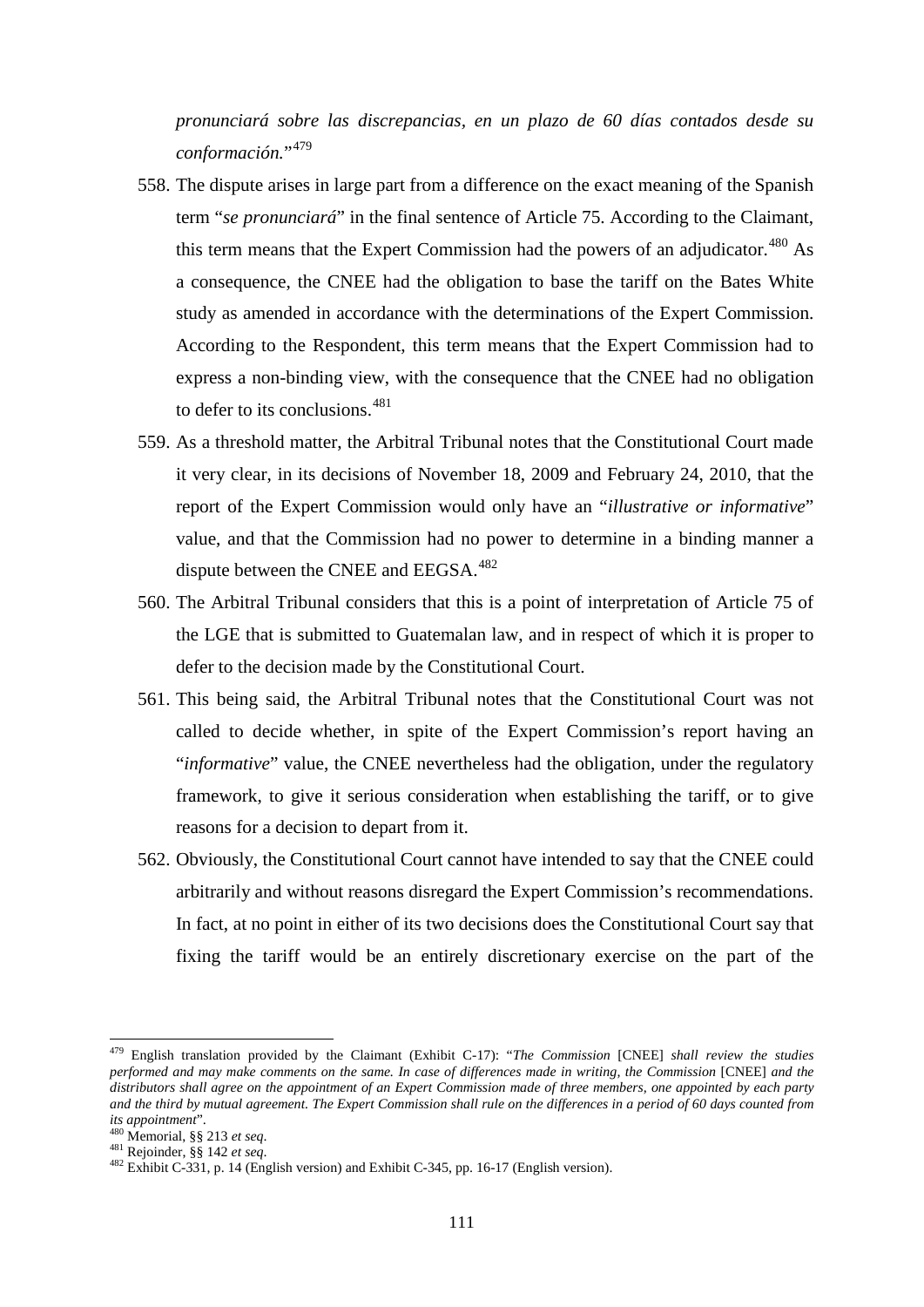*pronunciará sobre las discrepancias, en un plazo de 60 días contados desde su conformación.*"[479]

558. The dispute arises in large part from a difference on the exact meaning of the Spanish term "*se pronunciará*" in the final sentence of Article 75. According to the Claimant, this term means that the Expert Commission had the powers of an adjudicator.[480] As a consequence, the CNEE had the obligation to base the tariff on the Bates White study as amended in accordance with the determinations of the Expert Commission. According to the Respondent, this term means that the Expert Commission had to express a non-binding view, with the consequence that the CNEE had no obligation to defer to its conclusions.[481]

559. As a threshold matter, the Arbitral Tribunal notes that the Constitutional Court made it very clear, in its decisions of November 18, 2009 and February 24, 2010, that the report of the Expert Commission would only have an "*illustrative or informative*" value, and that the Commission had no power to determine in a binding manner a dispute between the CNEE and EEGSA.[482]

560. The Arbitral Tribunal considers that this is a point of interpretation of Article 75 of the LGE that is submitted to Guatemalan law, and in respect of which it is proper to defer to the decision made by the Constitutional Court.

561. This being said, the Arbitral Tribunal notes that the Constitutional Court was not called to decide whether, in spite of the Expert Commission's report having an "*informative*" value, the CNEE nevertheless had the obligation, under the regulatory framework, to give it serious consideration when establishing the tariff, or to give reasons for a decision to depart from it.

562. Obviously, the Constitutional Court cannot have intended to say that the CNEE could arbitrarily and without reasons disregard the Expert Commission's recommendations. In fact, at no point in either of its two decisions does the Constitutional Court say that fixing the tariff would be an entirely discretionary exercise on the part of the

---

[479] English translation provided by the Claimant (Exhibit C-17): "*The Commission* [CNEE] *shall review the studies performed and may make comments on the same. In case of differences made in writing, the Commission* [CNEE] *and the distributors shall agree on the appointment of an Expert Commission made of three members, one appointed by each party and the third by mutual agreement. The Expert Commission shall rule on the differences in a period of 60 days counted from its appointment*".

[480] Memorial, §§ 213 *et seq*.

[481] Rejoinder, §§ 142 *et seq*.

[482] Exhibit C-331, p. 14 (English version) and Exhibit C-345, pp. 16-17 (English version).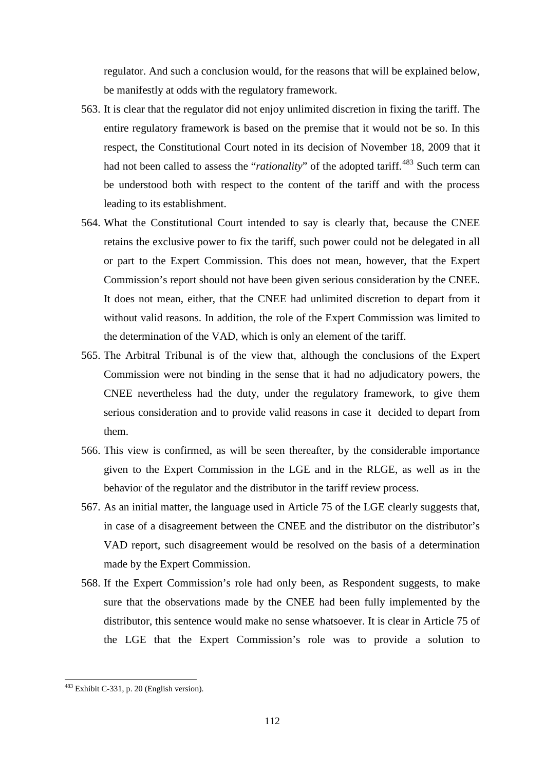regulator. And such a conclusion would, for the reasons that will be explained below, be manifestly at odds with the regulatory framework.

563. It is clear that the regulator did not enjoy unlimited discretion in fixing the tariff. The entire regulatory framework is based on the premise that it would not be so. In this respect, the Constitutional Court noted in its decision of November 18, 2009 that it had not been called to assess the "*rationality*" of the adopted tariff.[483] Such term can be understood both with respect to the content of the tariff and with the process leading to its establishment.

564. What the Constitutional Court intended to say is clearly that, because the CNEE retains the exclusive power to fix the tariff, such power could not be delegated in all or part to the Expert Commission. This does not mean, however, that the Expert Commission's report should not have been given serious consideration by the CNEE. It does not mean, either, that the CNEE had unlimited discretion to depart from it without valid reasons. In addition, the role of the Expert Commission was limited to the determination of the VAD, which is only an element of the tariff.

565. The Arbitral Tribunal is of the view that, although the conclusions of the Expert Commission were not binding in the sense that it had no adjudicatory powers, the CNEE nevertheless had the duty, under the regulatory framework, to give them serious consideration and to provide valid reasons in case it decided to depart from them.

566. This view is confirmed, as will be seen thereafter, by the considerable importance given to the Expert Commission in the LGE and in the RLGE, as well as in the behavior of the regulator and the distributor in the tariff review process.

567. As an initial matter, the language used in Article 75 of the LGE clearly suggests that, in case of a disagreement between the CNEE and the distributor on the distributor's VAD report, such disagreement would be resolved on the basis of a determination made by the Expert Commission.

568. If the Expert Commission's role had only been, as Respondent suggests, to make sure that the observations made by the CNEE had been fully implemented by the distributor, this sentence would make no sense whatsoever. It is clear in Article 75 of the LGE that the Expert Commission's role was to provide a solution to

[483] Exhibit C-331, p. 20 (English version).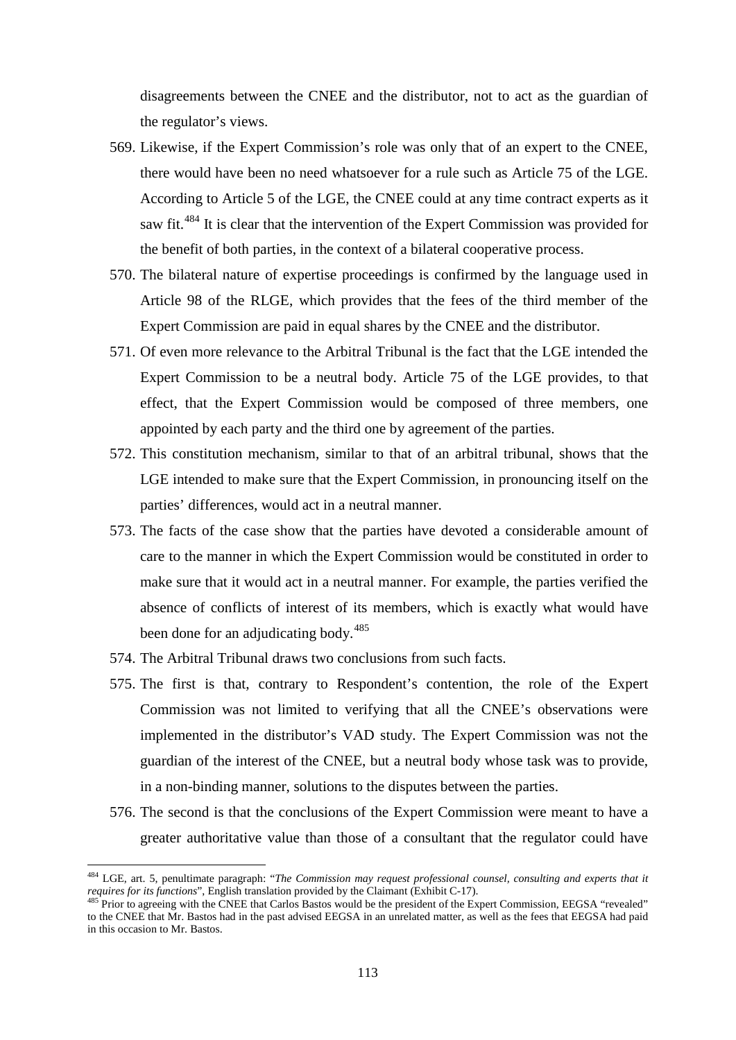disagreements between the CNEE and the distributor, not to act as the guardian of the regulator's views.

569. Likewise, if the Expert Commission's role was only that of an expert to the CNEE, there would have been no need whatsoever for a rule such as Article 75 of the LGE. According to Article 5 of the LGE, the CNEE could at any time contract experts as it saw fit.[484] It is clear that the intervention of the Expert Commission was provided for the benefit of both parties, in the context of a bilateral cooperative process.

570. The bilateral nature of expertise proceedings is confirmed by the language used in Article 98 of the RLGE, which provides that the fees of the third member of the Expert Commission are paid in equal shares by the CNEE and the distributor.

571. Of even more relevance to the Arbitral Tribunal is the fact that the LGE intended the Expert Commission to be a neutral body. Article 75 of the LGE provides, to that effect, that the Expert Commission would be composed of three members, one appointed by each party and the third one by agreement of the parties.

572. This constitution mechanism, similar to that of an arbitral tribunal, shows that the LGE intended to make sure that the Expert Commission, in pronouncing itself on the parties' differences, would act in a neutral manner.

573. The facts of the case show that the parties have devoted a considerable amount of care to the manner in which the Expert Commission would be constituted in order to make sure that it would act in a neutral manner. For example, the parties verified the absence of conflicts of interest of its members, which is exactly what would have been done for an adjudicating body.[485]

574. The Arbitral Tribunal draws two conclusions from such facts.

575. The first is that, contrary to Respondent's contention, the role of the Expert Commission was not limited to verifying that all the CNEE's observations were implemented in the distributor's VAD study. The Expert Commission was not the guardian of the interest of the CNEE, but a neutral body whose task was to provide, in a non-binding manner, solutions to the disputes between the parties.

576. The second is that the conclusions of the Expert Commission were meant to have a greater authoritative value than those of a consultant that the regulator could have

---

[484] LGE, art. 5, penultimate paragraph: "*The Commission may request professional counsel, consulting and experts that it requires for its functions*", English translation provided by the Claimant (Exhibit C-17).

[485] Prior to agreeing with the CNEE that Carlos Bastos would be the president of the Expert Commission, EEGSA "revealed" to the CNEE that Mr. Bastos had in the past advised EEGSA in an unrelated matter, as well as the fees that EEGSA had paid in this occasion to Mr. Bastos.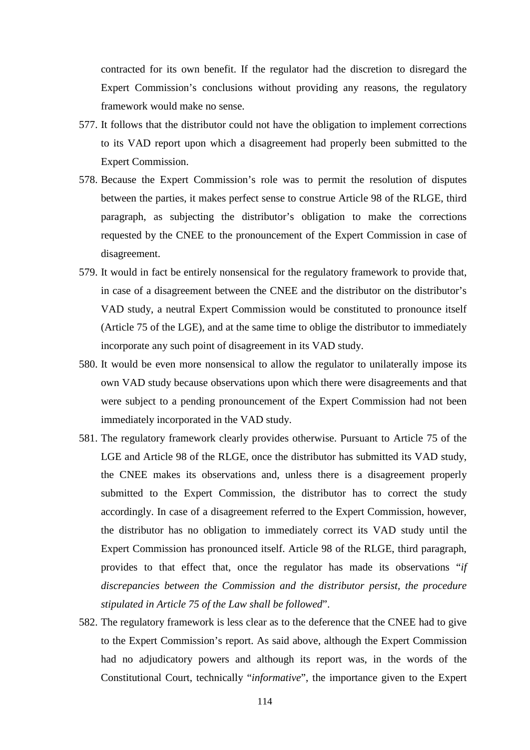contracted for its own benefit. If the regulator had the discretion to disregard the Expert Commission's conclusions without providing any reasons, the regulatory framework would make no sense.

577. It follows that the distributor could not have the obligation to implement corrections to its VAD report upon which a disagreement had properly been submitted to the Expert Commission.

578. Because the Expert Commission's role was to permit the resolution of disputes between the parties, it makes perfect sense to construe Article 98 of the RLGE, third paragraph, as subjecting the distributor's obligation to make the corrections requested by the CNEE to the pronouncement of the Expert Commission in case of disagreement.

579. It would in fact be entirely nonsensical for the regulatory framework to provide that, in case of a disagreement between the CNEE and the distributor on the distributor's VAD study, a neutral Expert Commission would be constituted to pronounce itself (Article 75 of the LGE), and at the same time to oblige the distributor to immediately incorporate any such point of disagreement in its VAD study.

580. It would be even more nonsensical to allow the regulator to unilaterally impose its own VAD study because observations upon which there were disagreements and that were subject to a pending pronouncement of the Expert Commission had not been immediately incorporated in the VAD study.

581. The regulatory framework clearly provides otherwise. Pursuant to Article 75 of the LGE and Article 98 of the RLGE, once the distributor has submitted its VAD study, the CNEE makes its observations and, unless there is a disagreement properly submitted to the Expert Commission, the distributor has to correct the study accordingly. In case of a disagreement referred to the Expert Commission, however, the distributor has no obligation to immediately correct its VAD study until the Expert Commission has pronounced itself. Article 98 of the RLGE, third paragraph, provides to that effect that, once the regulator has made its observations "*if discrepancies between the Commission and the distributor persist, the procedure stipulated in Article 75 of the Law shall be followed*".

582. The regulatory framework is less clear as to the deference that the CNEE had to give to the Expert Commission's report. As said above, although the Expert Commission had no adjudicatory powers and although its report was, in the words of the Constitutional Court, technically "*informative*", the importance given to the Expert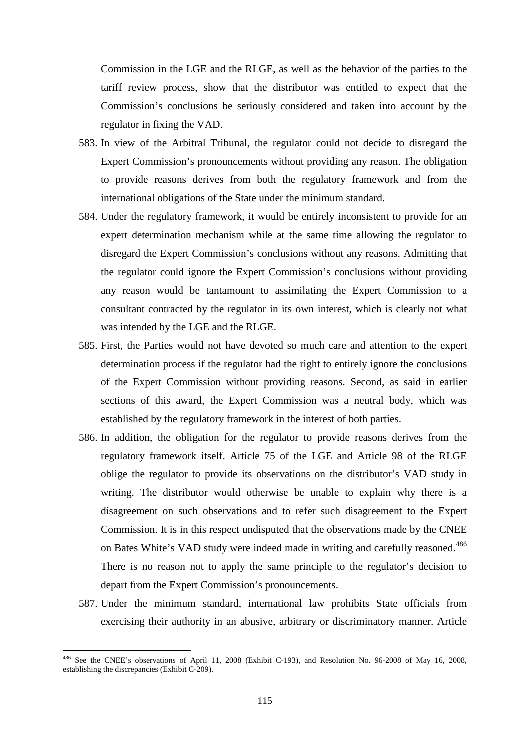Commission in the LGE and the RLGE, as well as the behavior of the parties to the tariff review process, show that the distributor was entitled to expect that the Commission's conclusions be seriously considered and taken into account by the regulator in fixing the VAD.

583. In view of the Arbitral Tribunal, the regulator could not decide to disregard the Expert Commission's pronouncements without providing any reason. The obligation to provide reasons derives from both the regulatory framework and from the international obligations of the State under the minimum standard.

584. Under the regulatory framework, it would be entirely inconsistent to provide for an expert determination mechanism while at the same time allowing the regulator to disregard the Expert Commission's conclusions without any reasons. Admitting that the regulator could ignore the Expert Commission's conclusions without providing any reason would be tantamount to assimilating the Expert Commission to a consultant contracted by the regulator in its own interest, which is clearly not what was intended by the LGE and the RLGE.

585. First, the Parties would not have devoted so much care and attention to the expert determination process if the regulator had the right to entirely ignore the conclusions of the Expert Commission without providing reasons. Second, as said in earlier sections of this award, the Expert Commission was a neutral body, which was established by the regulatory framework in the interest of both parties.

586. In addition, the obligation for the regulator to provide reasons derives from the regulatory framework itself. Article 75 of the LGE and Article 98 of the RLGE oblige the regulator to provide its observations on the distributor's VAD study in writing. The distributor would otherwise be unable to explain why there is a disagreement on such observations and to refer such disagreement to the Expert Commission. It is in this respect undisputed that the observations made by the CNEE on Bates White's VAD study were indeed made in writing and carefully reasoned.[486] There is no reason not to apply the same principle to the regulator's decision to depart from the Expert Commission's pronouncements.

587. Under the minimum standard, international law prohibits State officials from exercising their authority in an abusive, arbitrary or discriminatory manner. Article

---

[486] See the CNEE's observations of April 11, 2008 (Exhibit C-193), and Resolution No. 96-2008 of May 16, 2008, establishing the discrepancies (Exhibit C-209).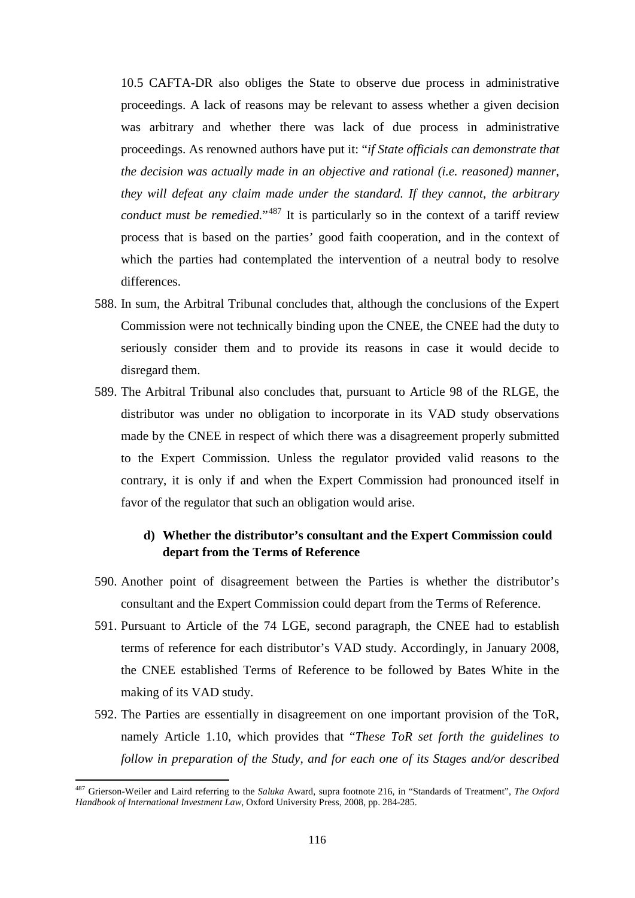10.5 CAFTA-DR also obliges the State to observe due process in administrative proceedings. A lack of reasons may be relevant to assess whether a given decision was arbitrary and whether there was lack of due process in administrative proceedings. As renowned authors have put it: "*if State officials can demonstrate that the decision was actually made in an objective and rational (i.e. reasoned) manner, they will defeat any claim made under the standard. If they cannot, the arbitrary conduct must be remedied.*"[487] It is particularly so in the context of a tariff review process that is based on the parties' good faith cooperation, and in the context of which the parties had contemplated the intervention of a neutral body to resolve differences.

588. In sum, the Arbitral Tribunal concludes that, although the conclusions of the Expert Commission were not technically binding upon the CNEE, the CNEE had the duty to seriously consider them and to provide its reasons in case it would decide to disregard them.

589. The Arbitral Tribunal also concludes that, pursuant to Article 98 of the RLGE, the distributor was under no obligation to incorporate in its VAD study observations made by the CNEE in respect of which there was a disagreement properly submitted to the Expert Commission. Unless the regulator provided valid reasons to the contrary, it is only if and when the Expert Commission had pronounced itself in favor of the regulator that such an obligation would arise.

### d) Whether the distributor's consultant and the Expert Commission could depart from the Terms of Reference

590. Another point of disagreement between the Parties is whether the distributor's consultant and the Expert Commission could depart from the Terms of Reference.

591. Pursuant to Article of the 74 LGE, second paragraph, the CNEE had to establish terms of reference for each distributor's VAD study. Accordingly, in January 2008, the CNEE established Terms of Reference to be followed by Bates White in the making of its VAD study.

592. The Parties are essentially in disagreement on one important provision of the ToR, namely Article 1.10, which provides that "*These ToR set forth the guidelines to follow in preparation of the Study, and for each one of its Stages and/or described*

---

[487] Grierson-Weiler and Laird referring to the *Saluka* Award, supra footnote 216, in "Standards of Treatment", *The Oxford Handbook of International Investment Law*, Oxford University Press, 2008, pp. 284-285.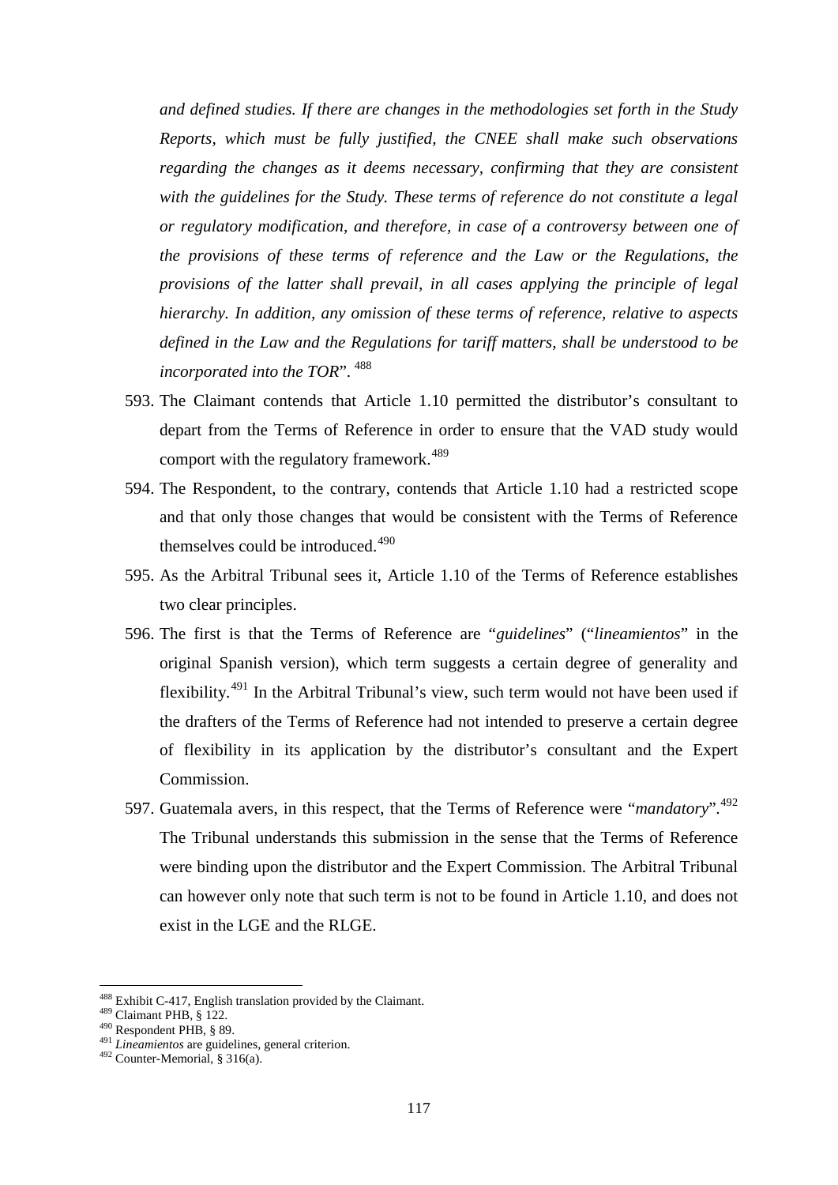*and defined studies. If there are changes in the methodologies set forth in the Study Reports, which must be fully justified, the CNEE shall make such observations regarding the changes as it deems necessary, confirming that they are consistent with the guidelines for the Study. These terms of reference do not constitute a legal or regulatory modification, and therefore, in case of a controversy between one of the provisions of these terms of reference and the Law or the Regulations, the provisions of the latter shall prevail, in all cases applying the principle of legal hierarchy. In addition, any omission of these terms of reference, relative to aspects defined in the Law and the Regulations for tariff matters, shall be understood to be incorporated into the TOR*". [488]

593. The Claimant contends that Article 1.10 permitted the distributor's consultant to depart from the Terms of Reference in order to ensure that the VAD study would comport with the regulatory framework.[489]

594. The Respondent, to the contrary, contends that Article 1.10 had a restricted scope and that only those changes that would be consistent with the Terms of Reference themselves could be introduced.[490]

595. As the Arbitral Tribunal sees it, Article 1.10 of the Terms of Reference establishes two clear principles.

596. The first is that the Terms of Reference are "*guidelines*" ("*lineamientos*" in the original Spanish version), which term suggests a certain degree of generality and flexibility.[491] In the Arbitral Tribunal's view, such term would not have been used if the drafters of the Terms of Reference had not intended to preserve a certain degree of flexibility in its application by the distributor's consultant and the Expert Commission.

597. Guatemala avers, in this respect, that the Terms of Reference were "*mandatory*".[492] The Tribunal understands this submission in the sense that the Terms of Reference were binding upon the distributor and the Expert Commission. The Arbitral Tribunal can however only note that such term is not to be found in Article 1.10, and does not exist in the LGE and the RLGE.

---

[488] Exhibit C-417, English translation provided by the Claimant.
[489] Claimant PHB, § 122.
[490] Respondent PHB, § 89.
[491] *Lineamientos* are guidelines, general criterion.
[492] Counter-Memorial, § 316(a).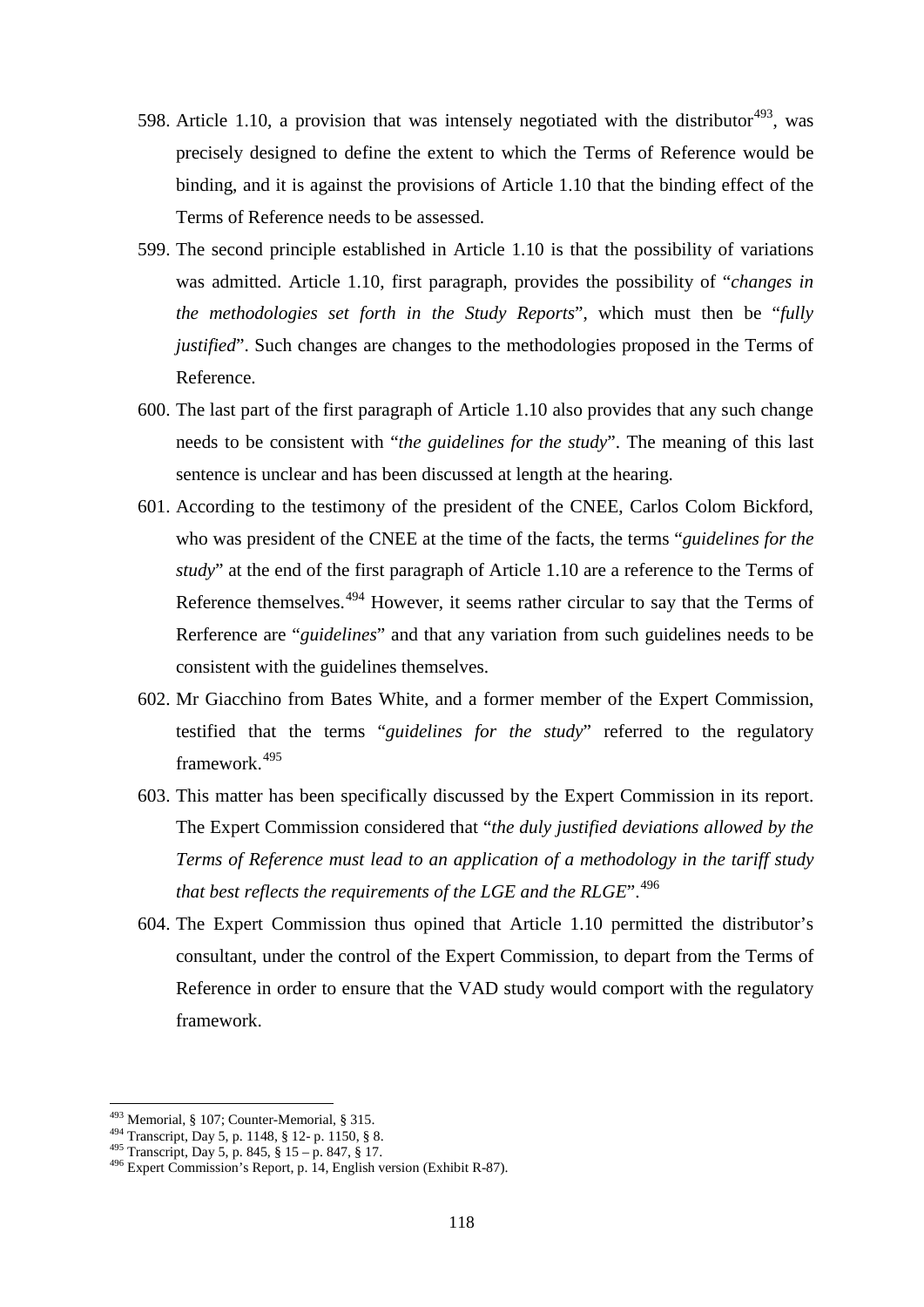598. Article 1.10, a provision that was intensely negotiated with the distributor[493], was precisely designed to define the extent to which the Terms of Reference would be binding, and it is against the provisions of Article 1.10 that the binding effect of the Terms of Reference needs to be assessed.

599. The second principle established in Article 1.10 is that the possibility of variations was admitted. Article 1.10, first paragraph, provides the possibility of "*changes in the methodologies set forth in the Study Reports*", which must then be "*fully justified*". Such changes are changes to the methodologies proposed in the Terms of Reference.

600. The last part of the first paragraph of Article 1.10 also provides that any such change needs to be consistent with "*the guidelines for the study*". The meaning of this last sentence is unclear and has been discussed at length at the hearing.

601. According to the testimony of the president of the CNEE, Carlos Colom Bickford, who was president of the CNEE at the time of the facts, the terms "*guidelines for the study*" at the end of the first paragraph of Article 1.10 are a reference to the Terms of Reference themselves.[494] However, it seems rather circular to say that the Terms of Rerference are "*guidelines*" and that any variation from such guidelines needs to be consistent with the guidelines themselves.

602. Mr Giacchino from Bates White, and a former member of the Expert Commission, testified that the terms "*guidelines for the study*" referred to the regulatory framework.[495]

603. This matter has been specifically discussed by the Expert Commission in its report. The Expert Commission considered that "*the duly justified deviations allowed by the Terms of Reference must lead to an application of a methodology in the tariff study that best reflects the requirements of the LGE and the RLGE*".[496]

604. The Expert Commission thus opined that Article 1.10 permitted the distributor's consultant, under the control of the Expert Commission, to depart from the Terms of Reference in order to ensure that the VAD study would comport with the regulatory framework.

---

[493] Memorial, § 107; Counter-Memorial, § 315.
[494] Transcript, Day 5, p. 1148, § 12- p. 1150, § 8.
[495] Transcript, Day 5, p. 845, § 15 – p. 847, § 17.
[496] Expert Commission's Report, p. 14, English version (Exhibit R-87).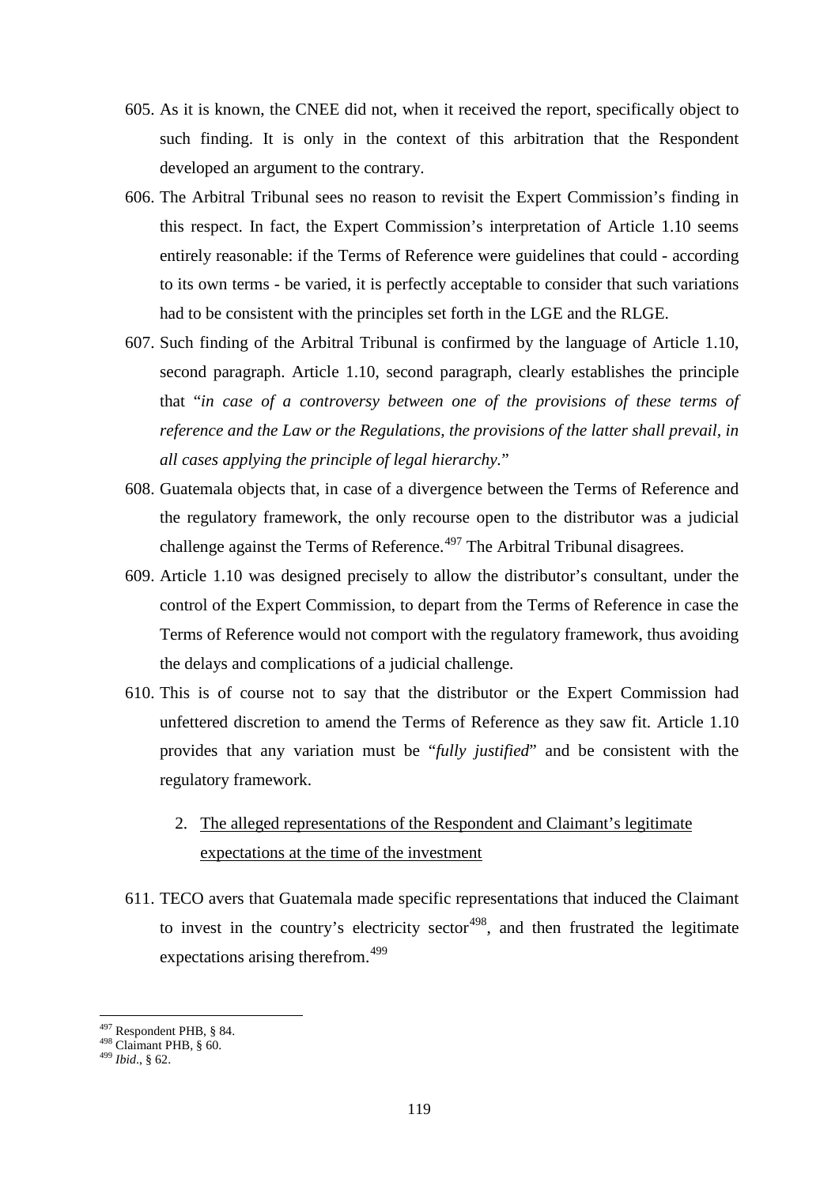605. As it is known, the CNEE did not, when it received the report, specifically object to such finding. It is only in the context of this arbitration that the Respondent developed an argument to the contrary.

606. The Arbitral Tribunal sees no reason to revisit the Expert Commission's finding in this respect. In fact, the Expert Commission's interpretation of Article 1.10 seems entirely reasonable: if the Terms of Reference were guidelines that could - according to its own terms - be varied, it is perfectly acceptable to consider that such variations had to be consistent with the principles set forth in the LGE and the RLGE.

607. Such finding of the Arbitral Tribunal is confirmed by the language of Article 1.10, second paragraph. Article 1.10, second paragraph, clearly establishes the principle that "*in case of a controversy between one of the provisions of these terms of reference and the Law or the Regulations, the provisions of the latter shall prevail, in all cases applying the principle of legal hierarchy*."

608. Guatemala objects that, in case of a divergence between the Terms of Reference and the regulatory framework, the only recourse open to the distributor was a judicial challenge against the Terms of Reference.[497] The Arbitral Tribunal disagrees.

609. Article 1.10 was designed precisely to allow the distributor's consultant, under the control of the Expert Commission, to depart from the Terms of Reference in case the Terms of Reference would not comport with the regulatory framework, thus avoiding the delays and complications of a judicial challenge.

610. This is of course not to say that the distributor or the Expert Commission had unfettered discretion to amend the Terms of Reference as they saw fit. Article 1.10 provides that any variation must be "*fully justified*" and be consistent with the regulatory framework.

### 2. The alleged representations of the Respondent and Claimant's legitimate expectations at the time of the investment

611. TECO avers that Guatemala made specific representations that induced the Claimant to invest in the country's electricity sector[498], and then frustrated the legitimate expectations arising therefrom.[499]

---

[497] Respondent PHB, § 84.
[498] Claimant PHB, § 60.
[499] *Ibid*., § 62.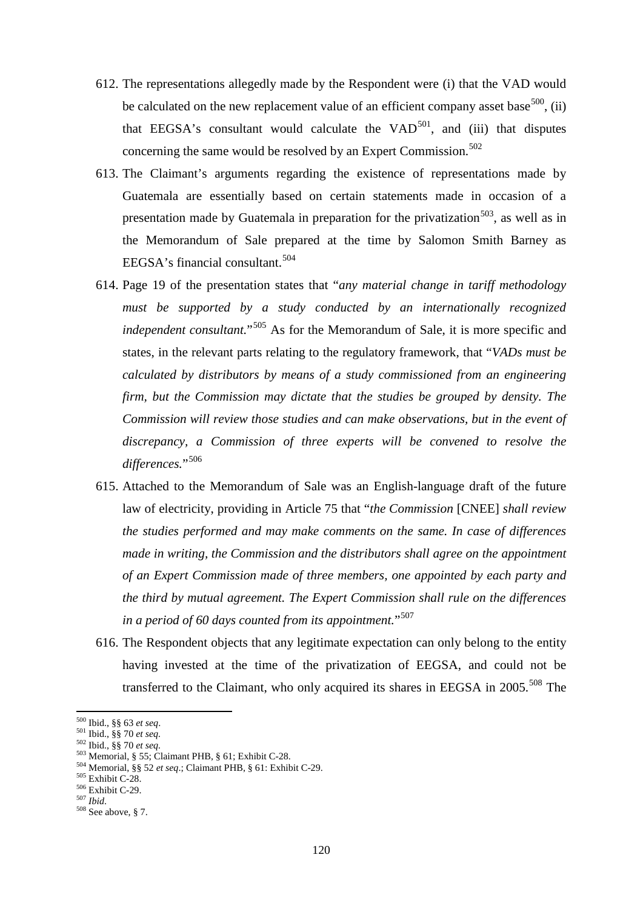612. The representations allegedly made by the Respondent were (i) that the VAD would be calculated on the new replacement value of an efficient company asset base[500], (ii) that EEGSA's consultant would calculate the VAD[501], and (iii) that disputes concerning the same would be resolved by an Expert Commission.[502]

613. The Claimant's arguments regarding the existence of representations made by Guatemala are essentially based on certain statements made in occasion of a presentation made by Guatemala in preparation for the privatization[503], as well as in the Memorandum of Sale prepared at the time by Salomon Smith Barney as EEGSA's financial consultant.[504]

614. Page 19 of the presentation states that "*any material change in tariff methodology must be supported by a study conducted by an internationally recognized independent consultant.*"[505] As for the Memorandum of Sale, it is more specific and states, in the relevant parts relating to the regulatory framework, that "*VADs must be calculated by distributors by means of a study commissioned from an engineering firm, but the Commission may dictate that the studies be grouped by density. The Commission will review those studies and can make observations, but in the event of discrepancy, a Commission of three experts will be convened to resolve the differences.*"[506]

615. Attached to the Memorandum of Sale was an English-language draft of the future law of electricity, providing in Article 75 that "*the Commission* [CNEE] *shall review the studies performed and may make comments on the same. In case of differences made in writing, the Commission and the distributors shall agree on the appointment of an Expert Commission made of three members, one appointed by each party and the third by mutual agreement. The Expert Commission shall rule on the differences in a period of 60 days counted from its appointment.*"[507]

616. The Respondent objects that any legitimate expectation can only belong to the entity having invested at the time of the privatization of EEGSA, and could not be transferred to the Claimant, who only acquired its shares in EEGSA in 2005.[508] The

---

[500] Ibid., §§ 63 *et seq*.
[501] Ibid., §§ 70 *et seq.*
[502] Ibid., §§ 70 *et seq.*
[503] Memorial, § 55; Claimant PHB, § 61; Exhibit C-28.
[504] Memorial, §§ 52 *et seq*.; Claimant PHB, § 61: Exhibit C-29.
[505] Exhibit C-28.
[506] Exhibit C-29.
[507] *Ibid.*
[508] See above, § 7.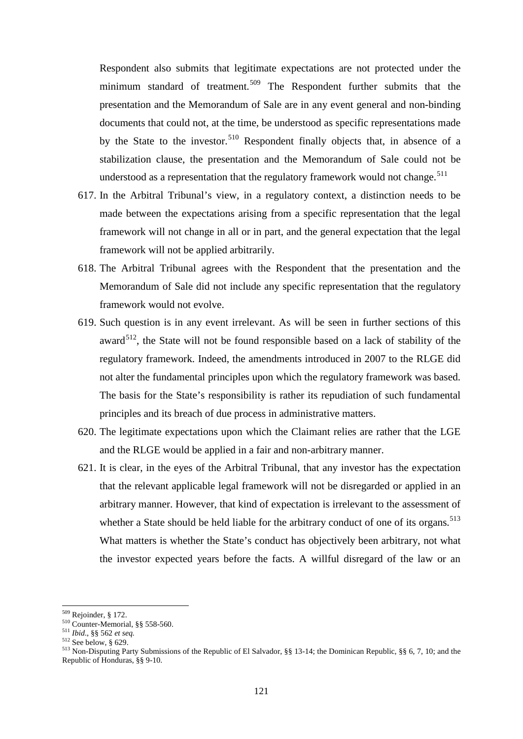Respondent also submits that legitimate expectations are not protected under the minimum standard of treatment.[509] The Respondent further submits that the presentation and the Memorandum of Sale are in any event general and non-binding documents that could not, at the time, be understood as specific representations made by the State to the investor.[510] Respondent finally objects that, in absence of a stabilization clause, the presentation and the Memorandum of Sale could not be understood as a representation that the regulatory framework would not change.[511]

617. In the Arbitral Tribunal's view, in a regulatory context, a distinction needs to be made between the expectations arising from a specific representation that the legal framework will not change in all or in part, and the general expectation that the legal framework will not be applied arbitrarily.

618. The Arbitral Tribunal agrees with the Respondent that the presentation and the Memorandum of Sale did not include any specific representation that the regulatory framework would not evolve.

619. Such question is in any event irrelevant. As will be seen in further sections of this award[512], the State will not be found responsible based on a lack of stability of the regulatory framework. Indeed, the amendments introduced in 2007 to the RLGE did not alter the fundamental principles upon which the regulatory framework was based. The basis for the State's responsibility is rather its repudiation of such fundamental principles and its breach of due process in administrative matters.

620. The legitimate expectations upon which the Claimant relies are rather that the LGE and the RLGE would be applied in a fair and non-arbitrary manner.

621. It is clear, in the eyes of the Arbitral Tribunal, that any investor has the expectation that the relevant applicable legal framework will not be disregarded or applied in an arbitrary manner. However, that kind of expectation is irrelevant to the assessment of whether a State should be held liable for the arbitrary conduct of one of its organs.[513] What matters is whether the State's conduct has objectively been arbitrary, not what the investor expected years before the facts. A willful disregard of the law or an

---

[509] Rejoinder, § 172.

[510] Counter-Memorial, §§ 558-560.

[511] *Ibid.*, §§ 562 *et seq.*

[512] See below, § 629.

[513] Non-Disputing Party Submissions of the Republic of El Salvador, §§ 13-14; the Dominican Republic, §§ 6, 7, 10; and the Republic of Honduras, §§ 9-10.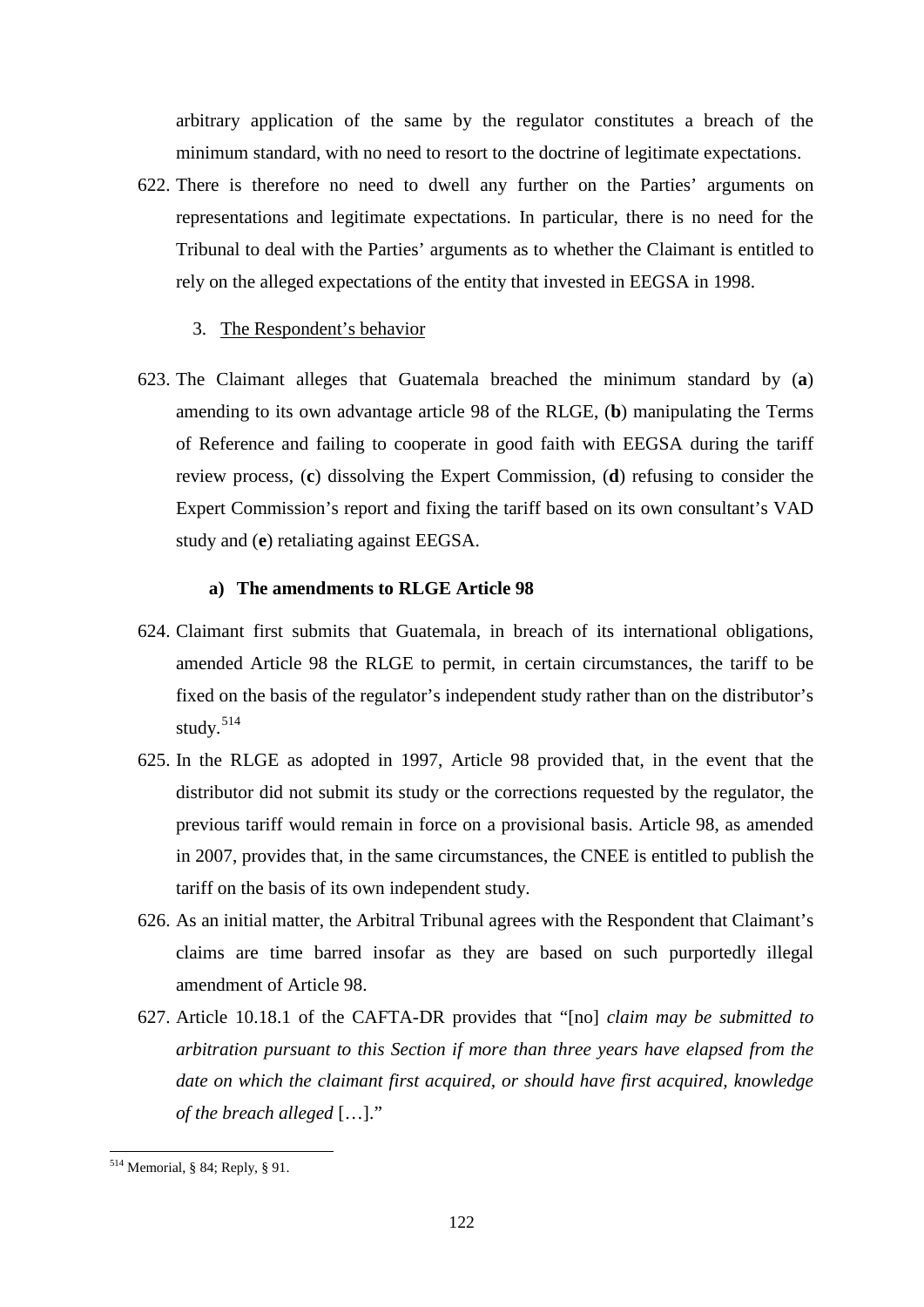arbitrary application of the same by the regulator constitutes a breach of the minimum standard, with no need to resort to the doctrine of legitimate expectations.

622. There is therefore no need to dwell any further on the Parties' arguments on representations and legitimate expectations. In particular, there is no need for the Tribunal to deal with the Parties' arguments as to whether the Claimant is entitled to rely on the alleged expectations of the entity that invested in EEGSA in 1998.

3. The Respondent's behavior

623. The Claimant alleges that Guatemala breached the minimum standard by (**a**) amending to its own advantage article 98 of the RLGE, (**b**) manipulating the Terms of Reference and failing to cooperate in good faith with EEGSA during the tariff review process, (**c**) dissolving the Expert Commission, (**d**) refusing to consider the Expert Commission's report and fixing the tariff based on its own consultant's VAD study and (**e**) retaliating against EEGSA.

**a) The amendments to RLGE Article 98**

624. Claimant first submits that Guatemala, in breach of its international obligations, amended Article 98 the RLGE to permit, in certain circumstances, the tariff to be fixed on the basis of the regulator's independent study rather than on the distributor's study.[514]

625. In the RLGE as adopted in 1997, Article 98 provided that, in the event that the distributor did not submit its study or the corrections requested by the regulator, the previous tariff would remain in force on a provisional basis. Article 98, as amended in 2007, provides that, in the same circumstances, the CNEE is entitled to publish the tariff on the basis of its own independent study.

626. As an initial matter, the Arbitral Tribunal agrees with the Respondent that Claimant's claims are time barred insofar as they are based on such purportedly illegal amendment of Article 98.

627. Article 10.18.1 of the CAFTA-DR provides that "[no] *claim may be submitted to arbitration pursuant to this Section if more than three years have elapsed from the date on which the claimant first acquired, or should have first acquired, knowledge of the breach alleged* […]."

[514] Memorial, § 84; Reply, § 91.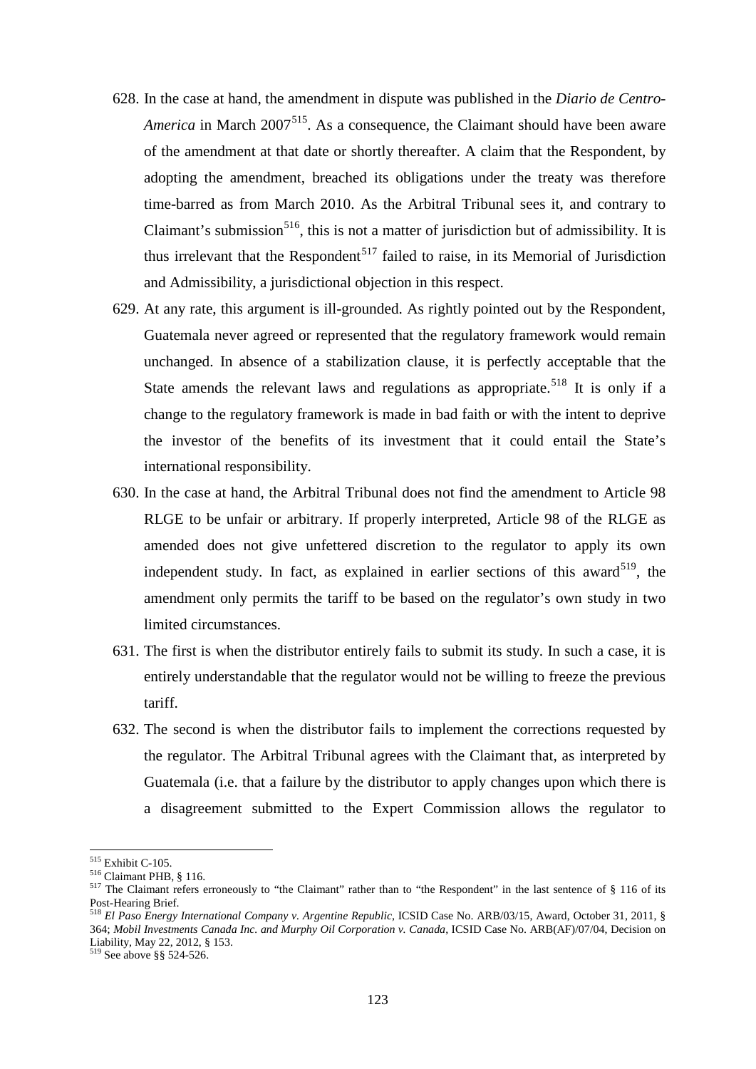628. In the case at hand, the amendment in dispute was published in the *Diario de Centro-America* in March 2007[515]. As a consequence, the Claimant should have been aware of the amendment at that date or shortly thereafter. A claim that the Respondent, by adopting the amendment, breached its obligations under the treaty was therefore time-barred as from March 2010. As the Arbitral Tribunal sees it, and contrary to Claimant's submission[516], this is not a matter of jurisdiction but of admissibility. It is thus irrelevant that the Respondent[517] failed to raise, in its Memorial of Jurisdiction and Admissibility, a jurisdictional objection in this respect.

629. At any rate, this argument is ill-grounded. As rightly pointed out by the Respondent, Guatemala never agreed or represented that the regulatory framework would remain unchanged. In absence of a stabilization clause, it is perfectly acceptable that the State amends the relevant laws and regulations as appropriate.[518] It is only if a change to the regulatory framework is made in bad faith or with the intent to deprive the investor of the benefits of its investment that it could entail the State's international responsibility.

630. In the case at hand, the Arbitral Tribunal does not find the amendment to Article 98 RLGE to be unfair or arbitrary. If properly interpreted, Article 98 of the RLGE as amended does not give unfettered discretion to the regulator to apply its own independent study. In fact, as explained in earlier sections of this award[519], the amendment only permits the tariff to be based on the regulator's own study in two limited circumstances.

631. The first is when the distributor entirely fails to submit its study. In such a case, it is entirely understandable that the regulator would not be willing to freeze the previous tariff.

632. The second is when the distributor fails to implement the corrections requested by the regulator. The Arbitral Tribunal agrees with the Claimant that, as interpreted by Guatemala (i.e. that a failure by the distributor to apply changes upon which there is a disagreement submitted to the Expert Commission allows the regulator to

---

[515] Exhibit C-105.

[516] Claimant PHB, § 116.

[517] The Claimant refers erroneously to "the Claimant" rather than to "the Respondent" in the last sentence of § 116 of its Post-Hearing Brief.

[518] *El Paso Energy International Company v. Argentine Republic*, ICSID Case No. ARB/03/15, Award, October 31, 2011, § 364; *Mobil Investments Canada Inc. and Murphy Oil Corporation v. Canada*, ICSID Case No. ARB(AF)/07/04, Decision on Liability, May 22, 2012, § 153.

[519] See above §§ 524-526.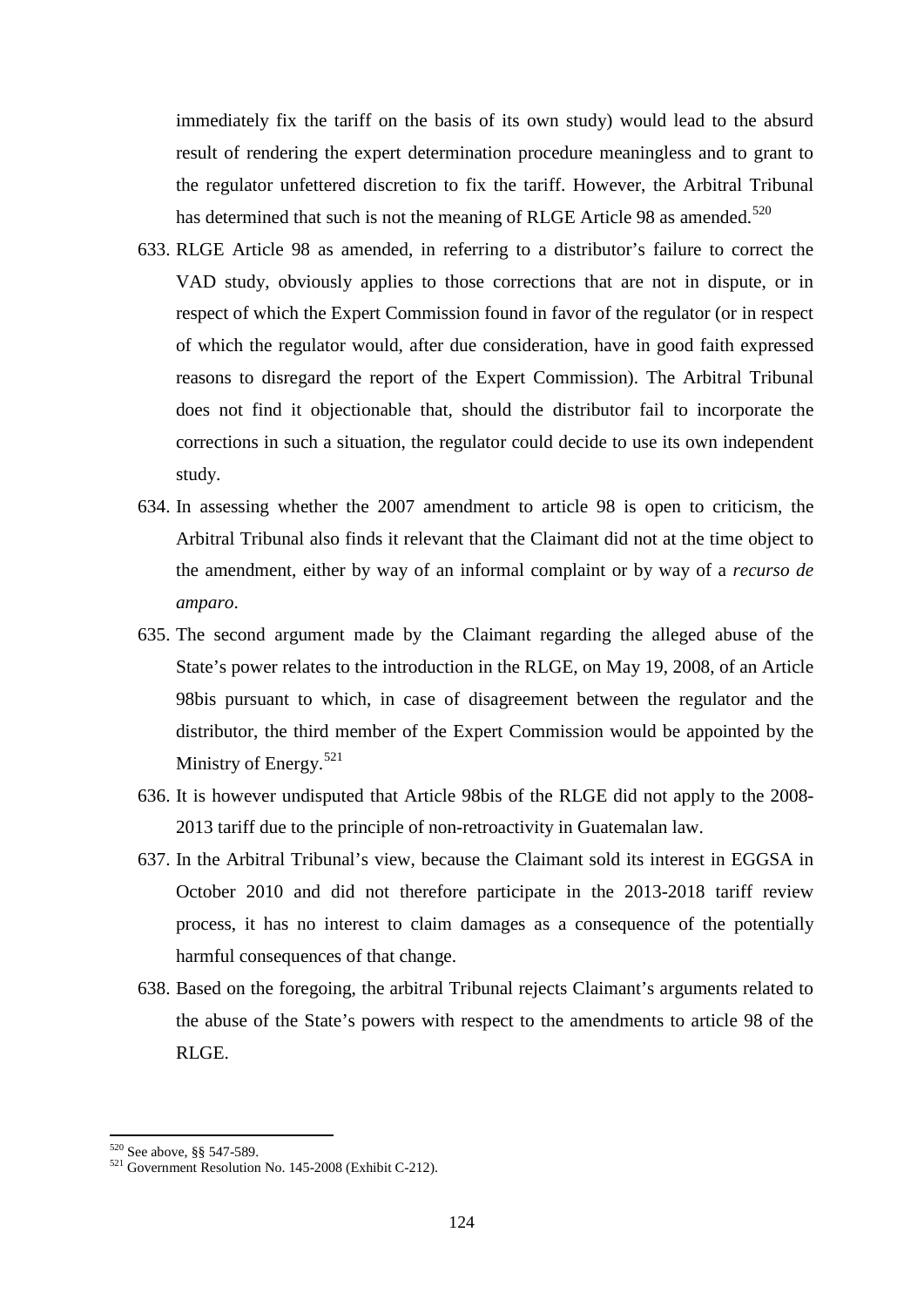immediately fix the tariff on the basis of its own study) would lead to the absurd result of rendering the expert determination procedure meaningless and to grant to the regulator unfettered discretion to fix the tariff. However, the Arbitral Tribunal has determined that such is not the meaning of RLGE Article 98 as amended.[520]

633. RLGE Article 98 as amended, in referring to a distributor's failure to correct the VAD study, obviously applies to those corrections that are not in dispute, or in respect of which the Expert Commission found in favor of the regulator (or in respect of which the regulator would, after due consideration, have in good faith expressed reasons to disregard the report of the Expert Commission). The Arbitral Tribunal does not find it objectionable that, should the distributor fail to incorporate the corrections in such a situation, the regulator could decide to use its own independent study.

634. In assessing whether the 2007 amendment to article 98 is open to criticism, the Arbitral Tribunal also finds it relevant that the Claimant did not at the time object to the amendment, either by way of an informal complaint or by way of a *recurso de amparo*.

635. The second argument made by the Claimant regarding the alleged abuse of the State's power relates to the introduction in the RLGE, on May 19, 2008, of an Article 98bis pursuant to which, in case of disagreement between the regulator and the distributor, the third member of the Expert Commission would be appointed by the Ministry of Energy.[521]

636. It is however undisputed that Article 98bis of the RLGE did not apply to the 2008-2013 tariff due to the principle of non-retroactivity in Guatemalan law.

637. In the Arbitral Tribunal's view, because the Claimant sold its interest in EGGSA in October 2010 and did not therefore participate in the 2013-2018 tariff review process, it has no interest to claim damages as a consequence of the potentially harmful consequences of that change.

638. Based on the foregoing, the arbitral Tribunal rejects Claimant's arguments related to the abuse of the State's powers with respect to the amendments to article 98 of the RLGE.

---

[520] See above, §§ 547-589.

[521] Government Resolution No. 145-2008 (Exhibit C-212).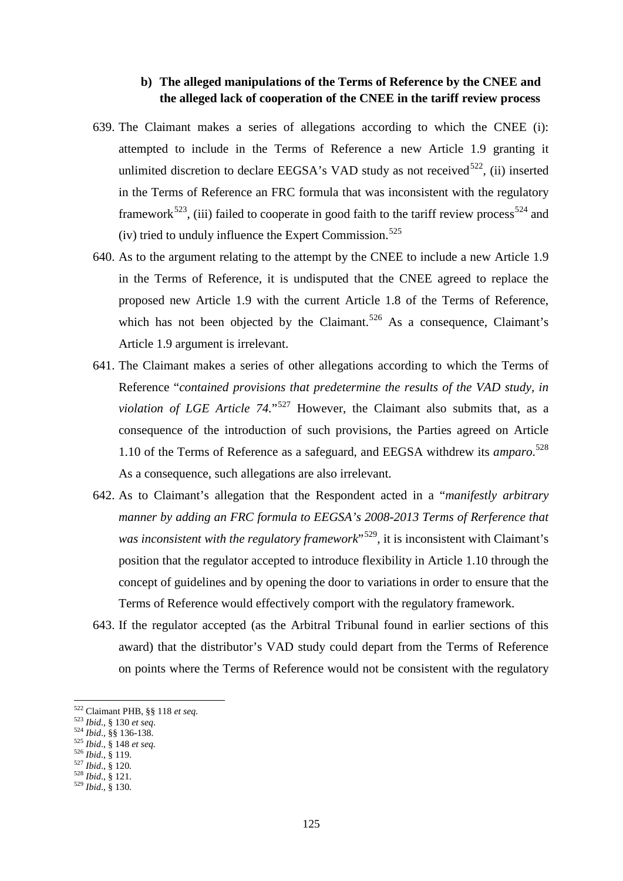### b) The alleged manipulations of the Terms of Reference by the CNEE and the alleged lack of cooperation of the CNEE in the tariff review process

639. The Claimant makes a series of allegations according to which the CNEE (i): attempted to include in the Terms of Reference a new Article 1.9 granting it unlimited discretion to declare EEGSA's VAD study as not received[522], (ii) inserted in the Terms of Reference an FRC formula that was inconsistent with the regulatory framework[523], (iii) failed to cooperate in good faith to the tariff review process[524] and (iv) tried to unduly influence the Expert Commission.[525]

640. As to the argument relating to the attempt by the CNEE to include a new Article 1.9 in the Terms of Reference, it is undisputed that the CNEE agreed to replace the proposed new Article 1.9 with the current Article 1.8 of the Terms of Reference, which has not been objected by the Claimant.[526] As a consequence, Claimant's Article 1.9 argument is irrelevant.

641. The Claimant makes a series of other allegations according to which the Terms of Reference "*contained provisions that predetermine the results of the VAD study, in violation of LGE Article 74.*"[527] However, the Claimant also submits that, as a consequence of the introduction of such provisions, the Parties agreed on Article 1.10 of the Terms of Reference as a safeguard, and EEGSA withdrew its *amparo*.[528] As a consequence, such allegations are also irrelevant.

642. As to Claimant's allegation that the Respondent acted in a "*manifestly arbitrary manner by adding an FRC formula to EEGSA's 2008-2013 Terms of Rerference that was inconsistent with the regulatory framework*"[529], it is inconsistent with Claimant's position that the regulator accepted to introduce flexibility in Article 1.10 through the concept of guidelines and by opening the door to variations in order to ensure that the Terms of Reference would effectively comport with the regulatory framework.

643. If the regulator accepted (as the Arbitral Tribunal found in earlier sections of this award) that the distributor's VAD study could depart from the Terms of Reference on points where the Terms of Reference would not be consistent with the regulatory

---

[522] Claimant PHB, §§ 118 *et seq.*
[523] *Ibid.*, § 130 *et seq.*
[524] *Ibid.*, §§ 136-138.
[525] *Ibid.*, § 148 *et seq.*
[526] *Ibid.*, § 119.
[527] *Ibid.*, § 120.
[528] *Ibid.*, § 121.
[529] *Ibid.*, § 130.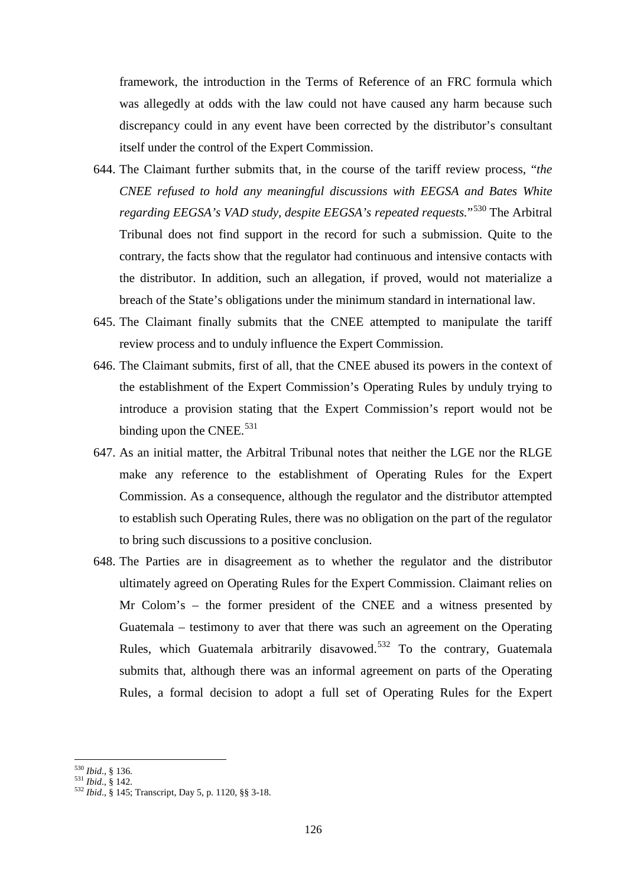framework, the introduction in the Terms of Reference of an FRC formula which was allegedly at odds with the law could not have caused any harm because such discrepancy could in any event have been corrected by the distributor's consultant itself under the control of the Expert Commission.

644. The Claimant further submits that, in the course of the tariff review process, "*the CNEE refused to hold any meaningful discussions with EEGSA and Bates White regarding EEGSA's VAD study, despite EEGSA's repeated requests.*"[530] The Arbitral Tribunal does not find support in the record for such a submission. Quite to the contrary, the facts show that the regulator had continuous and intensive contacts with the distributor. In addition, such an allegation, if proved, would not materialize a breach of the State's obligations under the minimum standard in international law.

645. The Claimant finally submits that the CNEE attempted to manipulate the tariff review process and to unduly influence the Expert Commission.

646. The Claimant submits, first of all, that the CNEE abused its powers in the context of the establishment of the Expert Commission's Operating Rules by unduly trying to introduce a provision stating that the Expert Commission's report would not be binding upon the CNEE.[531]

647. As an initial matter, the Arbitral Tribunal notes that neither the LGE nor the RLGE make any reference to the establishment of Operating Rules for the Expert Commission. As a consequence, although the regulator and the distributor attempted to establish such Operating Rules, there was no obligation on the part of the regulator to bring such discussions to a positive conclusion.

648. The Parties are in disagreement as to whether the regulator and the distributor ultimately agreed on Operating Rules for the Expert Commission. Claimant relies on Mr Colom's – the former president of the CNEE and a witness presented by Guatemala – testimony to aver that there was such an agreement on the Operating Rules, which Guatemala arbitrarily disavowed.[532] To the contrary, Guatemala submits that, although there was an informal agreement on parts of the Operating Rules, a formal decision to adopt a full set of Operating Rules for the Expert

---

[530] *Ibid.*, § 136.
[531] *Ibid.*, § 142.
[532] *Ibid.*, § 145; Transcript, Day 5, p. 1120, §§ 3-18.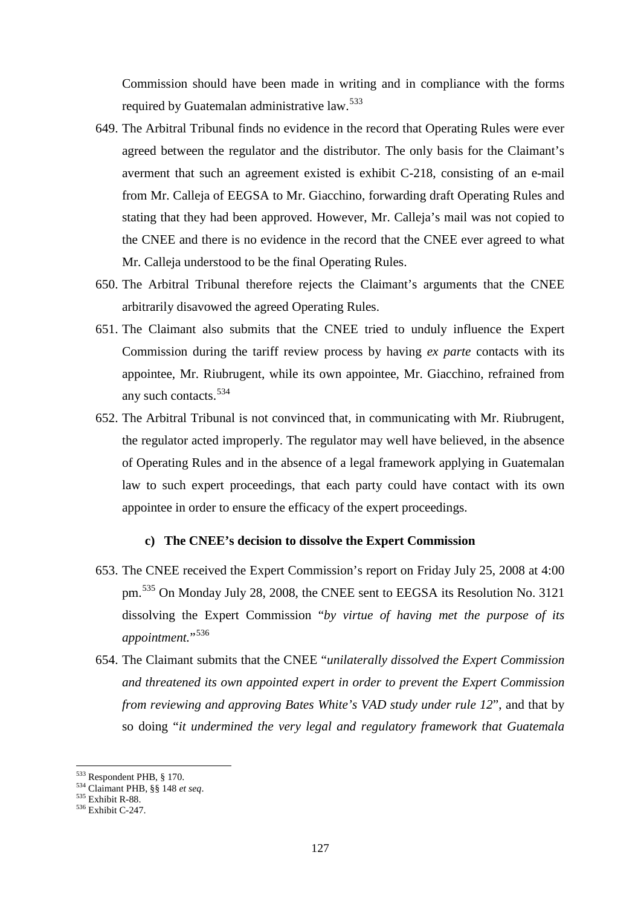Commission should have been made in writing and in compliance with the forms required by Guatemalan administrative law.[533]

649. The Arbitral Tribunal finds no evidence in the record that Operating Rules were ever agreed between the regulator and the distributor. The only basis for the Claimant's averment that such an agreement existed is exhibit C-218, consisting of an e-mail from Mr. Calleja of EEGSA to Mr. Giacchino, forwarding draft Operating Rules and stating that they had been approved. However, Mr. Calleja's mail was not copied to the CNEE and there is no evidence in the record that the CNEE ever agreed to what Mr. Calleja understood to be the final Operating Rules.

650. The Arbitral Tribunal therefore rejects the Claimant's arguments that the CNEE arbitrarily disavowed the agreed Operating Rules.

651. The Claimant also submits that the CNEE tried to unduly influence the Expert Commission during the tariff review process by having *ex parte* contacts with its appointee, Mr. Riubrugent, while its own appointee, Mr. Giacchino, refrained from any such contacts.[534]

652. The Arbitral Tribunal is not convinced that, in communicating with Mr. Riubrugent, the regulator acted improperly. The regulator may well have believed, in the absence of Operating Rules and in the absence of a legal framework applying in Guatemalan law to such expert proceedings, that each party could have contact with its own appointee in order to ensure the efficacy of the expert proceedings.

#### c) The CNEE's decision to dissolve the Expert Commission

653. The CNEE received the Expert Commission's report on Friday July 25, 2008 at 4:00 pm.[535] On Monday July 28, 2008, the CNEE sent to EEGSA its Resolution No. 3121 dissolving the Expert Commission "*by virtue of having met the purpose of its appointment.*"[536]

654. The Claimant submits that the CNEE "*unilaterally dissolved the Expert Commission and threatened its own appointed expert in order to prevent the Expert Commission from reviewing and approving Bates White's VAD study under rule 12*", and that by so doing "*it undermined the very legal and regulatory framework that Guatemala*

---

[533] Respondent PHB, § 170.

[534] Claimant PHB, §§ 148 *et seq*.

[535] Exhibit R-88.

[536] Exhibit C-247.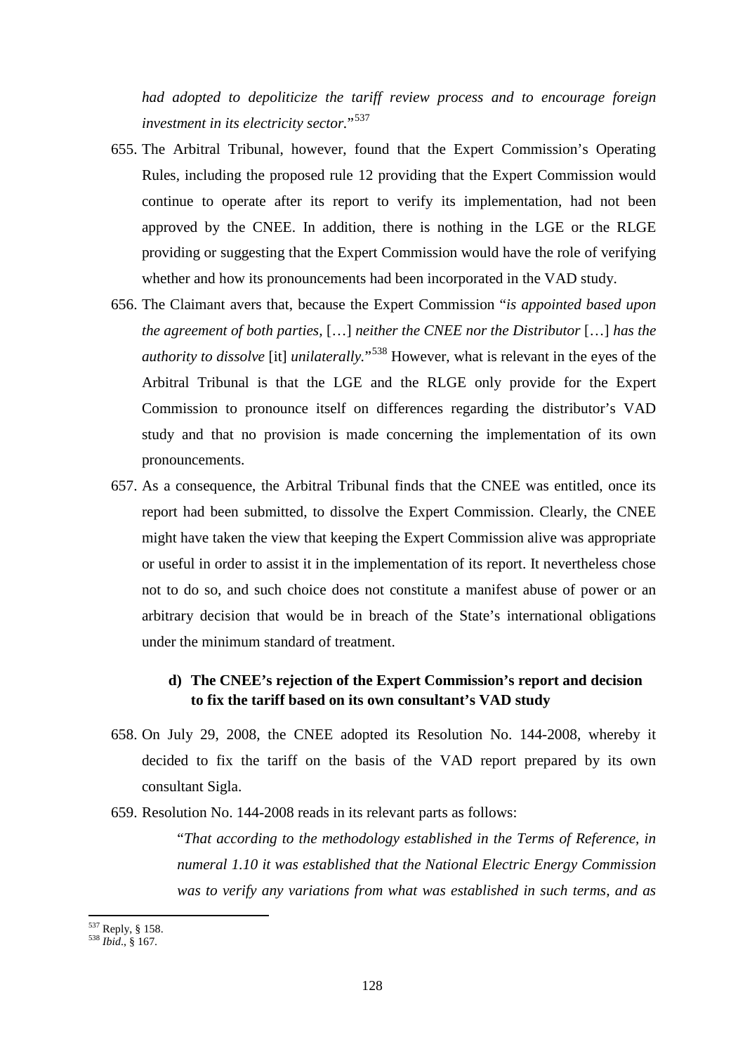*had adopted to depoliticize the tariff review process and to encourage foreign investment in its electricity sector.*"[537]

655. The Arbitral Tribunal, however, found that the Expert Commission's Operating Rules, including the proposed rule 12 providing that the Expert Commission would continue to operate after its report to verify its implementation, had not been approved by the CNEE. In addition, there is nothing in the LGE or the RLGE providing or suggesting that the Expert Commission would have the role of verifying whether and how its pronouncements had been incorporated in the VAD study.

656. The Claimant avers that, because the Expert Commission "*is appointed based upon the agreement of both parties,* […] *neither the CNEE nor the Distributor* […] *has the authority to dissolve* [it] *unilaterally.*"[538] However, what is relevant in the eyes of the Arbitral Tribunal is that the LGE and the RLGE only provide for the Expert Commission to pronounce itself on differences regarding the distributor's VAD study and that no provision is made concerning the implementation of its own pronouncements.

657. As a consequence, the Arbitral Tribunal finds that the CNEE was entitled, once its report had been submitted, to dissolve the Expert Commission. Clearly, the CNEE might have taken the view that keeping the Expert Commission alive was appropriate or useful in order to assist it in the implementation of its report. It nevertheless chose not to do so, and such choice does not constitute a manifest abuse of power or an arbitrary decision that would be in breach of the State's international obligations under the minimum standard of treatment.

#### d) The CNEE's rejection of the Expert Commission's report and decision to fix the tariff based on its own consultant's VAD study

658. On July 29, 2008, the CNEE adopted its Resolution No. 144-2008, whereby it decided to fix the tariff on the basis of the VAD report prepared by its own consultant Sigla.

659. Resolution No. 144-2008 reads in its relevant parts as follows:

> "*That according to the methodology established in the Terms of Reference, in numeral 1.10 it was established that the National Electric Energy Commission was to verify any variations from what was established in such terms, and as*

[537] Reply, § 158.
[538] *Ibid.*, § 167.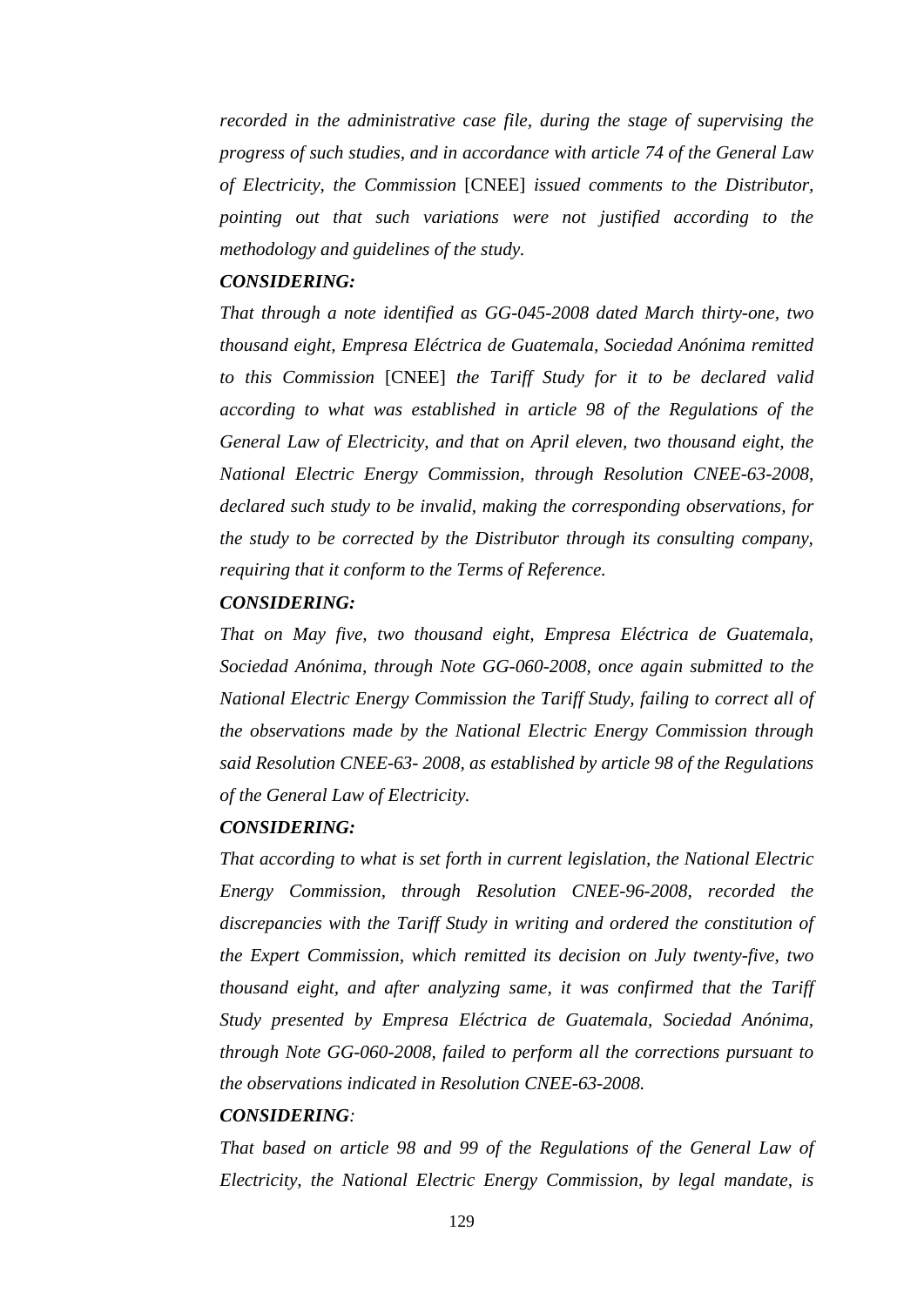*recorded in the administrative case file, during the stage of supervising the progress of such studies, and in accordance with article 74 of the General Law of Electricity, the Commission* [CNEE] *issued comments to the Distributor, pointing out that such variations were not justified according to the methodology and guidelines of the study.*

***CONSIDERING:***

*That through a note identified as GG-045-2008 dated March thirty-one, two thousand eight, Empresa Eléctrica de Guatemala, Sociedad Anónima remitted to this Commission* [CNEE] *the Tariff Study for it to be declared valid according to what was established in article 98 of the Regulations of the General Law of Electricity, and that on April eleven, two thousand eight, the National Electric Energy Commission, through Resolution CNEE-63-2008, declared such study to be invalid, making the corresponding observations, for the study to be corrected by the Distributor through its consulting company, requiring that it conform to the Terms of Reference.*

***CONSIDERING:***

*That on May five, two thousand eight, Empresa Eléctrica de Guatemala, Sociedad Anónima, through Note GG-060-2008, once again submitted to the National Electric Energy Commission the Tariff Study, failing to correct all of the observations made by the National Electric Energy Commission through said Resolution CNEE-63- 2008, as established by article 98 of the Regulations of the General Law of Electricity.*

***CONSIDERING:***

*That according to what is set forth in current legislation, the National Electric Energy Commission, through Resolution CNEE-96-2008, recorded the discrepancies with the Tariff Study in writing and ordered the constitution of the Expert Commission, which remitted its decision on July twenty-five, two thousand eight, and after analyzing same, it was confirmed that the Tariff Study presented by Empresa Eléctrica de Guatemala, Sociedad Anónima, through Note GG-060-2008, failed to perform all the corrections pursuant to the observations indicated in Resolution CNEE-63-2008.*

***CONSIDERING****:*

*That based on article 98 and 99 of the Regulations of the General Law of Electricity, the National Electric Energy Commission, by legal mandate, is*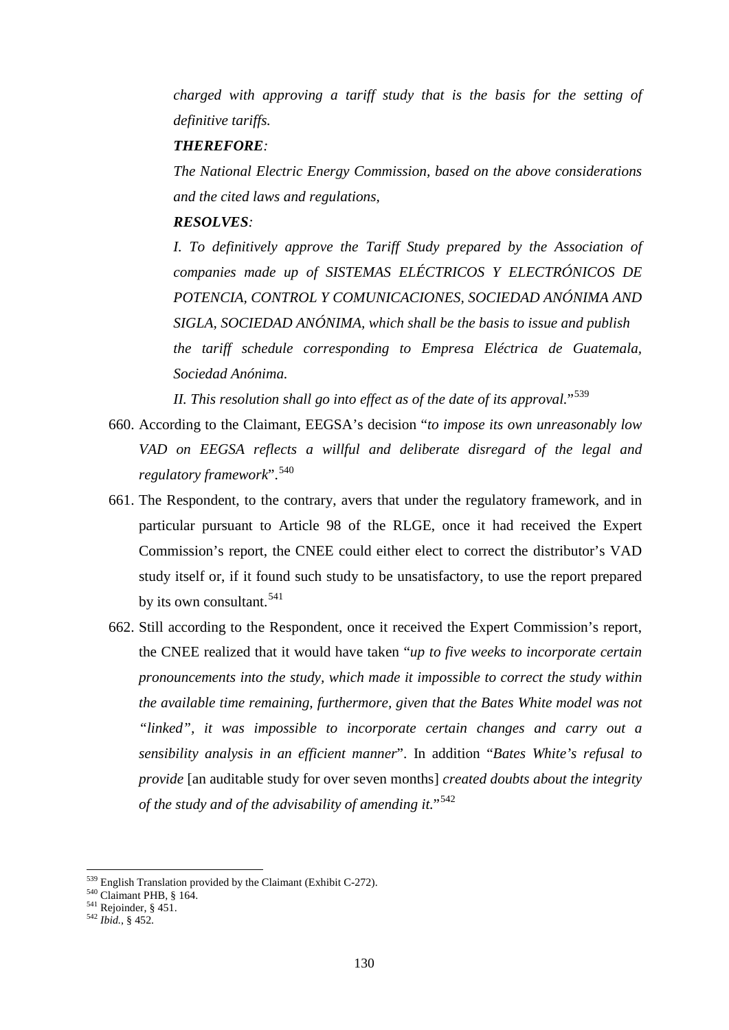*charged with approving a tariff study that is the basis for the setting of definitive tariffs.*

***THEREFORE****:*

*The National Electric Energy Commission, based on the above considerations and the cited laws and regulations,*

***RESOLVES****:*

*I. To definitively approve the Tariff Study prepared by the Association of companies made up of SISTEMAS ELÉCTRICOS Y ELECTRÓNICOS DE POTENCIA, CONTROL Y COMUNICACIONES, SOCIEDAD ANÓNIMA AND SIGLA, SOCIEDAD ANÓNIMA, which shall be the basis to issue and publish the tariff schedule corresponding to Empresa Eléctrica de Guatemala, Sociedad Anónima.*

*II. This resolution shall go into effect as of the date of its approval.*"[539]

660. According to the Claimant, EEGSA's decision "*to impose its own unreasonably low VAD on EEGSA reflects a willful and deliberate disregard of the legal and regulatory framework*".[540]

661. The Respondent, to the contrary, avers that under the regulatory framework, and in particular pursuant to Article 98 of the RLGE, once it had received the Expert Commission's report, the CNEE could either elect to correct the distributor's VAD study itself or, if it found such study to be unsatisfactory, to use the report prepared by its own consultant.[541]

662. Still according to the Respondent, once it received the Expert Commission's report, the CNEE realized that it would have taken "*up to five weeks to incorporate certain pronouncements into the study, which made it impossible to correct the study within the available time remaining, furthermore, given that the Bates White model was not "linked", it was impossible to incorporate certain changes and carry out a sensibility analysis in an efficient manner*". In addition "*Bates White's refusal to provide* [an auditable study for over seven months] *created doubts about the integrity of the study and of the advisability of amending it.*"[542]

---

[539] English Translation provided by the Claimant (Exhibit C-272).
[540] Claimant PHB, § 164.
[541] Rejoinder, § 451.
[542] *Ibid.*, § 452.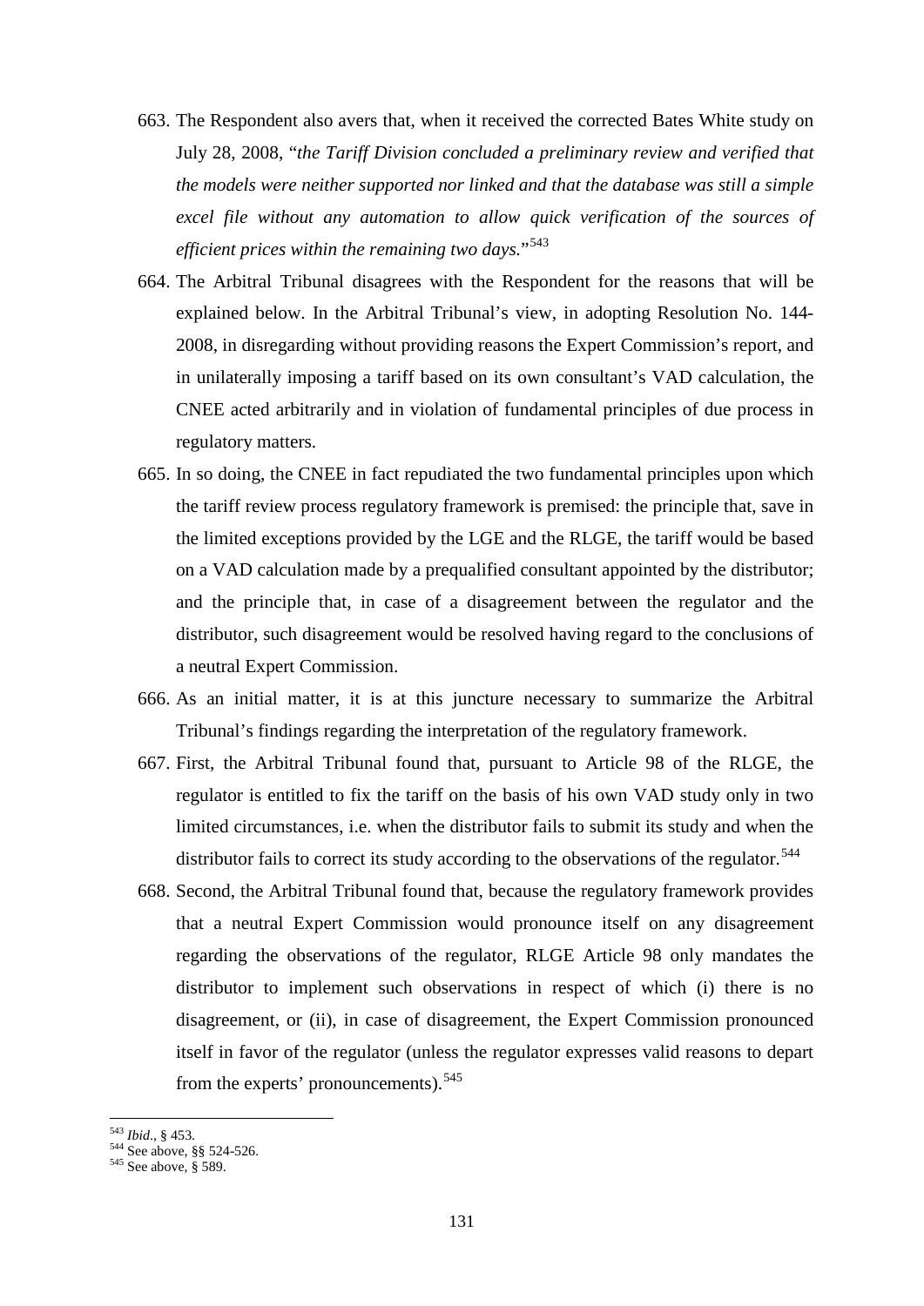663. The Respondent also avers that, when it received the corrected Bates White study on July 28, 2008, "*the Tariff Division concluded a preliminary review and verified that the models were neither supported nor linked and that the database was still a simple excel file without any automation to allow quick verification of the sources of efficient prices within the remaining two days.*"[543]

664. The Arbitral Tribunal disagrees with the Respondent for the reasons that will be explained below. In the Arbitral Tribunal's view, in adopting Resolution No. 144-2008, in disregarding without providing reasons the Expert Commission's report, and in unilaterally imposing a tariff based on its own consultant's VAD calculation, the CNEE acted arbitrarily and in violation of fundamental principles of due process in regulatory matters.

665. In so doing, the CNEE in fact repudiated the two fundamental principles upon which the tariff review process regulatory framework is premised: the principle that, save in the limited exceptions provided by the LGE and the RLGE, the tariff would be based on a VAD calculation made by a prequalified consultant appointed by the distributor; and the principle that, in case of a disagreement between the regulator and the distributor, such disagreement would be resolved having regard to the conclusions of a neutral Expert Commission.

666. As an initial matter, it is at this juncture necessary to summarize the Arbitral Tribunal's findings regarding the interpretation of the regulatory framework.

667. First, the Arbitral Tribunal found that, pursuant to Article 98 of the RLGE, the regulator is entitled to fix the tariff on the basis of his own VAD study only in two limited circumstances, i.e. when the distributor fails to submit its study and when the distributor fails to correct its study according to the observations of the regulator.[544]

668. Second, the Arbitral Tribunal found that, because the regulatory framework provides that a neutral Expert Commission would pronounce itself on any disagreement regarding the observations of the regulator, RLGE Article 98 only mandates the distributor to implement such observations in respect of which (i) there is no disagreement, or (ii), in case of disagreement, the Expert Commission pronounced itself in favor of the regulator (unless the regulator expresses valid reasons to depart from the experts' pronouncements).[545]

---

[543] *Ibid*., § 453.
[544] See above, §§ 524-526.
[545] See above, § 589.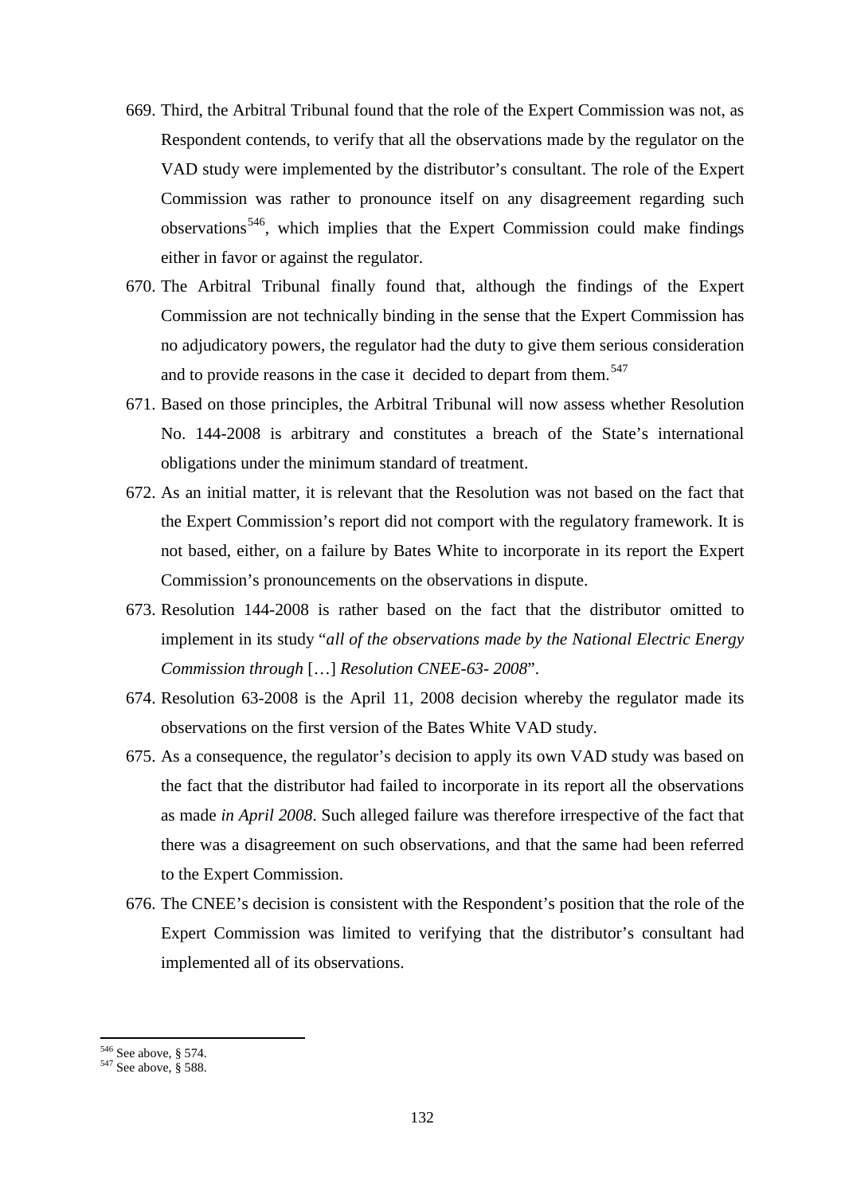669. Third, the Arbitral Tribunal found that the role of the Expert Commission was not, as Respondent contends, to verify that all the observations made by the regulator on the VAD study were implemented by the distributor's consultant. The role of the Expert Commission was rather to pronounce itself on any disagreement regarding such observations[546], which implies that the Expert Commission could make findings either in favor or against the regulator.

670. The Arbitral Tribunal finally found that, although the findings of the Expert Commission are not technically binding in the sense that the Expert Commission has no adjudicatory powers, the regulator had the duty to give them serious consideration and to provide reasons in the case it decided to depart from them.[547]

671. Based on those principles, the Arbitral Tribunal will now assess whether Resolution No. 144-2008 is arbitrary and constitutes a breach of the State's international obligations under the minimum standard of treatment.

672. As an initial matter, it is relevant that the Resolution was not based on the fact that the Expert Commission's report did not comport with the regulatory framework. It is not based, either, on a failure by Bates White to incorporate in its report the Expert Commission's pronouncements on the observations in dispute.

673. Resolution 144-2008 is rather based on the fact that the distributor omitted to implement in its study "*all of the observations made by the National Electric Energy Commission through* […] *Resolution CNEE-63- 2008*".

674. Resolution 63-2008 is the April 11, 2008 decision whereby the regulator made its observations on the first version of the Bates White VAD study.

675. As a consequence, the regulator's decision to apply its own VAD study was based on the fact that the distributor had failed to incorporate in its report all the observations as made *in April 2008*. Such alleged failure was therefore irrespective of the fact that there was a disagreement on such observations, and that the same had been referred to the Expert Commission.

676. The CNEE's decision is consistent with the Respondent's position that the role of the Expert Commission was limited to verifying that the distributor's consultant had implemented all of its observations.

---

[546] See above, § 574.

[547] See above, § 588.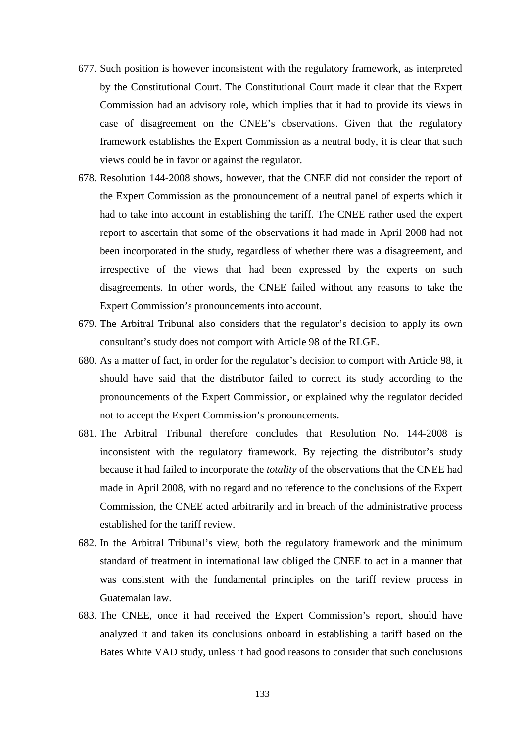677. Such position is however inconsistent with the regulatory framework, as interpreted by the Constitutional Court. The Constitutional Court made it clear that the Expert Commission had an advisory role, which implies that it had to provide its views in case of disagreement on the CNEE's observations. Given that the regulatory framework establishes the Expert Commission as a neutral body, it is clear that such views could be in favor or against the regulator.

678. Resolution 144-2008 shows, however, that the CNEE did not consider the report of the Expert Commission as the pronouncement of a neutral panel of experts which it had to take into account in establishing the tariff. The CNEE rather used the expert report to ascertain that some of the observations it had made in April 2008 had not been incorporated in the study, regardless of whether there was a disagreement, and irrespective of the views that had been expressed by the experts on such disagreements. In other words, the CNEE failed without any reasons to take the Expert Commission's pronouncements into account.

679. The Arbitral Tribunal also considers that the regulator's decision to apply its own consultant's study does not comport with Article 98 of the RLGE.

680. As a matter of fact, in order for the regulator's decision to comport with Article 98, it should have said that the distributor failed to correct its study according to the pronouncements of the Expert Commission, or explained why the regulator decided not to accept the Expert Commission's pronouncements.

681. The Arbitral Tribunal therefore concludes that Resolution No. 144-2008 is inconsistent with the regulatory framework. By rejecting the distributor's study because it had failed to incorporate the *totality* of the observations that the CNEE had made in April 2008, with no regard and no reference to the conclusions of the Expert Commission, the CNEE acted arbitrarily and in breach of the administrative process established for the tariff review.

682. In the Arbitral Tribunal's view, both the regulatory framework and the minimum standard of treatment in international law obliged the CNEE to act in a manner that was consistent with the fundamental principles on the tariff review process in Guatemalan law.

683. The CNEE, once it had received the Expert Commission's report, should have analyzed it and taken its conclusions onboard in establishing a tariff based on the Bates White VAD study, unless it had good reasons to consider that such conclusions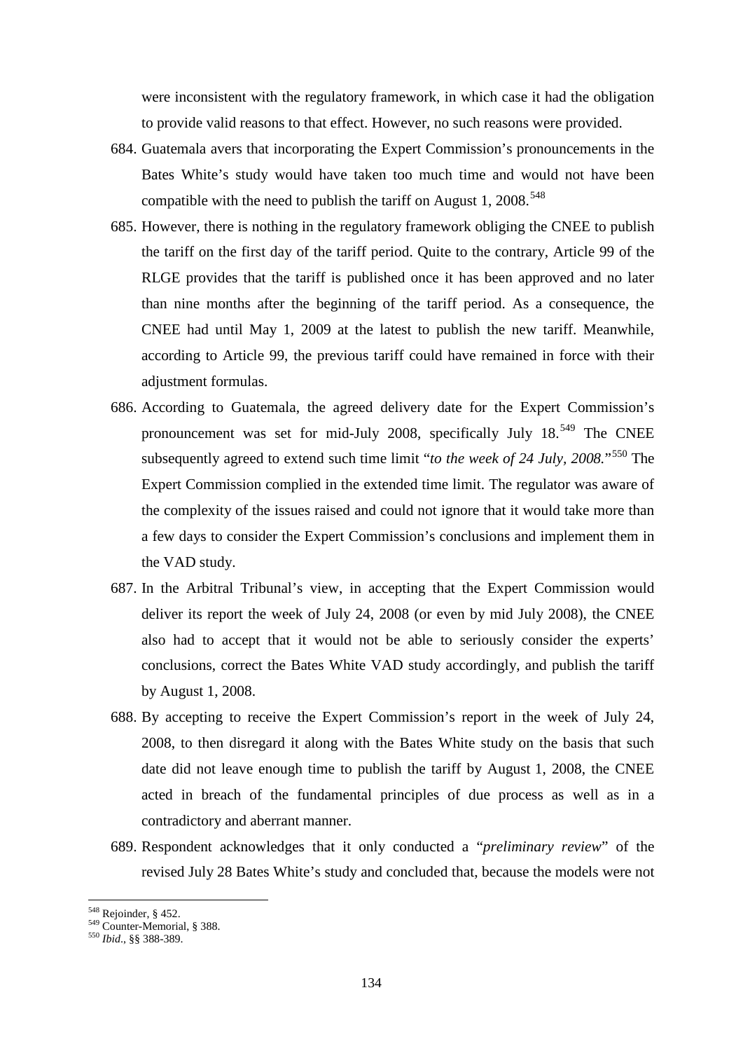were inconsistent with the regulatory framework, in which case it had the obligation to provide valid reasons to that effect. However, no such reasons were provided.

684. Guatemala avers that incorporating the Expert Commission's pronouncements in the Bates White's study would have taken too much time and would not have been compatible with the need to publish the tariff on August 1, 2008.[548]

685. However, there is nothing in the regulatory framework obliging the CNEE to publish the tariff on the first day of the tariff period. Quite to the contrary, Article 99 of the RLGE provides that the tariff is published once it has been approved and no later than nine months after the beginning of the tariff period. As a consequence, the CNEE had until May 1, 2009 at the latest to publish the new tariff. Meanwhile, according to Article 99, the previous tariff could have remained in force with their adjustment formulas.

686. According to Guatemala, the agreed delivery date for the Expert Commission's pronouncement was set for mid-July 2008, specifically July 18.[549] The CNEE subsequently agreed to extend such time limit "*to the week of 24 July, 2008.*"[550] The Expert Commission complied in the extended time limit. The regulator was aware of the complexity of the issues raised and could not ignore that it would take more than a few days to consider the Expert Commission's conclusions and implement them in the VAD study.

687. In the Arbitral Tribunal's view, in accepting that the Expert Commission would deliver its report the week of July 24, 2008 (or even by mid July 2008), the CNEE also had to accept that it would not be able to seriously consider the experts' conclusions, correct the Bates White VAD study accordingly, and publish the tariff by August 1, 2008.

688. By accepting to receive the Expert Commission's report in the week of July 24, 2008, to then disregard it along with the Bates White study on the basis that such date did not leave enough time to publish the tariff by August 1, 2008, the CNEE acted in breach of the fundamental principles of due process as well as in a contradictory and aberrant manner.

689. Respondent acknowledges that it only conducted a "*preliminary review*" of the revised July 28 Bates White's study and concluded that, because the models were not

---

[548] Rejoinder, § 452.

[549] Counter-Memorial, § 388.

[550] *Ibid.*, §§ 388-389.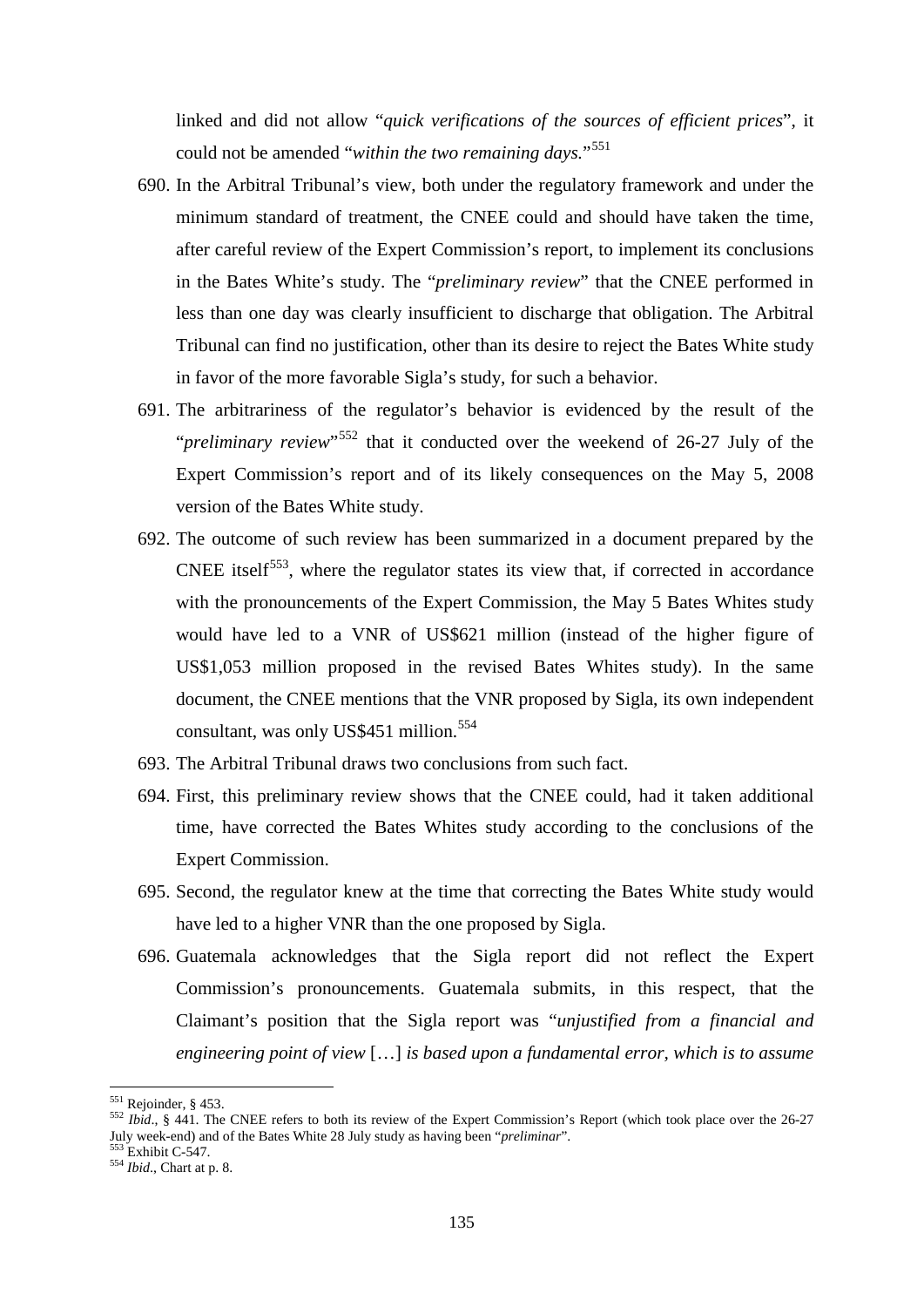linked and did not allow "*quick verifications of the sources of efficient prices*", it could not be amended "*within the two remaining days.*"[551]

690. In the Arbitral Tribunal's view, both under the regulatory framework and under the minimum standard of treatment, the CNEE could and should have taken the time, after careful review of the Expert Commission's report, to implement its conclusions in the Bates White's study. The "*preliminary review*" that the CNEE performed in less than one day was clearly insufficient to discharge that obligation. The Arbitral Tribunal can find no justification, other than its desire to reject the Bates White study in favor of the more favorable Sigla's study, for such a behavior.

691. The arbitrariness of the regulator's behavior is evidenced by the result of the "*preliminary review*"[552] that it conducted over the weekend of 26-27 July of the Expert Commission's report and of its likely consequences on the May 5, 2008 version of the Bates White study.

692. The outcome of such review has been summarized in a document prepared by the CNEE itself[553], where the regulator states its view that, if corrected in accordance with the pronouncements of the Expert Commission, the May 5 Bates Whites study would have led to a VNR of US$621 million (instead of the higher figure of US$1,053 million proposed in the revised Bates Whites study). In the same document, the CNEE mentions that the VNR proposed by Sigla, its own independent consultant, was only US$451 million.[554]

693. The Arbitral Tribunal draws two conclusions from such fact.

694. First, this preliminary review shows that the CNEE could, had it taken additional time, have corrected the Bates Whites study according to the conclusions of the Expert Commission.

695. Second, the regulator knew at the time that correcting the Bates White study would have led to a higher VNR than the one proposed by Sigla.

696. Guatemala acknowledges that the Sigla report did not reflect the Expert Commission's pronouncements. Guatemala submits, in this respect, that the Claimant's position that the Sigla report was "*unjustified from a financial and engineering point of view* […] *is based upon a fundamental error, which is to assume*

---

[551] Rejoinder, § 453.

[552] *Ibid*., § 441. The CNEE refers to both its review of the Expert Commission's Report (which took place over the 26-27 July week-end) and of the Bates White 28 July study as having been "*preliminar*".

[553] Exhibit C-547.

[554] *Ibid*., Chart at p. 8.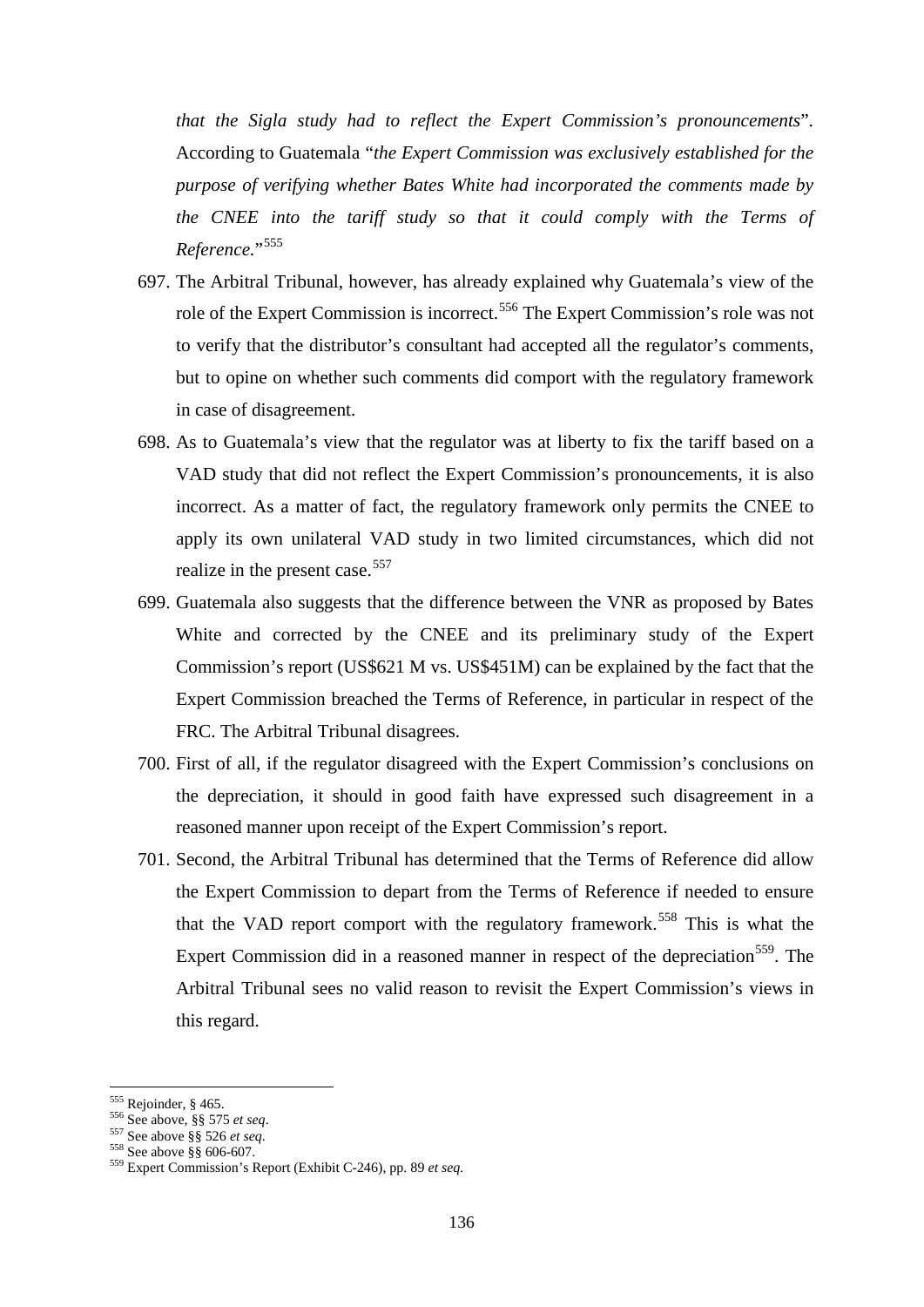*that the Sigla study had to reflect the Expert Commission's pronouncements*". According to Guatemala "*the Expert Commission was exclusively established for the purpose of verifying whether Bates White had incorporated the comments made by the CNEE into the tariff study so that it could comply with the Terms of Reference.*"[555]

697. The Arbitral Tribunal, however, has already explained why Guatemala's view of the role of the Expert Commission is incorrect.[556] The Expert Commission's role was not to verify that the distributor's consultant had accepted all the regulator's comments, but to opine on whether such comments did comport with the regulatory framework in case of disagreement.

698. As to Guatemala's view that the regulator was at liberty to fix the tariff based on a VAD study that did not reflect the Expert Commission's pronouncements, it is also incorrect. As a matter of fact, the regulatory framework only permits the CNEE to apply its own unilateral VAD study in two limited circumstances, which did not realize in the present case.[557]

699. Guatemala also suggests that the difference between the VNR as proposed by Bates White and corrected by the CNEE and its preliminary study of the Expert Commission's report (US$621 M vs. US$451M) can be explained by the fact that the Expert Commission breached the Terms of Reference, in particular in respect of the FRC. The Arbitral Tribunal disagrees.

700. First of all, if the regulator disagreed with the Expert Commission's conclusions on the depreciation, it should in good faith have expressed such disagreement in a reasoned manner upon receipt of the Expert Commission's report.

701. Second, the Arbitral Tribunal has determined that the Terms of Reference did allow the Expert Commission to depart from the Terms of Reference if needed to ensure that the VAD report comport with the regulatory framework.[558] This is what the Expert Commission did in a reasoned manner in respect of the depreciation[559]. The Arbitral Tribunal sees no valid reason to revisit the Expert Commission's views in this regard.

---

[555] Rejoinder, § 465.

[556] See above, §§ 575 *et seq*.

[557] See above §§ 526 *et seq*.

[558] See above §§ 606-607.

[559] Expert Commission's Report (Exhibit C-246), pp. 89 *et seq.*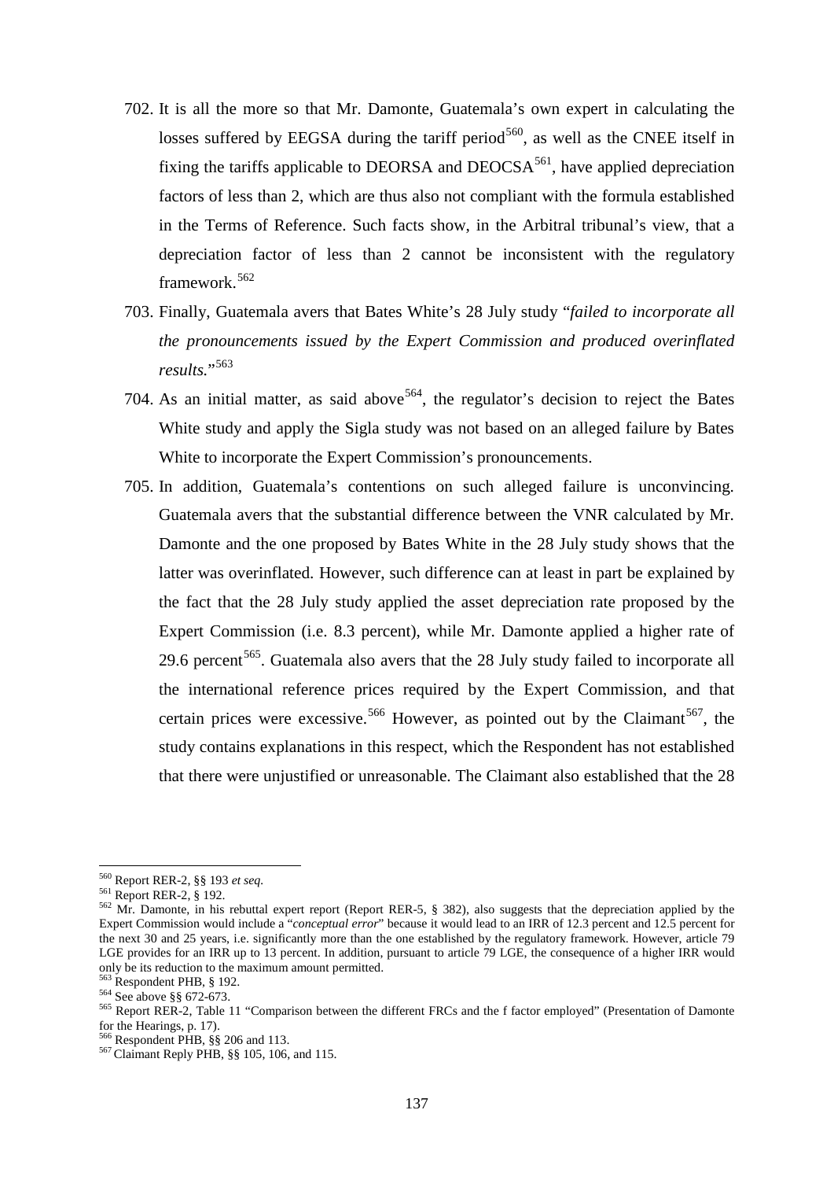702. It is all the more so that Mr. Damonte, Guatemala's own expert in calculating the losses suffered by EEGSA during the tariff period[560], as well as the CNEE itself in fixing the tariffs applicable to DEORSA and DEOCSA[561], have applied depreciation factors of less than 2, which are thus also not compliant with the formula established in the Terms of Reference. Such facts show, in the Arbitral tribunal's view, that a depreciation factor of less than 2 cannot be inconsistent with the regulatory framework.[562]

703. Finally, Guatemala avers that Bates White's 28 July study "*failed to incorporate all the pronouncements issued by the Expert Commission and produced overinflated results.*"[563]

704. As an initial matter, as said above[564], the regulator's decision to reject the Bates White study and apply the Sigla study was not based on an alleged failure by Bates White to incorporate the Expert Commission's pronouncements.

705. In addition, Guatemala's contentions on such alleged failure is unconvincing. Guatemala avers that the substantial difference between the VNR calculated by Mr. Damonte and the one proposed by Bates White in the 28 July study shows that the latter was overinflated. However, such difference can at least in part be explained by the fact that the 28 July study applied the asset depreciation rate proposed by the Expert Commission (i.e. 8.3 percent), while Mr. Damonte applied a higher rate of 29.6 percent[565]. Guatemala also avers that the 28 July study failed to incorporate all the international reference prices required by the Expert Commission, and that certain prices were excessive.[566] However, as pointed out by the Claimant[567], the study contains explanations in this respect, which the Respondent has not established that there were unjustified or unreasonable. The Claimant also established that the 28

---

[560] Report RER-2, §§ 193 *et seq.*

[561] Report RER-2, § 192.

[562] Mr. Damonte, in his rebuttal expert report (Report RER-5, § 382), also suggests that the depreciation applied by the Expert Commission would include a "*conceptual error*" because it would lead to an IRR of 12.3 percent and 12.5 percent for the next 30 and 25 years, i.e. significantly more than the one established by the regulatory framework. However, article 79 LGE provides for an IRR up to 13 percent. In addition, pursuant to article 79 LGE, the consequence of a higher IRR would only be its reduction to the maximum amount permitted.

[563] Respondent PHB, § 192.

[564] See above §§ 672-673.

[565] Report RER-2, Table 11 "Comparison between the different FRCs and the f factor employed" (Presentation of Damonte for the Hearings, p. 17).

[566] Respondent PHB, §§ 206 and 113.

[567] Claimant Reply PHB, §§ 105, 106, and 115.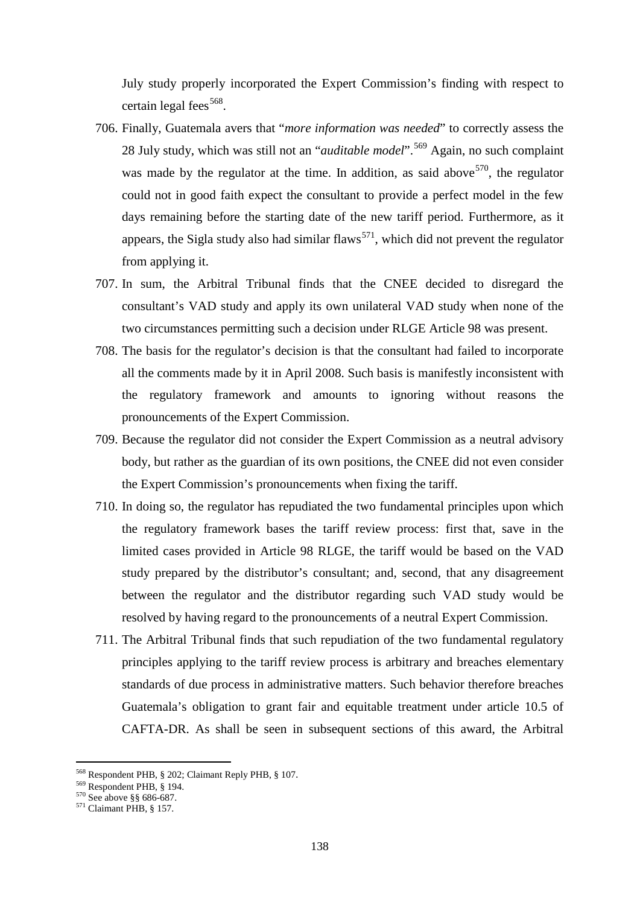July study properly incorporated the Expert Commission's finding with respect to certain legal fees[568].

706. Finally, Guatemala avers that "*more information was needed*" to correctly assess the 28 July study, which was still not an "*auditable model*".[569] Again, no such complaint was made by the regulator at the time. In addition, as said above[570], the regulator could not in good faith expect the consultant to provide a perfect model in the few days remaining before the starting date of the new tariff period. Furthermore, as it appears, the Sigla study also had similar flaws[571], which did not prevent the regulator from applying it.

707. In sum, the Arbitral Tribunal finds that the CNEE decided to disregard the consultant's VAD study and apply its own unilateral VAD study when none of the two circumstances permitting such a decision under RLGE Article 98 was present.

708. The basis for the regulator's decision is that the consultant had failed to incorporate all the comments made by it in April 2008. Such basis is manifestly inconsistent with the regulatory framework and amounts to ignoring without reasons the pronouncements of the Expert Commission.

709. Because the regulator did not consider the Expert Commission as a neutral advisory body, but rather as the guardian of its own positions, the CNEE did not even consider the Expert Commission's pronouncements when fixing the tariff.

710. In doing so, the regulator has repudiated the two fundamental principles upon which the regulatory framework bases the tariff review process: first that, save in the limited cases provided in Article 98 RLGE, the tariff would be based on the VAD study prepared by the distributor's consultant; and, second, that any disagreement between the regulator and the distributor regarding such VAD study would be resolved by having regard to the pronouncements of a neutral Expert Commission.

711. The Arbitral Tribunal finds that such repudiation of the two fundamental regulatory principles applying to the tariff review process is arbitrary and breaches elementary standards of due process in administrative matters. Such behavior therefore breaches Guatemala's obligation to grant fair and equitable treatment under article 10.5 of CAFTA-DR. As shall be seen in subsequent sections of this award, the Arbitral

---

[568] Respondent PHB, § 202; Claimant Reply PHB, § 107.

[569] Respondent PHB, § 194.

[570] See above §§ 686-687.

[571] Claimant PHB, § 157.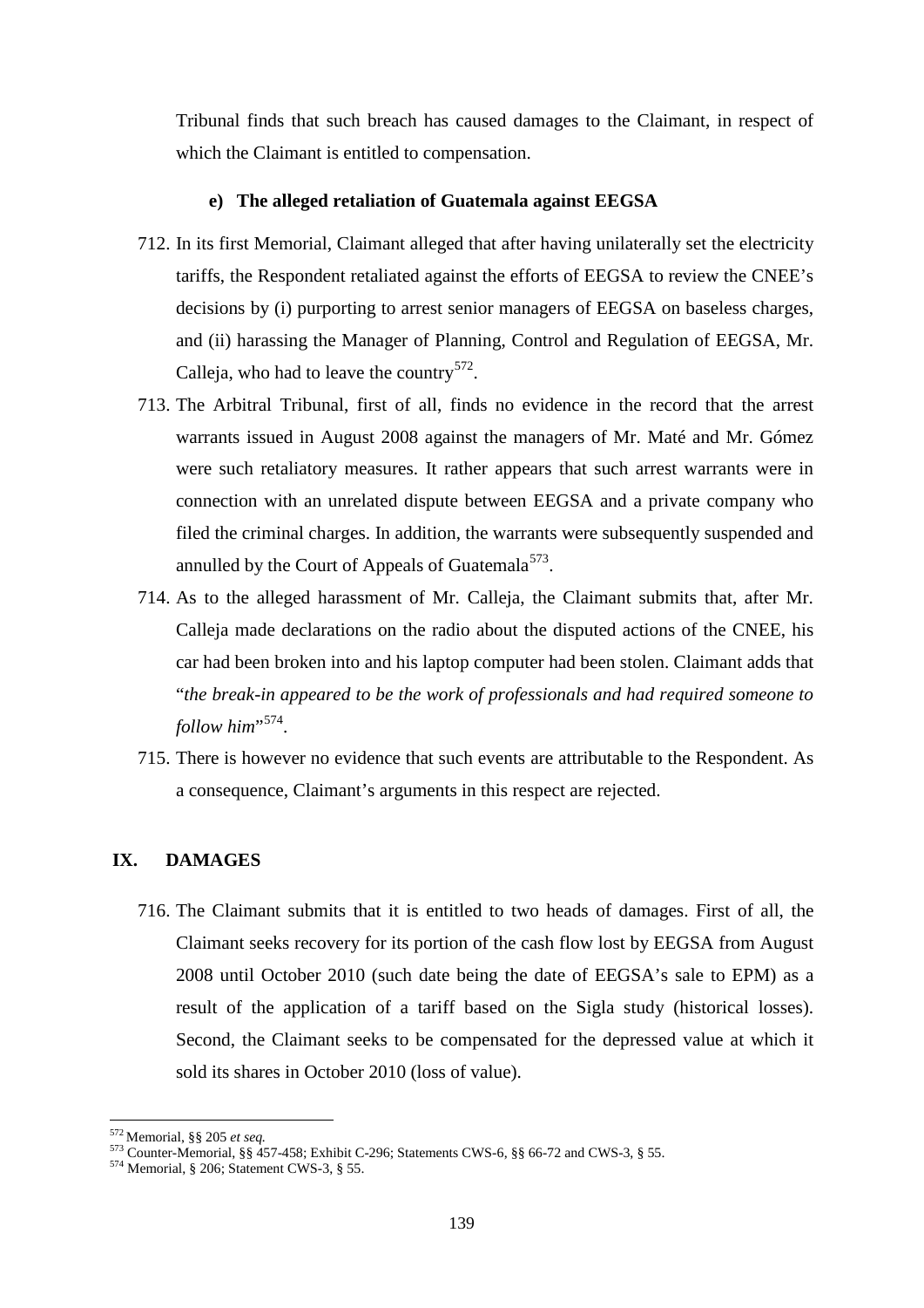Tribunal finds that such breach has caused damages to the Claimant, in respect of which the Claimant is entitled to compensation.

#### e) The alleged retaliation of Guatemala against EEGSA

712. In its first Memorial, Claimant alleged that after having unilaterally set the electricity tariffs, the Respondent retaliated against the efforts of EEGSA to review the CNEE's decisions by (i) purporting to arrest senior managers of EEGSA on baseless charges, and (ii) harassing the Manager of Planning, Control and Regulation of EEGSA, Mr. Calleja, who had to leave the country[572].

713. The Arbitral Tribunal, first of all, finds no evidence in the record that the arrest warrants issued in August 2008 against the managers of Mr. Maté and Mr. Gómez were such retaliatory measures. It rather appears that such arrest warrants were in connection with an unrelated dispute between EEGSA and a private company who filed the criminal charges. In addition, the warrants were subsequently suspended and annulled by the Court of Appeals of Guatemala[573].

714. As to the alleged harassment of Mr. Calleja, the Claimant submits that, after Mr. Calleja made declarations on the radio about the disputed actions of the CNEE, his car had been broken into and his laptop computer had been stolen. Claimant adds that "*the break-in appeared to be the work of professionals and had required someone to follow him*"[574].

715. There is however no evidence that such events are attributable to the Respondent. As a consequence, Claimant's arguments in this respect are rejected.

## IX. DAMAGES

716. The Claimant submits that it is entitled to two heads of damages. First of all, the Claimant seeks recovery for its portion of the cash flow lost by EEGSA from August 2008 until October 2010 (such date being the date of EEGSA's sale to EPM) as a result of the application of a tariff based on the Sigla study (historical losses). Second, the Claimant seeks to be compensated for the depressed value at which it sold its shares in October 2010 (loss of value).

---

[572] Memorial, §§ 205 *et seq.*

[573] Counter-Memorial, §§ 457-458; Exhibit C-296; Statements CWS-6, §§ 66-72 and CWS-3, § 55.

[574] Memorial, § 206; Statement CWS-3, § 55.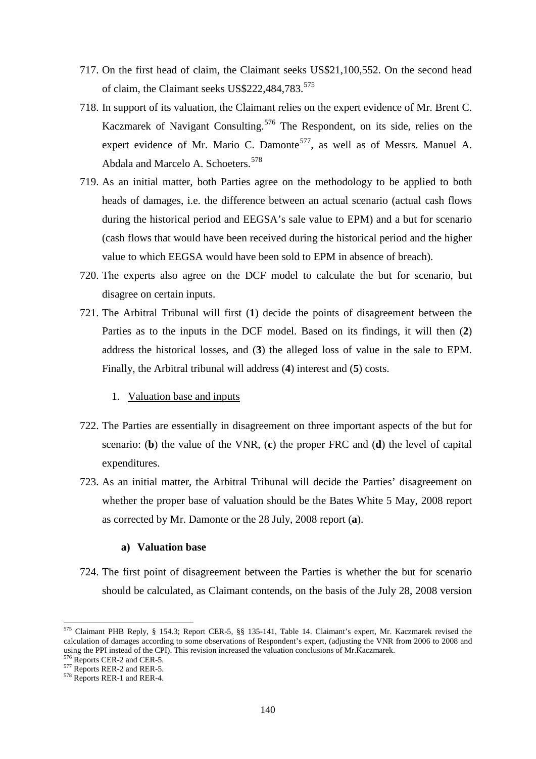717. On the first head of claim, the Claimant seeks US$21,100,552. On the second head of claim, the Claimant seeks US$222,484,783.[575]

718. In support of its valuation, the Claimant relies on the expert evidence of Mr. Brent C. Kaczmarek of Navigant Consulting.[576] The Respondent, on its side, relies on the expert evidence of Mr. Mario C. Damonte[577], as well as of Messrs. Manuel A. Abdala and Marcelo A. Schoeters.[578]

719. As an initial matter, both Parties agree on the methodology to be applied to both heads of damages, i.e. the difference between an actual scenario (actual cash flows during the historical period and EEGSA's sale value to EPM) and a but for scenario (cash flows that would have been received during the historical period and the higher value to which EEGSA would have been sold to EPM in absence of breach).

720. The experts also agree on the DCF model to calculate the but for scenario, but disagree on certain inputs.

721. The Arbitral Tribunal will first (**1**) decide the points of disagreement between the Parties as to the inputs in the DCF model. Based on its findings, it will then (**2**) address the historical losses, and (**3**) the alleged loss of value in the sale to EPM. Finally, the Arbitral tribunal will address (**4**) interest and (**5**) costs.

1. Valuation base and inputs

722. The Parties are essentially in disagreement on three important aspects of the but for scenario: (**b**) the value of the VNR, (**c**) the proper FRC and (**d**) the level of capital expenditures.

723. As an initial matter, the Arbitral Tribunal will decide the Parties' disagreement on whether the proper base of valuation should be the Bates White 5 May, 2008 report as corrected by Mr. Damonte or the 28 July, 2008 report (**a**).

#### a) Valuation base

724. The first point of disagreement between the Parties is whether the but for scenario should be calculated, as Claimant contends, on the basis of the July 28, 2008 version

---

[575] Claimant PHB Reply, § 154.3; Report CER-5, §§ 135-141, Table 14. Claimant's expert, Mr. Kaczmarek revised the calculation of damages according to some observations of Respondent's expert, (adjusting the VNR from 2006 to 2008 and using the PPI instead of the CPI). This revision increased the valuation conclusions of Mr.Kaczmarek.

[576] Reports CER-2 and CER-5.

[577] Reports RER-2 and RER-5.

[578] Reports RER-1 and RER-4.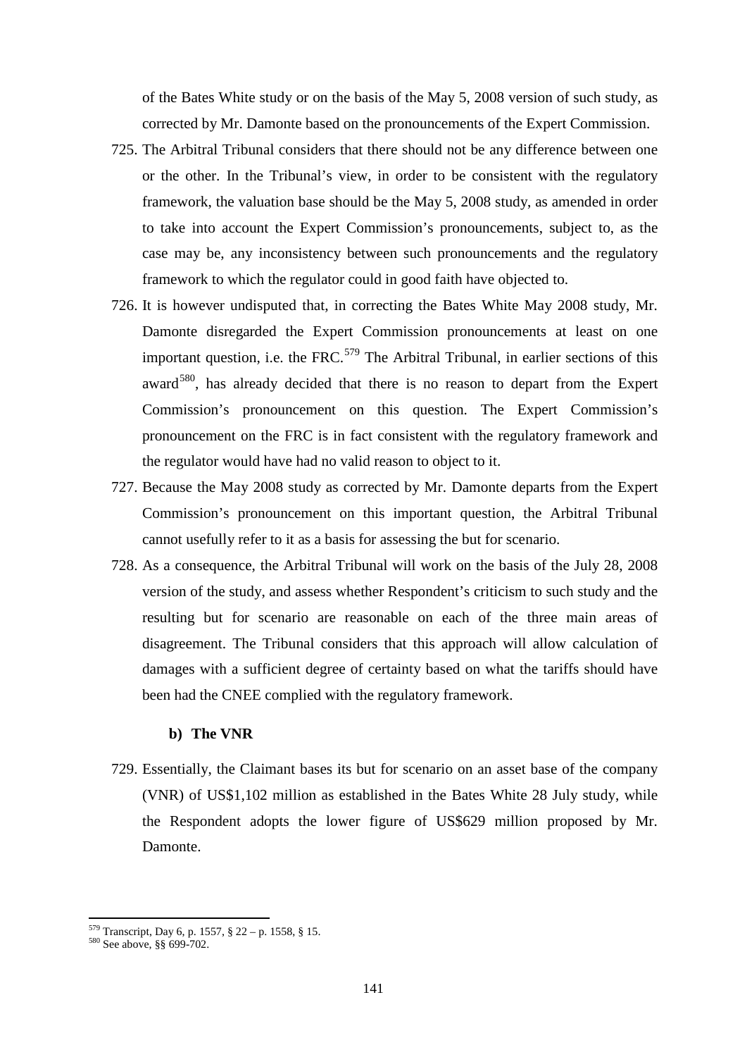of the Bates White study or on the basis of the May 5, 2008 version of such study, as corrected by Mr. Damonte based on the pronouncements of the Expert Commission.

725. The Arbitral Tribunal considers that there should not be any difference between one or the other. In the Tribunal's view, in order to be consistent with the regulatory framework, the valuation base should be the May 5, 2008 study, as amended in order to take into account the Expert Commission's pronouncements, subject to, as the case may be, any inconsistency between such pronouncements and the regulatory framework to which the regulator could in good faith have objected to.

726. It is however undisputed that, in correcting the Bates White May 2008 study, Mr. Damonte disregarded the Expert Commission pronouncements at least on one important question, i.e. the FRC.[579] The Arbitral Tribunal, in earlier sections of this award[580], has already decided that there is no reason to depart from the Expert Commission's pronouncement on this question. The Expert Commission's pronouncement on the FRC is in fact consistent with the regulatory framework and the regulator would have had no valid reason to object to it.

727. Because the May 2008 study as corrected by Mr. Damonte departs from the Expert Commission's pronouncement on this important question, the Arbitral Tribunal cannot usefully refer to it as a basis for assessing the but for scenario.

728. As a consequence, the Arbitral Tribunal will work on the basis of the July 28, 2008 version of the study, and assess whether Respondent's criticism to such study and the resulting but for scenario are reasonable on each of the three main areas of disagreement. The Tribunal considers that this approach will allow calculation of damages with a sufficient degree of certainty based on what the tariffs should have been had the CNEE complied with the regulatory framework.

**b) The VNR**

729. Essentially, the Claimant bases its but for scenario on an asset base of the company (VNR) of US$1,102 million as established in the Bates White 28 July study, while the Respondent adopts the lower figure of US$629 million proposed by Mr. Damonte.

---

[579] Transcript, Day 6, p. 1557, § 22 – p. 1558, § 15.

[580] See above, §§ 699-702.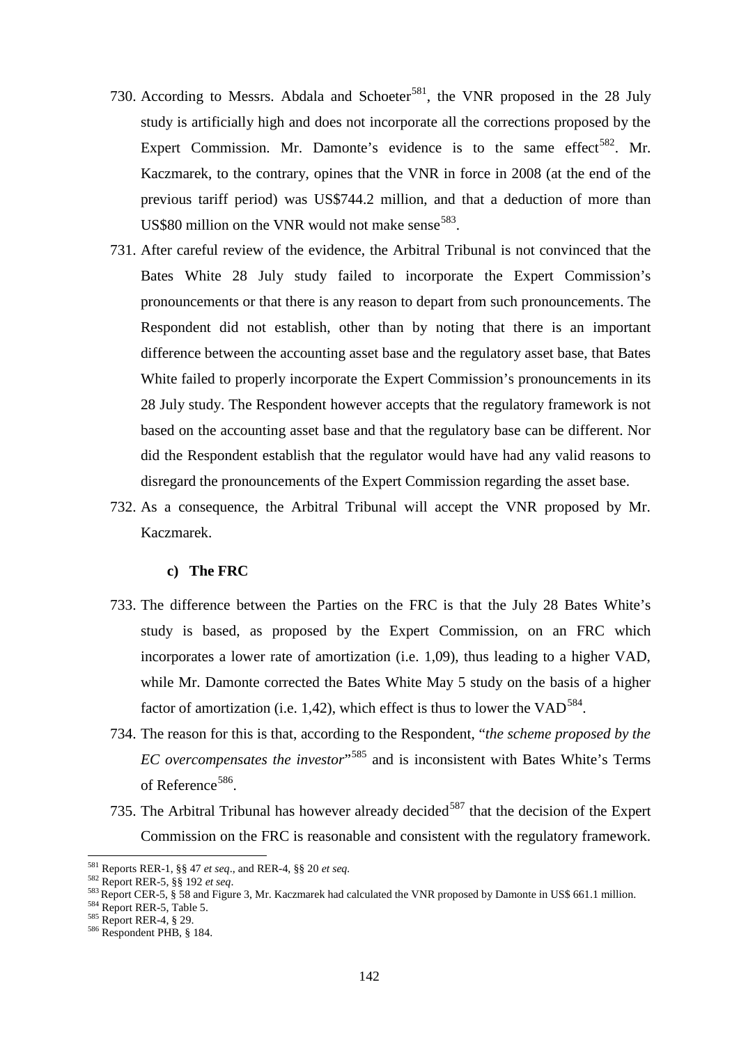730. According to Messrs. Abdala and Schoeter[581], the VNR proposed in the 28 July study is artificially high and does not incorporate all the corrections proposed by the Expert Commission. Mr. Damonte's evidence is to the same effect[582]. Mr. Kaczmarek, to the contrary, opines that the VNR in force in 2008 (at the end of the previous tariff period) was US$744.2 million, and that a deduction of more than US$80 million on the VNR would not make sense[583].

731. After careful review of the evidence, the Arbitral Tribunal is not convinced that the Bates White 28 July study failed to incorporate the Expert Commission's pronouncements or that there is any reason to depart from such pronouncements. The Respondent did not establish, other than by noting that there is an important difference between the accounting asset base and the regulatory asset base, that Bates White failed to properly incorporate the Expert Commission's pronouncements in its 28 July study. The Respondent however accepts that the regulatory framework is not based on the accounting asset base and that the regulatory base can be different. Nor did the Respondent establish that the regulator would have had any valid reasons to disregard the pronouncements of the Expert Commission regarding the asset base.

732. As a consequence, the Arbitral Tribunal will accept the VNR proposed by Mr. Kaczmarek.

#### c) The FRC

733. The difference between the Parties on the FRC is that the July 28 Bates White's study is based, as proposed by the Expert Commission, on an FRC which incorporates a lower rate of amortization (i.e. 1,09), thus leading to a higher VAD, while Mr. Damonte corrected the Bates White May 5 study on the basis of a higher factor of amortization (i.e. 1,42), which effect is thus to lower the VAD[584].

734. The reason for this is that, according to the Respondent, "*the scheme proposed by the EC overcompensates the investor*"[585] and is inconsistent with Bates White's Terms of Reference[586].

735. The Arbitral Tribunal has however already decided[587] that the decision of the Expert Commission on the FRC is reasonable and consistent with the regulatory framework.

---

[581] Reports RER-1, §§ 47 *et seq*., and RER-4, §§ 20 *et seq*.

[582] Report RER-5, §§ 192 *et seq*.

[583] Report CER-5, § 58 and Figure 3, Mr. Kaczmarek had calculated the VNR proposed by Damonte in US$ 661.1 million.

[584] Report RER-5, Table 5.

[585] Report RER-4, § 29.

[586] Respondent PHB, § 184.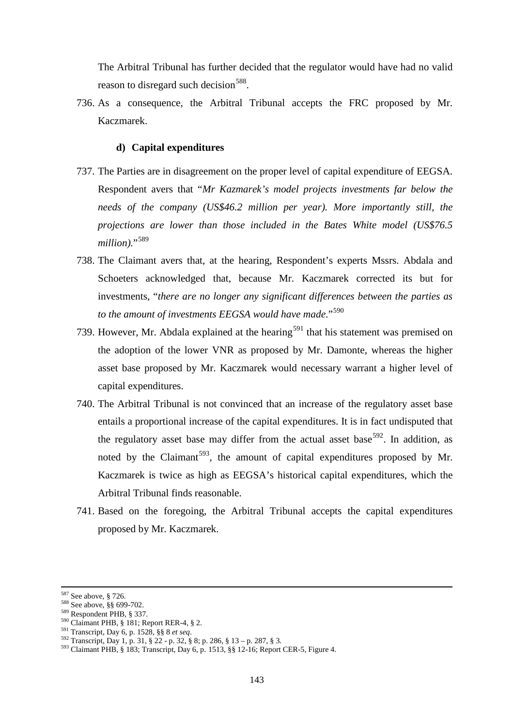The Arbitral Tribunal has further decided that the regulator would have had no valid reason to disregard such decision[588].

736. As a consequence, the Arbitral Tribunal accepts the FRC proposed by Mr. Kaczmarek.

#### d) Capital expenditures

737. The Parties are in disagreement on the proper level of capital expenditure of EEGSA. Respondent avers that "*Mr Kazmarek's model projects investments far below the needs of the company (US$46.2 million per year). More importantly still, the projections are lower than those included in the Bates White model (US$76.5 million).*"[589]

738. The Claimant avers that, at the hearing, Respondent's experts Mssrs. Abdala and Schoeters acknowledged that, because Mr. Kaczmarek corrected its but for investments, "*there are no longer any significant differences between the parties as to the amount of investments EEGSA would have made.*"[590]

739. However, Mr. Abdala explained at the hearing[591] that his statement was premised on the adoption of the lower VNR as proposed by Mr. Damonte, whereas the higher asset base proposed by Mr. Kaczmarek would necessary warrant a higher level of capital expenditures.

740. The Arbitral Tribunal is not convinced that an increase of the regulatory asset base entails a proportional increase of the capital expenditures. It is in fact undisputed that the regulatory asset base may differ from the actual asset base[592]. In addition, as noted by the Claimant[593], the amount of capital expenditures proposed by Mr. Kaczmarek is twice as high as EEGSA's historical capital expenditures, which the Arbitral Tribunal finds reasonable.

741. Based on the foregoing, the Arbitral Tribunal accepts the capital expenditures proposed by Mr. Kaczmarek.

---

[587] See above, § 726.
[588] See above, §§ 699-702.
[589] Respondent PHB, § 337.
[590] Claimant PHB, § 181; Report RER-4, § 2.
[591] Transcript, Day 6, p. 1528, §§ 8 *et seq*.
[592] Transcript, Day 1, p. 31, § 22 - p. 32, § 8; p. 286, § 13 – p. 287, § 3.
[593] Claimant PHB, § 183; Transcript, Day 6, p. 1513, §§ 12-16; Report CER-5, Figure 4.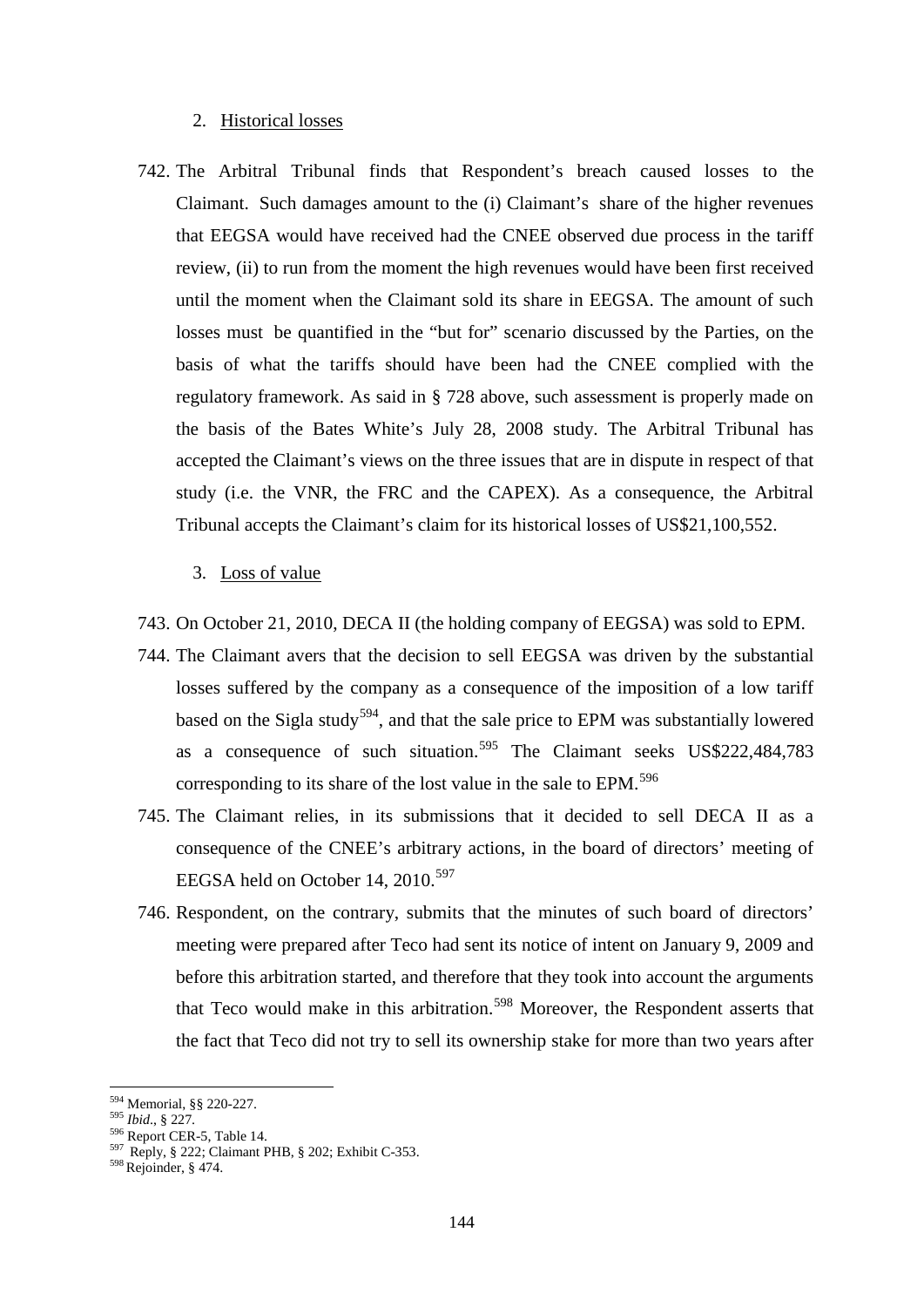2. Historical losses

742. The Arbitral Tribunal finds that Respondent's breach caused losses to the Claimant. Such damages amount to the (i) Claimant's share of the higher revenues that EEGSA would have received had the CNEE observed due process in the tariff review, (ii) to run from the moment the high revenues would have been first received until the moment when the Claimant sold its share in EEGSA. The amount of such losses must be quantified in the "but for" scenario discussed by the Parties, on the basis of what the tariffs should have been had the CNEE complied with the regulatory framework. As said in § 728 above, such assessment is properly made on the basis of the Bates White's July 28, 2008 study. The Arbitral Tribunal has accepted the Claimant's views on the three issues that are in dispute in respect of that study (i.e. the VNR, the FRC and the CAPEX). As a consequence, the Arbitral Tribunal accepts the Claimant's claim for its historical losses of US$21,100,552.

3. Loss of value

743. On October 21, 2010, DECA II (the holding company of EEGSA) was sold to EPM.

744. The Claimant avers that the decision to sell EEGSA was driven by the substantial losses suffered by the company as a consequence of the imposition of a low tariff based on the Sigla study[594], and that the sale price to EPM was substantially lowered as a consequence of such situation.[595] The Claimant seeks US$222,484,783 corresponding to its share of the lost value in the sale to EPM.[596]

745. The Claimant relies, in its submissions that it decided to sell DECA II as a consequence of the CNEE's arbitrary actions, in the board of directors' meeting of EEGSA held on October 14, 2010.[597]

746. Respondent, on the contrary, submits that the minutes of such board of directors' meeting were prepared after Teco had sent its notice of intent on January 9, 2009 and before this arbitration started, and therefore that they took into account the arguments that Teco would make in this arbitration.[598] Moreover, the Respondent asserts that the fact that Teco did not try to sell its ownership stake for more than two years after

---

[594] Memorial, §§ 220-227.
[595] *Ibid*., § 227.
[596] Report CER-5, Table 14.
[597] Reply, § 222; Claimant PHB, § 202; Exhibit C-353.
[598] Rejoinder, § 474.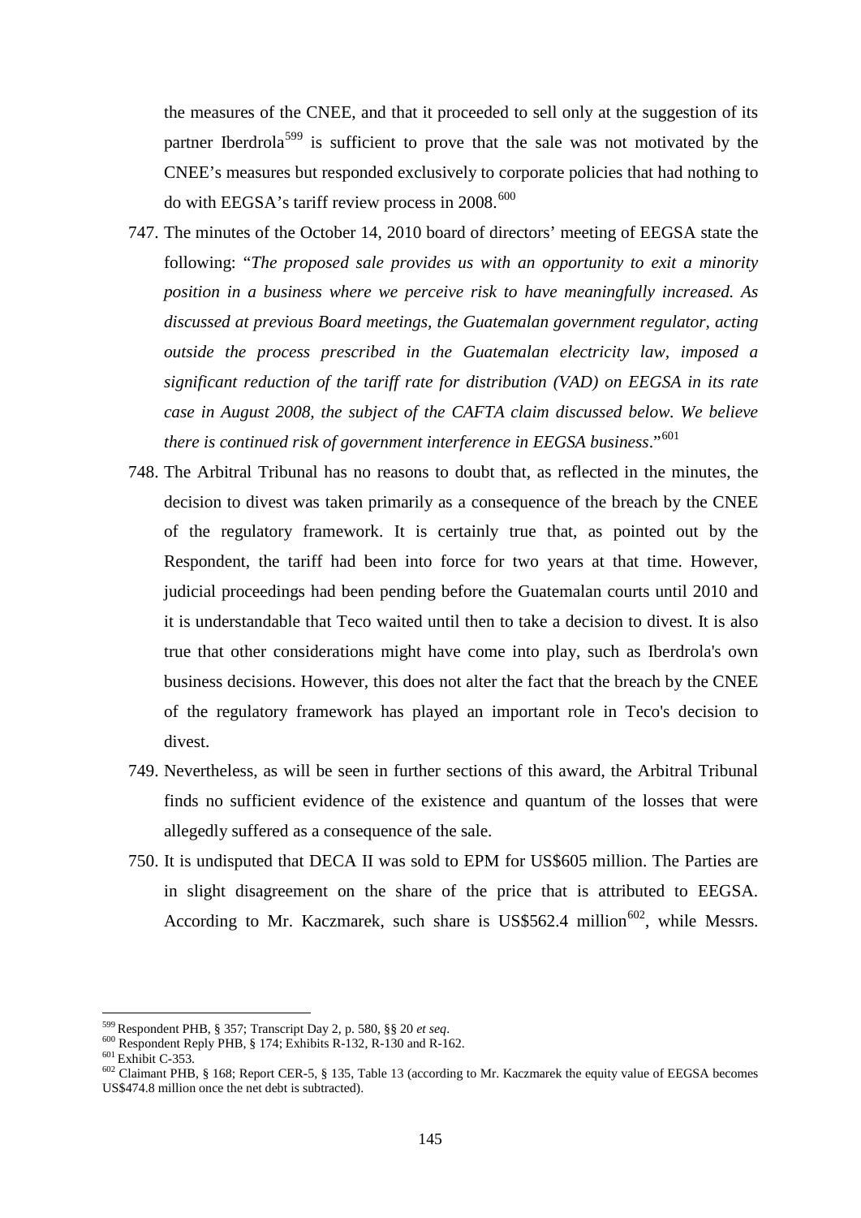the measures of the CNEE, and that it proceeded to sell only at the suggestion of its partner Iberdrola[599] is sufficient to prove that the sale was not motivated by the CNEE's measures but responded exclusively to corporate policies that had nothing to do with EEGSA's tariff review process in 2008.[600]

747. The minutes of the October 14, 2010 board of directors' meeting of EEGSA state the following: "*The proposed sale provides us with an opportunity to exit a minority position in a business where we perceive risk to have meaningfully increased. As discussed at previous Board meetings, the Guatemalan government regulator, acting outside the process prescribed in the Guatemalan electricity law, imposed a significant reduction of the tariff rate for distribution (VAD) on EEGSA in its rate case in August 2008, the subject of the CAFTA claim discussed below. We believe there is continued risk of government interference in EEGSA business*."[601]

748. The Arbitral Tribunal has no reasons to doubt that, as reflected in the minutes, the decision to divest was taken primarily as a consequence of the breach by the CNEE of the regulatory framework. It is certainly true that, as pointed out by the Respondent, the tariff had been into force for two years at that time. However, judicial proceedings had been pending before the Guatemalan courts until 2010 and it is understandable that Teco waited until then to take a decision to divest. It is also true that other considerations might have come into play, such as Iberdrola's own business decisions. However, this does not alter the fact that the breach by the CNEE of the regulatory framework has played an important role in Teco's decision to divest.

749. Nevertheless, as will be seen in further sections of this award, the Arbitral Tribunal finds no sufficient evidence of the existence and quantum of the losses that were allegedly suffered as a consequence of the sale.

750. It is undisputed that DECA II was sold to EPM for US$605 million. The Parties are in slight disagreement on the share of the price that is attributed to EEGSA. According to Mr. Kaczmarek, such share is US$562.4 million[602], while Messrs.

---

[599] Respondent PHB, § 357; Transcript Day 2, p. 580, §§ 20 *et seq*.

[600] Respondent Reply PHB, § 174; Exhibits R-132, R-130 and R-162.

[601] Exhibit C-353.

[602] Claimant PHB, § 168; Report CER-5, § 135, Table 13 (according to Mr. Kaczmarek the equity value of EEGSA becomes US$474.8 million once the net debt is subtracted).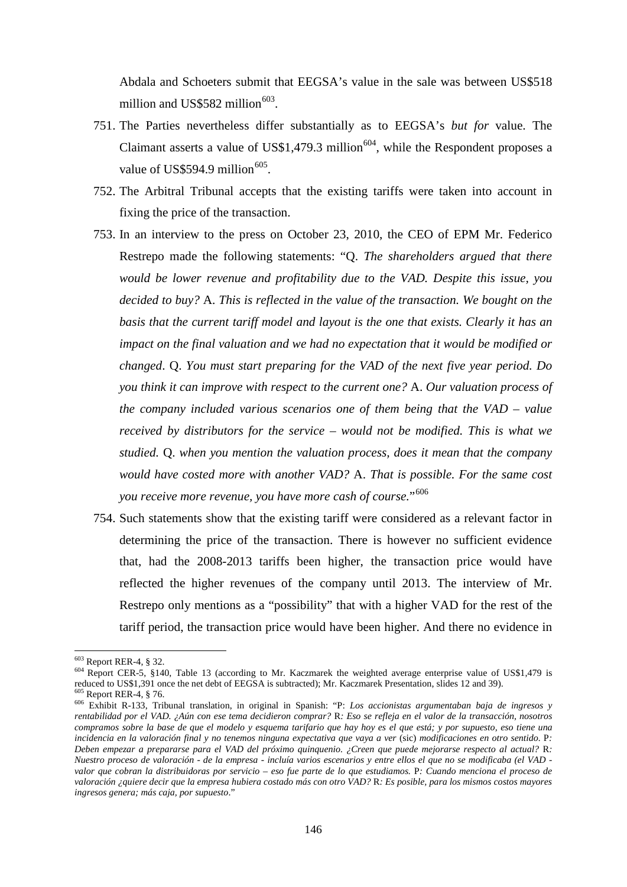Abdala and Schoeters submit that EEGSA's value in the sale was between US$518 million and US$582 million[603].

751. The Parties nevertheless differ substantially as to EEGSA's *but for* value. The Claimant asserts a value of US$1,479.3 million[604], while the Respondent proposes a value of US$594.9 million[605].

752. The Arbitral Tribunal accepts that the existing tariffs were taken into account in fixing the price of the transaction.

753. In an interview to the press on October 23, 2010, the CEO of EPM Mr. Federico Restrepo made the following statements: "Q. *The shareholders argued that there would be lower revenue and profitability due to the VAD. Despite this issue, you decided to buy?* A. *This is reflected in the value of the transaction. We bought on the basis that the current tariff model and layout is the one that exists. Clearly it has an impact on the final valuation and we had no expectation that it would be modified or changed*. Q. *You must start preparing for the VAD of the next five year period. Do you think it can improve with respect to the current one?* A. *Our valuation process of the company included various scenarios one of them being that the VAD – value received by distributors for the service – would not be modified. This is what we studied.* Q. *when you mention the valuation process, does it mean that the company would have costed more with another VAD?* A. *That is possible. For the same cost you receive more revenue, you have more cash of course.*"[606]

754. Such statements show that the existing tariff were considered as a relevant factor in determining the price of the transaction. There is however no sufficient evidence that, had the 2008-2013 tariffs been higher, the transaction price would have reflected the higher revenues of the company until 2013. The interview of Mr. Restrepo only mentions as a "possibility" that with a higher VAD for the rest of the tariff period, the transaction price would have been higher. And there no evidence in

---

[603] Report RER-4, § 32.

[604] Report CER-5, §140, Table 13 (according to Mr. Kaczmarek the weighted average enterprise value of US$1,479 is reduced to US$1,391 once the net debt of EEGSA is subtracted); Mr. Kaczmarek Presentation, slides 12 and 39).

[605] Report RER-4, § 76.

[606] Exhibit R-133, Tribunal translation, in original in Spanish: "P: *Los accionistas argumentaban baja de ingresos y rentabilidad por el VAD. ¿Aún con ese tema decidieron comprar?* R*: Eso se refleja en el valor de la transacción, nosotros compramos sobre la base de que el modelo y esquema tarifario que hay hoy es el que está; y por supuesto, eso tiene una incidencia en la valoración final y no tenemos ninguna expectativa que vaya a ver* (sic) *modificaciones en otro sentido*. P*: Deben empezar a prepararse para el VAD del próximo quinquenio. ¿Creen que puede mejorarse respecto al actual?* R*: Nuestro proceso de valoración - de la empresa - incluía varios escenarios y entre ellos el que no se modificaba (el VAD - valor que cobran la distribuidoras por servicio – eso fue parte de lo que estudiamos.* P*: Cuando menciona el proceso de valoración ¿quiere decir que la empresa hubiera costado más con otro VAD?* R*: Es posible, para los mismos costos mayores ingresos genera; más caja, por supuesto*."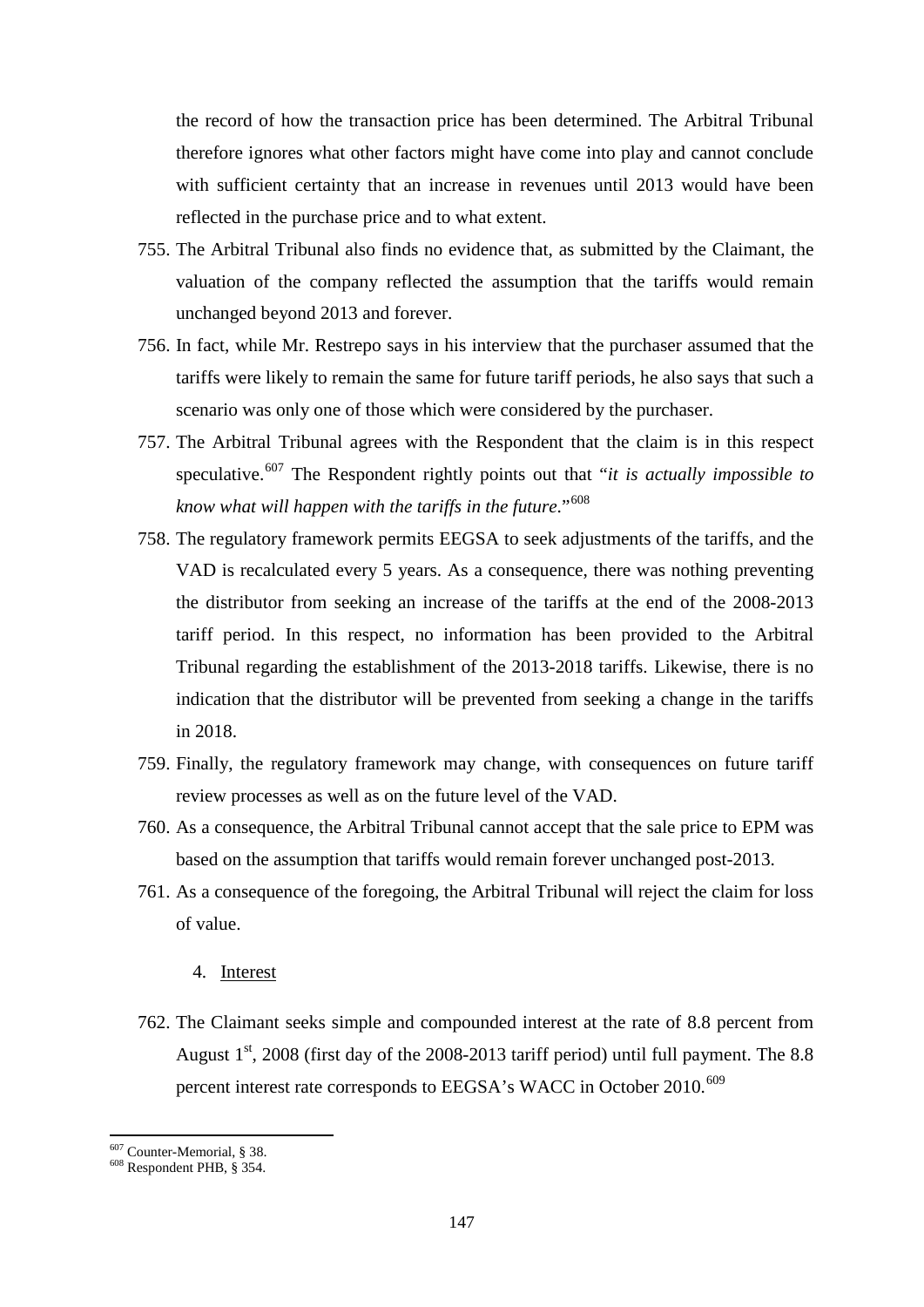the record of how the transaction price has been determined. The Arbitral Tribunal therefore ignores what other factors might have come into play and cannot conclude with sufficient certainty that an increase in revenues until 2013 would have been reflected in the purchase price and to what extent.

755. The Arbitral Tribunal also finds no evidence that, as submitted by the Claimant, the valuation of the company reflected the assumption that the tariffs would remain unchanged beyond 2013 and forever.

756. In fact, while Mr. Restrepo says in his interview that the purchaser assumed that the tariffs were likely to remain the same for future tariff periods, he also says that such a scenario was only one of those which were considered by the purchaser.

757. The Arbitral Tribunal agrees with the Respondent that the claim is in this respect speculative.[607] The Respondent rightly points out that "*it is actually impossible to know what will happen with the tariffs in the future*."[608]

758. The regulatory framework permits EEGSA to seek adjustments of the tariffs, and the VAD is recalculated every 5 years. As a consequence, there was nothing preventing the distributor from seeking an increase of the tariffs at the end of the 2008-2013 tariff period. In this respect, no information has been provided to the Arbitral Tribunal regarding the establishment of the 2013-2018 tariffs. Likewise, there is no indication that the distributor will be prevented from seeking a change in the tariffs in 2018.

759. Finally, the regulatory framework may change, with consequences on future tariff review processes as well as on the future level of the VAD.

760. As a consequence, the Arbitral Tribunal cannot accept that the sale price to EPM was based on the assumption that tariffs would remain forever unchanged post-2013.

761. As a consequence of the foregoing, the Arbitral Tribunal will reject the claim for loss of value.

4. Interest

762. The Claimant seeks simple and compounded interest at the rate of 8.8 percent from August 1st, 2008 (first day of the 2008-2013 tariff period) until full payment. The 8.8 percent interest rate corresponds to EEGSA's WACC in October 2010.[609]

[607] Counter-Memorial, § 38.

[608] Respondent PHB, § 354.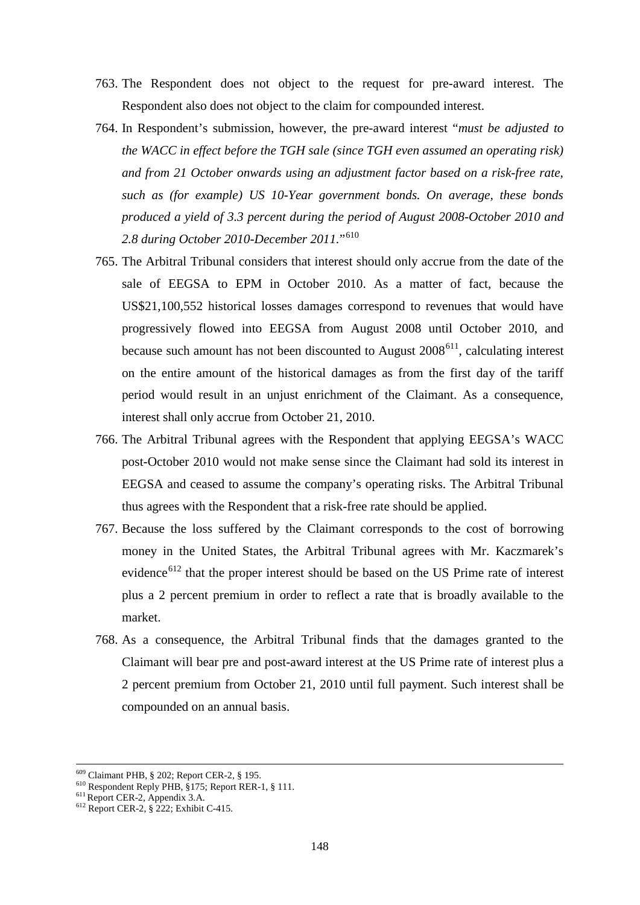763. The Respondent does not object to the request for pre-award interest. The Respondent also does not object to the claim for compounded interest.

764. In Respondent's submission, however, the pre-award interest "*must be adjusted to the WACC in effect before the TGH sale (since TGH even assumed an operating risk) and from 21 October onwards using an adjustment factor based on a risk-free rate, such as (for example) US 10-Year government bonds. On average, these bonds produced a yield of 3.3 percent during the period of August 2008-October 2010 and 2.8 during October 2010-December 2011.*"[610]

765. The Arbitral Tribunal considers that interest should only accrue from the date of the sale of EEGSA to EPM in October 2010. As a matter of fact, because the US$21,100,552 historical losses damages correspond to revenues that would have progressively flowed into EEGSA from August 2008 until October 2010, and because such amount has not been discounted to August 2008[611], calculating interest on the entire amount of the historical damages as from the first day of the tariff period would result in an unjust enrichment of the Claimant. As a consequence, interest shall only accrue from October 21, 2010.

766. The Arbitral Tribunal agrees with the Respondent that applying EEGSA's WACC post-October 2010 would not make sense since the Claimant had sold its interest in EEGSA and ceased to assume the company's operating risks. The Arbitral Tribunal thus agrees with the Respondent that a risk-free rate should be applied.

767. Because the loss suffered by the Claimant corresponds to the cost of borrowing money in the United States, the Arbitral Tribunal agrees with Mr. Kaczmarek's evidence[612] that the proper interest should be based on the US Prime rate of interest plus a 2 percent premium in order to reflect a rate that is broadly available to the market.

768. As a consequence, the Arbitral Tribunal finds that the damages granted to the Claimant will bear pre and post-award interest at the US Prime rate of interest plus a 2 percent premium from October 21, 2010 until full payment. Such interest shall be compounded on an annual basis.

---

[609] Claimant PHB, § 202; Report CER-2, § 195.
[610] Respondent Reply PHB, §175; Report RER-1, § 111.
[611] Report CER-2, Appendix 3.A.
[612] Report CER-2, § 222; Exhibit C-415.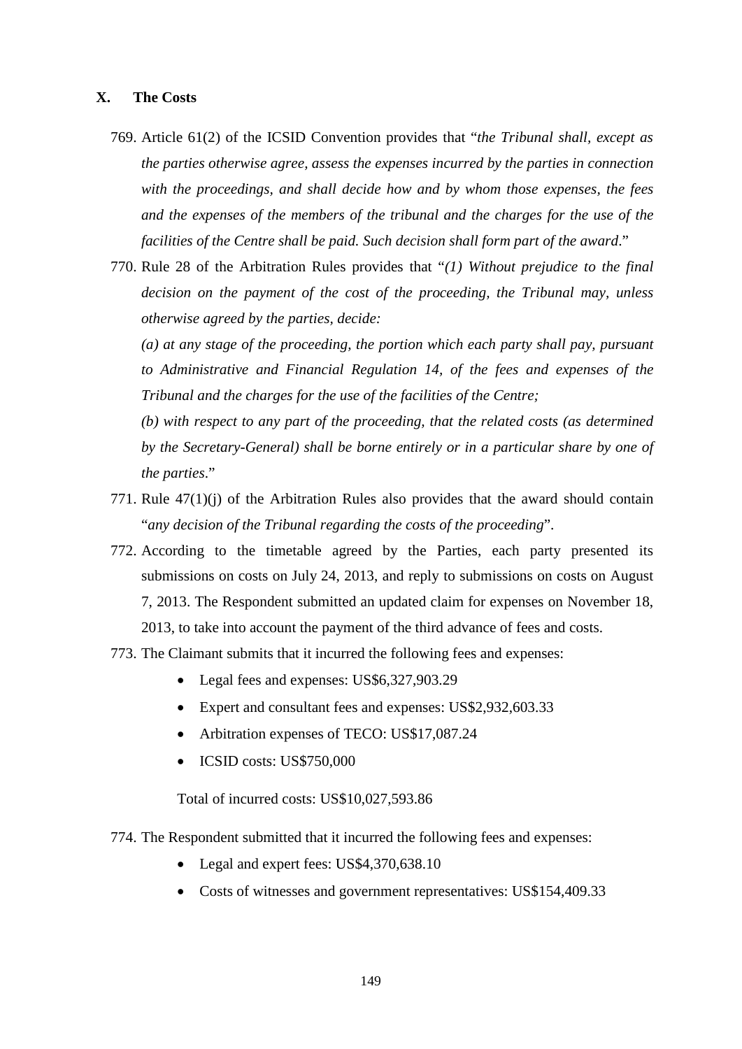## X. The Costs

769. Article 61(2) of the ICSID Convention provides that "*the Tribunal shall, except as the parties otherwise agree, assess the expenses incurred by the parties in connection with the proceedings, and shall decide how and by whom those expenses, the fees and the expenses of the members of the tribunal and the charges for the use of the facilities of the Centre shall be paid. Such decision shall form part of the award*."

770. Rule 28 of the Arbitration Rules provides that "*(1) Without prejudice to the final decision on the payment of the cost of the proceeding, the Tribunal may, unless otherwise agreed by the parties, decide:*

    *(a) at any stage of the proceeding, the portion which each party shall pay, pursuant to Administrative and Financial Regulation 14, of the fees and expenses of the Tribunal and the charges for the use of the facilities of the Centre;*

    *(b) with respect to any part of the proceeding, that the related costs (as determined by the Secretary-General) shall be borne entirely or in a particular share by one of the parties*."

771. Rule 47(1)(j) of the Arbitration Rules also provides that the award should contain "*any decision of the Tribunal regarding the costs of the proceeding*".

772. According to the timetable agreed by the Parties, each party presented its submissions on costs on July 24, 2013, and reply to submissions on costs on August 7, 2013. The Respondent submitted an updated claim for expenses on November 18, 2013, to take into account the payment of the third advance of fees and costs.

773. The Claimant submits that it incurred the following fees and expenses:

    - Legal fees and expenses: US$6,327,903.29
    - Expert and consultant fees and expenses: US$2,932,603.33
    - Arbitration expenses of TECO: US$17,087.24
    - ICSID costs: US$750,000

    Total of incurred costs: US$10,027,593.86

774. The Respondent submitted that it incurred the following fees and expenses:

    - Legal and expert fees: US$4,370,638.10
    - Costs of witnesses and government representatives: US$154,409.33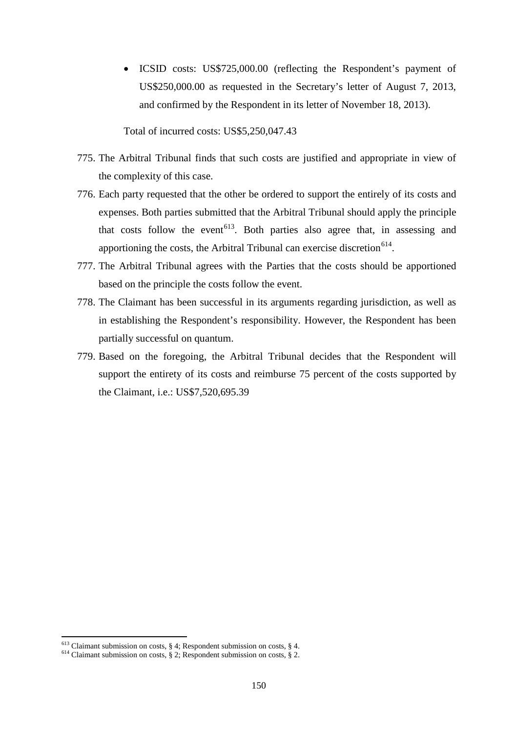- ICSID costs: US$725,000.00 (reflecting the Respondent's payment of US$250,000.00 as requested in the Secretary's letter of August 7, 2013, and confirmed by the Respondent in its letter of November 18, 2013).

Total of incurred costs: US$5,250,047.43

775. The Arbitral Tribunal finds that such costs are justified and appropriate in view of the complexity of this case.

776. Each party requested that the other be ordered to support the entirely of its costs and expenses. Both parties submitted that the Arbitral Tribunal should apply the principle that costs follow the event[613]. Both parties also agree that, in assessing and apportioning the costs, the Arbitral Tribunal can exercise discretion[614].

777. The Arbitral Tribunal agrees with the Parties that the costs should be apportioned based on the principle the costs follow the event.

778. The Claimant has been successful in its arguments regarding jurisdiction, as well as in establishing the Respondent's responsibility. However, the Respondent has been partially successful on quantum.

779. Based on the foregoing, the Arbitral Tribunal decides that the Respondent will support the entirety of its costs and reimburse 75 percent of the costs supported by the Claimant, i.e.: US$7,520,695.39

---

[613] Claimant submission on costs, § 4; Respondent submission on costs, § 4.

[614] Claimant submission on costs, § 2; Respondent submission on costs, § 2.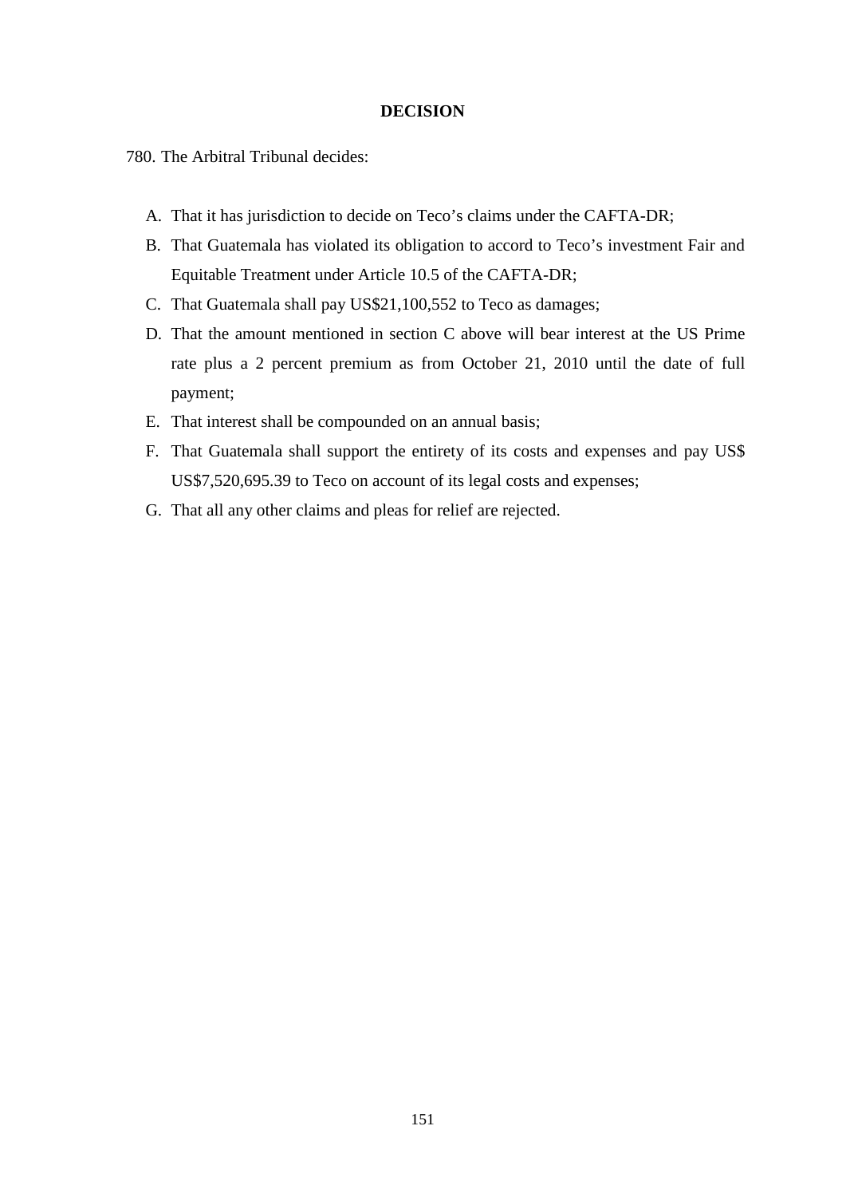**DECISION**

780. The Arbitral Tribunal decides:

A. That it has jurisdiction to decide on Teco's claims under the CAFTA-DR;
B. That Guatemala has violated its obligation to accord to Teco's investment Fair and Equitable Treatment under Article 10.5 of the CAFTA-DR;
C. That Guatemala shall pay US$21,100,552 to Teco as damages;
D. That the amount mentioned in section C above will bear interest at the US Prime rate plus a 2 percent premium as from October 21, 2010 until the date of full payment;
E. That interest shall be compounded on an annual basis;
F. That Guatemala shall support the entirety of its costs and expenses and pay US$ US$7,520,695.39 to Teco on account of its legal costs and expenses;
G. That all any other claims and pleas for relief are rejected.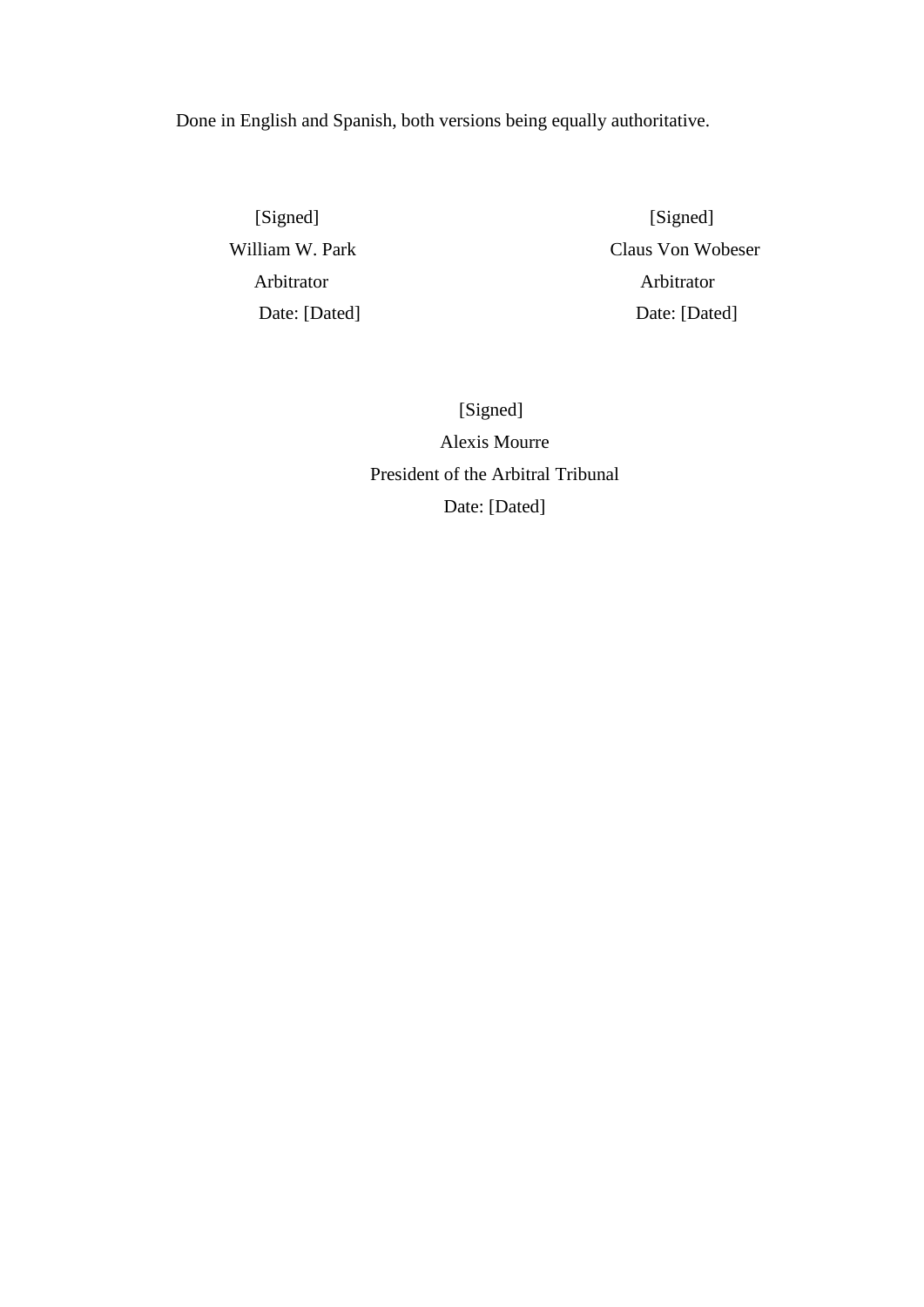Done in English and Spanish, both versions being equally authoritative.

[Signed]
William W. Park
Arbitrator
Date: [Dated]

[Signed]
Claus Von Wobeser
Arbitrator
Date: [Dated]

[Signed]
Alexis Mourre
President of the Arbitral Tribunal
Date: [Dated]